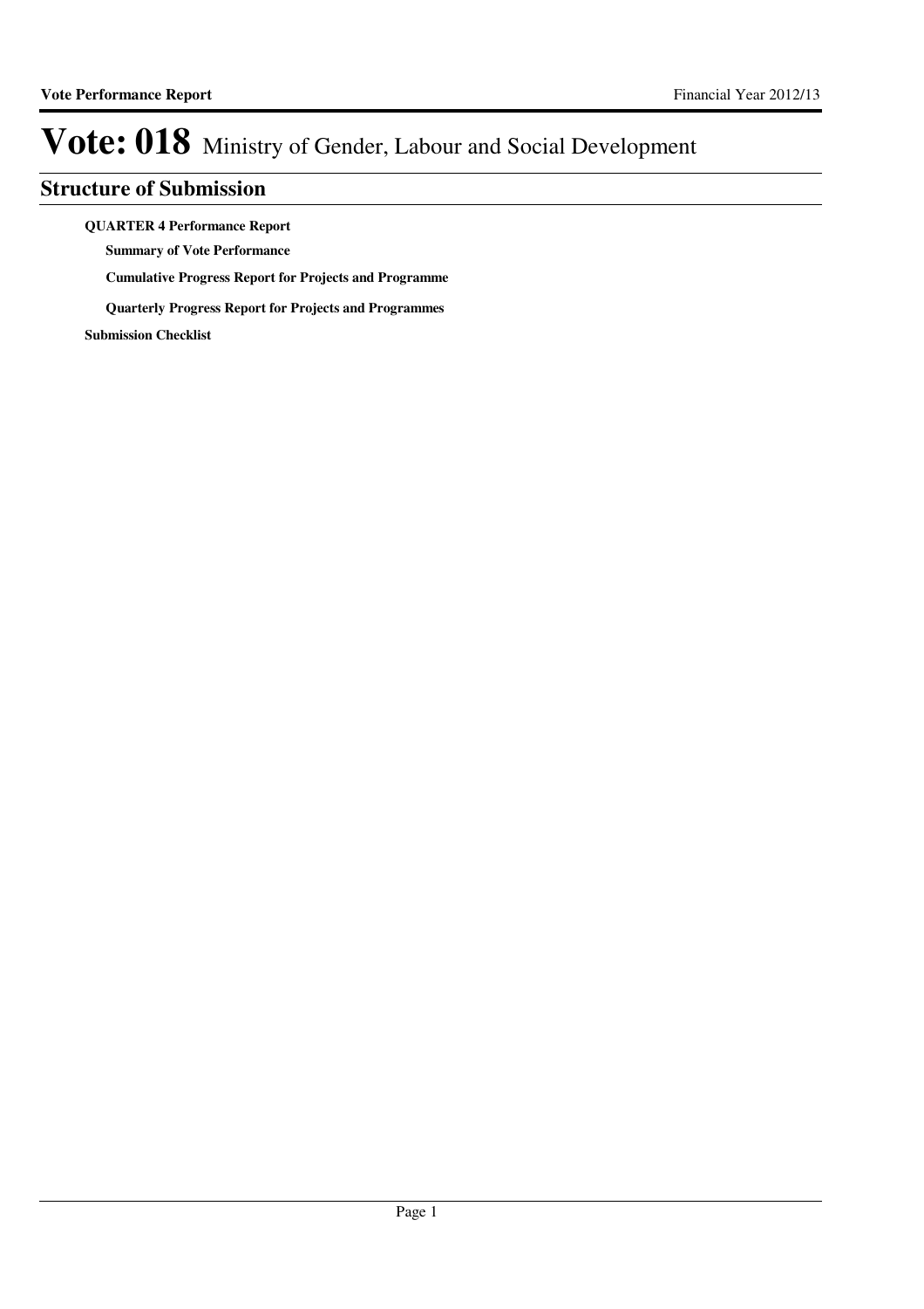# Vote: 018 Ministry of Gender, Labour and Social Development

## Structure of Submission

**QUARTER 4 Performance Report**

- **Summary of Vote Performance**
- **Cumulative Progress Report for Projects and Programme**
- **Quarterly Progress Report for Projects and Programmes**

**Submission Checklist**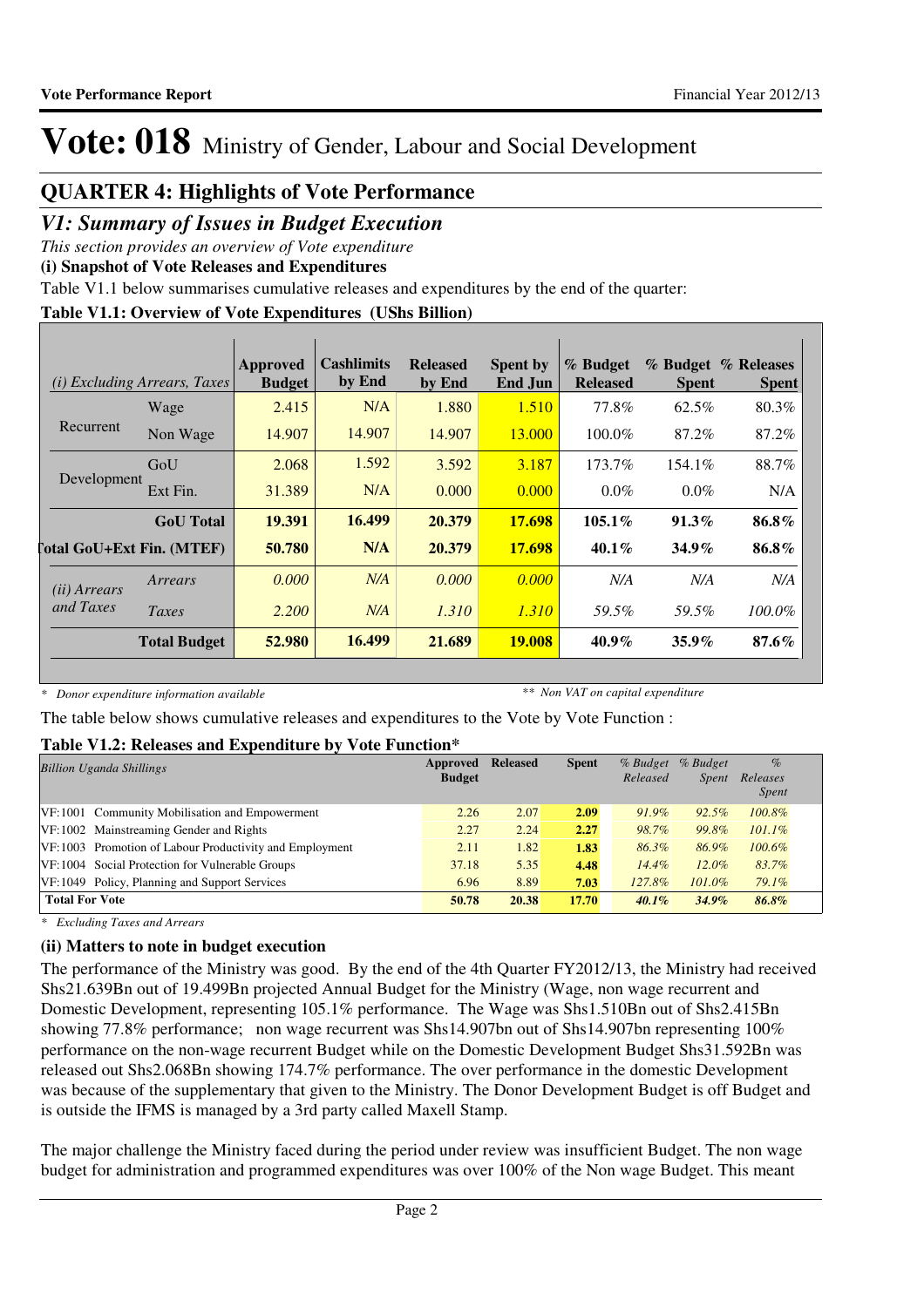# Vote: 018 Ministry of Gender, Labour and Social Development

## QUARTER 4: Highlights of Vote Performance

### *V1: Summary of Issues in Budget Execution*

*This section provides an overview of Vote expenditure*

**(i) Snapshot of Vote Releases and Expenditures**

Table V1.1 below summarises cumulative releases and expenditures by the end of the quarter:

**Table V1.1: Overview of Vote Expenditures (UShs Billion)**

| *(i) Excluding Arrears, Taxes* | | Approved Budget | Cashlimits by End | Released by End | Spent by End Jun | % Budget Released | % Budget Spent | % Releases Spent |
|---|---|---|---|---|---|---|---|---|
| Recurrent | Wage | 2.415 | N/A | 1.880 | 1.510 | 77.8% | 62.5% | 80.3% |
| | Non Wage | 14.907 | 14.907 | 14.907 | 13.000 | 100.0% | 87.2% | 87.2% |
| Development | GoU | 2.068 | 1.592 | 3.592 | 3.187 | 173.7% | 154.1% | 88.7% |
| | Ext Fin. | 31.389 | N/A | 0.000 | 0.000 | 0.0% | 0.0% | N/A |
| | **GoU Total** | **19.391** | **16.499** | **20.379** | **17.698** | **105.1%** | **91.3%** | **86.8%** |
| **Total GoU+Ext Fin. (MTEF)** | | **50.780** | **N/A** | **20.379** | **17.698** | **40.1%** | **34.9%** | **86.8%** |
| *(ii) Arrears and Taxes* | *Arrears* | *0.000* | *N/A* | *0.000* | *0.000* | *N/A* | *N/A* | *N/A* |
| | *Taxes* | *2.200* | *N/A* | *1.310* | *1.310* | *59.5%* | *59.5%* | *100.0%* |
| | **Total Budget** | **52.980** | **16.499** | **21.689** | **19.008** | **40.9%** | **35.9%** | **87.6%** |

*\* Donor expenditure information available* *\*\* Non VAT on capital expenditure*

The table below shows cumulative releases and expenditures to the Vote by Vote Function :

**Table V1.2: Releases and Expenditure by Vote Function\***

| *Billion Uganda Shillings* | Approved Budget | Released | Spent | *% Budget Released* | *% Budget Spent* | *% Releases Spent* |
|---|---|---|---|---|---|---|
| VF:1001 Community Mobilisation and Empowerment | 2.26 | 2.07 | **2.09** | *91.9%* | *92.5%* | *100.8%* |
| VF:1002 Mainstreaming Gender and Rights | 2.27 | 2.24 | **2.27** | *98.7%* | *99.8%* | *101.1%* |
| VF:1003 Promotion of Labour Productivity and Employment | 2.11 | 1.82 | **1.83** | *86.3%* | *86.9%* | *100.6%* |
| VF:1004 Social Protection for Vulnerable Groups | 37.18 | 5.35 | **4.48** | *14.4%* | *12.0%* | *83.7%* |
| VF:1049 Policy, Planning and Support Services | 6.96 | 8.89 | **7.03** | *127.8%* | *101.0%* | *79.1%* |
| **Total For Vote** | **50.78** | **20.38** | **17.70** | ***40.1%*** | ***34.9%*** | ***86.8%*** |

*\* Excluding Taxes and Arrears*

**(ii) Matters to note in budget execution**

The performance of the Ministry was good. By the end of the 4th Quarter FY2012/13, the Ministry had received Shs21.639Bn out of 19.499Bn projected Annual Budget for the Ministry (Wage, non wage recurrent and Domestic Development, representing 105.1% performance. The Wage was Shs1.510Bn out of Shs2.415Bn showing 77.8% performance; non wage recurrent was Shs14.907bn out of Shs14.907bn representing 100% performance on the non-wage recurrent Budget while on the Domestic Development Budget Shs31.592Bn was released out Shs2.068Bn showing 174.7% performance. The over performance in the domestic Development was because of the supplementary that given to the Ministry. The Donor Development Budget is off Budget and is outside the IFMS is managed by a 3rd party called Maxell Stamp.

The major challenge the Ministry faced during the period under review was insufficient Budget. The non wage budget for administration and programmed expenditures was over 100% of the Non wage Budget. This meant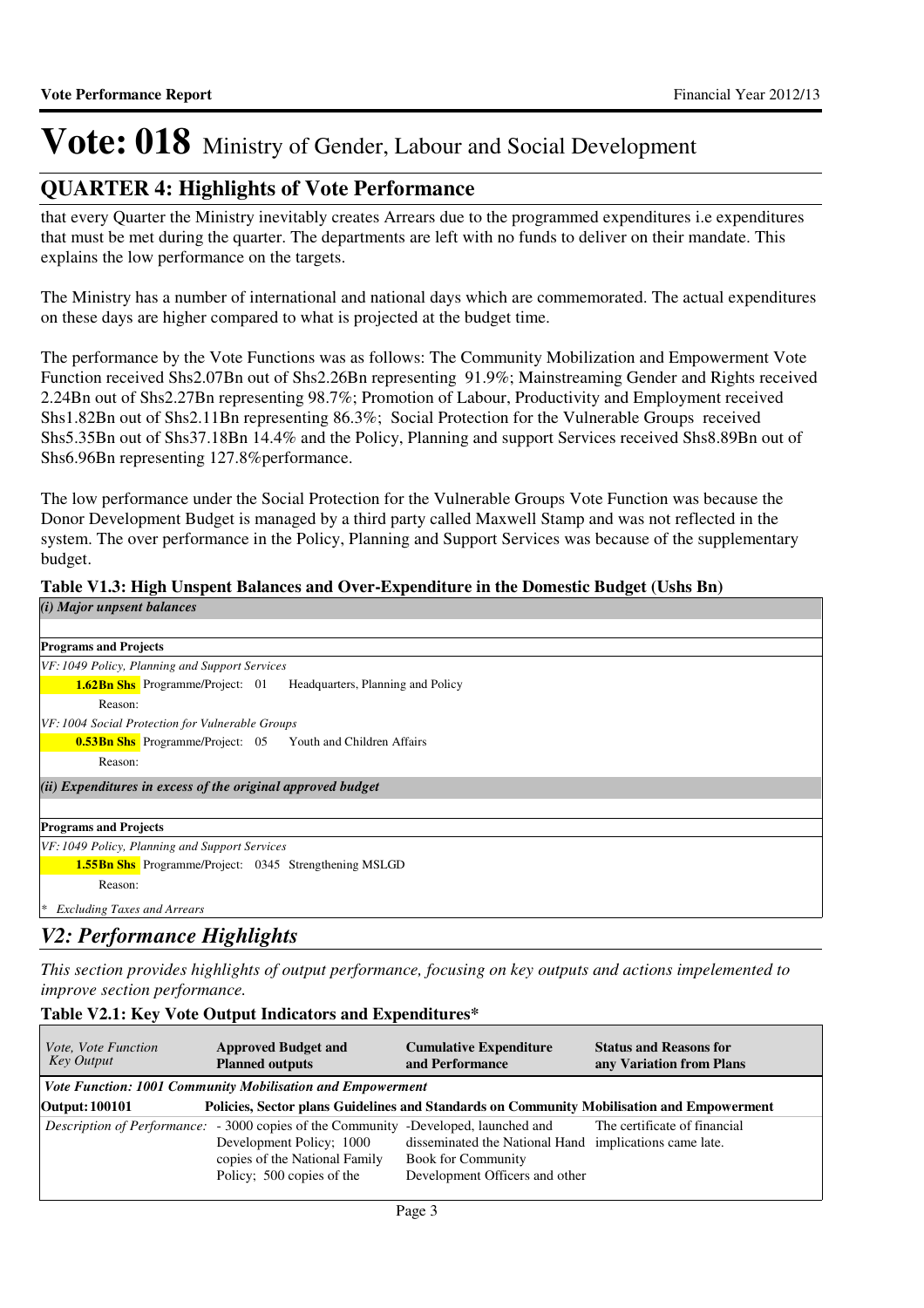# Vote: 018 Ministry of Gender, Labour and Social Development

## QUARTER 4: Highlights of Vote Performance

that every Quarter the Ministry inevitably creates Arrears due to the programmed expenditures i.e expenditures that must be met during the quarter. The departments are left with no funds to deliver on their mandate. This explains the low performance on the targets.

The Ministry has a number of international and national days which are commemorated. The actual expenditures on these days are higher compared to what is projected at the budget time.

The performance by the Vote Functions was as follows: The Community Mobilization and Empowerment Vote Function received Shs2.07Bn out of Shs2.26Bn representing 91.9%; Mainstreaming Gender and Rights received 2.24Bn out of Shs2.27Bn representing 98.7%; Promotion of Labour, Productivity and Employment received Shs1.82Bn out of Shs2.11Bn representing 86.3%; Social Protection for the Vulnerable Groups received Shs5.35Bn out of Shs37.18Bn 14.4% and the Policy, Planning and support Services received Shs8.89Bn out of Shs6.96Bn representing 127.8%performance.

The low performance under the Social Protection for the Vulnerable Groups Vote Function was because the Donor Development Budget is managed by a third party called Maxwell Stamp and was not reflected in the system. The over performance in the Policy, Planning and Support Services was because of the supplementary budget.

**Table V1.3: High Unspent Balances and Over-Expenditure in the Domestic Budget (Ushs Bn)**

***(i) Major unspent balances***

**Programs and Projects**

*VF: 1049 Policy, Planning and Support Services*

**1.62Bn Shs** Programme/Project: 01 Headquarters, Planning and Policy

Reason:

*VF: 1004 Social Protection for Vulnerable Groups*

**0.53Bn Shs** Programme/Project: 05 Youth and Children Affairs

Reason:

***(ii) Expenditures in excess of the original approved budget***

**Programs and Projects**

*VF: 1049 Policy, Planning and Support Services*

**1.55Bn Shs** Programme/Project: 0345 Strengthening MSLGD

Reason:

*\* Excluding Taxes and Arrears*

## *V2: Performance Highlights*

*This section provides highlights of output performance, focusing on key outputs and actions impelemented to improve section performance.*

**Table V2.1: Key Vote Output Indicators and Expenditures\***

| *Vote, Vote Function Key Output* | **Approved Budget and Planned outputs** | **Cumulative Expenditure and Performance** | **Status and Reasons for any Variation from Plans** |
|---|---|---|---|
| ***Vote Function: 1001 Community Mobilisation and Empowerment*** | | | |
| **Output: 100101** | **Policies, Sector plans Guidelines and Standards on Community Mobilisation and Empowerment** | | |
| *Description of Performance:* | - 3000 copies of the Community Development Policy; 1000 copies of the National Family Policy; 500 copies of the | -Developed, launched and disseminated the National Hand Book for Community Development Officers and other | The certificate of financial implications came late. |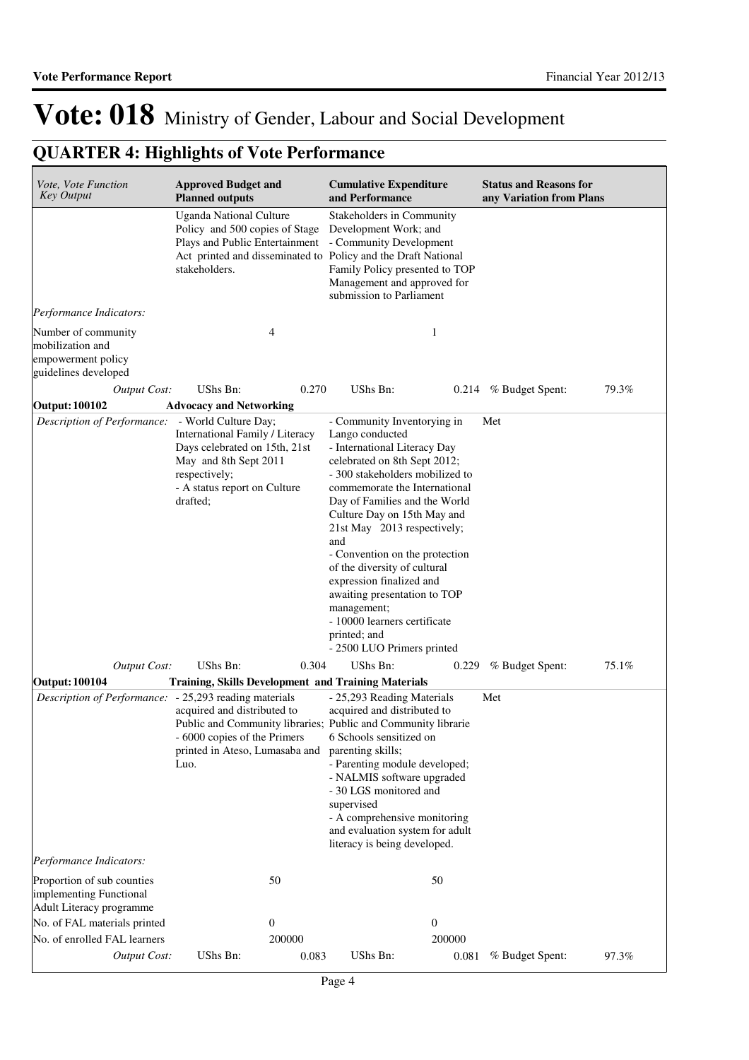# Vote: 018 Ministry of Gender, Labour and Social Development

## QUARTER 4: Highlights of Vote Performance

| *Vote, Vote Function Key Output* | **Approved Budget and Planned outputs** | | **Cumulative Expenditure and Performance** | | **Status and Reasons for any Variation from Plans** | |
|---|---|---|---|---|---|---|
| | Uganda National Culture Policy and 500 copies of Stage Plays and Public Entertainment Act printed and disseminated to stakeholders. | | Stakeholders in Community Development Work; and<br>- Community Development Policy and the Draft National Family Policy presented to TOP Management and approved for submission to Parliament | | | |
| *Performance Indicators:* | | | | | | |
| Number of community mobilization and empowerment policy guidelines developed | | 4 | | 1 | | |
| *Output Cost:* | UShs Bn: | 0.270 | UShs Bn: | 0.214 | % Budget Spent: | 79.3% |
| **Output: 100102** | **Advocacy and Networking** | | | | | |
| *Description of Performance:* | - World Culture Day; International Family / Literacy Days celebrated on 15th, 21st May and 8th Sept 2011 respectively;<br>- A status report on Culture drafted; | | - Community Inventorying in Lango conducted<br>- International Literacy Day celebrated on 8th Sept 2012;<br>- 300 stakeholders mobilized to commemorate the International Day of Families and the World Culture Day on 15th May and 21st May 2013 respectively; and<br>- Convention on the protection of the diversity of cultural expression finalized and awaiting presentation to TOP management;<br>- 10000 learners certificate printed; and<br>- 2500 LUO Primers printed | | Met | |
| *Output Cost:* | UShs Bn: | 0.304 | UShs Bn: | 0.229 | % Budget Spent: | 75.1% |
| **Output: 100104** | **Training, Skills Development and Training Materials** | | | | | |
| *Description of Performance:* | - 25,293 reading materials acquired and distributed to Public and Community libraries;<br>- 6000 copies of the Primers printed in Ateso, Lumasaba and Luo. | | - 25,293 Reading Materials acquired and distributed to Public and Community librarie<br>6 Schools sensitized on parenting skills;<br>- Parenting module developed;<br>- NALMIS software upgraded<br>- 30 LGS monitored and supervised<br>- A comprehensive monitoring and evaluation system for adult literacy is being developed. | | Met | |
| *Performance Indicators:* | | | | | | |
| Proportion of sub counties implementing Functional Adult Literacy programme | | 50 | | 50 | | |
| No. of FAL materials printed | | 0 | | 0 | | |
| No. of enrolled FAL learners | | 200000 | | 200000 | | |
| *Output Cost:* | UShs Bn: | 0.083 | UShs Bn: | 0.081 | % Budget Spent: | 97.3% |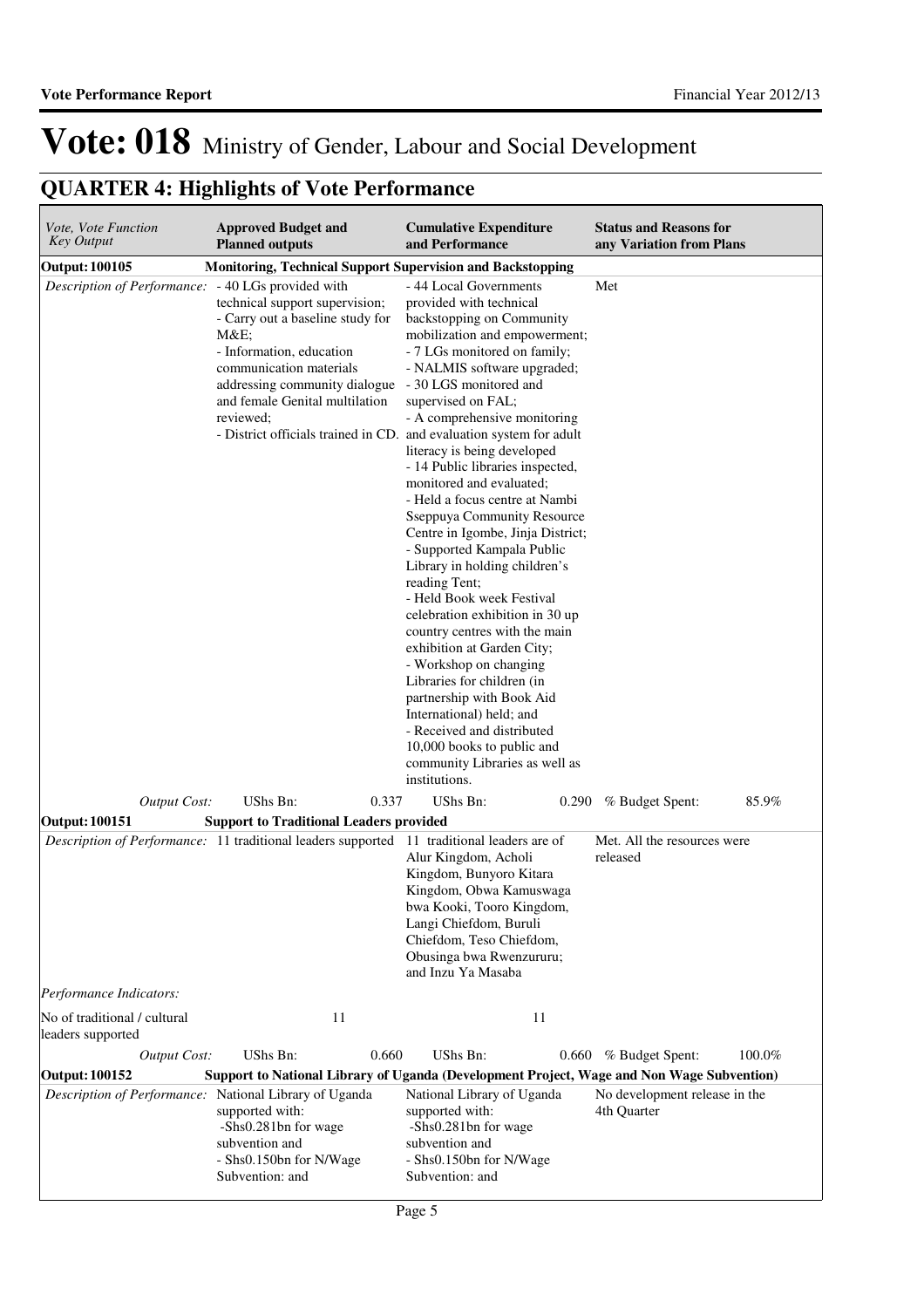# Vote: 018 Ministry of Gender, Labour and Social Development

## QUARTER 4: Highlights of Vote Performance

| *Vote, Vote Function Key Output* | **Approved Budget and Planned outputs** | | **Cumulative Expenditure and Performance** | | **Status and Reasons for any Variation from Plans** | |
|---|---|---|---|---|---|---|
| **Output: 100105** | **Monitoring, Technical Support Supervision and Backstopping** | | | | | |
| *Description of Performance:* | - 40 LGs provided with technical support supervision;<br>- Carry out a baseline study for M&E;<br>- Information, education communication materials addressing community dialogue and female Genital multilation reviewed;<br>- District officials trained in CD. | | - 44 Local Governments provided with technical backstopping on Community mobilization and empowerment;<br>- 7 LGs monitored on family;<br>- NALMIS software upgraded;<br>- 30 LGS monitored and supervised on FAL;<br>- A comprehensive monitoring and evaluation system for adult literacy is being developed<br>- 14 Public libraries inspected, monitored and evaluated;<br>- Held a focus centre at Nambi Sseppuya Community Resource Centre in Igombe, Jinja District;<br>- Supported Kampala Public Library in holding children's reading Tent;<br>- Held Book week Festival celebration exhibition in 30 up country centres with the main exhibition at Garden City;<br>- Workshop on changing Libraries for children (in partnership with Book Aid International) held; and<br>- Received and distributed 10,000 books to public and community Libraries as well as institutions. | | Met | |
| *Output Cost:* | UShs Bn: | 0.337 | UShs Bn: | 0.290 | % Budget Spent: | 85.9% |
| **Output: 100151** | **Support to Traditional Leaders provided** | | | | | |
| *Description of Performance:* | 11 traditional leaders supported | | 11 traditional leaders are of Alur Kingdom, Acholi Kingdom, Bunyoro Kitara Kingdom, Obwa Kamuswaga bwa Kooki, Tooro Kingdom, Langi Chiefdom, Buruli Chiefdom, Teso Chiefdom, Obusinga bwa Rwenzururu; and Inzu Ya Masaba | | Met. All the resources were released | |
| *Performance Indicators:* | | | | | | |
| No of traditional / cultural leaders supported | 11 | | 11 | | | |
| *Output Cost:* | UShs Bn: | 0.660 | UShs Bn: | 0.660 | % Budget Spent: | 100.0% |
| **Output: 100152** | **Support to National Library of Uganda (Development Project, Wage and Non Wage Subvention)** | | | | | |
| *Description of Performance:* | National Library of Uganda supported with:<br>-Shs0.281bn for wage subvention and<br>- Shs0.150bn for N/Wage Subvention: and | | National Library of Uganda supported with:<br>-Shs0.281bn for wage subvention and<br>- Shs0.150bn for N/Wage Subvention: and | | No development release in the 4th Quarter | |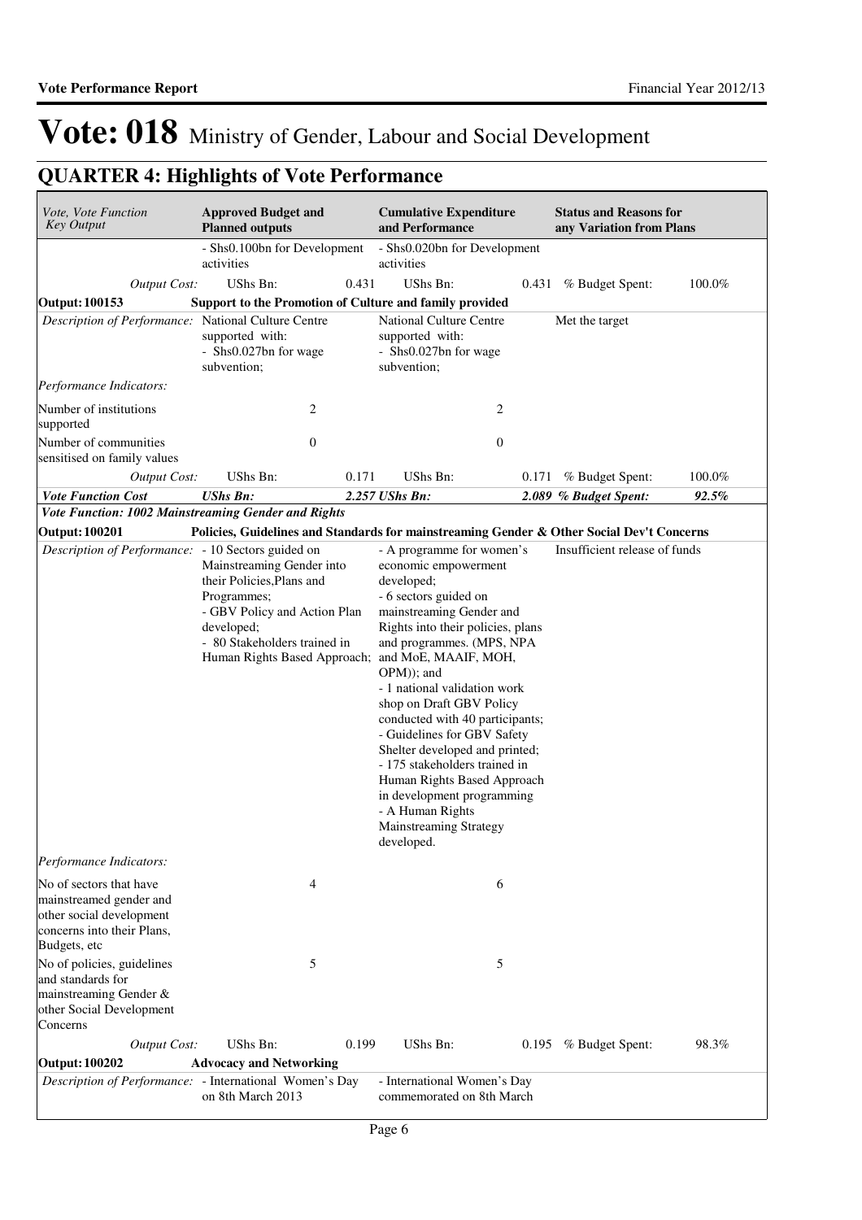# Vote: 018 Ministry of Gender, Labour and Social Development

## QUARTER 4: Highlights of Vote Performance

| *Vote, Vote Function Key Output* | **Approved Budget and Planned outputs** | | **Cumulative Expenditure and Performance** | | **Status and Reasons for any Variation from Plans** | |
|---|---|---|---|---|---|---|
| | - Shs0.100bn for Development activities | | - Shs0.020bn for Development activities | | | |
| *Output Cost:* | UShs Bn: | 0.431 | UShs Bn: | 0.431 | % Budget Spent: | 100.0% |
| **Output: 100153** | **Support to the Promotion of Culture and family provided** | | | | | |
| *Description of Performance:* | National Culture Centre supported with:<br>- Shs0.027bn for wage subvention; | | National Culture Centre supported with:<br>- Shs0.027bn for wage subvention; | | Met the target | |
| *Performance Indicators:* | | | | | | |
| Number of institutions supported | | 2 | | 2 | | |
| Number of communities sensitised on family values | | 0 | | 0 | | |
| *Output Cost:* | UShs Bn: | 0.171 | UShs Bn: | 0.171 | % Budget Spent: | 100.0% |
| ***Vote Function Cost*** | ***UShs Bn:*** | ***2.257*** | ***UShs Bn:*** | ***2.089*** | ***% Budget Spent:*** | ***92.5%*** |
| ***Vote Function: 1002 Mainstreaming Gender and Rights*** | | | | | | |
| **Output: 100201** | **Policies, Guidelines and Standards for mainstreaming Gender & Other Social Dev't Concerns** | | | | | |
| *Description of Performance:* | - 10 Sectors guided on Mainstreaming Gender into their Policies,Plans and Programmes;<br>- GBV Policy and Action Plan developed;<br>- 80 Stakeholders trained in Human Rights Based Approach; | | - A programme for women's economic empowerment developed;<br>- 6 sectors guided on mainstreaming Gender and Rights into their policies, plans and programmes. (MPS, NPA and MoE, MAAIF, MOH, OPM)); and<br>- 1 national validation work shop on Draft GBV Policy conducted with 40 participants;<br>- Guidelines for GBV Safety Shelter developed and printed;<br>- 175 stakeholders trained in Human Rights Based Approach in development programming<br>- A Human Rights Mainstreaming Strategy developed. | | Insufficient release of funds | |
| *Performance Indicators:* | | | | | | |
| No of sectors that have mainstreamed gender and other social development concerns into their Plans, Budgets, etc | | 4 | | 6 | | |
| No of policies, guidelines and standards for mainstreaming Gender & other Social Development Concerns | | 5 | | 5 | | |
| *Output Cost:* | UShs Bn: | 0.199 | UShs Bn: | 0.195 | % Budget Spent: | 98.3% |
| **Output: 100202** | **Advocacy and Networking** | | | | | |
| *Description of Performance:* | - International Women's Day on 8th March 2013 | | - International Women's Day commemorated on 8th March | | | |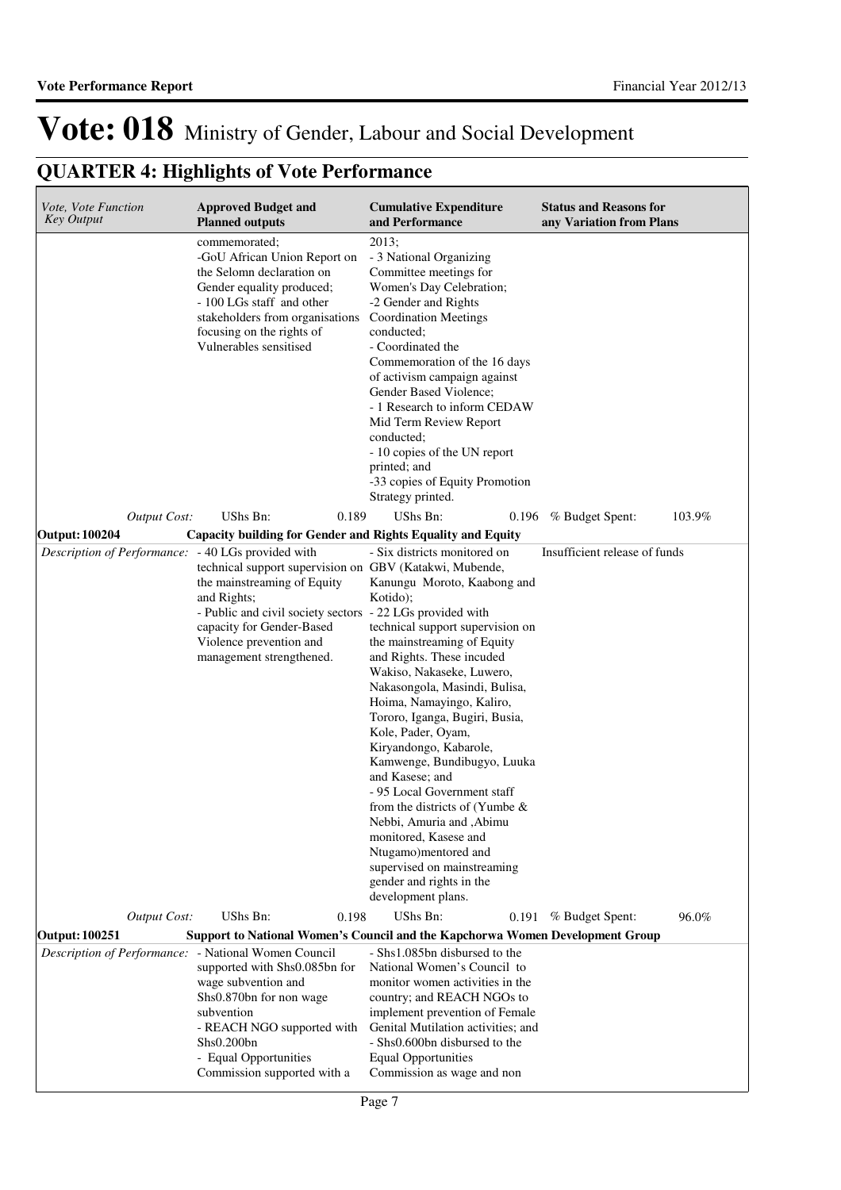# Vote: 018 Ministry of Gender, Labour and Social Development

## QUARTER 4: Highlights of Vote Performance

| *Vote, Vote Function Key Output* | **Approved Budget and Planned outputs** | **Cumulative Expenditure and Performance** | **Status and Reasons for any Variation from Plans** |
|---|---|---|---|
| | commemorated;<br>-GoU African Union Report on the Selomn declaration on Gender equality produced;<br>- 100 LGs staff and other stakeholders from organisations focusing on the rights of Vulnerables sensitised | 2013;<br>- 3 National Organizing Committee meetings for Women's Day Celebration;<br>-2 Gender and Rights Coordination Meetings conducted;<br>- Coordinated the Commemoration of the 16 days of activism campaign against Gender Based Violence;<br>- 1 Research to inform CEDAW Mid Term Review Report conducted;<br>- 10 copies of the UN report printed; and<br>-33 copies of Equity Promotion Strategy printed. | |
| *Output Cost:* | UShs Bn: 0.189 | UShs Bn: 0.196 | % Budget Spent: 103.9% |
| **Output: 100204** | **Capacity building for Gender and Rights Equality and Equity** | | |
| *Description of Performance:* | - 40 LGs provided with technical support supervision on the mainstreaming of Equity and Rights;<br>- Public and civil society sectors capacity for Gender-Based Violence prevention and management strengthened. | - Six districts monitored on GBV (Katakwi, Mubende, Kanungu Moroto, Kaabong and Kotido);<br>- 22 LGs provided with technical support supervision on the mainstreaming of Equity and Rights. These incuded Wakiso, Nakaseke, Luwero, Nakasongola, Masindi, Bulisa, Hoima, Namayingo, Kaliro, Tororo, Iganga, Bugiri, Busia, Kole, Pader, Oyam, Kiryandongo, Kabarole, Kamwenge, Bundibugyo, Luuka and Kasese; and<br>- 95 Local Government staff from the districts of (Yumbe & Nebbi, Amuria and ,Abimu monitored, Kasese and Ntugamo)mentored and supervised on mainstreaming gender and rights in the development plans. | Insufficient release of funds |
| *Output Cost:* | UShs Bn: 0.198 | UShs Bn: 0.191 | % Budget Spent: 96.0% |
| **Output: 100251** | **Support to National Women's Council and the Kapchorwa Women Development Group** | | |
| *Description of Performance:* | - National Women Council supported with Shs0.085bn for wage subvention and Shs0.870bn for non wage subvention<br>- REACH NGO supported with Shs0.200bn<br>- Equal Opportunities Commission supported with a | - Shs1.085bn disbursed to the National Women's Council to monitor women activities in the country; and REACH NGOs to implement prevention of Female Genital Mutilation activities; and<br>- Shs0.600bn disbursed to the Equal Opportunities Commission as wage and non | |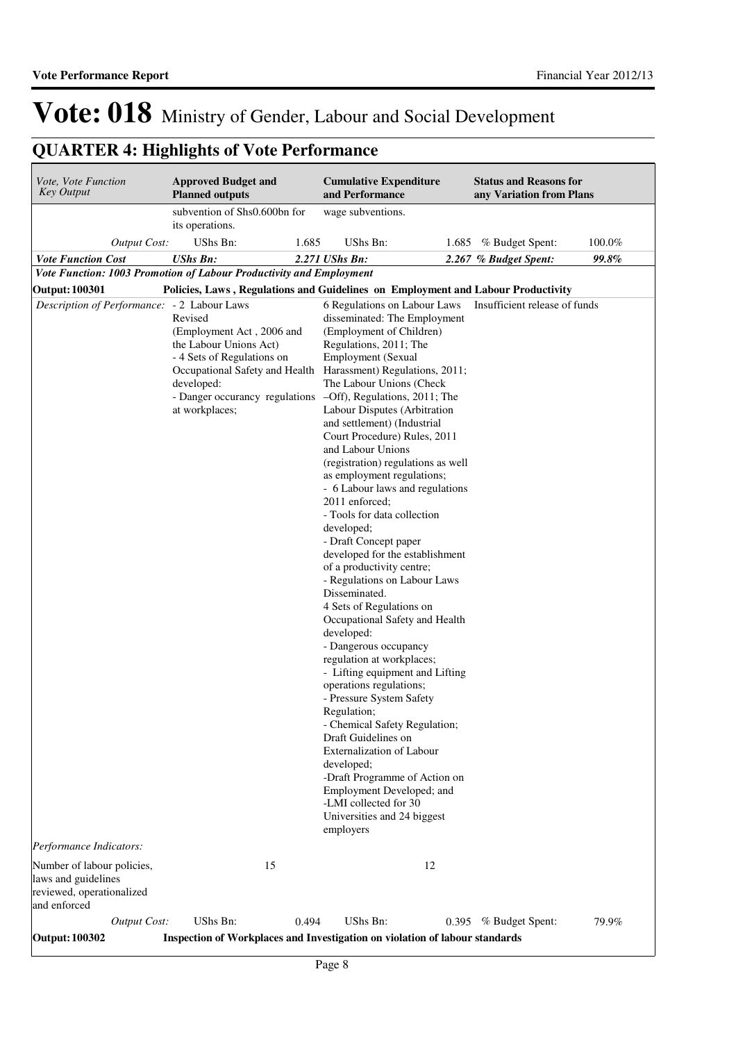# Vote: 018 Ministry of Gender, Labour and Social Development

## QUARTER 4: Highlights of Vote Performance

| *Vote, Vote Function Key Output* | **Approved Budget and Planned outputs** | | **Cumulative Expenditure and Performance** | | **Status and Reasons for any Variation from Plans** | |
|---|---|---|---|---|---|---|
| | subvention of Shs0.600bn for its operations. | | wage subventions. | | | |
| *Output Cost:* | UShs Bn: | 1.685 | UShs Bn: | 1.685 | % Budget Spent: | 100.0% |
| ***Vote Function Cost*** | ***UShs Bn:*** | | ***2.271 UShs Bn:*** | | ***2.267 % Budget Spent:*** | ***99.8%*** |
| ***Vote Function: 1003 Promotion of Labour Productivity and Employment*** | | | | | | |
| **Output: 100301** | **Policies, Laws , Regulations and Guidelines on Employment and Labour Productivity** | | | | | |
| *Description of Performance:* | - 2 Labour Laws Revised (Employment Act , 2006 and the Labour Unions Act)<br>- 4 Sets of Regulations on Occupational Safety and Health developed:<br>- Danger occurancy regulations at workplaces; | | 6 Regulations on Labour Laws disseminated: The Employment (Employment of Children) Regulations, 2011; The Employment (Sexual Harassment) Regulations, 2011; The Labour Unions (Check –Off), Regulations, 2011; The Labour Disputes (Arbitration and settlement) (Industrial Court Procedure) Rules, 2011 and Labour Unions (registration) regulations as well as employment regulations;<br>- 6 Labour laws and regulations 2011 enforced;<br>- Tools for data collection developed;<br>- Draft Concept paper developed for the establishment of a productivity centre;<br>- Regulations on Labour Laws Disseminated.<br>4 Sets of Regulations on Occupational Safety and Health developed:<br>- Dangerous occupancy regulation at workplaces;<br>- Lifting equipment and Lifting operations regulations;<br>- Pressure System Safety Regulation;<br>- Chemical Safety Regulation;<br>Draft Guidelines on Externalization of Labour developed;<br>-Draft Programme of Action on Employment Developed; and<br>-LMI collected for 30 Universities and 24 biggest employers | | Insufficient release of funds | |
| *Performance Indicators:* | | | | | | |
| Number of labour policies, laws and guidelines reviewed, operationalized and enforced | | 15 | | 12 | | |
| *Output Cost:* | UShs Bn: | 0.494 | UShs Bn: | 0.395 | % Budget Spent: | 79.9% |
| **Output: 100302** | **Inspection of Workplaces and Investigation on violation of labour standards** | | | | | |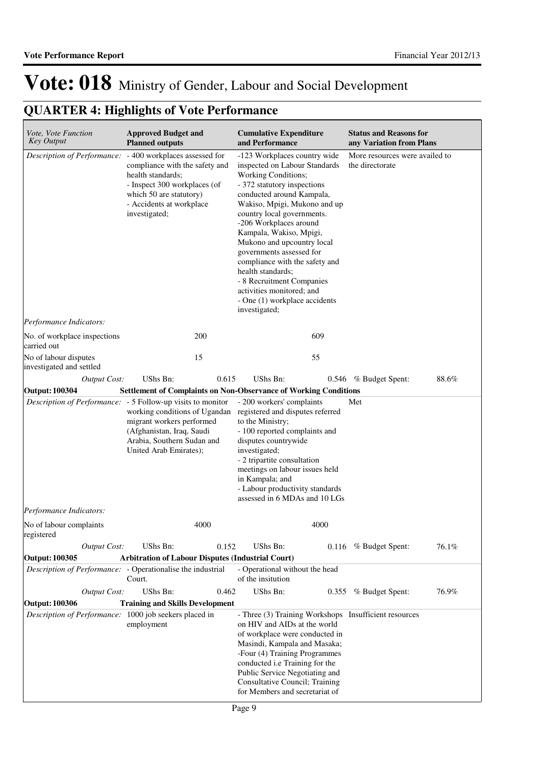# Vote: 018 Ministry of Gender, Labour and Social Development

## QUARTER 4: Highlights of Vote Performance

| *Vote, Vote Function Key Output* | **Approved Budget and Planned outputs** | | **Cumulative Expenditure and Performance** | | **Status and Reasons for any Variation from Plans** | |
|---|---|---|---|---|---|---|
| *Description of Performance:* | - 400 workplaces assessed for compliance with the safety and health standards;<br>- Inspect 300 workplaces (of which 50 are statutory)<br>- Accidents at workplace investigated; | | -123 Workplaces country wide inspected on Labour Standards Working Conditions;<br>- 372 statutory inspections conducted around Kampala, Wakiso, Mpigi, Mukono and up country local governments.<br>-206 Workplaces around Kampala, Wakiso, Mpigi, Mukono and upcountry local governments assessed for compliance with the safety and health standards;<br>- 8 Recruitment Companies activities monitored; and<br>- One (1) workplace accidents investigated; | | More resources were availed to the directorate | |
| *Performance Indicators:* | | | | | | |
| No. of workplace inspections carried out | 200 | | 609 | | | |
| No of labour disputes investigated and settled | 15 | | 55 | | | |
| *Output Cost:* | UShs Bn: | 0.615 | UShs Bn: | 0.546 | % Budget Spent: | 88.6% |
| **Output: 100304** | **Settlement of Complaints on Non-Observance of Working Conditions** | | | | | |
| *Description of Performance:* | - 5 Follow-up visits to monitor working conditions of Ugandan migrant workers performed (Afghanistan, Iraq, Saudi Arabia, Southern Sudan and United Arab Emirates); | | - 200 workers' complaints registered and disputes referred to the Ministry;<br>- 100 reported complaints and disputes countrywide investigated;<br>- 2 tripartite consultation meetings on labour issues held in Kampala; and<br>- Labour productivity standards assessed in 6 MDAs and 10 LGs | | Met | |
| *Performance Indicators:* | | | | | | |
| No of labour complaints registered | 4000 | | 4000 | | | |
| *Output Cost:* | UShs Bn: | 0.152 | UShs Bn: | 0.116 | % Budget Spent: | 76.1% |
| **Output: 100305** | **Arbitration of Labour Disputes (Industrial Court)** | | | | | |
| *Description of Performance:* | - Operationalise the industrial Court. | | - Operational without the head of the insitution | | | |
| *Output Cost:* | UShs Bn: | 0.462 | UShs Bn: | 0.355 | % Budget Spent: | 76.9% |
| **Output: 100306** | **Training and Skills Development** | | | | | |
| *Description of Performance:* | 1000 job seekers placed in employment | | - Three (3) Training Workshops on HIV and AIDs at the world of workplace were conducted in Masindi, Kampala and Masaka;<br>-Four (4) Training Programmes conducted i.e Training for the Public Service Negotiating and Consultative Council; Training for Members and secretariat of | | Insufficient resources | |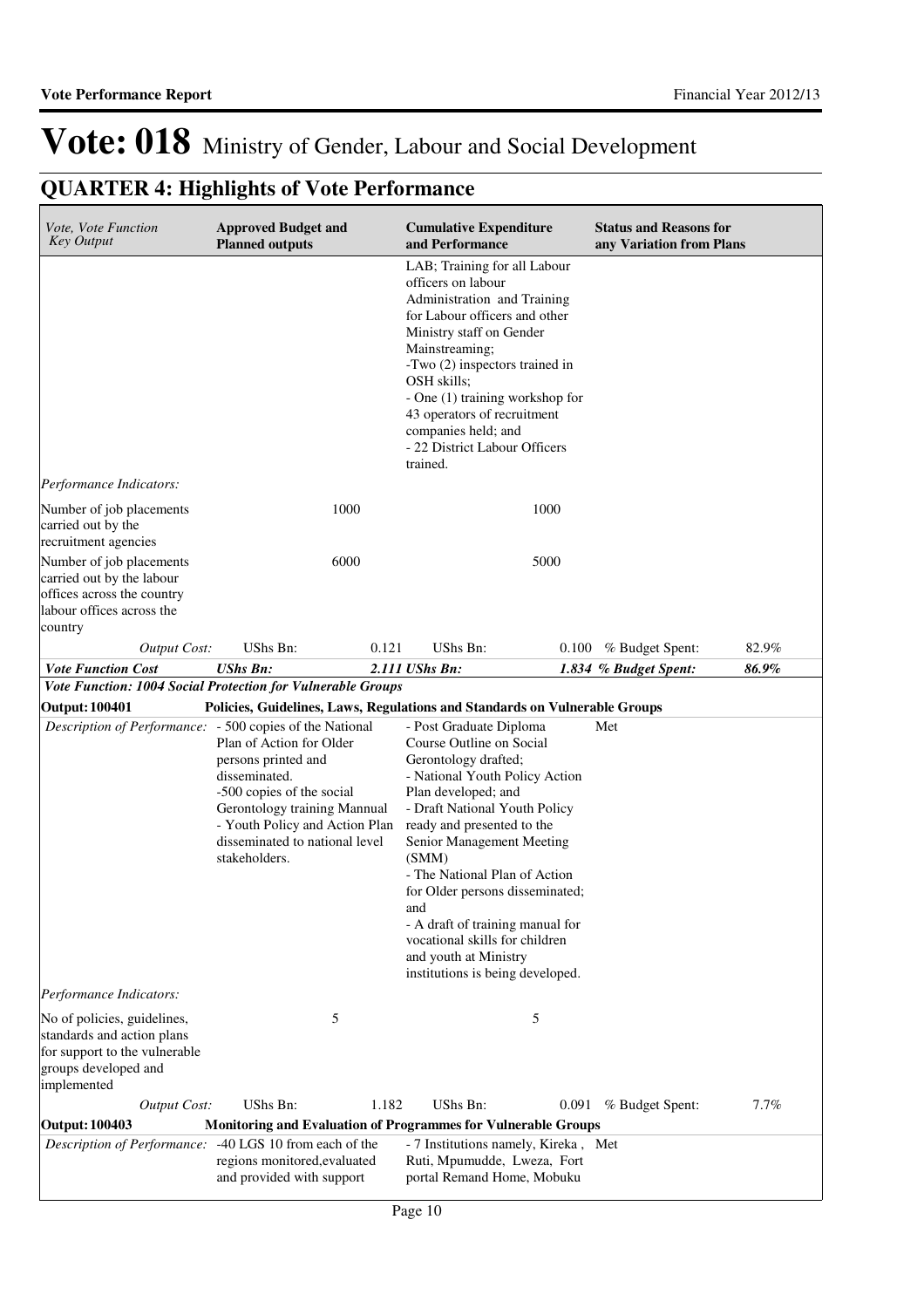# Vote: 018 Ministry of Gender, Labour and Social Development

## QUARTER 4: Highlights of Vote Performance

| *Vote, Vote Function Key Output* | **Approved Budget and Planned outputs** | | **Cumulative Expenditure and Performance** | | **Status and Reasons for any Variation from Plans** | |
|---|---|---|---|---|---|---|
| | | | LAB; Training for all Labour officers on labour Administration and Training for Labour officers and other Ministry staff on Gender Mainstreaming;<br>-Two (2) inspectors trained in OSH skills;<br>- One (1) training workshop for 43 operators of recruitment companies held; and<br>- 22 District Labour Officers trained. | | | |
| *Performance Indicators:* | | | | | | |
| Number of job placements carried out by the recruitment agencies | | 1000 | | 1000 | | |
| Number of job placements carried out by the labour offices across the country labour offices across the country | | 6000 | | 5000 | | |
| *Output Cost:* | UShs Bn: | 0.121 | UShs Bn: | 0.100 | % Budget Spent: | 82.9% |
| ***Vote Function Cost*** | ***UShs Bn:*** | | ***2.111 UShs Bn:*** | | ***1.834 % Budget Spent:*** | ***86.9%*** |
| ***Vote Function: 1004 Social Protection for Vulnerable Groups*** | | | | | | |
| **Output: 100401** | **Policies, Guidelines, Laws, Regulations and Standards on Vulnerable Groups** | | | | | |
| *Description of Performance:* | - 500 copies of the National Plan of Action for Older persons printed and disseminated.<br>-500 copies of the social Gerontology training Mannual<br>- Youth Policy and Action Plan disseminated to national level stakeholders. | | - Post Graduate Diploma Course Outline on Social Gerontology drafted;<br>- National Youth Policy Action Plan developed; and<br>- Draft National Youth Policy ready and presented to the Senior Management Meeting (SMM)<br>- The National Plan of Action for Older persons disseminated; and<br>- A draft of training manual for vocational skills for children and youth at Ministry institutions is being developed. | | Met | |
| *Performance Indicators:* | | | | | | |
| No of policies, guidelines, standards and action plans for support to the vulnerable groups developed and implemented | | 5 | | 5 | | |
| *Output Cost:* | UShs Bn: | 1.182 | UShs Bn: | 0.091 | % Budget Spent: | 7.7% |
| **Output: 100403** | **Monitoring and Evaluation of Programmes for Vulnerable Groups** | | | | | |
| *Description of Performance:* | -40 LGS 10 from each of the regions monitored,evaluated and provided with support | | - 7 Institutions namely, Kireka , Ruti, Mpumudde, Lweza, Fort portal Remand Home, Mobuku | | Met | |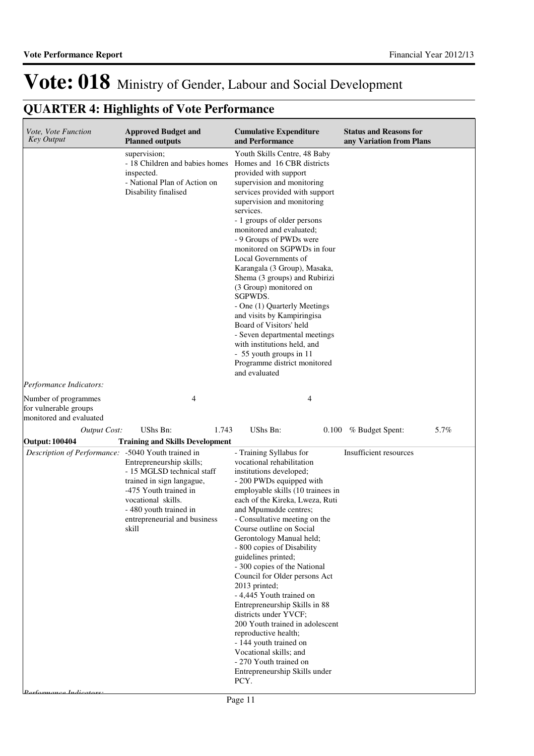# Vote: 018 Ministry of Gender, Labour and Social Development

## QUARTER 4: Highlights of Vote Performance

| *Vote, Vote Function Key Output* | **Approved Budget and Planned outputs** | **Cumulative Expenditure and Performance** | **Status and Reasons for any Variation from Plans** |
|---|---|---|---|
| | supervision;<br>- 18 Children and babies homes inspected.<br>- National Plan of Action on Disability finalised | Youth Skills Centre, 48 Baby Homes and 16 CBR districts provided with support supervision and monitoring services provided with support supervision and monitoring services.<br>- 1 groups of older persons monitored and evaluated;<br>- 9 Groups of PWDs were monitored on SGPWDs in four Local Governments of Karangala (3 Group), Masaka, Shema (3 groups) and Rubirizi (3 Group) monitored on SGPWDS.<br>- One (1) Quarterly Meetings and visits by Kampiringisa Board of Visitors' held<br>- Seven departmental meetings with institutions held, and<br>- 55 youth groups in 11 Programme district monitored and evaluated | |
| *Performance Indicators:* | | | |
| Number of programmes for vulnerable groups monitored and evaluated | 4 | 4 | |
| *Output Cost:* | UShs Bn: 1.743 | UShs Bn: 0.100 | % Budget Spent: 5.7% |
| **Output: 100404** | **Training and Skills Development** | | |
| *Description of Performance:* | -5040 Youth trained in Entrepreneurship skills;<br>- 15 MGLSD technical staff trained in sign langauge,<br>-475 Youth trained in vocational skills.<br>- 480 youth trained in entrepreneurial and business skill | - Training Syllabus for vocational rehabilitation institutions developed;<br>- 200 PWDs equipped with employable skills (10 trainees in each of the Kireka, Lweza, Ruti and Mpumudde centres;<br>- Consultative meeting on the Course outline on Social Gerontology Manual held;<br>- 800 copies of Disability guidelines printed;<br>- 300 copies of the National Council for Older persons Act 2013 printed;<br>- 4,445 Youth trained on Entrepreneurship Skills in 88 districts under YVCF;<br>200 Youth trained in adolescent reproductive health;<br>- 144 youth trained on Vocational skills; and<br>- 270 Youth trained on Entrepreneurship Skills under PCY. | Insufficient resources |
| *Performance Indicators:* | | | |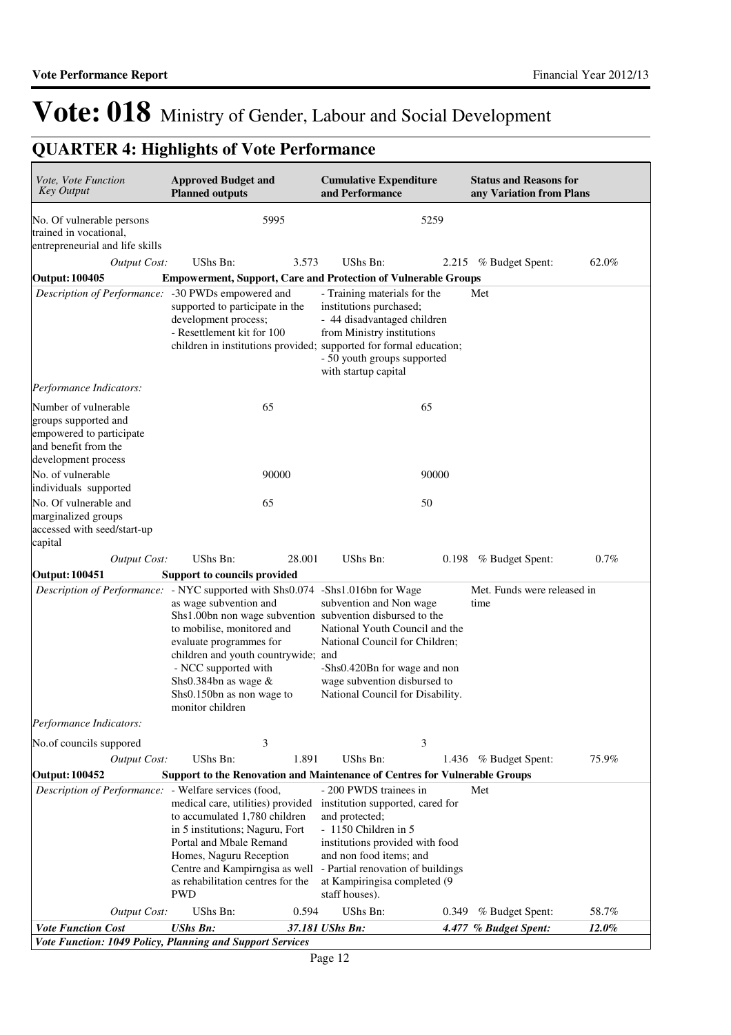# Vote: 018 Ministry of Gender, Labour and Social Development

## QUARTER 4: Highlights of Vote Performance

| *Vote, Vote Function Key Output* | **Approved Budget and Planned outputs** | | **Cumulative Expenditure and Performance** | | **Status and Reasons for any Variation from Plans** | |
|---|---|---|---|---|---|---|
| No. Of vulnerable persons trained in vocational, entrepreneurial and life skills | | 5995 | | 5259 | | |
| *Output Cost:* | UShs Bn: | 3.573 | UShs Bn: | 2.215 | % Budget Spent: | 62.0% |
| **Output: 100405** | **Empowerment, Support, Care and Protection of Vulnerable Groups** | | | | | |
| *Description of Performance:* | -30 PWDs empowered and supported to participate in the development process; - Resettlement kit for 100 children in institutions provided; | | - Training materials for the institutions purchased; - 44 disadvantaged children from Ministry institutions supported for formal education; - 50 youth groups supported with startup capital | | Met | |
| *Performance Indicators:* | | | | | | |
| Number of vulnerable groups supported and empowered to participate and benefit from the development process | | 65 | | 65 | | |
| No. of vulnerable individuals supported | | 90000 | | 90000 | | |
| No. Of vulnerable and marginalized groups accessed with seed/start-up capital | | 65 | | 50 | | |
| *Output Cost:* | UShs Bn: | 28.001 | UShs Bn: | 0.198 | % Budget Spent: | 0.7% |
| **Output: 100451** | **Support to councils provided** | | | | | |
| *Description of Performance:* | - NYC supported with Shs0.074 as wage subvention and Shs1.00bn non wage subvention to mobilise, monitored and evaluate programmes for children and youth countrywide; - NCC supported with Shs0.384bn as wage & Shs0.150bn as non wage to monitor children | | -Shs1.016bn for Wage subvention and Non wage subvention disbursed to the National Youth Council and the National Council for Children; and -Shs0.420Bn for wage and non wage subvention disbursed to National Council for Disability. | | Met. Funds were released in time | |
| *Performance Indicators:* | | | | | | |
| No.of councils suppored | | 3 | | 3 | | |
| *Output Cost:* | UShs Bn: | 1.891 | UShs Bn: | 1.436 | % Budget Spent: | 75.9% |
| **Output: 100452** | **Support to the Renovation and Maintenance of Centres for Vulnerable Groups** | | | | | |
| *Description of Performance:* | - Welfare services (food, medical care, utilities) provided to accumulated 1,780 children in 5 institutions; Naguru, Fort Portal and Mbale Remand Homes, Naguru Reception Centre and Kampirngisa as well as rehabilitation centres for the PWD | | - 200 PWDS trainees in institution supported, cared for and protected; - 1150 Children in 5 institutions provided with food and non food items; and - Partial renovation of buildings at Kampiringisa completed (9 staff houses). | | Met | |
| *Output Cost:* | UShs Bn: | 0.594 | UShs Bn: | 0.349 | % Budget Spent: | 58.7% |
| ***Vote Function Cost*** | ***UShs Bn:*** | ***37.181*** | ***UShs Bn:*** | ***4.477*** | ***% Budget Spent:*** | ***12.0%*** |
| ***Vote Function: 1049 Policy, Planning and Support Services*** | | | | | | |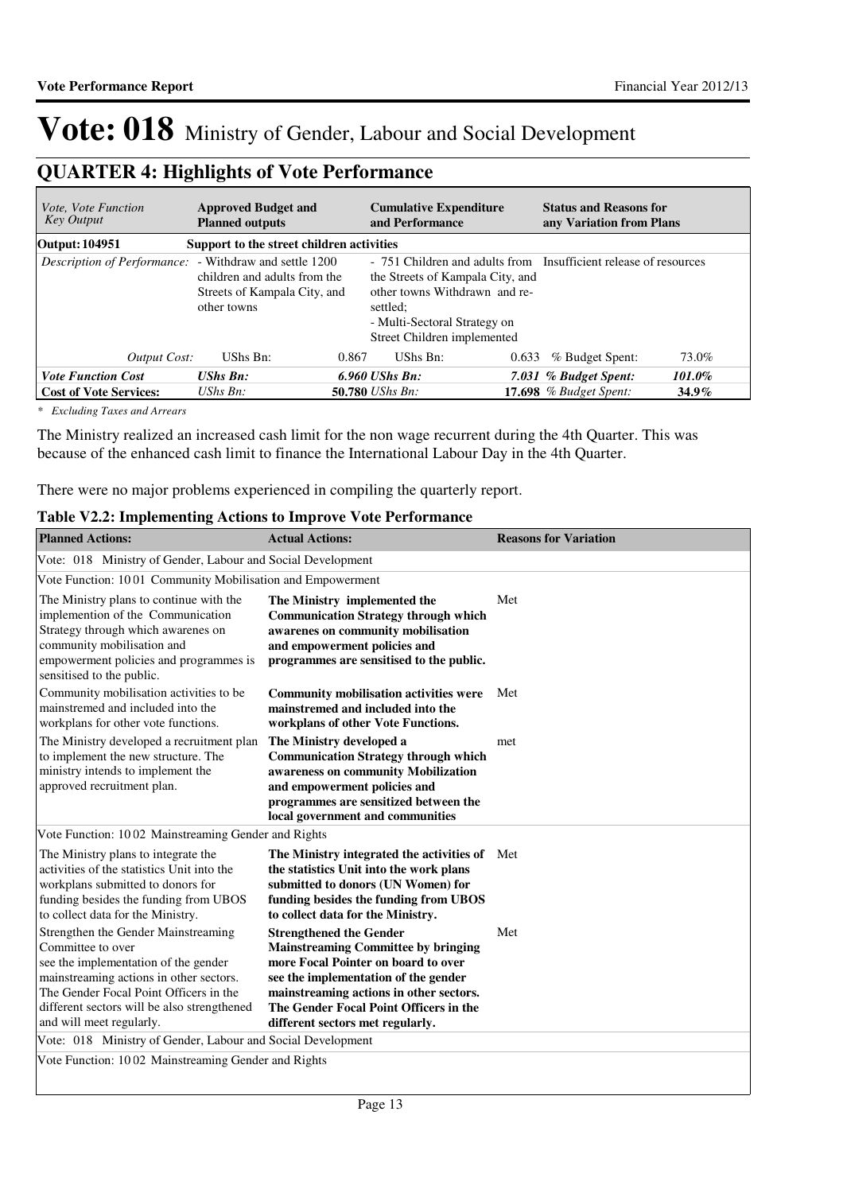# Vote: 018 Ministry of Gender, Labour and Social Development

## QUARTER 4: Highlights of Vote Performance

| *Vote, Vote Function Key Output* | **Approved Budget and Planned outputs** | | **Cumulative Expenditure and Performance** | | **Status and Reasons for any Variation from Plans** | |
|---|---|---|---|---|---|---|
| **Output: 104951** | **Support to the street children activities** | | | | | |
| *Description of Performance:* | - Withdraw and settle 1200 children and adults from the Streets of Kampala City, and other towns | | - 751 Children and adults from the Streets of Kampala City, and other towns Withdrawn and re-settled;<br>- Multi-Sectoral Strategy on Street Children implemented | | Insufficient release of resources | |
| *Output Cost:* | UShs Bn: | 0.867 | UShs Bn: | 0.633 | % Budget Spent: | 73.0% |
| ***Vote Function Cost*** | ***UShs Bn:*** | ***6.960*** | ***UShs Bn:*** | ***7.031*** | ***% Budget Spent:*** | ***101.0%*** |
| **Cost of Vote Services:** | *UShs Bn:* | **50.780** | *UShs Bn:* | **17.698** | *% Budget Spent:* | ***34.9%*** |

*\* Excluding Taxes and Arrears*

The Ministry realized an increased cash limit for the non wage recurrent during the 4th Quarter. This was because of the enhanced cash limit to finance the International Labour Day in the 4th Quarter.

There were no major problems experienced in compiling the quarterly report.

**Table V2.2: Implementing Actions to Improve Vote Performance**

| **Planned Actions:** | **Actual Actions:** | **Reasons for Variation** |
|---|---|---|
| Vote: 018 Ministry of Gender, Labour and Social Development | | |
| Vote Function: 10 01 Community Mobilisation and Empowerment | | |
| The Ministry plans to continue with the implemention of the Communication Strategy through which awarenes on community mobilisation and empowerment policies and programmes is sensitised to the public. | **The Ministry implemented the Communication Strategy through which awarenes on community mobilisation and empowerment policies and programmes are sensitised to the public.** | Met |
| Community mobilisation activities to be mainstremed and included into the workplans for other vote functions. | **Community mobilisation activities were mainstremed and included into the workplans of other Vote Functions.** | Met |
| The Ministry developed a recruitment plan to implement the new structure. The ministry intends to implement the approved recruitment plan. | **The Ministry developed a Communication Strategy through which awareness on community Mobilization and empowerment policies and programmes are sensitized between the local government and communities** | met |
| Vote Function: 10 02 Mainstreaming Gender and Rights | | |
| The Ministry plans to integrate the activities of the statistics Unit into the workplans submitted to donors for funding besides the funding from UBOS to collect data for the Ministry. | **The Ministry integrated the activities of the statistics Unit into the work plans submitted to donors (UN Women) for funding besides the funding from UBOS to collect data for the Ministry.** | Met |
| Strengthen the Gender Mainstreaming Committee to over see the implementation of the gender mainstreaming actions in other sectors. The Gender Focal Point Officers in the different sectors will be also strengthened and will meet regularly. | **Strengthened the Gender Mainstreaming Committee by bringing more Focal Pointer on board to over see the implementation of the gender mainstreaming actions in other sectors. The Gender Focal Point Officers in the different sectors met regularly.** | Met |
| Vote: 018 Ministry of Gender, Labour and Social Development | | |
| Vote Function: 10 02 Mainstreaming Gender and Rights | | |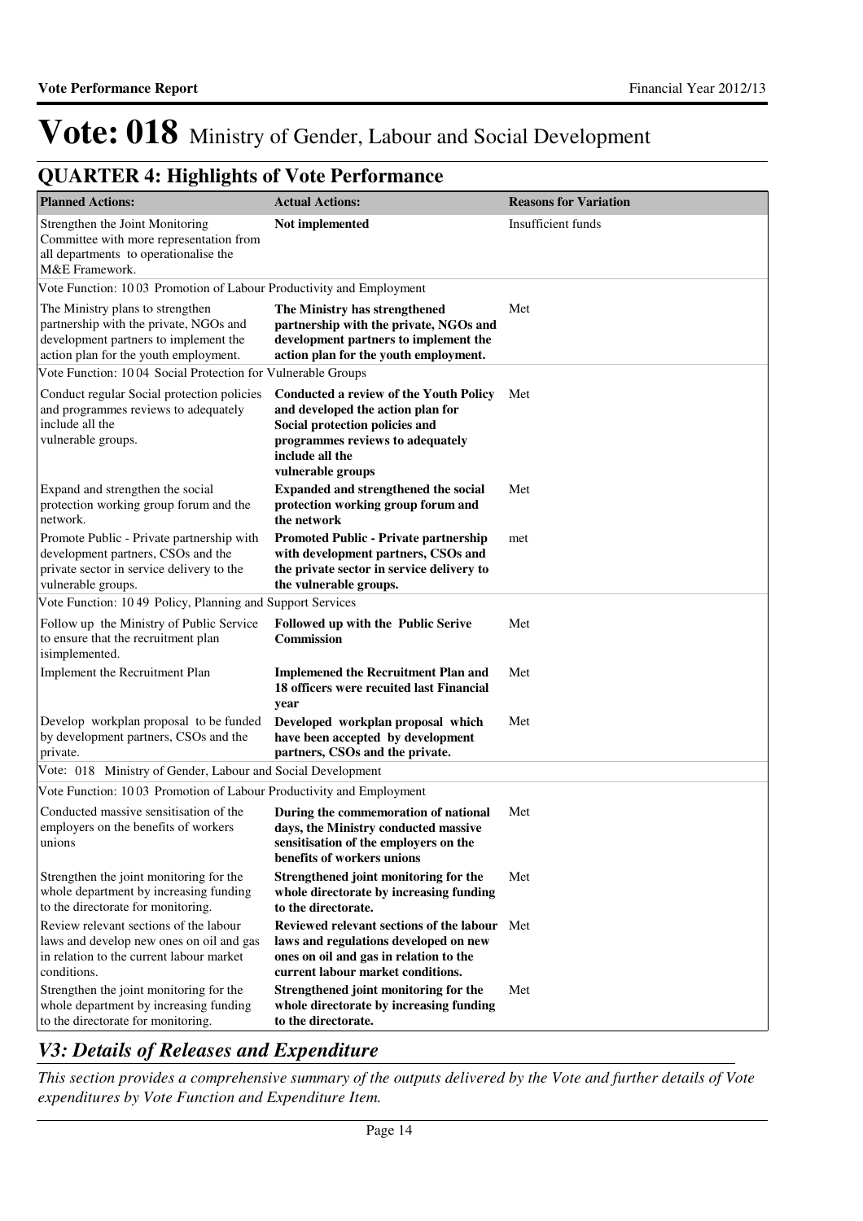# Vote: 018 Ministry of Gender, Labour and Social Development

## QUARTER 4: Highlights of Vote Performance

| Planned Actions: | Actual Actions: | Reasons for Variation |
|---|---|---|
| Strengthen the Joint Monitoring Committee with more representation from all departments to operationalise the M&E Framework. | **Not implemented** | Insufficient funds |
| Vote Function: 10 03 Promotion of Labour Productivity and Employment | | |
| The Ministry plans to strengthen partnership with the private, NGOs and development partners to implement the action plan for the youth employment. | **The Ministry has strengthened partnership with the private, NGOs and development partners to implement the action plan for the youth employment.** | Met |
| Vote Function: 10 04 Social Protection for Vulnerable Groups | | |
| Conduct regular Social protection policies and programmes reviews to adequately include all the vulnerable groups. | **Conducted a review of the Youth Policy and developed the action plan for Social protection policies and programmes reviews to adequately include all the vulnerable groups** | Met |
| Expand and strengthen the social protection working group forum and the network. | **Expanded and strengthened the social protection working group forum and the network** | Met |
| Promote Public - Private partnership with development partners, CSOs and the private sector in service delivery to the vulnerable groups. | **Promoted Public - Private partnership with development partners, CSOs and the private sector in service delivery to the vulnerable groups.** | met |
| Vote Function: 10 49 Policy, Planning and Support Services | | |
| Follow up the Ministry of Public Service to ensure that the recruitment plan isimplemented. | **Followed up with the Public Serive Commission** | Met |
| Implement the Recruitment Plan | **Implemened the Recruitment Plan and 18 officers were recuited last Financial year** | Met |
| Develop workplan proposal to be funded by development partners, CSOs and the private. | **Developed workplan proposal which have been accepted by development partners, CSOs and the private.** | Met |
| Vote: 018 Ministry of Gender, Labour and Social Development | | |
| Vote Function: 10 03 Promotion of Labour Productivity and Employment | | |
| Conducted massive sensitisation of the employers on the benefits of workers unions | **During the commemoration of national days, the Ministry conducted massive sensitisation of the employers on the benefits of workers unions** | Met |
| Strengthen the joint monitoring for the whole department by increasing funding to the directorate for monitoring. | **Strengthened joint monitoring for the whole directorate by increasing funding to the directorate.** | Met |
| Review relevant sections of the labour laws and develop new ones on oil and gas in relation to the current labour market conditions. | **Reviewed relevant sections of the labour laws and regulations developed on new ones on oil and gas in relation to the current labour market conditions.** | Met |
| Strengthen the joint monitoring for the whole department by increasing funding to the directorate for monitoring. | **Strengthened joint monitoring for the whole directorate by increasing funding to the directorate.** | Met |

## *V3: Details of Releases and Expenditure*

*This section provides a comprehensive summary of the outputs delivered by the Vote and further details of Vote expenditures by Vote Function and Expenditure Item.*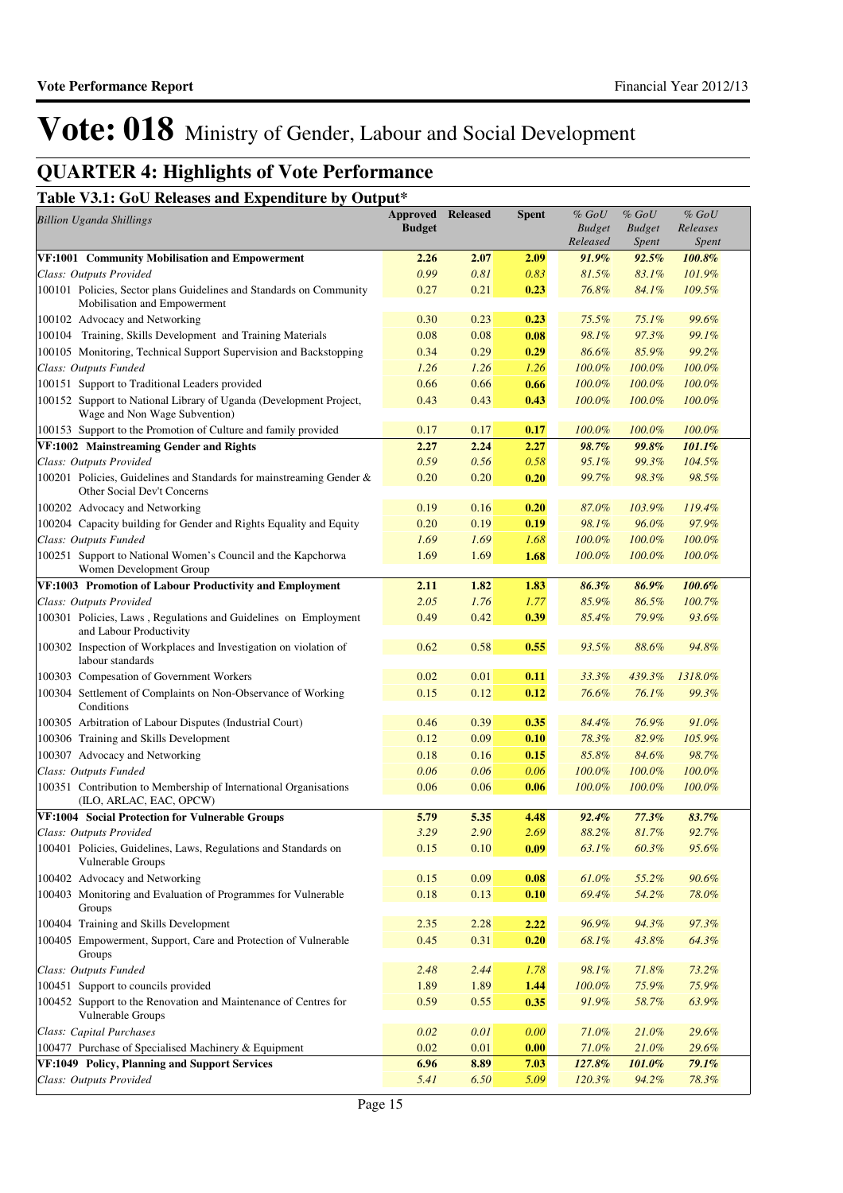# Vote: 018 Ministry of Gender, Labour and Social Development

## QUARTER 4: Highlights of Vote Performance

### Table V3.1: GoU Releases and Expenditure by Output*

| *Billion Uganda Shillings* | Approved Budget | Released | Spent | *% GoU Budget Released* | *% GoU Budget Spent* | *% GoU Releases Spent* |
|---|---|---|---|---|---|---|
| **VF:1001 Community Mobilisation and Empowerment** | **2.26** | **2.07** | **2.09** | ***91.9%*** | ***92.5%*** | ***100.8%*** |
| *Class: Outputs Provided* | *0.99* | *0.81* | *0.83* | *81.5%* | *83.1%* | *101.9%* |
| 100101 Policies, Sector plans Guidelines and Standards on Community Mobilisation and Empowerment | 0.27 | 0.21 | **0.23** | *76.8%* | *84.1%* | *109.5%* |
| 100102 Advocacy and Networking | 0.30 | 0.23 | **0.23** | *75.5%* | *75.1%* | *99.6%* |
| 100104 Training, Skills Development and Training Materials | 0.08 | 0.08 | **0.08** | *98.1%* | *97.3%* | *99.1%* |
| 100105 Monitoring, Technical Support Supervision and Backstopping | 0.34 | 0.29 | **0.29** | *86.6%* | *85.9%* | *99.2%* |
| *Class: Outputs Funded* | *1.26* | *1.26* | *1.26* | *100.0%* | *100.0%* | *100.0%* |
| 100151 Support to Traditional Leaders provided | 0.66 | 0.66 | **0.66** | *100.0%* | *100.0%* | *100.0%* |
| 100152 Support to National Library of Uganda (Development Project, Wage and Non Wage Subvention) | 0.43 | 0.43 | **0.43** | *100.0%* | *100.0%* | *100.0%* |
| 100153 Support to the Promotion of Culture and family provided | 0.17 | 0.17 | **0.17** | *100.0%* | *100.0%* | *100.0%* |
| **VF:1002 Mainstreaming Gender and Rights** | **2.27** | **2.24** | **2.27** | ***98.7%*** | ***99.8%*** | ***101.1%*** |
| *Class: Outputs Provided* | *0.59* | *0.56* | *0.58* | *95.1%* | *99.3%* | *104.5%* |
| 100201 Policies, Guidelines and Standards for mainstreaming Gender & Other Social Dev't Concerns | 0.20 | 0.20 | **0.20** | *99.7%* | *98.3%* | *98.5%* |
| 100202 Advocacy and Networking | 0.19 | 0.16 | **0.20** | *87.0%* | *103.9%* | *119.4%* |
| 100204 Capacity building for Gender and Rights Equality and Equity | 0.20 | 0.19 | **0.19** | *98.1%* | *96.0%* | *97.9%* |
| *Class: Outputs Funded* | *1.69* | *1.69* | *1.68* | *100.0%* | *100.0%* | *100.0%* |
| 100251 Support to National Women's Council and the Kapchorwa Women Development Group | 1.69 | 1.69 | **1.68** | *100.0%* | *100.0%* | *100.0%* |
| **VF:1003 Promotion of Labour Productivity and Employment** | **2.11** | **1.82** | **1.83** | ***86.3%*** | ***86.9%*** | ***100.6%*** |
| *Class: Outputs Provided* | *2.05* | *1.76* | *1.77* | *85.9%* | *86.5%* | *100.7%* |
| 100301 Policies, Laws , Regulations and Guidelines on Employment and Labour Productivity | 0.49 | 0.42 | **0.39** | *85.4%* | *79.9%* | *93.6%* |
| 100302 Inspection of Workplaces and Investigation on violation of labour standards | 0.62 | 0.58 | **0.55** | *93.5%* | *88.6%* | *94.8%* |
| 100303 Compesation of Government Workers | 0.02 | 0.01 | **0.11** | *33.3%* | *439.3%* | *1318.0%* |
| 100304 Settlement of Complaints on Non-Observance of Working Conditions | 0.15 | 0.12 | **0.12** | *76.6%* | *76.1%* | *99.3%* |
| 100305 Arbitration of Labour Disputes (Industrial Court) | 0.46 | 0.39 | **0.35** | *84.4%* | *76.9%* | *91.0%* |
| 100306 Training and Skills Development | 0.12 | 0.09 | **0.10** | *78.3%* | *82.9%* | *105.9%* |
| 100307 Advocacy and Networking | 0.18 | 0.16 | **0.15** | *85.8%* | *84.6%* | *98.7%* |
| *Class: Outputs Funded* | *0.06* | *0.06* | *0.06* | *100.0%* | *100.0%* | *100.0%* |
| 100351 Contribution to Membership of International Organisations (ILO, ARLAC, EAC, OPCW) | 0.06 | 0.06 | **0.06** | *100.0%* | *100.0%* | *100.0%* |
| **VF:1004 Social Protection for Vulnerable Groups** | **5.79** | **5.35** | **4.48** | ***92.4%*** | ***77.3%*** | ***83.7%*** |
| *Class: Outputs Provided* | *3.29* | *2.90* | *2.69* | *88.2%* | *81.7%* | *92.7%* |
| 100401 Policies, Guidelines, Laws, Regulations and Standards on Vulnerable Groups | 0.15 | 0.10 | **0.09** | *63.1%* | *60.3%* | *95.6%* |
| 100402 Advocacy and Networking | 0.15 | 0.09 | **0.08** | *61.0%* | *55.2%* | *90.6%* |
| 100403 Monitoring and Evaluation of Programmes for Vulnerable Groups | 0.18 | 0.13 | **0.10** | *69.4%* | *54.2%* | *78.0%* |
| 100404 Training and Skills Development | 2.35 | 2.28 | **2.22** | *96.9%* | *94.3%* | *97.3%* |
| 100405 Empowerment, Support, Care and Protection of Vulnerable Groups | 0.45 | 0.31 | **0.20** | *68.1%* | *43.8%* | *64.3%* |
| *Class: Outputs Funded* | *2.48* | *2.44* | *1.78* | *98.1%* | *71.8%* | *73.2%* |
| 100451 Support to councils provided | 1.89 | 1.89 | **1.44** | *100.0%* | *75.9%* | *75.9%* |
| 100452 Support to the Renovation and Maintenance of Centres for Vulnerable Groups | 0.59 | 0.55 | **0.35** | *91.9%* | *58.7%* | *63.9%* |
| *Class: Capital Purchases* | *0.02* | *0.01* | *0.00* | *71.0%* | *21.0%* | *29.6%* |
| 100477 Purchase of Specialised Machinery & Equipment | 0.02 | 0.01 | **0.00** | *71.0%* | *21.0%* | *29.6%* |
| **VF:1049 Policy, Planning and Support Services** | **6.96** | **8.89** | **7.03** | ***127.8%*** | ***101.0%*** | ***79.1%*** |
| *Class: Outputs Provided* | *5.41* | *6.50* | *5.09* | *120.3%* | *94.2%* | *78.3%* |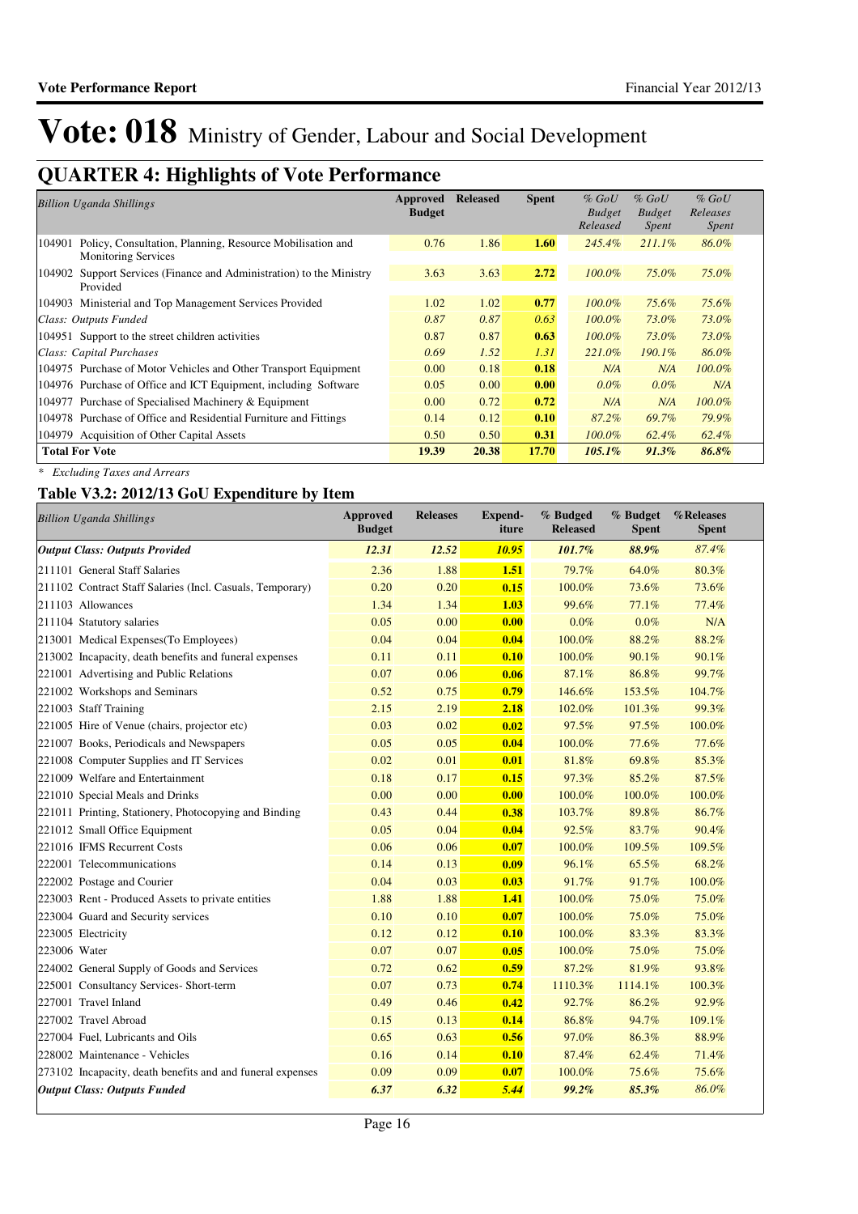# Vote: 018 Ministry of Gender, Labour and Social Development

## QUARTER 4: Highlights of Vote Performance

| *Billion Uganda Shillings* | Approved Budget | Released | Spent | *% GoU Budget Released* | *% GoU Budget Spent* | *% GoU Releases Spent* |
|---|---|---|---|---|---|---|
| 104901 Policy, Consultation, Planning, Resource Mobilisation and Monitoring Services | 0.76 | 1.86 | **1.60** | *245.4%* | *211.1%* | *86.0%* |
| 104902 Support Services (Finance and Administration) to the Ministry Provided | 3.63 | 3.63 | **2.72** | *100.0%* | *75.0%* | *75.0%* |
| 104903 Ministerial and Top Management Services Provided | 1.02 | 1.02 | **0.77** | *100.0%* | *75.6%* | *75.6%* |
| *Class: Outputs Funded* | *0.87* | *0.87* | *0.63* | *100.0%* | *73.0%* | *73.0%* |
| 104951 Support to the street children activities | 0.87 | 0.87 | **0.63** | *100.0%* | *73.0%* | *73.0%* |
| *Class: Capital Purchases* | *0.69* | *1.52* | *1.31* | *221.0%* | *190.1%* | *86.0%* |
| 104975 Purchase of Motor Vehicles and Other Transport Equipment | 0.00 | 0.18 | **0.18** | *N/A* | *N/A* | *100.0%* |
| 104976 Purchase of Office and ICT Equipment, including Software | 0.05 | 0.00 | **0.00** | *0.0%* | *0.0%* | *N/A* |
| 104977 Purchase of Specialised Machinery & Equipment | 0.00 | 0.72 | **0.72** | *N/A* | *N/A* | *100.0%* |
| 104978 Purchase of Office and Residential Furniture and Fittings | 0.14 | 0.12 | **0.10** | *87.2%* | *69.7%* | *79.9%* |
| 104979 Acquisition of Other Capital Assets | 0.50 | 0.50 | **0.31** | *100.0%* | *62.4%* | *62.4%* |
| **Total For Vote** | **19.39** | **20.38** | **17.70** | ***105.1%*** | ***91.3%*** | ***86.8%*** |

*\* Excluding Taxes and Arrears*

### Table V3.2: 2012/13 GoU Expenditure by Item

| *Billion Uganda Shillings* | Approved Budget | Releases | Expend-iture | % Budged Released | % Budget Spent | %Releases Spent |
|---|---|---|---|---|---|---|
| ***Output Class: Outputs Provided*** | ***12.31*** | ***12.52*** | ***10.95*** | ***101.7%*** | ***88.9%*** | *87.4%* |
| 211101 General Staff Salaries | 2.36 | 1.88 | **1.51** | 79.7% | 64.0% | 80.3% |
| 211102 Contract Staff Salaries (Incl. Casuals, Temporary) | 0.20 | 0.20 | **0.15** | 100.0% | 73.6% | 73.6% |
| 211103 Allowances | 1.34 | 1.34 | **1.03** | 99.6% | 77.1% | 77.4% |
| 211104 Statutory salaries | 0.05 | 0.00 | **0.00** | 0.0% | 0.0% | N/A |
| 213001 Medical Expenses(To Employees) | 0.04 | 0.04 | **0.04** | 100.0% | 88.2% | 88.2% |
| 213002 Incapacity, death benefits and funeral expenses | 0.11 | 0.11 | **0.10** | 100.0% | 90.1% | 90.1% |
| 221001 Advertising and Public Relations | 0.07 | 0.06 | **0.06** | 87.1% | 86.8% | 99.7% |
| 221002 Workshops and Seminars | 0.52 | 0.75 | **0.79** | 146.6% | 153.5% | 104.7% |
| 221003 Staff Training | 2.15 | 2.19 | **2.18** | 102.0% | 101.3% | 99.3% |
| 221005 Hire of Venue (chairs, projector etc) | 0.03 | 0.02 | **0.02** | 97.5% | 97.5% | 100.0% |
| 221007 Books, Periodicals and Newspapers | 0.05 | 0.05 | **0.04** | 100.0% | 77.6% | 77.6% |
| 221008 Computer Supplies and IT Services | 0.02 | 0.01 | **0.01** | 81.8% | 69.8% | 85.3% |
| 221009 Welfare and Entertainment | 0.18 | 0.17 | **0.15** | 97.3% | 85.2% | 87.5% |
| 221010 Special Meals and Drinks | 0.00 | 0.00 | **0.00** | 100.0% | 100.0% | 100.0% |
| 221011 Printing, Stationery, Photocopying and Binding | 0.43 | 0.44 | **0.38** | 103.7% | 89.8% | 86.7% |
| 221012 Small Office Equipment | 0.05 | 0.04 | **0.04** | 92.5% | 83.7% | 90.4% |
| 221016 IFMS Recurrent Costs | 0.06 | 0.06 | **0.07** | 100.0% | 109.5% | 109.5% |
| 222001 Telecommunications | 0.14 | 0.13 | **0.09** | 96.1% | 65.5% | 68.2% |
| 222002 Postage and Courier | 0.04 | 0.03 | **0.03** | 91.7% | 91.7% | 100.0% |
| 223003 Rent - Produced Assets to private entities | 1.88 | 1.88 | **1.41** | 100.0% | 75.0% | 75.0% |
| 223004 Guard and Security services | 0.10 | 0.10 | **0.07** | 100.0% | 75.0% | 75.0% |
| 223005 Electricity | 0.12 | 0.12 | **0.10** | 100.0% | 83.3% | 83.3% |
| 223006 Water | 0.07 | 0.07 | **0.05** | 100.0% | 75.0% | 75.0% |
| 224002 General Supply of Goods and Services | 0.72 | 0.62 | **0.59** | 87.2% | 81.9% | 93.8% |
| 225001 Consultancy Services- Short-term | 0.07 | 0.73 | **0.74** | 1110.3% | 1114.1% | 100.3% |
| 227001 Travel Inland | 0.49 | 0.46 | **0.42** | 92.7% | 86.2% | 92.9% |
| 227002 Travel Abroad | 0.15 | 0.13 | **0.14** | 86.8% | 94.7% | 109.1% |
| 227004 Fuel, Lubricants and Oils | 0.65 | 0.63 | **0.56** | 97.0% | 86.3% | 88.9% |
| 228002 Maintenance - Vehicles | 0.16 | 0.14 | **0.10** | 87.4% | 62.4% | 71.4% |
| 273102 Incapacity, death benefits and and funeral expenses | 0.09 | 0.09 | **0.07** | 100.0% | 75.6% | 75.6% |
| ***Output Class: Outputs Funded*** | ***6.37*** | ***6.32*** | ***5.44*** | ***99.2%*** | ***85.3%*** | *86.0%* |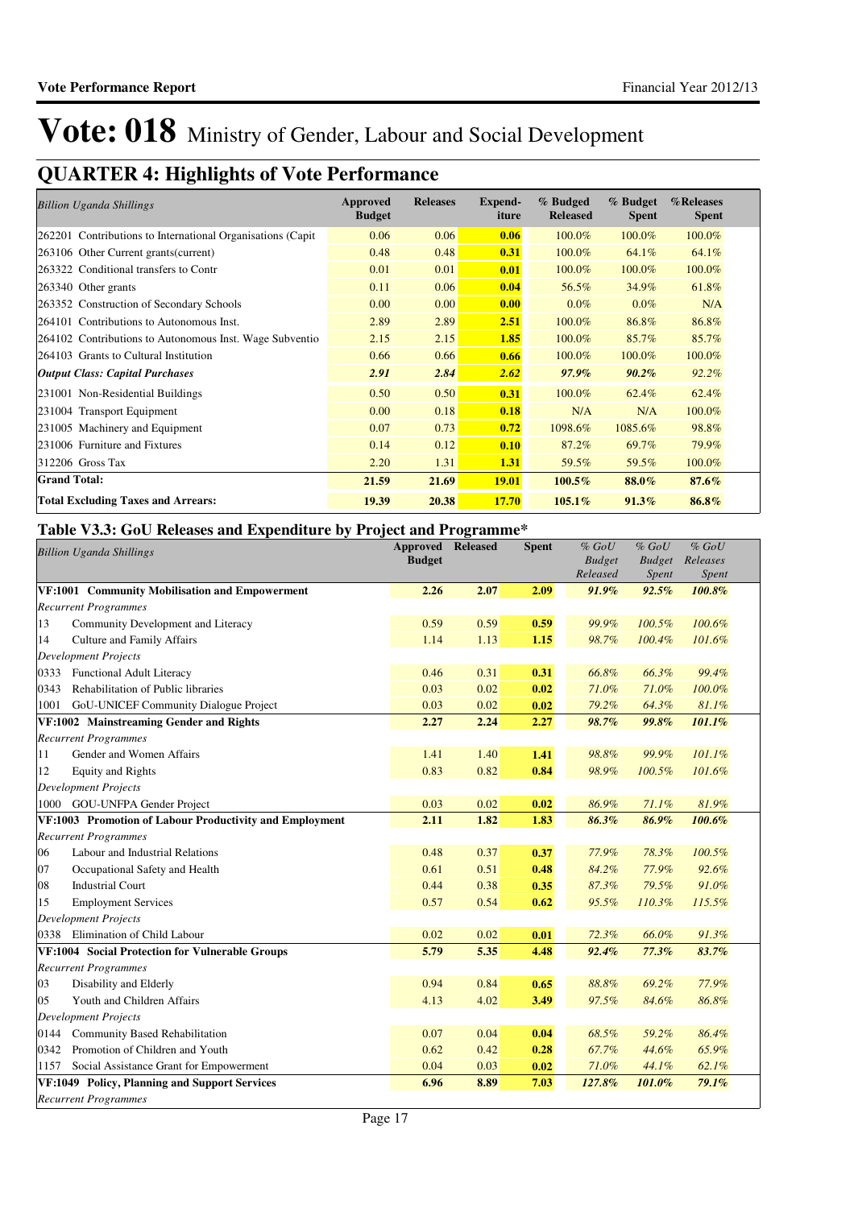# Vote: 018 Ministry of Gender, Labour and Social Development

## QUARTER 4: Highlights of Vote Performance

| *Billion Uganda Shillings* | Approved Budget | Releases | Expend-iture | % Budged Released | % Budget Spent | %Releases Spent |
|---|---|---|---|---|---|---|
| 262201 Contributions to International Organisations (Capit | 0.06 | 0.06 | **0.06** | 100.0% | 100.0% | 100.0% |
| 263106 Other Current grants(current) | 0.48 | 0.48 | **0.31** | 100.0% | 64.1% | 64.1% |
| 263322 Conditional transfers to Contr | 0.01 | 0.01 | **0.01** | 100.0% | 100.0% | 100.0% |
| 263340 Other grants | 0.11 | 0.06 | **0.04** | 56.5% | 34.9% | 61.8% |
| 263352 Construction of Secondary Schools | 0.00 | 0.00 | **0.00** | 0.0% | 0.0% | N/A |
| 264101 Contributions to Autonomous Inst. | 2.89 | 2.89 | **2.51** | 100.0% | 86.8% | 86.8% |
| 264102 Contributions to Autonomous Inst. Wage Subventio | 2.15 | 2.15 | **1.85** | 100.0% | 85.7% | 85.7% |
| 264103 Grants to Cultural Institution | 0.66 | 0.66 | **0.66** | 100.0% | 100.0% | 100.0% |
| ***Output Class: Capital Purchases*** | ***2.91*** | ***2.84*** | ***2.62*** | ***97.9%*** | ***90.2%*** | *92.2%* |
| 231001 Non-Residential Buildings | 0.50 | 0.50 | **0.31** | 100.0% | 62.4% | 62.4% |
| 231004 Transport Equipment | 0.00 | 0.18 | **0.18** | N/A | N/A | 100.0% |
| 231005 Machinery and Equipment | 0.07 | 0.73 | **0.72** | 1098.6% | 1085.6% | 98.8% |
| 231006 Furniture and Fixtures | 0.14 | 0.12 | **0.10** | 87.2% | 69.7% | 79.9% |
| 312206 Gross Tax | 2.20 | 1.31 | **1.31** | 59.5% | 59.5% | 100.0% |
| **Grand Total:** | **21.59** | **21.69** | **19.01** | **100.5%** | **88.0%** | **87.6%** |
| **Total Excluding Taxes and Arrears:** | **19.39** | **20.38** | **17.70** | **105.1%** | **91.3%** | **86.8%** |

### Table V3.3: GoU Releases and Expenditure by Project and Programme*

| *Billion Uganda Shillings* | Approved Budget | Released | Spent | *% GoU Budget Released* | *% GoU Budget Spent* | *% GoU Releases Spent* |
|---|---|---|---|---|---|---|
| **VF:1001 Community Mobilisation and Empowerment** | **2.26** | **2.07** | **2.09** | ***91.9%*** | ***92.5%*** | ***100.8%*** |
| *Recurrent Programmes* | | | | | | |
| 13 Community Development and Literacy | 0.59 | 0.59 | **0.59** | *99.9%* | *100.5%* | *100.6%* |
| 14 Culture and Family Affairs | 1.14 | 1.13 | **1.15** | *98.7%* | *100.4%* | *101.6%* |
| *Development Projects* | | | | | | |
| 0333 Functional Adult Literacy | 0.46 | 0.31 | **0.31** | *66.8%* | *66.3%* | *99.4%* |
| 0343 Rehabilitation of Public libraries | 0.03 | 0.02 | **0.02** | *71.0%* | *71.0%* | *100.0%* |
| 1001 GoU-UNICEF Community Dialogue Project | 0.03 | 0.02 | **0.02** | *79.2%* | *64.3%* | *81.1%* |
| **VF:1002 Mainstreaming Gender and Rights** | **2.27** | **2.24** | **2.27** | ***98.7%*** | ***99.8%*** | ***101.1%*** |
| *Recurrent Programmes* | | | | | | |
| 11 Gender and Women Affairs | 1.41 | 1.40 | **1.41** | *98.8%* | *99.9%* | *101.1%* |
| 12 Equity and Rights | 0.83 | 0.82 | **0.84** | *98.9%* | *100.5%* | *101.6%* |
| *Development Projects* | | | | | | |
| 1000 GOU-UNFPA Gender Project | 0.03 | 0.02 | **0.02** | *86.9%* | *71.1%* | *81.9%* |
| **VF:1003 Promotion of Labour Productivity and Employment** | **2.11** | **1.82** | **1.83** | ***86.3%*** | ***86.9%*** | ***100.6%*** |
| *Recurrent Programmes* | | | | | | |
| 06 Labour and Industrial Relations | 0.48 | 0.37 | **0.37** | *77.9%* | *78.3%* | *100.5%* |
| 07 Occupational Safety and Health | 0.61 | 0.51 | **0.48** | *84.2%* | *77.9%* | *92.6%* |
| 08 Industrial Court | 0.44 | 0.38 | **0.35** | *87.3%* | *79.5%* | *91.0%* |
| 15 Employment Services | 0.57 | 0.54 | **0.62** | *95.5%* | *110.3%* | *115.5%* |
| *Development Projects* | | | | | | |
| 0338 Elimination of Child Labour | 0.02 | 0.02 | **0.01** | *72.3%* | *66.0%* | *91.3%* |
| **VF:1004 Social Protection for Vulnerable Groups** | **5.79** | **5.35** | **4.48** | ***92.4%*** | ***77.3%*** | ***83.7%*** |
| *Recurrent Programmes* | | | | | | |
| 03 Disability and Elderly | 0.94 | 0.84 | **0.65** | *88.8%* | *69.2%* | *77.9%* |
| 05 Youth and Children Affairs | 4.13 | 4.02 | **3.49** | *97.5%* | *84.6%* | *86.8%* |
| *Development Projects* | | | | | | |
| 0144 Community Based Rehabilitation | 0.07 | 0.04 | **0.04** | *68.5%* | *59.2%* | *86.4%* |
| 0342 Promotion of Children and Youth | 0.62 | 0.42 | **0.28** | *67.7%* | *44.6%* | *65.9%* |
| 1157 Social Assistance Grant for Empowerment | 0.04 | 0.03 | **0.02** | *71.0%* | *44.1%* | *62.1%* |
| **VF:1049 Policy, Planning and Support Services** | **6.96** | **8.89** | **7.03** | ***127.8%*** | ***101.0%*** | ***79.1%*** |
| *Recurrent Programmes* | | | | | | |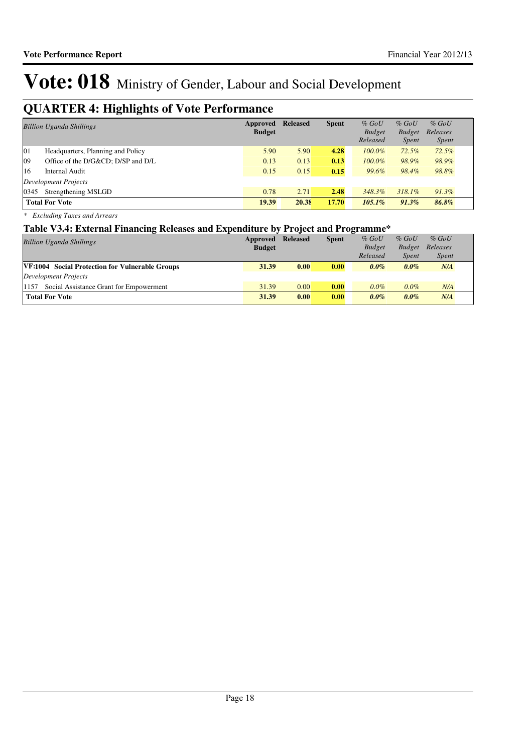# Vote: 018 Ministry of Gender, Labour and Social Development

## QUARTER 4: Highlights of Vote Performance

| *Billion Uganda Shillings* | Approved Budget | Released | Spent | *% GoU Budget Released* | *% GoU Budget Spent* | *% GoU Releases Spent* |
|---|---|---|---|---|---|---|
| 01 Headquarters, Planning and Policy | 5.90 | 5.90 | **4.28** | *100.0%* | *72.5%* | *72.5%* |
| 09 Office of the D/G&CD; D/SP and D/L | 0.13 | 0.13 | **0.13** | *100.0%* | *98.9%* | *98.9%* |
| 16 Internal Audit | 0.15 | 0.15 | **0.15** | *99.6%* | *98.4%* | *98.8%* |
| *Development Projects* | | | | | | |
| 0345 Strengthening MSLGD | 0.78 | 2.71 | **2.48** | *348.3%* | *318.1%* | *91.3%* |
| **Total For Vote** | **19.39** | **20.38** | **17.70** | ***105.1%*** | ***91.3%*** | ***86.8%*** |

*\* Excluding Taxes and Arrears*

### Table V3.4: External Financing Releases and Expenditure by Project and Programme*

| *Billion Uganda Shillings* | Approved Budget | Released | Spent | *% GoU Budget Released* | *% GoU Budget Spent* | *% GoU Releases Spent* |
|---|---|---|---|---|---|---|
| **VF:1004 Social Protection for Vulnerable Groups** | **31.39** | **0.00** | **0.00** | ***0.0%*** | ***0.0%*** | ***N/A*** |
| *Development Projects* | | | | | | |
| 1157 Social Assistance Grant for Empowerment | 31.39 | 0.00 | **0.00** | *0.0%* | *0.0%* | *N/A* |
| **Total For Vote** | **31.39** | **0.00** | **0.00** | ***0.0%*** | ***0.0%*** | ***N/A*** |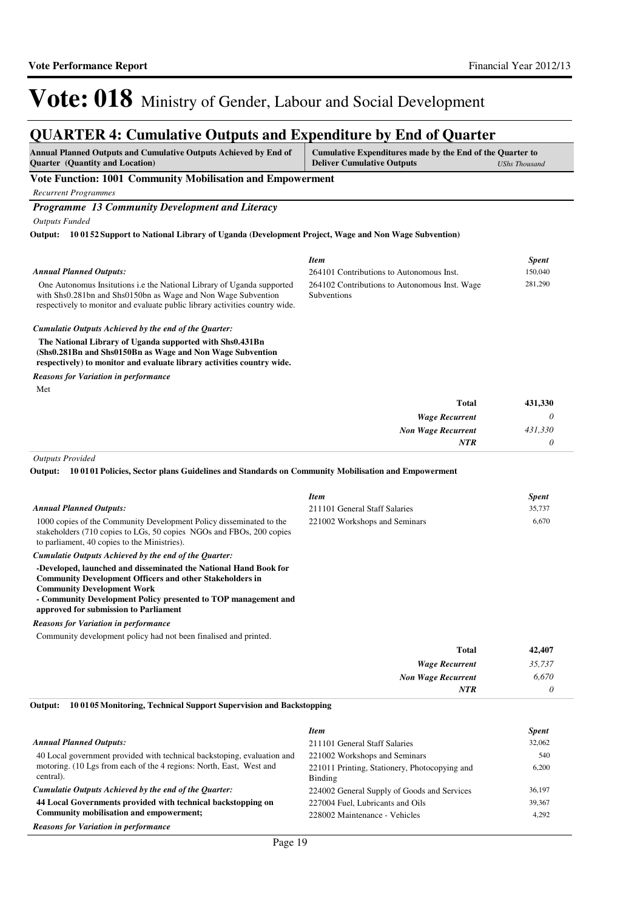# Vote: 018 Ministry of Gender, Labour and Social Development

## QUARTER 4: Cumulative Outputs and Expenditure by End of Quarter

| Annual Planned Outputs and Cumulative Outputs Achieved by End of Quarter (Quantity and Location) | Cumulative Expenditures made by the End of the Quarter to Deliver Cumulative Outputs *UShs Thousand* |
|---|---|

### Vote Function: 1001 Community Mobilisation and Empowerment

*Recurrent Programmes*

#### *Programme 13 Community Development and Literacy*

*Outputs Funded*

**Output: 10 01 52 Support to National Library of Uganda (Development Project, Wage and Non Wage Subvention)**

*Annual Planned Outputs:*

One Autonomus Insitutions i.e the National Library of Uganda supported with Shs0.281bn and Shs0150bn as Wage and Non Wage Subvention respectively to monitor and evaluate public library activities country wide.

*Cumulatie Outputs Achieved by the end of the Quarter:*

**The National Library of Uganda supported with Shs0.431Bn (Shs0.281Bn and Shs0150Bn as Wage and Non Wage Subvention respectively) to monitor and evaluate library activities country wide.**

*Reasons for Variation in performance*

Met

| *Item* | *Spent* |
|---|---|
| 264101 Contributions to Autonomous Inst. | 150,040 |
| 264102 Contributions to Autonomous Inst. Wage Subventions | 281,290 |
| **Total** | **431,330** |
| ***Wage Recurrent*** | *0* |
| ***Non Wage Recurrent*** | *431,330* |
| ***NTR*** | *0* |

*Outputs Provided*

**Output: 10 01 01 Policies, Sector plans Guidelines and Standards on Community Mobilisation and Empowerment**

*Annual Planned Outputs:*

1000 copies of the Community Development Policy disseminated to the stakeholders (710 copies to LGs, 50 copies NGOs and FBOs, 200 copies to parliament, 40 copies to the Ministries).

*Cumulatie Outputs Achieved by the end of the Quarter:*

**-Developed, launched and disseminated the National Hand Book for Community Development Officers and other Stakeholders in Community Development Work**
**- Community Development Policy presented to TOP management and approved for submission to Parliament**

*Reasons for Variation in performance*

Community development policy had not been finalised and printed.

| *Item* | *Spent* |
|---|---|
| 211101 General Staff Salaries | 35,737 |
| 221002 Workshops and Seminars | 6,670 |
| **Total** | **42,407** |
| ***Wage Recurrent*** | *35,737* |
| ***Non Wage Recurrent*** | *6,670* |
| ***NTR*** | *0* |

**Output: 10 01 05 Monitoring, Technical Support Supervision and Backstopping**

*Annual Planned Outputs:*

40 Local government provided with technical backstoping, evaluation and motoring. (10 Lgs from each of the 4 regions: North, East, West and central).

*Cumulatie Outputs Achieved by the end of the Quarter:*

**44 Local Governments provided with technical backstopping on Community mobilisation and empowerment;**

*Reasons for Variation in performance*

| *Item* | *Spent* |
|---|---|
| 211101 General Staff Salaries | 32,062 |
| 221002 Workshops and Seminars | 540 |
| 221011 Printing, Stationery, Photocopying and Binding | 6,200 |
| 224002 General Supply of Goods and Services | 36,197 |
| 227004 Fuel, Lubricants and Oils | 39,367 |
| 228002 Maintenance - Vehicles | 4,292 |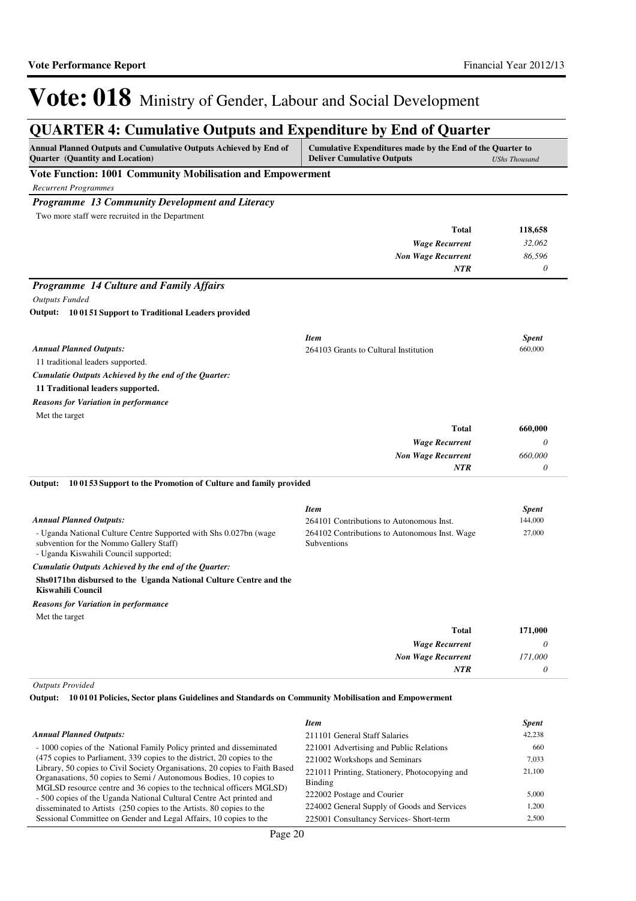# Vote: 018 Ministry of Gender, Labour and Social Development

## QUARTER 4: Cumulative Outputs and Expenditure by End of Quarter

| Annual Planned Outputs and Cumulative Outputs Achieved by End of Quarter (Quantity and Location) | Cumulative Expenditures made by the End of the Quarter to Deliver Cumulative Outputs | *UShs Thousand* |
|---|---|---|

### Vote Function: 1001 Community Mobilisation and Empowerment

*Recurrent Programmes*

#### *Programme 13 Community Development and Literacy*

Two more staff were recruited in the Department

| | |
|---|---|
| **Total** | **118,658** |
| *Wage Recurrent* | *32,062* |
| *Non Wage Recurrent* | *86,596* |
| *NTR* | *0* |

#### *Programme 14 Culture and Family Affairs*

*Outputs Funded*

**Output: 10 01 51 Support to Traditional Leaders provided**

*Annual Planned Outputs:*

11 traditional leaders supported.

*Cumulatie Outputs Achieved by the end of the Quarter:*

**11 Traditional leaders supported.**

*Reasons for Variation in performance*

Met the target

| *Item* | *Spent* |
|---|---|
| 264103 Grants to Cultural Institution | 660,000 |
| **Total** | **660,000** |
| *Wage Recurrent* | *0* |
| *Non Wage Recurrent* | *660,000* |
| *NTR* | *0* |

**Output: 10 01 53 Support to the Promotion of Culture and family provided**

*Annual Planned Outputs:*

- Uganda National Culture Centre Supported with Shs 0.027bn (wage subvention for the Nommo Gallery Staff)
- Uganda Kiswahili Council supported;

*Cumulatie Outputs Achieved by the end of the Quarter:*

**Shs0171bn disbursed to the Uganda National Culture Centre and the Kiswahili Council**

*Reasons for Variation in performance*

Met the target

| *Item* | *Spent* |
|---|---|
| 264101 Contributions to Autonomous Inst. | 144,000 |
| 264102 Contributions to Autonomous Inst. Wage Subventions | 27,000 |
| **Total** | **171,000** |
| *Wage Recurrent* | *0* |
| *Non Wage Recurrent* | *171,000* |
| *NTR* | *0* |

*Outputs Provided*

**Output: 10 01 01 Policies, Sector plans Guidelines and Standards on Community Mobilisation and Empowerment**

*Annual Planned Outputs:*

- 1000 copies of the National Family Policy printed and disseminated (475 copies to Parliament, 339 copies to the district, 20 copies to the Library, 50 copies to Civil Society Organisations, 20 copies to Faith Based Organasations, 50 copies to Semi / Autonomous Bodies, 10 copies to MGLSD resource centre and 36 copies to the technical officers MGLSD)
- 500 copies of the Uganda National Cultural Centre Act printed and disseminated to Artists (250 copies to the Artists. 80 copies to the Sessional Committee on Gender and Legal Affairs, 10 copies to the

| *Item* | *Spent* |
|---|---|
| 211101 General Staff Salaries | 42,238 |
| 221001 Advertising and Public Relations | 660 |
| 221002 Workshops and Seminars | 7,033 |
| 221011 Printing, Stationery, Photocopying and Binding | 21,100 |
| 222002 Postage and Courier | 5,000 |
| 224002 General Supply of Goods and Services | 1,200 |
| 225001 Consultancy Services- Short-term | 2,500 |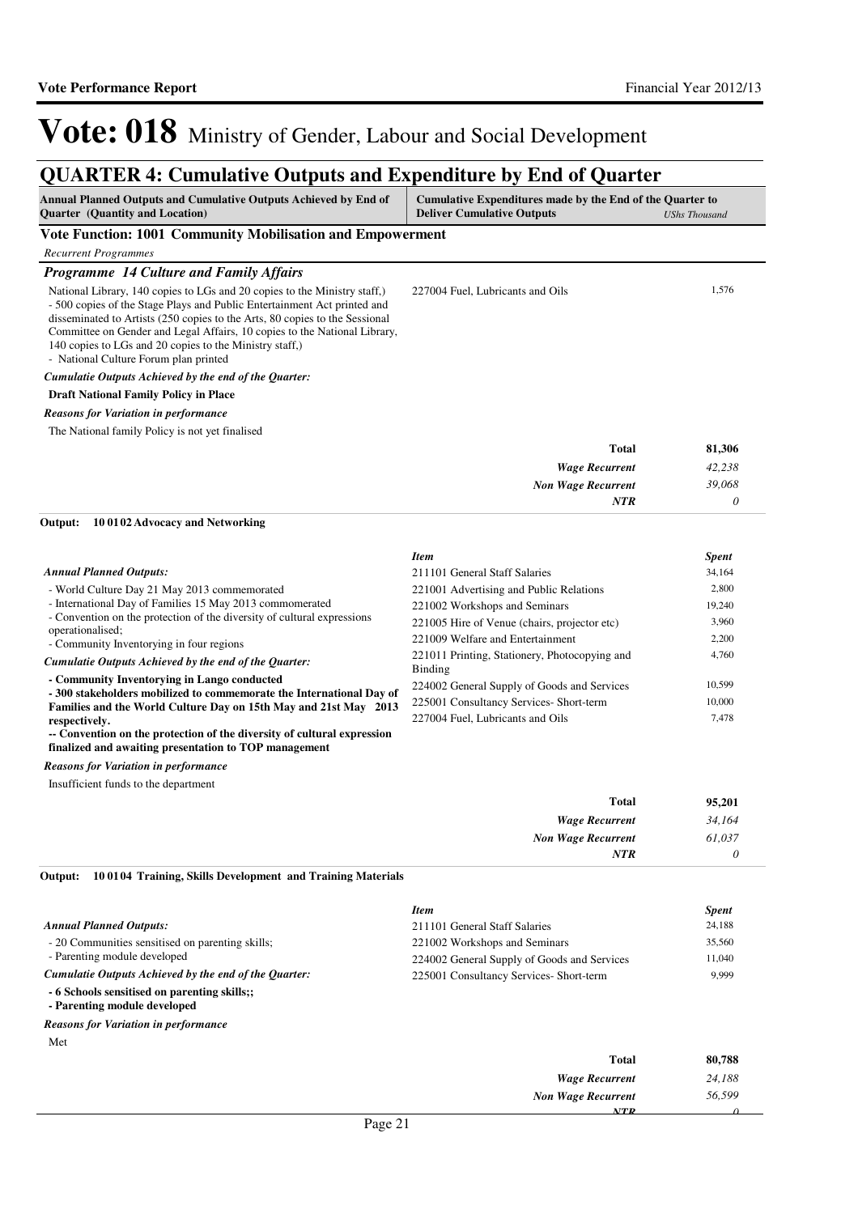# Vote: 018 Ministry of Gender, Labour and Social Development

## QUARTER 4: Cumulative Outputs and Expenditure by End of Quarter

| Annual Planned Outputs and Cumulative Outputs Achieved by End of Quarter (Quantity and Location) | Cumulative Expenditures made by the End of the Quarter to Deliver Cumulative Outputs | *UShs Thousand* |
|---|---|---|

### Vote Function: 1001 Community Mobilisation and Empowerment

*Recurrent Programmes*

#### *Programme 14 Culture and Family Affairs*

National Library, 140 copies to LGs and 20 copies to the Ministry staff,)
- 500 copies of the Stage Plays and Public Entertainment Act printed and disseminated to Artists (250 copies to the Arts, 80 copies to the Sessional Committee on Gender and Legal Affairs, 10 copies to the National Library, 140 copies to LGs and 20 copies to the Ministry staff,)
- National Culture Forum plan printed

| Item | Spent |
|---|---|
| 227004 Fuel, Lubricants and Oils | 1,576 |

***Cumulatie Outputs Achieved by the end of the Quarter:***

**Draft National Family Policy in Place**

***Reasons for Variation in performance***

The National family Policy is not yet finalised

| | |
|---|---|
| **Total** | **81,306** |
| ***Wage Recurrent*** | *42,238* |
| ***Non Wage Recurrent*** | *39,068* |
| ***NTR*** | *0* |

**Output: 10 01 02 Advocacy and Networking**

***Annual Planned Outputs:***

- World Culture Day 21 May 2013 commemorated
- International Day of Families 15 May 2013 commomerated
- Convention on the protection of the diversity of cultural expressions operationalised;
- Community Inventorying in four regions

***Cumulatie Outputs Achieved by the end of the Quarter:***

**- Community Inventorying in Lango conducted**
**- 300 stakeholders mobilized to commemorate the International Day of Families and the World Culture Day on 15th May and 21st May 2013 respectively.**
**-- Convention on the protection of the diversity of cultural expression finalized and awaiting presentation to TOP management**

***Reasons for Variation in performance***

Insufficient funds to the department

| *Item* | *Spent* |
|---|---|
| 211101 General Staff Salaries | 34,164 |
| 221001 Advertising and Public Relations | 2,800 |
| 221002 Workshops and Seminars | 19,240 |
| 221005 Hire of Venue (chairs, projector etc) | 3,960 |
| 221009 Welfare and Entertainment | 2,200 |
| 221011 Printing, Stationery, Photocopying and Binding | 4,760 |
| 224002 General Supply of Goods and Services | 10,599 |
| 225001 Consultancy Services- Short-term | 10,000 |
| 227004 Fuel, Lubricants and Oils | 7,478 |

| | |
|---|---|
| **Total** | **95,201** |
| ***Wage Recurrent*** | *34,164* |
| ***Non Wage Recurrent*** | *61,037* |
| ***NTR*** | *0* |

**Output: 10 01 04 Training, Skills Development and Training Materials**

***Annual Planned Outputs:***

- 20 Communities sensitised on parenting skills;
- Parenting module developed

***Cumulatie Outputs Achieved by the end of the Quarter:***

**- 6 Schools sensitised on parenting skills;;**
**- Parenting module developed**

***Reasons for Variation in performance***

Met

| *Item* | *Spent* |
|---|---|
| 211101 General Staff Salaries | 24,188 |
| 221002 Workshops and Seminars | 35,560 |
| 224002 General Supply of Goods and Services | 11,040 |
| 225001 Consultancy Services- Short-term | 9,999 |

| | |
|---|---|
| **Total** | **80,788** |
| ***Wage Recurrent*** | *24,188* |
| ***Non Wage Recurrent*** | *56,599* |
| ***NTR*** | *0* |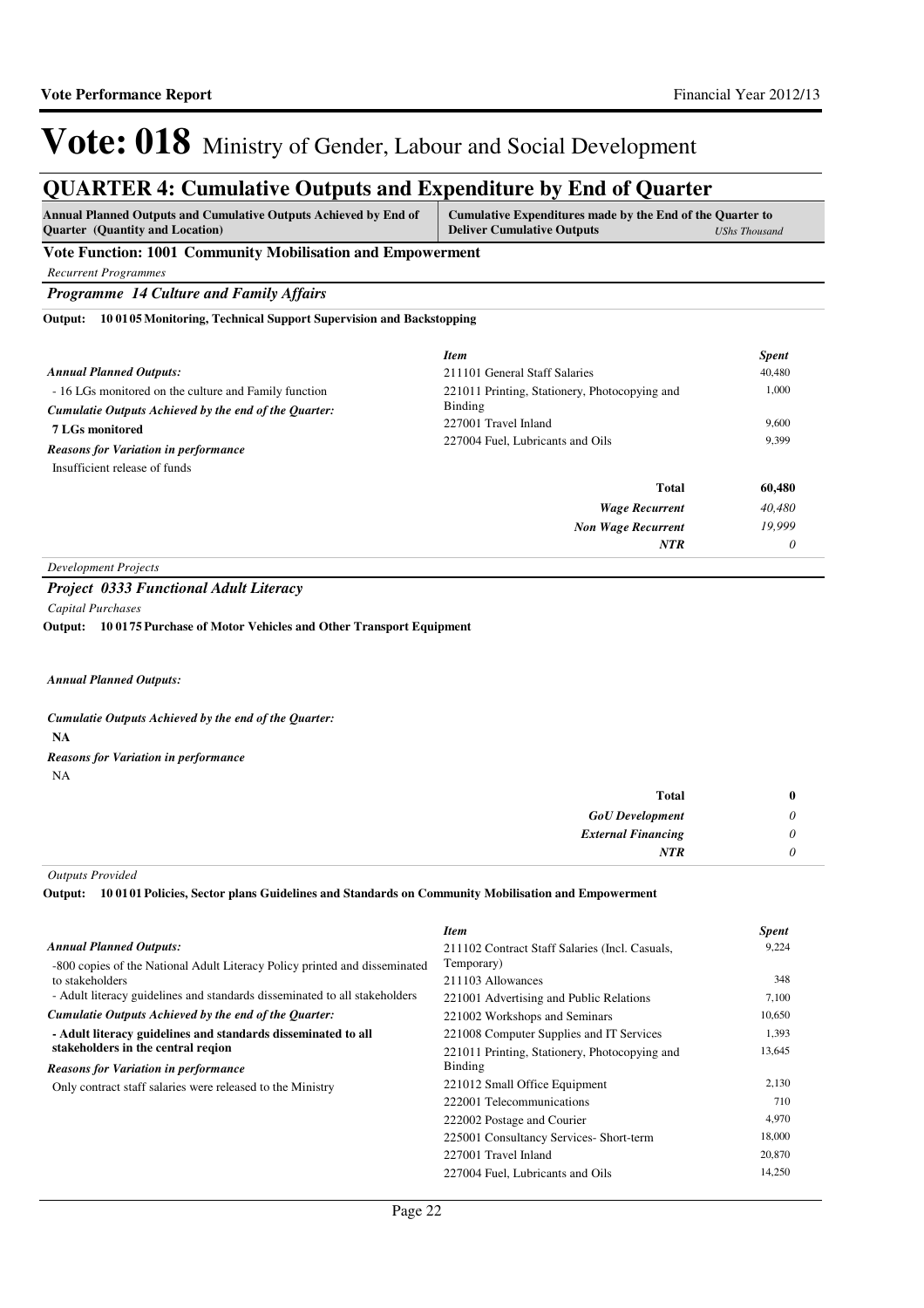# Vote: 018 Ministry of Gender, Labour and Social Development

## QUARTER 4: Cumulative Outputs and Expenditure by End of Quarter

| Annual Planned Outputs and Cumulative Outputs Achieved by End of Quarter (Quantity and Location) | Cumulative Expenditures made by the End of the Quarter to Deliver Cumulative Outputs *UShs Thousand* |
|---|---|

**Vote Function: 1001 Community Mobilisation and Empowerment**

*Recurrent Programmes*

### *Programme 14 Culture and Family Affairs*

**Output: 10 01 05 Monitoring, Technical Support Supervision and Backstopping**

*Annual Planned Outputs:*

- 16 LGs monitored on the culture and Family function

*Cumulatie Outputs Achieved by the end of the Quarter:*

**7 LGs monitored**

*Reasons for Variation in performance*

Insufficient release of funds

| *Item* | *Spent* |
|---|---|
| 211101 General Staff Salaries | 40,480 |
| 221011 Printing, Stationery, Photocopying and Binding | 1,000 |
| 227001 Travel Inland | 9,600 |
| 227004 Fuel, Lubricants and Oils | 9,399 |
| **Total** | **60,480** |
| ***Wage Recurrent*** | *40,480* |
| ***Non Wage Recurrent*** | *19,999* |
| ***NTR*** | *0* |

*Development Projects*

### *Project 0333 Functional Adult Literacy*

*Capital Purchases*

**Output: 10 01 75 Purchase of Motor Vehicles and Other Transport Equipment**

*Annual Planned Outputs:*

*Cumulatie Outputs Achieved by the end of the Quarter:*

**NA**

*Reasons for Variation in performance*

NA

| | |
|---|---|
| **Total** | **0** |
| ***GoU Development*** | *0* |
| ***External Financing*** | *0* |
| ***NTR*** | *0* |

*Outputs Provided*

**Output: 10 01 01 Policies, Sector plans Guidelines and Standards on Community Mobilisation and Empowerment**

*Annual Planned Outputs:*

-800 copies of the National Adult Literacy Policy printed and disseminated to stakeholders
- Adult literacy guidelines and standards disseminated to all stakeholders

*Cumulatie Outputs Achieved by the end of the Quarter:*

**- Adult literacy guidelines and standards disseminated to all stakeholders in the central reqion**

*Reasons for Variation in performance*

Only contract staff salaries were released to the Ministry

| *Item* | *Spent* |
|---|---|
| 211102 Contract Staff Salaries (Incl. Casuals, Temporary) | 9,224 |
| 211103 Allowances | 348 |
| 221001 Advertising and Public Relations | 7,100 |
| 221002 Workshops and Seminars | 10,650 |
| 221008 Computer Supplies and IT Services | 1,393 |
| 221011 Printing, Stationery, Photocopying and Binding | 13,645 |
| 221012 Small Office Equipment | 2,130 |
| 222001 Telecommunications | 710 |
| 222002 Postage and Courier | 4,970 |
| 225001 Consultancy Services- Short-term | 18,000 |
| 227001 Travel Inland | 20,870 |
| 227004 Fuel, Lubricants and Oils | 14,250 |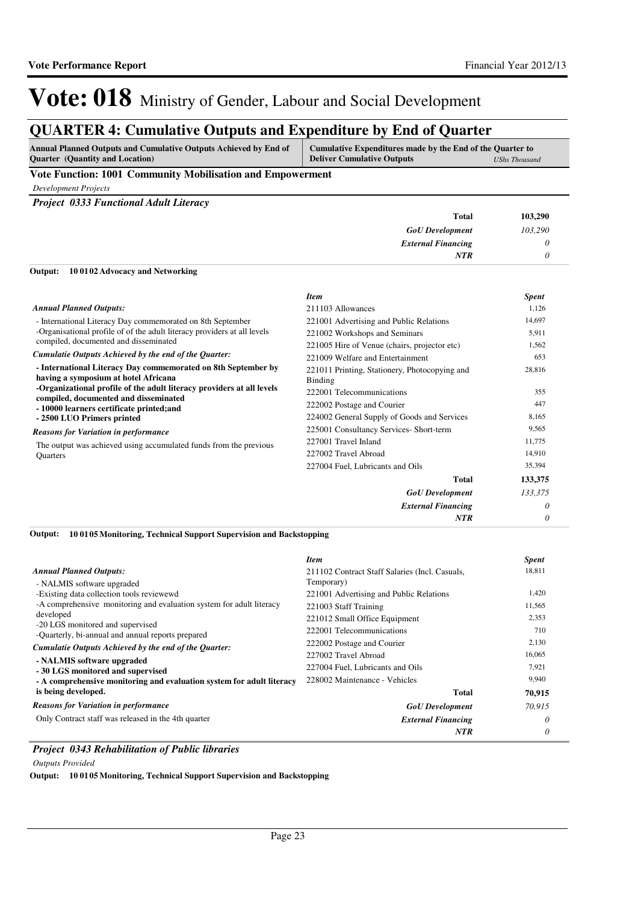# Vote: 018 Ministry of Gender, Labour and Social Development

## QUARTER 4: Cumulative Outputs and Expenditure by End of Quarter

| Annual Planned Outputs and Cumulative Outputs Achieved by End of Quarter (Quantity and Location) | Cumulative Expenditures made by the End of the Quarter to Deliver Cumulative Outputs | *UShs Thousand* |
|---|---|---|

**Vote Function: 1001 Community Mobilisation and Empowerment**

*Development Projects*

***Project 0333 Functional Adult Literacy***

| | |
|---|---|
| **Total** | **103,290** |
| *GoU Development* | *103,290* |
| *External Financing* | *0* |
| *NTR* | *0* |

**Output: 10 01 02 Advocacy and Networking**

*Annual Planned Outputs:*

- International Literacy Day commemorated on 8th September
-Organisational profile of of the adult literacy providers at all levels compiled, documented and disseminated

*Cumulatie Outputs Achieved by the end of the Quarter:*

**- International Literacy Day commemorated on 8th September by having a symposium at hotel Africana**
**-Organizational profile of the adult literacy providers at all levels compiled, documented and disseminated**
**- 10000 learners certificate printed;and**
**- 2500 LUO Primers printed**

*Reasons for Variation in performance*

The output was achieved using accumulated funds from the previous Quarters

| *Item* | *Spent* |
|---|---|
| 211103 Allowances | 1,126 |
| 221001 Advertising and Public Relations | 14,697 |
| 221002 Workshops and Seminars | 5,911 |
| 221005 Hire of Venue (chairs, projector etc) | 1,562 |
| 221009 Welfare and Entertainment | 653 |
| 221011 Printing, Stationery, Photocopying and Binding | 28,816 |
| 222001 Telecommunications | 355 |
| 222002 Postage and Courier | 447 |
| 224002 General Supply of Goods and Services | 8,165 |
| 225001 Consultancy Services- Short-term | 9,565 |
| 227001 Travel Inland | 11,775 |
| 227002 Travel Abroad | 14,910 |
| 227004 Fuel, Lubricants and Oils | 35,394 |
| **Total** | **133,375** |
| *GoU Development* | *133,375* |
| *External Financing* | *0* |
| *NTR* | *0* |

**Output: 10 01 05 Monitoring, Technical Support Supervision and Backstopping**

*Annual Planned Outputs:*

- NALMIS software upgraded
-Existing data collection tools reviewewd
-A comprehensive monitoring and evaluation system for adult literacy developed
-20 LGS monitored and supervised
-Quarterly, bi-annual and annual reports prepared

*Cumulatie Outputs Achieved by the end of the Quarter:*

**- NALMIS software upgraded**
**- 30 LGS monitored and supervised**
**- A comprehensive monitoring and evaluation system for adult literacy is being developed.**

*Reasons for Variation in performance*

Only Contract staff was released in the 4th quarter

| *Item* | *Spent* |
|---|---|
| 211102 Contract Staff Salaries (Incl. Casuals, Temporary) | 18,811 |
| 221001 Advertising and Public Relations | 1,420 |
| 221003 Staff Training | 11,565 |
| 221012 Small Office Equipment | 2,353 |
| 222001 Telecommunications | 710 |
| 222002 Postage and Courier | 2,130 |
| 227002 Travel Abroad | 16,065 |
| 227004 Fuel, Lubricants and Oils | 7,921 |
| 228002 Maintenance - Vehicles | 9,940 |
| **Total** | **70,915** |
| *GoU Development* | *70,915* |
| *External Financing* | *0* |
| *NTR* | *0* |

***Project 0343 Rehabilitation of Public libraries***

*Outputs Provided*

**Output: 10 01 05 Monitoring, Technical Support Supervision and Backstopping**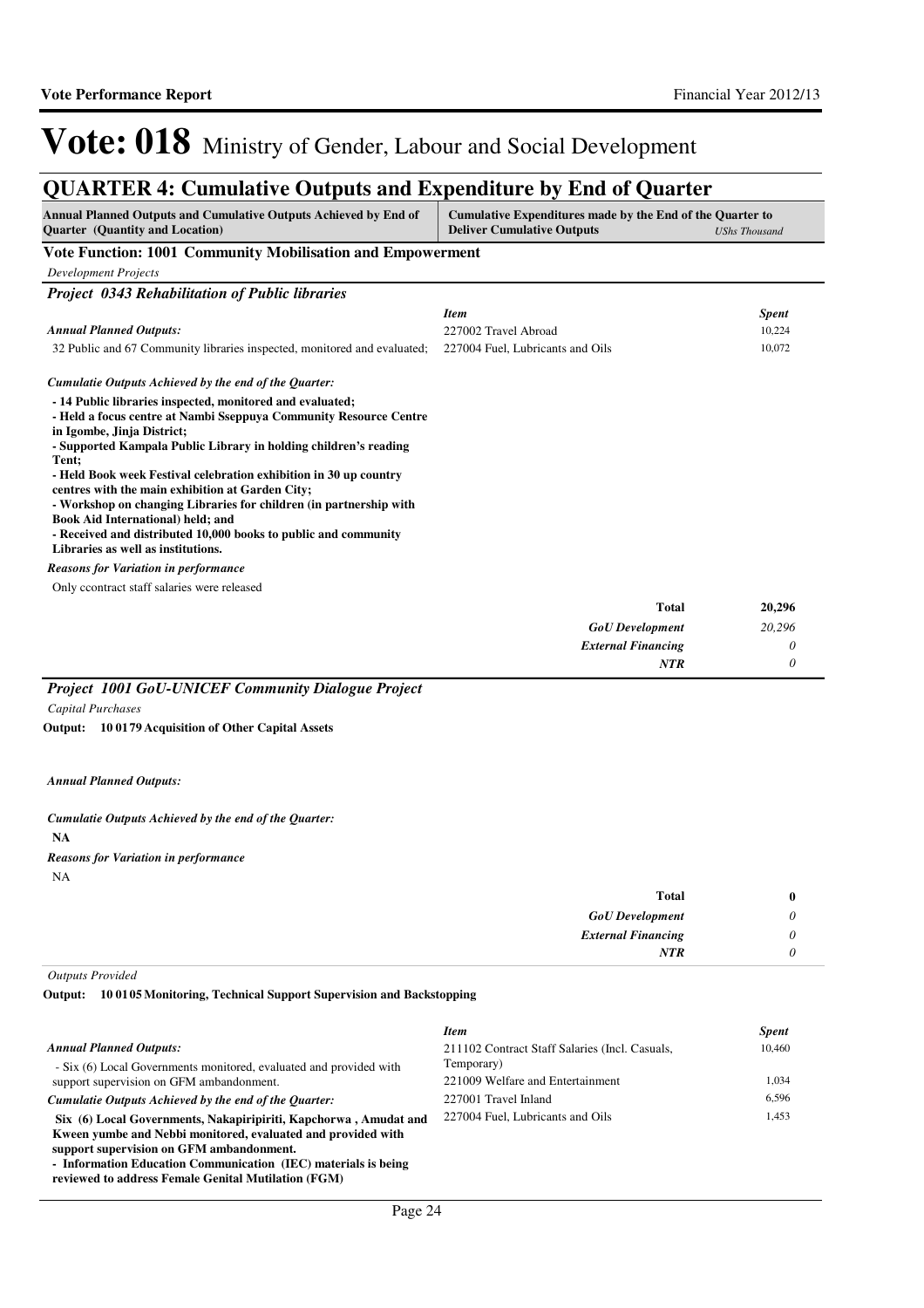# Vote: 018 Ministry of Gender, Labour and Social Development

## QUARTER 4: Cumulative Outputs and Expenditure by End of Quarter

| Annual Planned Outputs and Cumulative Outputs Achieved by End of Quarter (Quantity and Location) | Cumulative Expenditures made by the End of the Quarter to Deliver Cumulative Outputs *UShs Thousand* |
|---|---|

### Vote Function: 1001 Community Mobilisation and Empowerment

*Development Projects*

#### *Project 0343 Rehabilitation of Public libraries*

***Annual Planned Outputs:***

32 Public and 67 Community libraries inspected, monitored and evaluated;

| *Item* | *Spent* |
|---|---|
| 227002 Travel Abroad | 10,224 |
| 227004 Fuel, Lubricants and Oils | 10,072 |

***Cumulatie Outputs Achieved by the end of the Quarter:***

**- 14 Public libraries inspected, monitored and evaluated;**
**- Held a focus centre at Nambi Sseppuya Community Resource Centre in Igombe, Jinja District;**
**- Supported Kampala Public Library in holding children's reading Tent;**
**- Held Book week Festival celebration exhibition in 30 up country centres with the main exhibition at Garden City;**
**- Workshop on changing Libraries for children (in partnership with Book Aid International) held; and**
**- Received and distributed 10,000 books to public and community Libraries as well as institutions.**

***Reasons for Variation in performance***

Only ccontract staff salaries were released

| | |
|---|---|
| **Total** | **20,296** |
| ***GoU Development*** | *20,296* |
| ***External Financing*** | *0* |
| ***NTR*** | *0* |

#### *Project 1001 GoU-UNICEF Community Dialogue Project*

*Capital Purchases*

**Output: 10 01 79 Acquisition of Other Capital Assets**

***Annual Planned Outputs:***

***Cumulatie Outputs Achieved by the end of the Quarter:***

**NA**

***Reasons for Variation in performance***

NA

| | |
|---|---|
| **Total** | **0** |
| ***GoU Development*** | *0* |
| ***External Financing*** | *0* |
| ***NTR*** | *0* |

*Outputs Provided*

**Output: 10 01 05 Monitoring, Technical Support Supervision and Backstopping**

***Annual Planned Outputs:***

- Six (6) Local Governments monitored, evaluated and provided with support supervision on GFM ambandonment.

***Cumulatie Outputs Achieved by the end of the Quarter:***

**Six (6) Local Governments, Nakapiripiriti, Kapchorwa , Amudat and Kween yumbe and Nebbi monitored, evaluated and provided with support supervision on GFM ambandonment.**
**- Information Education Communication (IEC) materials is being reviewed to address Female Genital Mutilation (FGM)**

| *Item* | *Spent* |
|---|---|
| 211102 Contract Staff Salaries (Incl. Casuals, Temporary) | 10,460 |
| 221009 Welfare and Entertainment | 1,034 |
| 227001 Travel Inland | 6,596 |
| 227004 Fuel, Lubricants and Oils | 1,453 |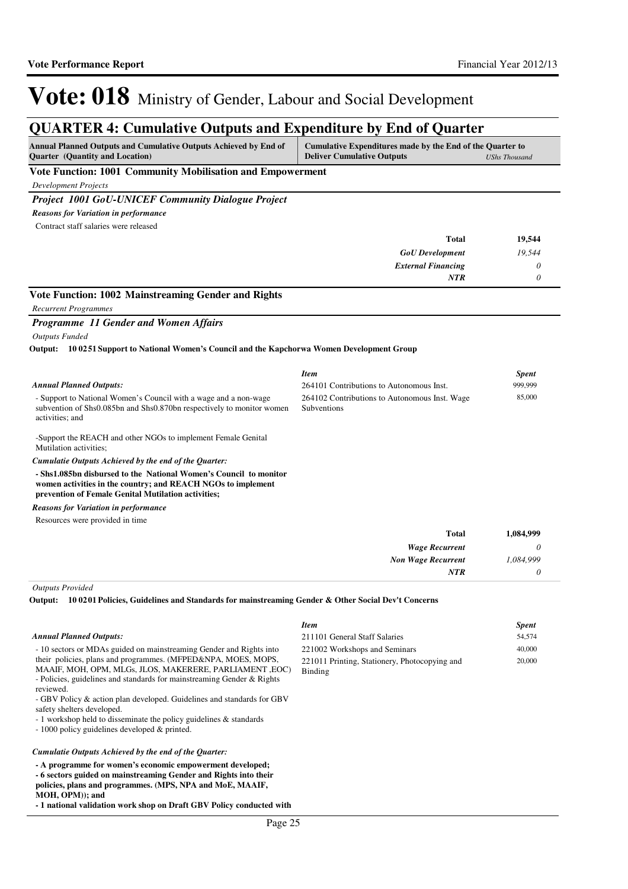# Vote: 018 Ministry of Gender, Labour and Social Development

## QUARTER 4: Cumulative Outputs and Expenditure by End of Quarter

| Annual Planned Outputs and Cumulative Outputs Achieved by End of Quarter (Quantity and Location) | Cumulative Expenditures made by the End of the Quarter to Deliver Cumulative Outputs | UShs Thousand |
|---|---|---|

### Vote Function: 1001 Community Mobilisation and Empowerment

*Development Projects*

#### *Project 1001 GoU-UNICEF Community Dialogue Project*

***Reasons for Variation in performance***

Contract staff salaries were released

| | |
|---|---|
| **Total** | **19,544** |
| *GoU Development* | *19,544* |
| *External Financing* | *0* |
| *NTR* | *0* |

### Vote Function: 1002 Mainstreaming Gender and Rights

*Recurrent Programmes*

#### *Programme 11 Gender and Women Affairs*

*Outputs Funded*

**Output: 10 02 51 Support to National Women's Council and the Kapchorwa Women Development Group**

***Annual Planned Outputs:***

- Support to National Women's Council with a wage and a non-wage subvention of Shs0.085bn and Shs0.870bn respectively to monitor women activities; and

-Support the REACH and other NGOs to implement Female Genital Mutilation activities;

***Cumulatie Outputs Achieved by the end of the Quarter:***

**- Shs1.085bn disbursed to the National Women's Council to monitor women activities in the country; and REACH NGOs to implement prevention of Female Genital Mutilation activities;**

| *Item* | *Spent* |
|---|---|
| 264101 Contributions to Autonomous Inst. | 999,999 |
| 264102 Contributions to Autonomous Inst. Wage Subventions | 85,000 |

***Reasons for Variation in performance***

Resources were provided in time

| | |
|---|---|
| **Total** | **1,084,999** |
| *Wage Recurrent* | *0* |
| *Non Wage Recurrent* | *1,084,999* |
| *NTR* | *0* |

*Outputs Provided*

**Output: 10 02 01 Policies, Guidelines and Standards for mainstreaming Gender & Other Social Dev't Concerns**

***Annual Planned Outputs:***

- 10 sectors or MDAs guided on mainstreaming Gender and Rights into their policies, plans and programmes. (MFPED&NPA, MOES, MOPS, MAAIF, MOH, OPM, MLGs, JLOS, MAKERERE, PARLIAMENT ,EOC)
- Policies, guidelines and standards for mainstreaming Gender & Rights reviewed.
- GBV Policy & action plan developed. Guidelines and standards for GBV safety shelters developed.
- 1 workshop held to disseminate the policy guidelines & standards
- 1000 policy guidelines developed & printed.

***Cumulatie Outputs Achieved by the end of the Quarter:***

**- A programme for women's economic empowerment developed;**
**- 6 sectors guided on mainstreaming Gender and Rights into their policies, plans and programmes. (MPS, NPA and MoE, MAAIF, MOH, OPM)); and**
**- 1 national validation work shop on Draft GBV Policy conducted with**

| *Item* | *Spent* |
|---|---|
| 211101 General Staff Salaries | 54,574 |
| 221002 Workshops and Seminars | 40,000 |
| 221011 Printing, Stationery, Photocopying and Binding | 20,000 |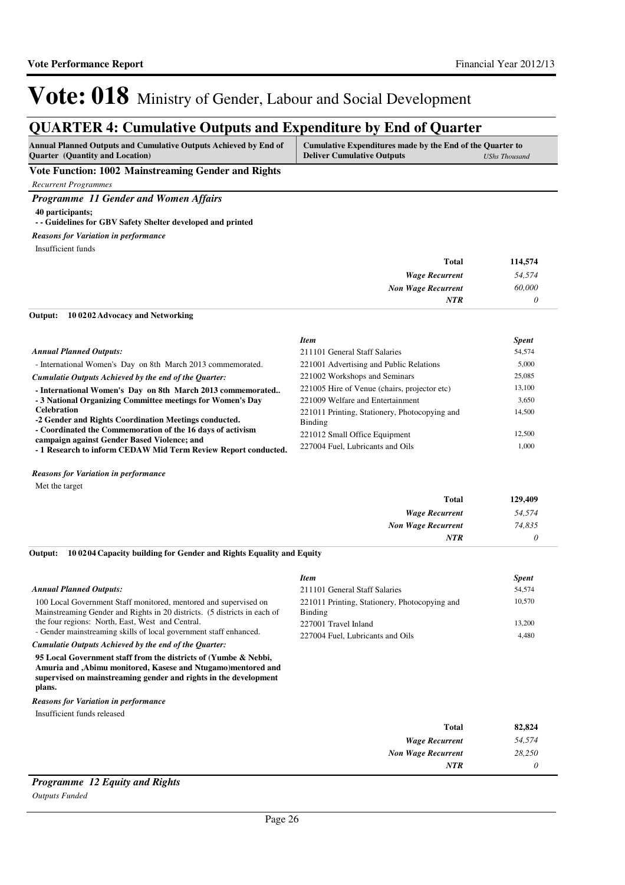# Vote: 018 Ministry of Gender, Labour and Social Development

## QUARTER 4: Cumulative Outputs and Expenditure by End of Quarter

| Annual Planned Outputs and Cumulative Outputs Achieved by End of Quarter (Quantity and Location) | Cumulative Expenditures made by the End of the Quarter to Deliver Cumulative Outputs *UShs Thousand* |
|---|---|

### Vote Function: 1002 Mainstreaming Gender and Rights

*Recurrent Programmes*

### *Programme 11 Gender and Women Affairs*

**40 participants;**
**- - Guidelines for GBV Safety Shelter developed and printed**

*Reasons for Variation in performance*

Insufficient funds

| | |
|---|---|
| **Total** | **114,574** |
| *Wage Recurrent* | *54,574* |
| *Non Wage Recurrent* | *60,000* |
| *NTR* | *0* |

**Output: 10 02 02 Advocacy and Networking**

*Annual Planned Outputs:*

- International Women's Day on 8th March 2013 commemorated.

*Cumulatie Outputs Achieved by the end of the Quarter:*

**- International Women's Day on 8th March 2013 commemorated..**
**- 3 National Organizing Committee meetings for Women's Day Celebration**
**-2 Gender and Rights Coordination Meetings conducted.**
**- Coordinated the Commemoration of the 16 days of activism campaign against Gender Based Violence; and**
**- 1 Research to inform CEDAW Mid Term Review Report conducted.**

| Item | Spent |
|---|---|
| 211101 General Staff Salaries | 54,574 |
| 221001 Advertising and Public Relations | 5,000 |
| 221002 Workshops and Seminars | 25,085 |
| 221005 Hire of Venue (chairs, projector etc) | 13,100 |
| 221009 Welfare and Entertainment | 3,650 |
| 221011 Printing, Stationery, Photocopying and Binding | 14,500 |
| 221012 Small Office Equipment | 12,500 |
| 227004 Fuel, Lubricants and Oils | 1,000 |

*Reasons for Variation in performance*

Met the target

| | |
|---|---|
| **Total** | **129,409** |
| *Wage Recurrent* | *54,574* |
| *Non Wage Recurrent* | *74,835* |
| *NTR* | *0* |

**Output: 10 02 04 Capacity building for Gender and Rights Equality and Equity**

*Annual Planned Outputs:*

100 Local Government Staff monitored, mentored and supervised on Mainstreaming Gender and Rights in 20 districts. (5 districts in each of the four regions: North, East, West and Central.
- Gender mainstreaming skills of local government staff enhanced.

*Cumulative Outputs Achieved by the end of the Quarter:*

**95 Local Government staff from the districts of (Yumbe & Nebbi, Amuria and ,Abimu monitored, Kasese and Ntugamo)mentored and supervised on mainstreaming gender and rights in the development plans.**

| Item | Spent |
|---|---|
| 211101 General Staff Salaries | 54,574 |
| 221011 Printing, Stationery, Photocopying and Binding | 10,570 |
| 227001 Travel Inland | 13,200 |
| 227004 Fuel, Lubricants and Oils | 4,480 |

*Reasons for Variation in performance*

Insufficient funds released

| | |
|---|---|
| **Total** | **82,824** |
| *Wage Recurrent* | *54,574* |
| *Non Wage Recurrent* | *28,250* |
| *NTR* | *0* |

### *Programme 12 Equity and Rights*

*Outputs Funded*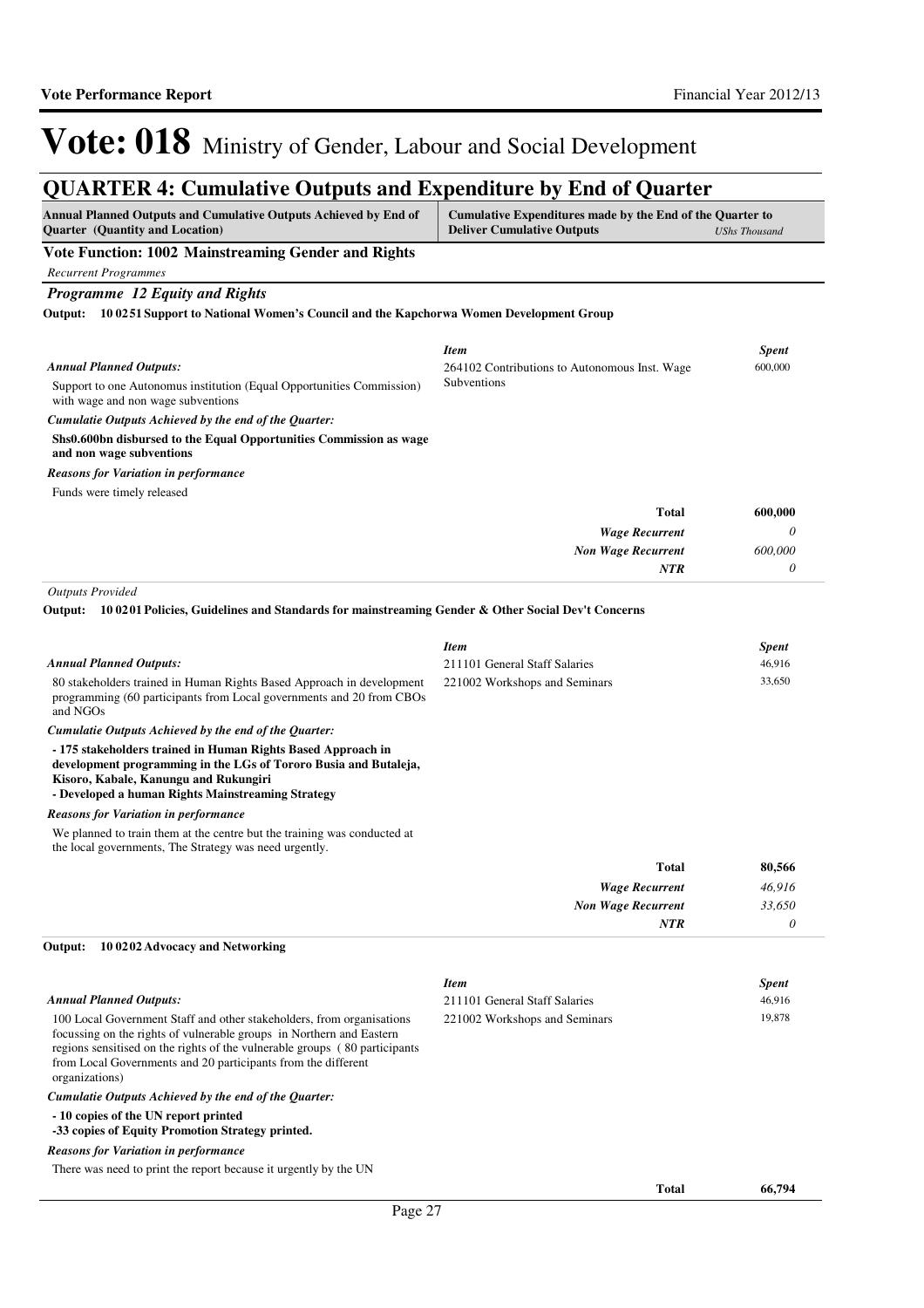# Vote: 018 Ministry of Gender, Labour and Social Development

## QUARTER 4: Cumulative Outputs and Expenditure by End of Quarter

| Annual Planned Outputs and Cumulative Outputs Achieved by End of Quarter (Quantity and Location) | Cumulative Expenditures made by the End of the Quarter to Deliver Cumulative Outputs *UShs Thousand* |
|---|---|

### Vote Function: 1002 Mainstreaming Gender and Rights

*Recurrent Programmes*

### *Programme 12 Equity and Rights*

**Output: 10 0251 Support to National Women's Council and the Kapchorwa Women Development Group**

*Annual Planned Outputs:*

Support to one Autonomus institution (Equal Opportunities Commission) with wage and non wage subventions

*Cumulatie Outputs Achieved by the end of the Quarter:*

**Shs0.600bn disbursed to the Equal Opportunities Commission as wage and non wage subventions**

*Reasons for Variation in performance*

Funds were timely released

| *Item* | *Spent* |
|---|---|
| 264102 Contributions to Autonomous Inst. Wage Subventions | 600,000 |
| **Total** | **600,000** |
| ***Wage Recurrent*** | *0* |
| ***Non Wage Recurrent*** | *600,000* |
| ***NTR*** | *0* |

*Outputs Provided*

**Output: 10 0201 Policies, Guidelines and Standards for mainstreaming Gender & Other Social Dev't Concerns**

*Annual Planned Outputs:*

80 stakeholders trained in Human Rights Based Approach in development programming (60 participants from Local governments and 20 from CBOs and NGOs

*Cumulatie Outputs Achieved by the end of the Quarter:*

**- 175 stakeholders trained in Human Rights Based Approach in development programming in the LGs of Tororo Busia and Butaleja, Kisoro, Kabale, Kanungu and Rukungiri**
**- Developed a human Rights Mainstreaming Strategy**

*Reasons for Variation in performance*

We planned to train them at the centre but the training was conducted at the local governments, The Strategy was need urgently.

| *Item* | *Spent* |
|---|---|
| 211101 General Staff Salaries | 46,916 |
| 221002 Workshops and Seminars | 33,650 |
| **Total** | **80,566** |
| ***Wage Recurrent*** | *46,916* |
| ***Non Wage Recurrent*** | *33,650* |
| ***NTR*** | *0* |

**Output: 10 0202 Advocacy and Networking**

*Annual Planned Outputs:*

100 Local Government Staff and other stakeholders, from organisations focussing on the rights of vulnerable groups in Northern and Eastern regions sensitised on the rights of the vulnerable groups ( 80 participants from Local Governments and 20 participants from the different organizations)

*Cumulatie Outputs Achieved by the end of the Quarter:*

**- 10 copies of the UN report printed**
**-33 copies of Equity Promotion Strategy printed.**

*Reasons for Variation in performance*

There was need to print the report because it urgently by the UN

| *Item* | *Spent* |
|---|---|
| 211101 General Staff Salaries | 46,916 |
| 221002 Workshops and Seminars | 19,878 |
| **Total** | **66,794** |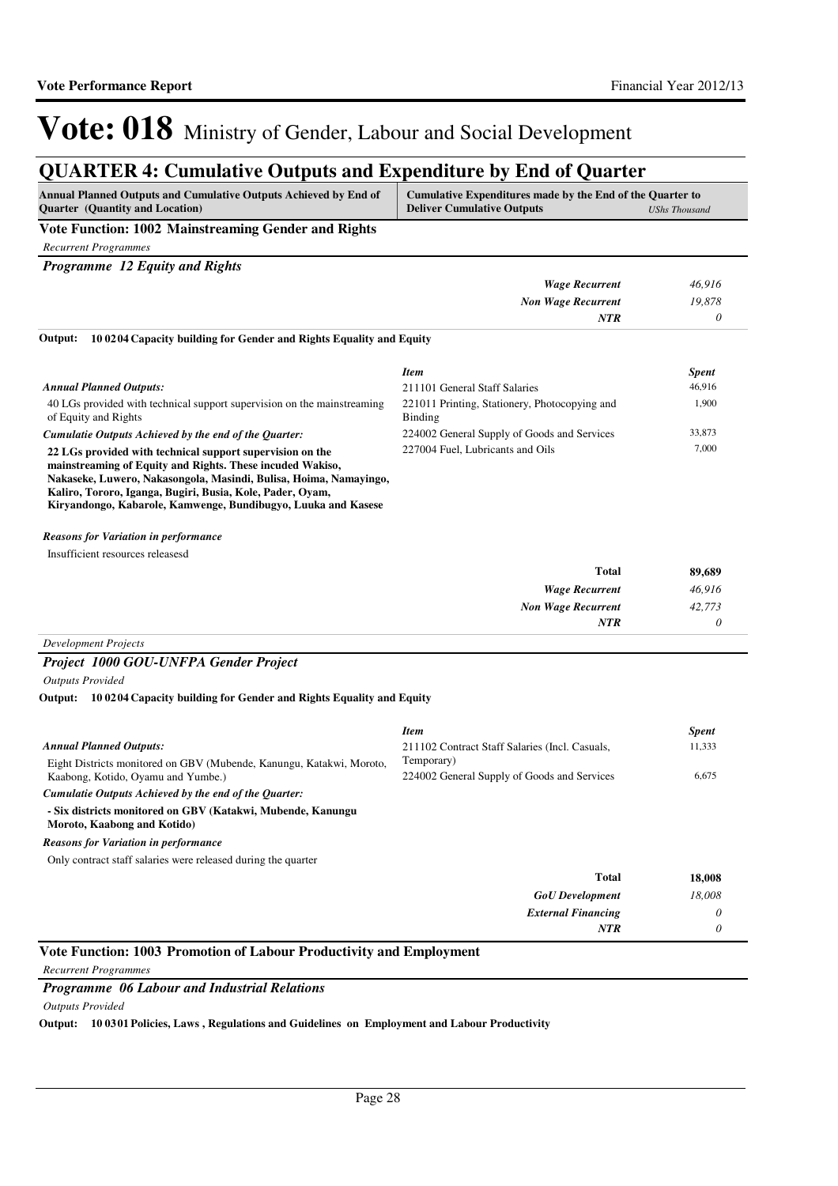# Vote: 018 Ministry of Gender, Labour and Social Development

## QUARTER 4: Cumulative Outputs and Expenditure by End of Quarter

| Annual Planned Outputs and Cumulative Outputs Achieved by End of Quarter (Quantity and Location) | Cumulative Expenditures made by the End of the Quarter to Deliver Cumulative Outputs | *UShs Thousand* |
|---|---|---|

### Vote Function: 1002 Mainstreaming Gender and Rights

*Recurrent Programmes*

#### *Programme 12 Equity and Rights*

| | |
|---|---|
| ***Wage Recurrent*** | *46,916* |
| ***Non Wage Recurrent*** | *19,878* |
| ***NTR*** | *0* |

**Output: 10 02 04 Capacity building for Gender and Rights Equality and Equity**

***Annual Planned Outputs:***

40 LGs provided with technical support supervision on the mainstreaming of Equity and Rights

***Cumulatie Outputs Achieved by the end of the Quarter:***

**22 LGs provided with technical support supervision on the mainstreaming of Equity and Rights. These incuded Wakiso, Nakaseke, Luwero, Nakasongola, Masindi, Bulisa, Hoima, Namayingo, Kaliro, Tororo, Iganga, Bugiri, Busia, Kole, Pader, Oyam, Kiryandongo, Kabarole, Kamwenge, Bundibugyo, Luuka and Kasese**

| *Item* | *Spent* |
|---|---|
| 211101 General Staff Salaries | 46,916 |
| 221011 Printing, Stationery, Photocopying and Binding | 1,900 |
| 224002 General Supply of Goods and Services | 33,873 |
| 227004 Fuel, Lubricants and Oils | 7,000 |

***Reasons for Variation in performance***

Insufficient resources releasesd

| | |
|---|---|
| **Total** | **89,689** |
| ***Wage Recurrent*** | *46,916* |
| ***Non Wage Recurrent*** | *42,773* |
| ***NTR*** | *0* |

*Development Projects*

#### *Project 1000 GOU-UNFPA Gender Project*

*Outputs Provided*

**Output: 10 02 04 Capacity building for Gender and Rights Equality and Equity**

***Annual Planned Outputs:***

Eight Districts monitored on GBV (Mubende, Kanungu, Katakwi, Moroto, Kaabong, Kotido, Oyamu and Yumbe.)

***Cumulatie Outputs Achieved by the end of the Quarter:***

**- Six districts monitored on GBV (Katakwi, Mubende, Kanungu Moroto, Kaabong and Kotido)**

| *Item* | *Spent* |
|---|---|
| 211102 Contract Staff Salaries (Incl. Casuals, Temporary) | 11,333 |
| 224002 General Supply of Goods and Services | 6,675 |

***Reasons for Variation in performance***

Only contract staff salaries were released during the quarter

| | |
|---|---|
| **Total** | **18,008** |
| ***GoU Development*** | *18,008* |
| ***External Financing*** | *0* |
| ***NTR*** | *0* |

### Vote Function: 1003 Promotion of Labour Productivity and Employment

*Recurrent Programmes*

#### *Programme 06 Labour and Industrial Relations*

*Outputs Provided*

**Output: 10 03 01 Policies, Laws , Regulations and Guidelines on Employment and Labour Productivity**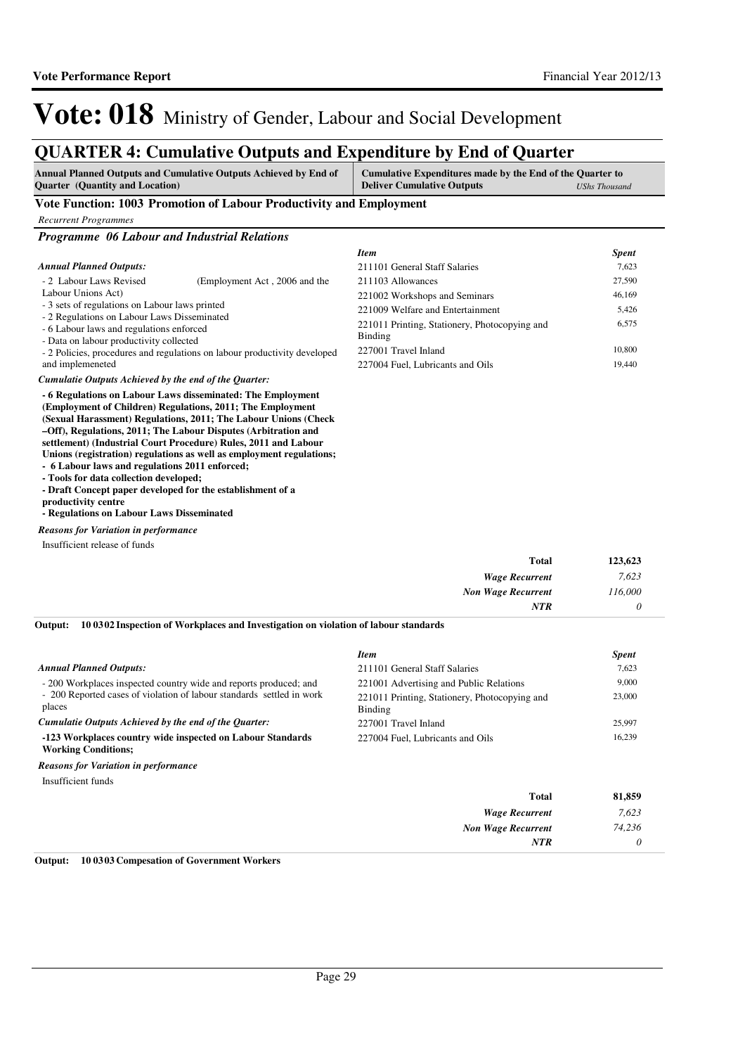# Vote: 018 Ministry of Gender, Labour and Social Development

## QUARTER 4: Cumulative Outputs and Expenditure by End of Quarter

| Annual Planned Outputs and Cumulative Outputs Achieved by End of Quarter (Quantity and Location) | Cumulative Expenditures made by the End of the Quarter to Deliver Cumulative Outputs *UShs Thousand* |
|---|---|

### Vote Function: 1003 Promotion of Labour Productivity and Employment

*Recurrent Programmes*

#### *Programme 06 Labour and Industrial Relations*

***Annual Planned Outputs:***

- 2 Labour Laws Revised (Employment Act , 2006 and the Labour Unions Act)
- 3 sets of regulations on Labour laws printed
- 2 Regulations on Labour Laws Disseminated
- 6 Labour laws and regulations enforced
- Data on labour productivity collected
- 2 Policies, procedures and regulations on labour productivity developed and implemeneted

***Cumulatie Outputs Achieved by the end of the Quarter:***

**- 6 Regulations on Labour Laws disseminated: The Employment (Employment of Children) Regulations, 2011; The Employment (Sexual Harassment) Regulations, 2011; The Labour Unions (Check –Off), Regulations, 2011; The Labour Disputes (Arbitration and settlement) (Industrial Court Procedure) Rules, 2011 and Labour Unions (registration) regulations as well as employment regulations;**
**- 6 Labour laws and regulations 2011 enforced;**
**- Tools for data collection developed;**
**- Draft Concept paper developed for the establishment of a productivity centre**
**- Regulations on Labour Laws Disseminated**

***Reasons for Variation in performance***

Insufficient release of funds

| *Item* | *Spent* |
|---|---|
| 211101 General Staff Salaries | 7,623 |
| 211103 Allowances | 27,590 |
| 221002 Workshops and Seminars | 46,169 |
| 221009 Welfare and Entertainment | 5,426 |
| 221011 Printing, Stationery, Photocopying and Binding | 6,575 |
| 227001 Travel Inland | 10,800 |
| 227004 Fuel, Lubricants and Oils | 19,440 |

| | |
|---|---|
| **Total** | **123,623** |
| ***Wage Recurrent*** | *7,623* |
| ***Non Wage Recurrent*** | *116,000* |
| ***NTR*** | *0* |

**Output: 10 03 02 Inspection of Workplaces and Investigation on violation of labour standards**

***Annual Planned Outputs:***

- 200 Workplaces inspected country wide and reports produced; and
- 200 Reported cases of violation of labour standards settled in work places

***Cumulative Outputs Achieved by the end of the Quarter:***

**-123 Workplaces country wide inspected on Labour Standards Working Conditions;**

***Reasons for Variation in performance***

Insufficient funds

| *Item* | *Spent* |
|---|---|
| 211101 General Staff Salaries | 7,623 |
| 221001 Advertising and Public Relations | 9,000 |
| 221011 Printing, Stationery, Photocopying and Binding | 23,000 |
| 227001 Travel Inland | 25,997 |
| 227004 Fuel, Lubricants and Oils | 16,239 |

| | |
|---|---|
| **Total** | **81,859** |
| ***Wage Recurrent*** | *7,623* |
| ***Non Wage Recurrent*** | *74,236* |
| ***NTR*** | *0* |

**Output: 10 03 03 Compesation of Government Workers**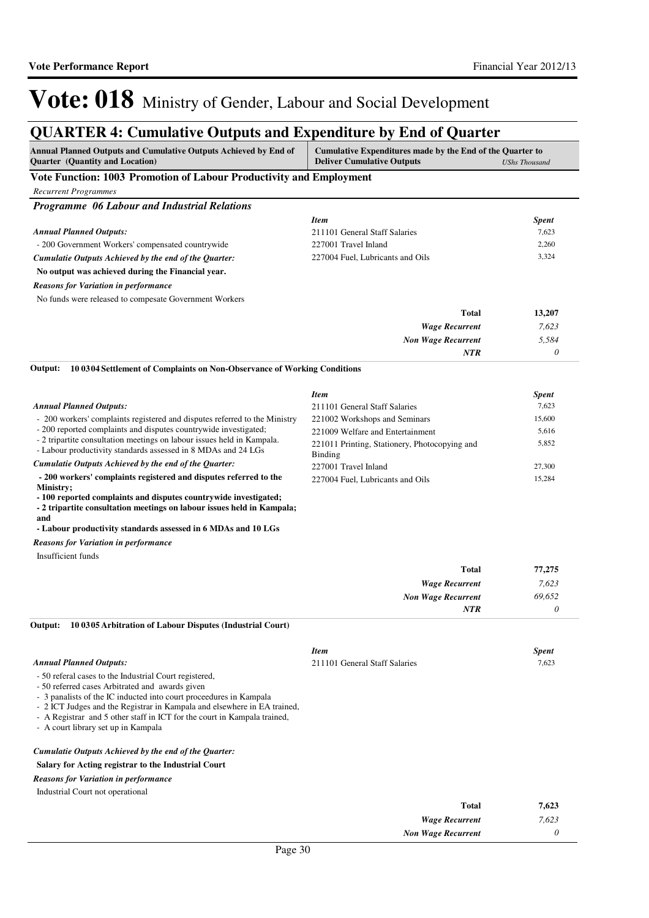# Vote: 018 Ministry of Gender, Labour and Social Development

## QUARTER 4: Cumulative Outputs and Expenditure by End of Quarter

| Annual Planned Outputs and Cumulative Outputs Achieved by End of Quarter (Quantity and Location) | Cumulative Expenditures made by the End of the Quarter to Deliver Cumulative Outputs *UShs Thousand* |
|---|---|

### Vote Function: 1003 Promotion of Labour Productivity and Employment

*Recurrent Programmes*

#### *Programme 06 Labour and Industrial Relations*

*Annual Planned Outputs:*

- 200 Government Workers' compensated countrywide

*Cumulatie Outputs Achieved by the end of the Quarter:*

**No output was achieved during the Financial year.**

*Reasons for Variation in performance*

No funds were released to compesate Government Workers

| *Item* | *Spent* |
|---|---|
| 211101 General Staff Salaries | 7,623 |
| 227001 Travel Inland | 2,260 |
| 227004 Fuel, Lubricants and Oils | 3,324 |
| **Total** | **13,207** |
| *Wage Recurrent* | *7,623* |
| *Non Wage Recurrent* | *5,584* |
| *NTR* | *0* |

**Output: 10 03 04 Settlement of Complaints on Non-Observance of Working Conditions**

*Annual Planned Outputs:*

- 200 workers' complaints registered and disputes referred to the Ministry
- 200 reported complaints and disputes countrywide investigated;
- 2 tripartite consultation meetings on labour issues held in Kampala.
- Labour productivity standards assessed in 8 MDAs and 24 LGs

*Cumulatie Outputs Achieved by the end of the Quarter:*

**- 200 workers' complaints registered and disputes referred to the Ministry;**
**- 100 reported complaints and disputes countrywide investigated;**
**- 2 tripartite consultation meetings on labour issues held in Kampala; and**
**- Labour productivity standards assessed in 6 MDAs and 10 LGs**

*Reasons for Variation in performance*

Insufficient funds

| *Item* | *Spent* |
|---|---|
| 211101 General Staff Salaries | 7,623 |
| 221002 Workshops and Seminars | 15,600 |
| 221009 Welfare and Entertainment | 5,616 |
| 221011 Printing, Stationery, Photocopying and Binding | 5,852 |
| 227001 Travel Inland | 27,300 |
| 227004 Fuel, Lubricants and Oils | 15,284 |
| **Total** | **77,275** |
| *Wage Recurrent* | *7,623* |
| *Non Wage Recurrent* | *69,652* |
| *NTR* | *0* |

**Output: 10 03 05 Arbitration of Labour Disputes (Industrial Court)**

*Annual Planned Outputs:*

- 50 referal cases to the Industrial Court registered,
- 50 referred cases Arbitrated and awards given
- 3 panalists of the IC inducted into court proceedures in Kampala
- 2 ICT Judges and the Registrar in Kampala and elsewhere in EA trained,
- A Registrar and 5 other staff in ICT for the court in Kampala trained,
- A court library set up in Kampala

*Cumulatie Outputs Achieved by the end of the Quarter:*

**Salary for Acting registrar to the Industrial Court**

*Reasons for Variation in performance*

Industrial Court not operational

| *Item* | *Spent* |
|---|---|
| 211101 General Staff Salaries | 7,623 |
| **Total** | **7,623** |
| *Wage Recurrent* | *7,623* |
| *Non Wage Recurrent* | *0* |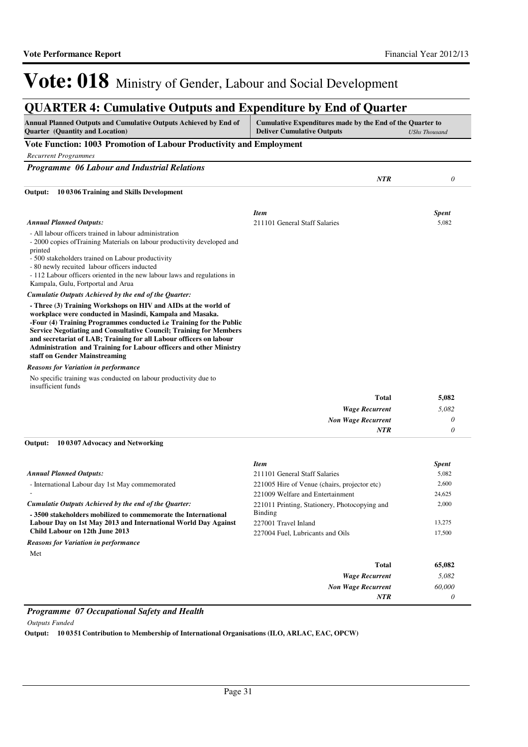# Vote: 018 Ministry of Gender, Labour and Social Development

## QUARTER 4: Cumulative Outputs and Expenditure by End of Quarter

| Annual Planned Outputs and Cumulative Outputs Achieved by End of Quarter (Quantity and Location) | Cumulative Expenditures made by the End of the Quarter to Deliver Cumulative Outputs | UShs Thousand |
|---|---|---|

### Vote Function: 1003 Promotion of Labour Productivity and Employment

*Recurrent Programmes*

#### *Programme 06 Labour and Industrial Relations*

| | | |
|---|---|---|
| | ***NTR*** | *0* |

**Output: 10 0306 Training and Skills Development**

*Annual Planned Outputs:*

- All labour officers trained in labour administration
- 2000 copies ofTraining Materials on labour productivity developed and printed
- 500 stakeholders trained on Labour productivity
- 80 newly recuited labour officers inducted
- 112 Labour officers oriented in the new labour laws and regulations in Kampala, Gulu, Fortportal and Arua

*Cumulatie Outputs Achieved by the end of the Quarter:*

**- Three (3) Training Workshops on HIV and AIDs at the world of workplace were conducted in Masindi, Kampala and Masaka.**
**-Four (4) Training Programmes conducted i.e Training for the Public Service Negotiating and Consultative Council; Training for Members and secretariat of LAB; Training for all Labour officers on labour Administration and Training for Labour officers and other Ministry staff on Gender Mainstreaming**

*Reasons for Variation in performance*

No specific training was conducted on labour productivity due to insufficient funds

| *Item* | *Spent* |
|---|---|
| 211101 General Staff Salaries | 5,082 |
| **Total** | **5,082** |
| ***Wage Recurrent*** | *5,082* |
| ***Non Wage Recurrent*** | *0* |
| ***NTR*** | *0* |

**Output: 10 0307 Advocacy and Networking**

*Annual Planned Outputs:*

- International Labour day 1st May commemorated
-

*Cumulatie Outputs Achieved by the end of the Quarter:*

**- 3500 stakeholders mobilized to commemorate the International Labour Day on 1st May 2013 and International World Day Against Child Labour on 12th June 2013**

*Reasons for Variation in performance*

Met

| *Item* | *Spent* |
|---|---|
| 211101 General Staff Salaries | 5,082 |
| 221005 Hire of Venue (chairs, projector etc) | 2,600 |
| 221009 Welfare and Entertainment | 24,625 |
| 221011 Printing, Stationery, Photocopying and Binding | 2,000 |
| 227001 Travel Inland | 13,275 |
| 227004 Fuel, Lubricants and Oils | 17,500 |
| **Total** | **65,082** |
| ***Wage Recurrent*** | *5,082* |
| ***Non Wage Recurrent*** | *60,000* |
| ***NTR*** | *0* |

#### *Programme 07 Occupational Safety and Health*

*Outputs Funded*

**Output: 10 0351 Contribution to Membership of International Organisations (ILO, ARLAC, EAC, OPCW)**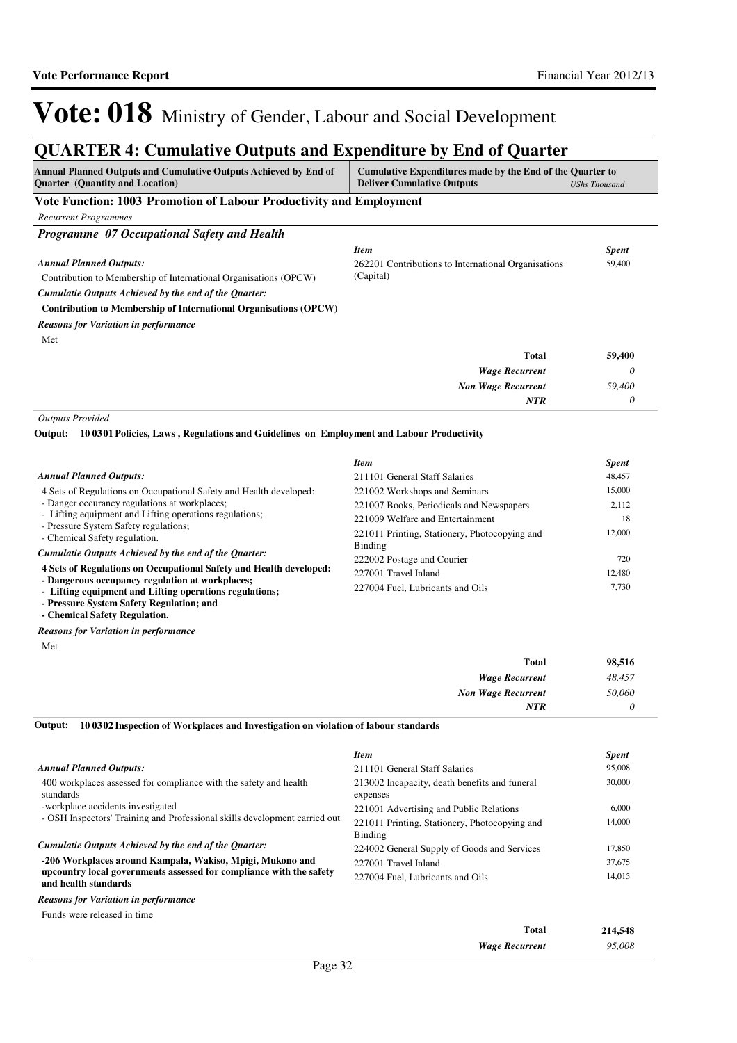# Vote: 018 Ministry of Gender, Labour and Social Development

## QUARTER 4: Cumulative Outputs and Expenditure by End of Quarter

| Annual Planned Outputs and Cumulative Outputs Achieved by End of Quarter (Quantity and Location) | Cumulative Expenditures made by the End of the Quarter to Deliver Cumulative Outputs *UShs Thousand* |
|---|---|

### Vote Function: 1003 Promotion of Labour Productivity and Employment

*Recurrent Programmes*

#### *Programme 07 Occupational Safety and Health*

***Annual Planned Outputs:***

Contribution to Membership of International Organisations (OPCW)

***Cumulatie Outputs Achieved by the end of the Quarter:***

**Contribution to Membership of International Organisations (OPCW)**

***Reasons for Variation in performance***

Met

| *Item* | *Spent* |
|---|---|
| 262201 Contributions to International Organisations (Capital) | 59,400 |
| **Total** | **59,400** |
| ***Wage Recurrent*** | *0* |
| ***Non Wage Recurrent*** | *59,400* |
| ***NTR*** | *0* |

*Outputs Provided*

**Output: 10 03 01 Policies, Laws , Regulations and Guidelines on Employment and Labour Productivity**

***Annual Planned Outputs:***

4 Sets of Regulations on Occupational Safety and Health developed:
- Danger occurancy regulations at workplaces;
- Lifting equipment and Lifting operations regulations;
- Pressure System Safety regulations;
- Chemical Safety regulation.

***Cumulatie Outputs Achieved by the end of the Quarter:***

**4 Sets of Regulations on Occupational Safety and Health developed:**
**- Dangerous occupancy regulation at workplaces;**
**- Lifting equipment and Lifting operations regulations;**
**- Pressure System Safety Regulation; and**
**- Chemical Safety Regulation.**

***Reasons for Variation in performance***

Met

| *Item* | *Spent* |
|---|---|
| 211101 General Staff Salaries | 48,457 |
| 221002 Workshops and Seminars | 15,000 |
| 221007 Books, Periodicals and Newspapers | 2,112 |
| 221009 Welfare and Entertainment | 18 |
| 221011 Printing, Stationery, Photocopying and Binding | 12,000 |
| 222002 Postage and Courier | 720 |
| 227001 Travel Inland | 12,480 |
| 227004 Fuel, Lubricants and Oils | 7,730 |
| **Total** | **98,516** |
| ***Wage Recurrent*** | *48,457* |
| ***Non Wage Recurrent*** | *50,060* |
| ***NTR*** | *0* |

**Output: 10 03 02 Inspection of Workplaces and Investigation on violation of labour standards**

***Annual Planned Outputs:***

400 workplaces assessed for compliance with the safety and health standards
-workplace accidents investigated
- OSH Inspectors' Training and Professional skills development carried out

***Cumulatie Outputs Achieved by the end of the Quarter:***

**-206 Workplaces around Kampala, Wakiso, Mpigi, Mukono and upcountry local governments assessed for compliance with the safety and health standards**

***Reasons for Variation in performance***

Funds were released in time

| *Item* | *Spent* |
|---|---|
| 211101 General Staff Salaries | 95,008 |
| 213002 Incapacity, death benefits and funeral expenses | 30,000 |
| 221001 Advertising and Public Relations | 6,000 |
| 221011 Printing, Stationery, Photocopying and Binding | 14,000 |
| 224002 General Supply of Goods and Services | 17,850 |
| 227001 Travel Inland | 37,675 |
| 227004 Fuel, Lubricants and Oils | 14,015 |
| **Total** | **214,548** |
| ***Wage Recurrent*** | *95,008* |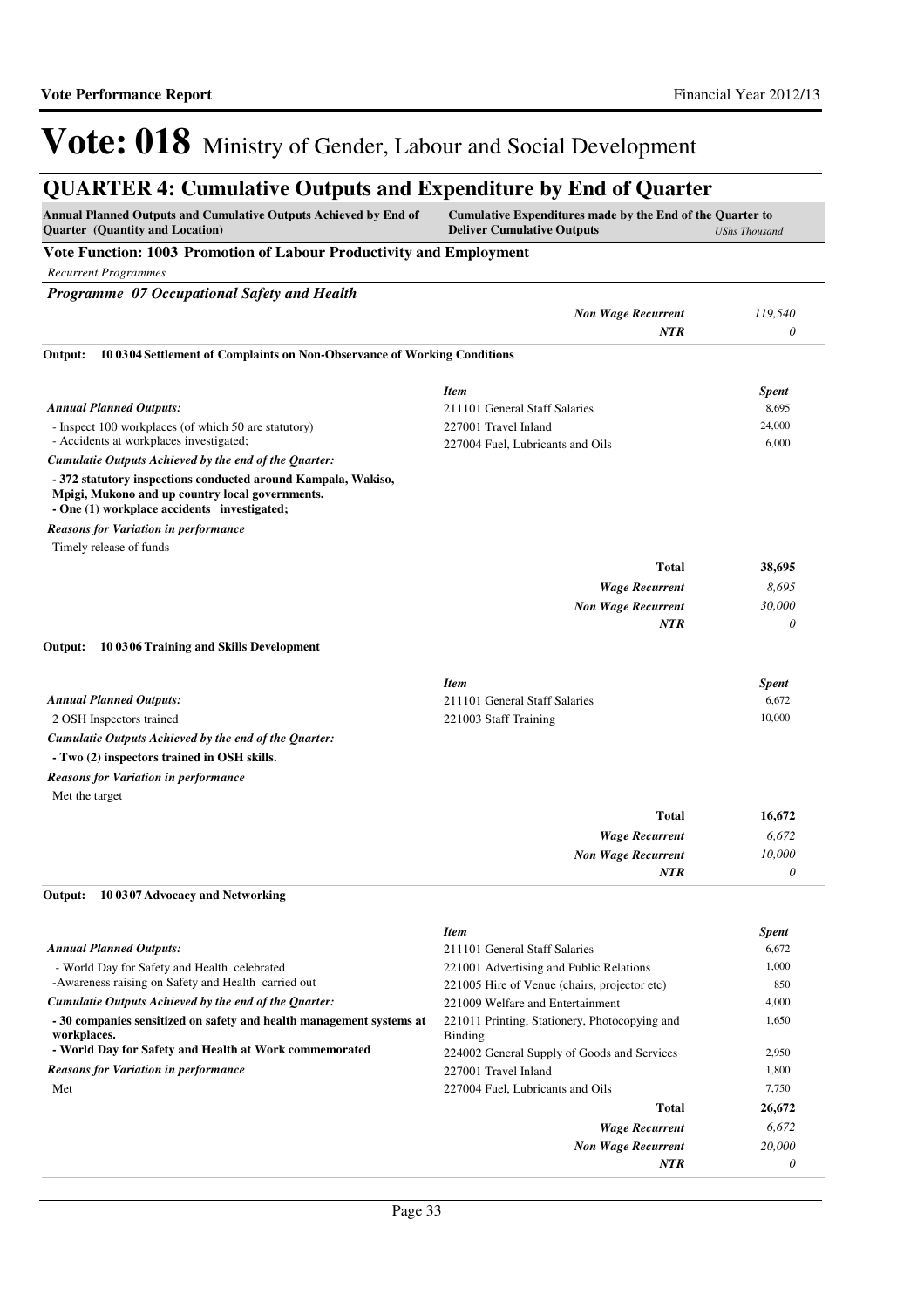# Vote: 018 Ministry of Gender, Labour and Social Development

## QUARTER 4: Cumulative Outputs and Expenditure by End of Quarter

| Annual Planned Outputs and Cumulative Outputs Achieved by End of Quarter (Quantity and Location) | Cumulative Expenditures made by the End of the Quarter to Deliver Cumulative Outputs | *UShs Thousand* |
|---|---|---|

### Vote Function: 1003 Promotion of Labour Productivity and Employment

*Recurrent Programmes*

#### *Programme 07 Occupational Safety and Health*

| | | |
|---|---|---|
| | ***Non Wage Recurrent*** | *119,540* |
| | ***NTR*** | *0* |

**Output: 10 03 04 Settlement of Complaints on Non-Observance of Working Conditions**

*Annual Planned Outputs:*

- Inspect 100 workplaces (of which 50 are statutory)
- Accidents at workplaces investigated;

*Cumulatie Outputs Achieved by the end of the Quarter:*

**- 372 statutory inspections conducted around Kampala, Wakiso, Mpigi, Mukono and up country local governments.**
**- One (1) workplace accidents investigated;**

*Reasons for Variation in performance*

Timely release of funds

| *Item* | *Spent* |
|---|---|
| 211101 General Staff Salaries | 8,695 |
| 227001 Travel Inland | 24,000 |
| 227004 Fuel, Lubricants and Oils | 6,000 |
| **Total** | **38,695** |
| ***Wage Recurrent*** | *8,695* |
| ***Non Wage Recurrent*** | *30,000* |
| ***NTR*** | *0* |

**Output: 10 03 06 Training and Skills Development**

*Annual Planned Outputs:*

2 OSH Inspectors trained

*Cumulatie Outputs Achieved by the end of the Quarter:*

**- Two (2) inspectors trained in OSH skills.**

*Reasons for Variation in performance*

Met the target

| *Item* | *Spent* |
|---|---|
| 211101 General Staff Salaries | 6,672 |
| 221003 Staff Training | 10,000 |
| **Total** | **16,672** |
| ***Wage Recurrent*** | *6,672* |
| ***Non Wage Recurrent*** | *10,000* |
| ***NTR*** | *0* |

**Output: 10 03 07 Advocacy and Networking**

*Annual Planned Outputs:*

- World Day for Safety and Health celebrated
-Awareness raising on Safety and Health carried out

*Cumulatie Outputs Achieved by the end of the Quarter:*

**- 30 companies sensitized on safety and health management systems at workplaces.**
**- World Day for Safety and Health at Work commemorated**

*Reasons for Variation in performance*

Met

| *Item* | *Spent* |
|---|---|
| 211101 General Staff Salaries | 6,672 |
| 221001 Advertising and Public Relations | 1,000 |
| 221005 Hire of Venue (chairs, projector etc) | 850 |
| 221009 Welfare and Entertainment | 4,000 |
| 221011 Printing, Stationery, Photocopying and Binding | 1,650 |
| 224002 General Supply of Goods and Services | 2,950 |
| 227001 Travel Inland | 1,800 |
| 227004 Fuel, Lubricants and Oils | 7,750 |
| **Total** | **26,672** |
| ***Wage Recurrent*** | *6,672* |
| ***Non Wage Recurrent*** | *20,000* |
| ***NTR*** | *0* |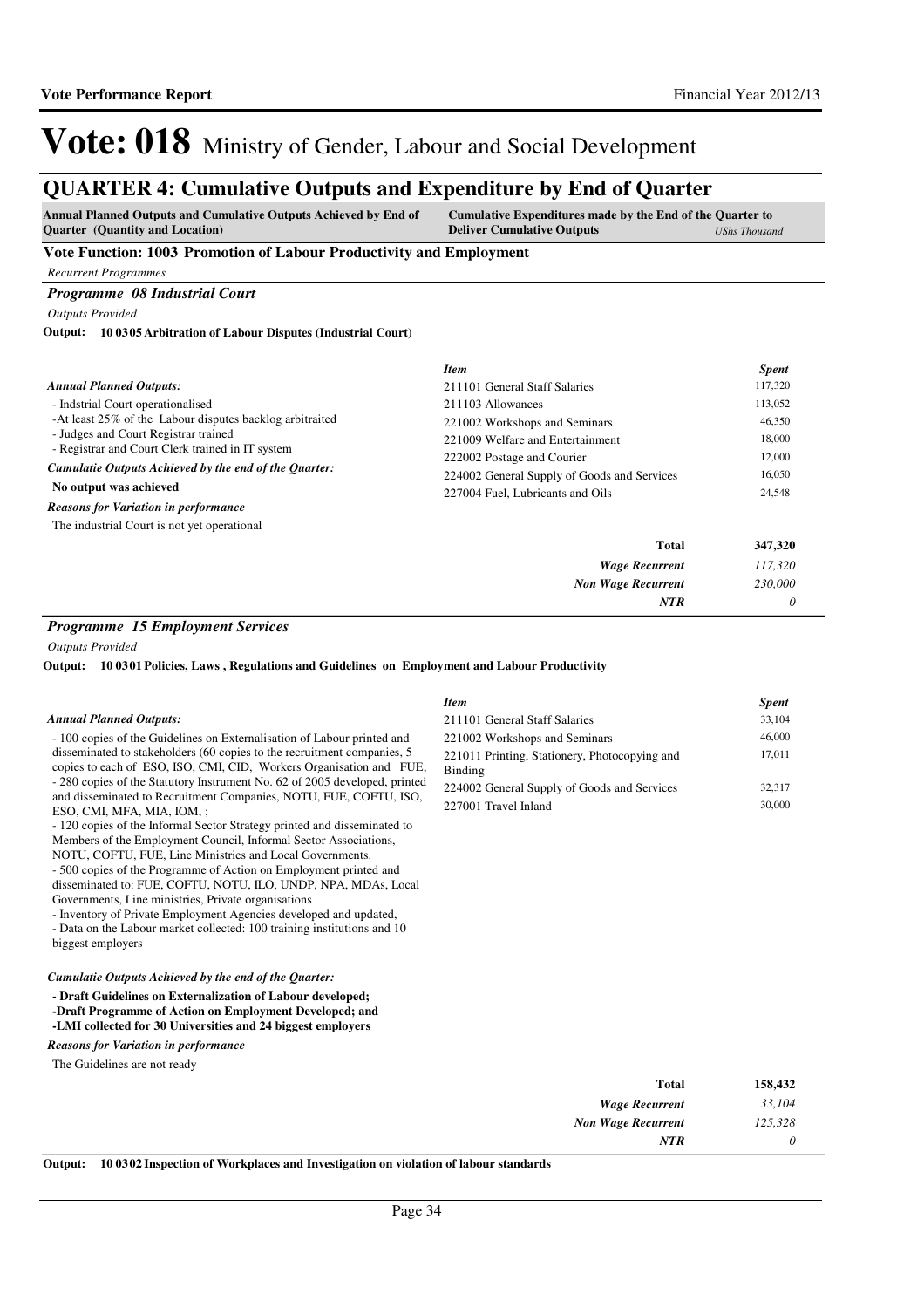# Vote: 018 Ministry of Gender, Labour and Social Development

## QUARTER 4: Cumulative Outputs and Expenditure by End of Quarter

| Annual Planned Outputs and Cumulative Outputs Achieved by End of Quarter (Quantity and Location) | Cumulative Expenditures made by the End of the Quarter to Deliver Cumulative Outputs (UShs Thousand) |
|---|---|

### Vote Function: 1003 Promotion of Labour Productivity and Employment

*Recurrent Programmes*

### *Programme 08 Industrial Court*

*Outputs Provided*

**Output: 10 03 05 Arbitration of Labour Disputes (Industrial Court)**

*Annual Planned Outputs:*

- Indstrial Court operationalised
-At least 25% of the Labour disputes backlog arbitraited
- Judges and Court Registrar trained
- Registrar and Court Clerk trained in IT system

*Cumulatie Outputs Achieved by the end of the Quarter:*

**No output was achieved**

*Reasons for Variation in performance*

The industrial Court is not yet operational

| *Item* | *Spent* |
|---|---|
| 211101 General Staff Salaries | 117,320 |
| 211103 Allowances | 113,052 |
| 221002 Workshops and Seminars | 46,350 |
| 221009 Welfare and Entertainment | 18,000 |
| 222002 Postage and Courier | 12,000 |
| 224002 General Supply of Goods and Services | 16,050 |
| 227004 Fuel, Lubricants and Oils | 24,548 |
| **Total** | **347,320** |
| *Wage Recurrent* | *117,320* |
| *Non Wage Recurrent* | *230,000* |
| *NTR* | *0* |

### *Programme 15 Employment Services*

*Outputs Provided*

**Output: 10 03 01 Policies, Laws , Regulations and Guidelines on Employment and Labour Productivity**

*Annual Planned Outputs:*

- 100 copies of the Guidelines on Externalisation of Labour printed and disseminated to stakeholders (60 copies to the recruitment companies, 5 copies to each of ESO, ISO, CMI, CID, Workers Organisation and FUE;
- 280 copies of the Statutory Instrument No. 62 of 2005 developed, printed and disseminated to Recruitment Companies, NOTU, FUE, COFTU, ISO, ESO, CMI, MFA, MIA, IOM, ;
- 120 copies of the Informal Sector Strategy printed and disseminated to Members of the Employment Council, Informal Sector Associations, NOTU, COFTU, FUE, Line Ministries and Local Governments.
- 500 copies of the Programme of Action on Employment printed and disseminated to: FUE, COFTU, NOTU, ILO, UNDP, NPA, MDAs, Local Governments, Line ministries, Private organisations
- Inventory of Private Employment Agencies developed and updated,
- Data on the Labour market collected: 100 training institutions and 10 biggest employers

*Cumulatie Outputs Achieved by the end of the Quarter:*

**- Draft Guidelines on Externalization of Labour developed;**
**-Draft Programme of Action on Employment Developed; and**
**-LMI collected for 30 Universities and 24 biggest employers**

*Reasons for Variation in performance*

The Guidelines are not ready

| *Item* | *Spent* |
|---|---|
| 211101 General Staff Salaries | 33,104 |
| 221002 Workshops and Seminars | 46,000 |
| 221011 Printing, Stationery, Photocopying and Binding | 17,011 |
| 224002 General Supply of Goods and Services | 32,317 |
| 227001 Travel Inland | 30,000 |
| **Total** | **158,432** |
| *Wage Recurrent* | *33,104* |
| *Non Wage Recurrent* | *125,328* |
| *NTR* | *0* |

**Output: 10 03 02 Inspection of Workplaces and Investigation on violation of labour standards**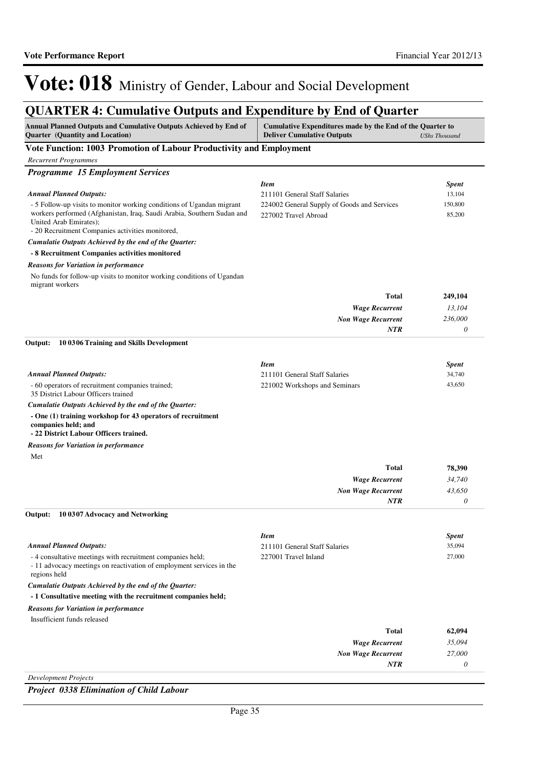# Vote: 018 Ministry of Gender, Labour and Social Development

## QUARTER 4: Cumulative Outputs and Expenditure by End of Quarter

| Annual Planned Outputs and Cumulative Outputs Achieved by End of Quarter (Quantity and Location) | Cumulative Expenditures made by the End of the Quarter to Deliver Cumulative Outputs | *UShs Thousand* |
|---|---|---|

### Vote Function: 1003 Promotion of Labour Productivity and Employment

*Recurrent Programmes*

#### *Programme 15 Employment Services*

***Annual Planned Outputs:***

- 5 Follow-up visits to monitor working conditions of Ugandan migrant workers performed (Afghanistan, Iraq, Saudi Arabia, Southern Sudan and United Arab Emirates);
- 20 Recruitment Companies activities monitored,

***Cumulatie Outputs Achieved by the end of the Quarter:***

**- 8 Recruitment Companies activities monitored**

***Reasons for Variation in performance***

No funds for follow-up visits to monitor working conditions of Ugandan migrant workers

| *Item* | *Spent* |
|---|---|
| 211101 General Staff Salaries | 13,104 |
| 224002 General Supply of Goods and Services | 150,800 |
| 227002 Travel Abroad | 85,200 |
| **Total** | **249,104** |
| ***Wage Recurrent*** | *13,104* |
| ***Non Wage Recurrent*** | *236,000* |
| ***NTR*** | *0* |

**Output: 10 0306 Training and Skills Development**

***Annual Planned Outputs:***

- 60 operators of recruitment companies trained;
35 District Labour Officers trained

***Cumulatie Outputs Achieved by the end of the Quarter:***

**- One (1) training workshop for 43 operators of recruitment companies held; and**
**- 22 District Labour Officers trained.**

***Reasons for Variation in performance***

Met

| *Item* | *Spent* |
|---|---|
| 211101 General Staff Salaries | 34,740 |
| 221002 Workshops and Seminars | 43,650 |
| **Total** | **78,390** |
| ***Wage Recurrent*** | *34,740* |
| ***Non Wage Recurrent*** | *43,650* |
| ***NTR*** | *0* |

**Output: 10 0307 Advocacy and Networking**

***Annual Planned Outputs:***

- 4 consultative meetings with recruitment companies held;
- 11 advocacy meetings on reactivation of employment services in the regions held

***Cumulatie Outputs Achieved by the end of the Quarter:***

**- 1 Consultative meeting with the recruitment companies held;**

***Reasons for Variation in performance***

Insufficient funds released

| *Item* | *Spent* |
|---|---|
| 211101 General Staff Salaries | 35,094 |
| 227001 Travel Inland | 27,000 |
| **Total** | **62,094** |
| ***Wage Recurrent*** | *35,094* |
| ***Non Wage Recurrent*** | *27,000* |
| ***NTR*** | *0* |

*Development Projects*

#### *Project 0338 Elimination of Child Labour*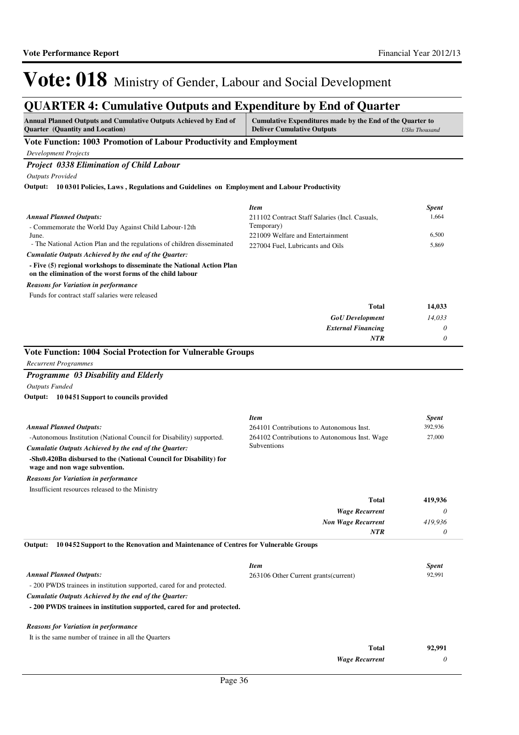# Vote: 018 Ministry of Gender, Labour and Social Development

## QUARTER 4: Cumulative Outputs and Expenditure by End of Quarter

| Annual Planned Outputs and Cumulative Outputs Achieved by End of Quarter (Quantity and Location) | Cumulative Expenditures made by the End of the Quarter to Deliver Cumulative Outputs | *UShs Thousand* |
|---|---|---|

### Vote Function: 1003 Promotion of Labour Productivity and Employment

*Development Projects*

#### *Project 0338 Elimination of Child Labour*

*Outputs Provided*

**Output: 10 03 01 Policies, Laws , Regulations and Guidelines on Employment and Labour Productivity**

*Annual Planned Outputs:*

- Commemorate the World Day Against Child Labour-12th June.
- The National Action Plan and the regulations of children disseminated

*Cumulatie Outputs Achieved by the end of the Quarter:*

**- Five (5) regional workshops to disseminate the National Action Plan on the elimination of the worst forms of the child labour**

*Reasons for Variation in performance*

Funds for contract staff salaries were released

| *Item* | *Spent* |
|---|---|
| 211102 Contract Staff Salaries (Incl. Casuals, Temporary) | 1,664 |
| 221009 Welfare and Entertainment | 6,500 |
| 227004 Fuel, Lubricants and Oils | 5,869 |
| **Total** | **14,033** |
| *GoU Development* | *14,033* |
| *External Financing* | *0* |
| *NTR* | *0* |

### Vote Function: 1004 Social Protection for Vulnerable Groups

*Recurrent Programmes*

#### *Programme 03 Disability and Elderly*

*Outputs Funded*

**Output: 10 04 51 Support to councils provided**

*Annual Planned Outputs:*

-Autonomous Institution (National Council for Disability) supported.

*Cumulatie Outputs Achieved by the end of the Quarter:*

**-Shs0.420Bn disbursed to the (National Council for Disability) for wage and non wage subvention.**

*Reasons for Variation in performance*

Insufficient resources released to the Ministry

| *Item* | *Spent* |
|---|---|
| 264101 Contributions to Autonomous Inst. | 392,936 |
| 264102 Contributions to Autonomous Inst. Wage Subventions | 27,000 |
| **Total** | **419,936** |
| *Wage Recurrent* | *0* |
| *Non Wage Recurrent* | *419,936* |
| *NTR* | *0* |

**Output: 10 04 52 Support to the Renovation and Maintenance of Centres for Vulnerable Groups**

*Annual Planned Outputs:*

- 200 PWDS trainees in institution supported, cared for and protected.

*Cumulatie Outputs Achieved by the end of the Quarter:*

**- 200 PWDS trainees in institution supported, cared for and protected.**

*Reasons for Variation in performance*

It is the same number of trainee in all the Quarters

| *Item* | *Spent* |
|---|---|
| 263106 Other Current grants(current) | 92,991 |
| **Total** | **92,991** |
| *Wage Recurrent* | *0* |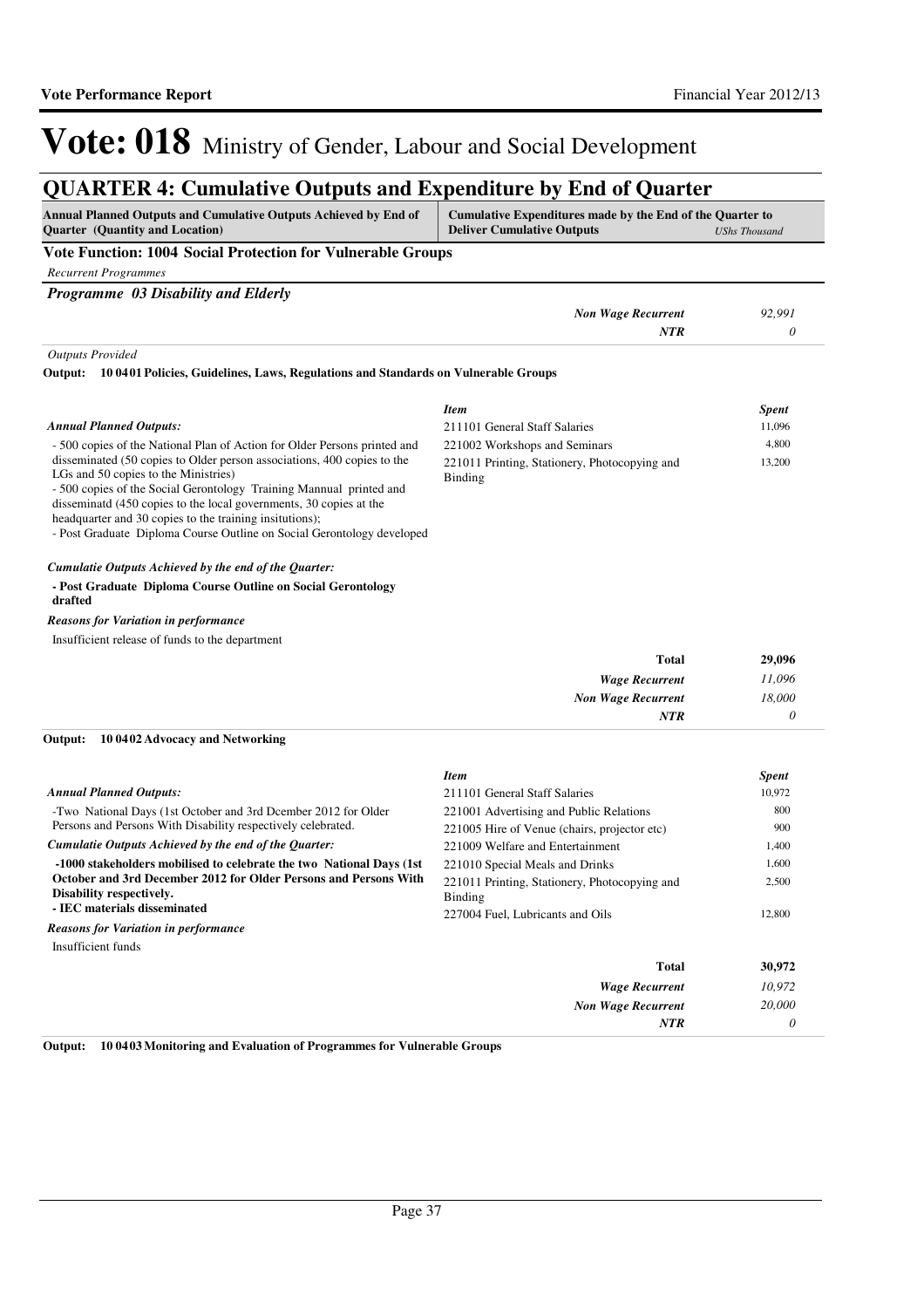# Vote: 018 Ministry of Gender, Labour and Social Development

## QUARTER 4: Cumulative Outputs and Expenditure by End of Quarter

| Annual Planned Outputs and Cumulative Outputs Achieved by End of Quarter (Quantity and Location) | Cumulative Expenditures made by the End of the Quarter to Deliver Cumulative Outputs | *UShs Thousand* |
|---|---|---|

### Vote Function: 1004 Social Protection for Vulnerable Groups

*Recurrent Programmes*

***Programme 03 Disability and Elderly***

| | |
|---|---|
| ***Non Wage Recurrent*** | *92,991* |
| ***NTR*** | *0* |

*Outputs Provided*

**Output: 10 04 01 Policies, Guidelines, Laws, Regulations and Standards on Vulnerable Groups**

***Annual Planned Outputs:***

- 500 copies of the National Plan of Action for Older Persons printed and disseminated (50 copies to Older person associations, 400 copies to the LGs and 50 copies to the Ministries)
- 500 copies of the Social Gerontology Training Mannual printed and disseminatd (450 copies to the local governments, 30 copies at the headquarter and 30 copies to the training insitutions);
- Post Graduate Diploma Course Outline on Social Gerontology developed

***Cumulatie Outputs Achieved by the end of the Quarter:***

**- Post Graduate Diploma Course Outline on Social Gerontology drafted**

***Reasons for Variation in performance***

Insufficient release of funds to the department

| *Item* | *Spent* |
|---|---|
| 211101 General Staff Salaries | 11,096 |
| 221002 Workshops and Seminars | 4,800 |
| 221011 Printing, Stationery, Photocopying and Binding | 13,200 |
| **Total** | **29,096** |
| ***Wage Recurrent*** | *11,096* |
| ***Non Wage Recurrent*** | *18,000* |
| ***NTR*** | *0* |

**Output: 10 04 02 Advocacy and Networking**

***Annual Planned Outputs:***

-Two National Days (1st October and 3rd Dcember 2012 for Older Persons and Persons With Disability respectively celebrated.

***Cumulative Outputs Achieved by the end of the Quarter:***

**-1000 stakeholders mobilised to celebrate the two National Days (1st October and 3rd December 2012 for Older Persons and Persons With Disability respectively.**
**- IEC materials disseminated**

***Reasons for Variation in performance***

Insufficient funds

| *Item* | *Spent* |
|---|---|
| 211101 General Staff Salaries | 10,972 |
| 221001 Advertising and Public Relations | 800 |
| 221005 Hire of Venue (chairs, projector etc) | 900 |
| 221009 Welfare and Entertainment | 1,400 |
| 221010 Special Meals and Drinks | 1,600 |
| 221011 Printing, Stationery, Photocopying and Binding | 2,500 |
| 227004 Fuel, Lubricants and Oils | 12,800 |
| **Total** | **30,972** |
| ***Wage Recurrent*** | *10,972* |
| ***Non Wage Recurrent*** | *20,000* |
| ***NTR*** | *0* |

**Output: 10 04 03 Monitoring and Evaluation of Programmes for Vulnerable Groups**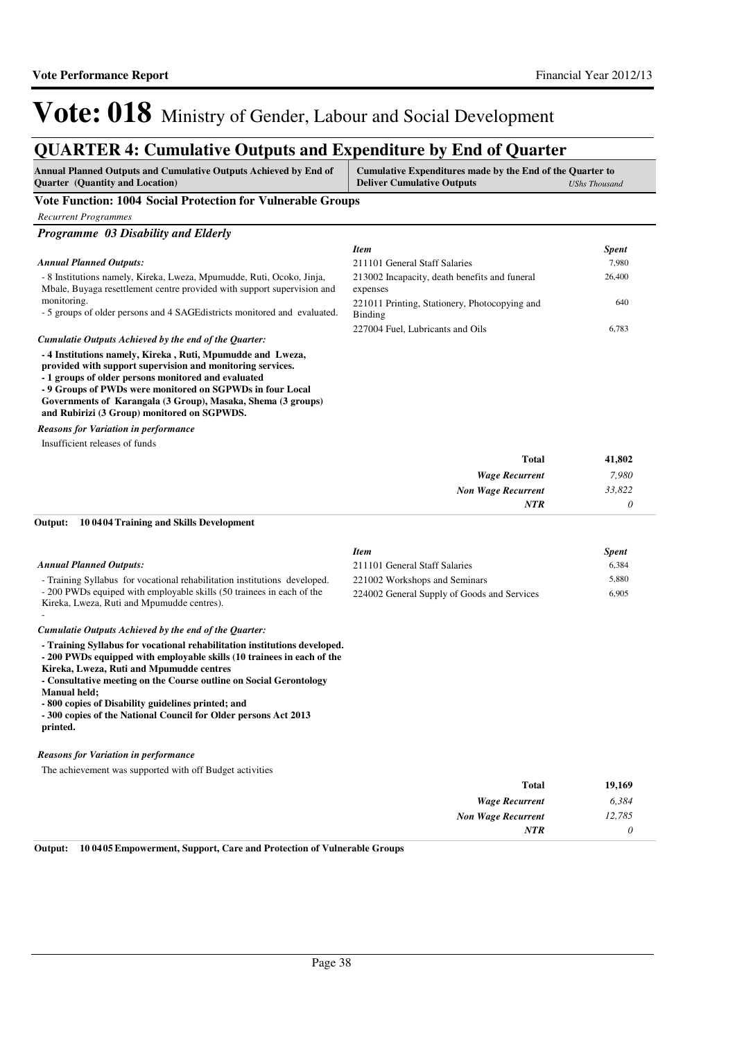# Vote: 018 Ministry of Gender, Labour and Social Development

## QUARTER 4: Cumulative Outputs and Expenditure by End of Quarter

| Annual Planned Outputs and Cumulative Outputs Achieved by End of Quarter (Quantity and Location) | Cumulative Expenditures made by the End of the Quarter to Deliver Cumulative Outputs *UShs Thousand* |
|---|---|

**Vote Function: 1004 Social Protection for Vulnerable Groups**

*Recurrent Programmes*

### *Programme 03 Disability and Elderly*

*Annual Planned Outputs:*

- 8 Institutions namely, Kireka, Lweza, Mpumudde, Ruti, Ocoko, Jinja, Mbale, Buyaga resettlement centre provided with support supervision and monitoring.
- 5 groups of older persons and 4 SAGEdistricts monitored and evaluated.

*Cumulatie Outputs Achieved by the end of the Quarter:*

**- 4 Institutions namely, Kireka , Ruti, Mpumudde and Lweza, provided with support supervision and monitoring services.**
**- 1 groups of older persons monitored and evaluated**
**- 9 Groups of PWDs were monitored on SGPWDs in four Local Governments of Karangala (3 Group), Masaka, Shema (3 groups) and Rubirizi (3 Group) monitored on SGPWDS.**

*Reasons for Variation in performance*

Insufficient releases of funds

| *Item* | *Spent* |
|---|---|
| 211101 General Staff Salaries | 7,980 |
| 213002 Incapacity, death benefits and funeral expenses | 26,400 |
| 221011 Printing, Stationery, Photocopying and Binding | 640 |
| 227004 Fuel, Lubricants and Oils | 6,783 |
| **Total** | **41,802** |
| *Wage Recurrent* | *7,980* |
| *Non Wage Recurrent* | *33,822* |
| *NTR* | *0* |

**Output: 10 0404 Training and Skills Development**

*Annual Planned Outputs:*

- Training Syllabus for vocational rehabilitation institutions developed.
- 200 PWDs equiped with employable skills (50 trainees in each of the Kireka, Lweza, Ruti and Mpumudde centres).
-

*Cumulatie Outputs Achieved by the end of the Quarter:*

**- Training Syllabus for vocational rehabilitation institutions developed.**
**- 200 PWDs equipped with employable skills (10 trainees in each of the Kireka, Lweza, Ruti and Mpumudde centres**
**- Consultative meeting on the Course outline on Social Gerontology Manual held;**
**- 800 copies of Disability guidelines printed; and**
**- 300 copies of the National Council for Older persons Act 2013 printed.**

*Reasons for Variation in performance*

The achievement was supported with off Budget activities

| *Item* | *Spent* |
|---|---|
| 211101 General Staff Salaries | 6,384 |
| 221002 Workshops and Seminars | 5,880 |
| 224002 General Supply of Goods and Services | 6,905 |
| **Total** | **19,169** |
| *Wage Recurrent* | *6,384* |
| *Non Wage Recurrent* | *12,785* |
| *NTR* | *0* |

**Output: 10 0405 Empowerment, Support, Care and Protection of Vulnerable Groups**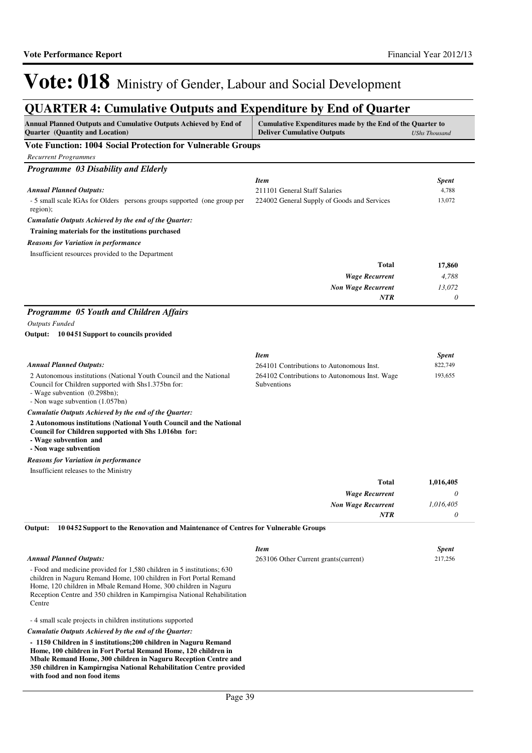# Vote: 018 Ministry of Gender, Labour and Social Development

## QUARTER 4: Cumulative Outputs and Expenditure by End of Quarter

| Annual Planned Outputs and Cumulative Outputs Achieved by End of Quarter (Quantity and Location) | Cumulative Expenditures made by the End of the Quarter to Deliver Cumulative Outputs | UShs Thousand |
|---|---|---|

### Vote Function: 1004 Social Protection for Vulnerable Groups

*Recurrent Programmes*

#### *Programme 03 Disability and Elderly*

*Annual Planned Outputs:*

- 5 small scale IGAs for Olders persons groups supported (one group per region);

*Cumulatie Outputs Achieved by the end of the Quarter:*

**Training materials for the institutions purchased**

*Reasons for Variation in performance*

Insufficient resources provided to the Department

| Item | Spent |
|---|---|
| 211101 General Staff Salaries | 4,788 |
| 224002 General Supply of Goods and Services | 13,072 |
| **Total** | **17,860** |
| *Wage Recurrent* | *4,788* |
| *Non Wage Recurrent* | *13,072* |
| *NTR* | *0* |

#### *Programme 05 Youth and Children Affairs*

*Outputs Funded*

**Output: 10 0451 Support to councils provided**

*Annual Planned Outputs:*

2 Autonomous institutions (National Youth Council and the National Council for Children supported with Shs1.375bn for:
- Wage subvention (0.298bn);
- Non wage subvention (1.057bn)

*Cumulatie Outputs Achieved by the end of the Quarter:*

**2 Autonomous institutions (National Youth Council and the National Council for Children supported with Shs 1.016bn for:**
**- Wage subvention and**
**- Non wage subvention**

*Reasons for Variation in performance*

Insufficient releases to the Ministry

| Item | Spent |
|---|---|
| 264101 Contributions to Autonomous Inst. | 822,749 |
| 264102 Contributions to Autonomous Inst. Wage Subventions | 193,655 |
| **Total** | **1,016,405** |
| *Wage Recurrent* | *0* |
| *Non Wage Recurrent* | *1,016,405* |
| *NTR* | *0* |

**Output: 10 0452 Support to the Renovation and Maintenance of Centres for Vulnerable Groups**

*Annual Planned Outputs:*

- Food and medicine provided for 1,580 children in 5 institutions; 630 children in Naguru Remand Home, 100 children in Fort Portal Remand Home, 120 children in Mbale Remand Home, 300 children in Naguru Reception Centre and 350 children in Kampirngisa National Rehabilitation Centre

- 4 small scale projects in children institutions supported

*Cumulatie Outputs Achieved by the end of the Quarter:*

**- 1150 Children in 5 institutions;200 children in Naguru Remand Home, 100 children in Fort Portal Remand Home, 120 children in Mbale Remand Home, 300 children in Naguru Reception Centre and 350 children in Kampirngisa National Rehabilitation Centre provided with food and non food items**

| Item | Spent |
|---|---|
| 263106 Other Current grants(current) | 217,256 |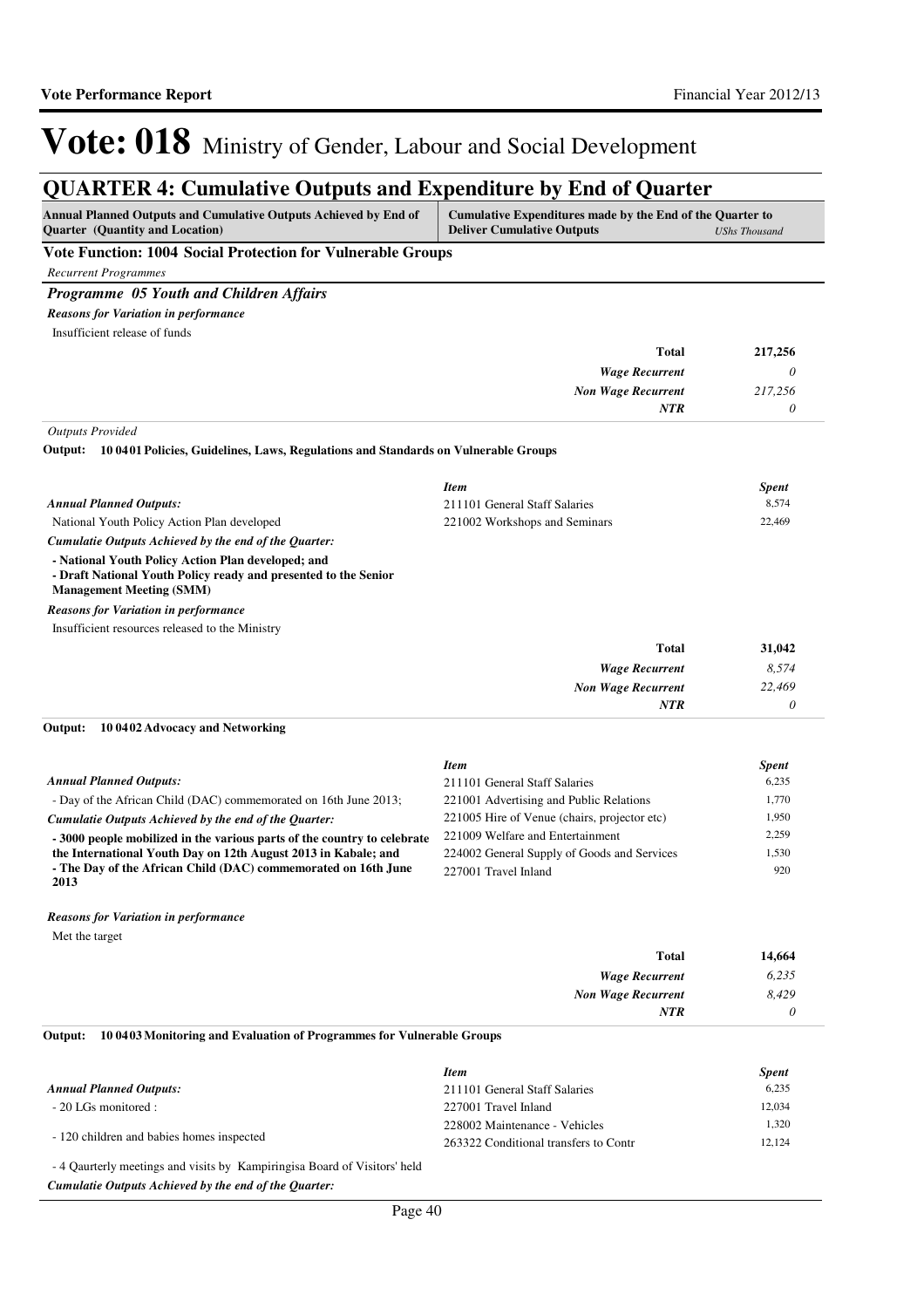# Vote: 018 Ministry of Gender, Labour and Social Development

## QUARTER 4: Cumulative Outputs and Expenditure by End of Quarter

| Annual Planned Outputs and Cumulative Outputs Achieved by End of Quarter (Quantity and Location) | Cumulative Expenditures made by the End of the Quarter to Deliver Cumulative Outputs *UShs Thousand* |
|---|---|

### Vote Function: 1004 Social Protection for Vulnerable Groups

*Recurrent Programmes*

### *Programme 05 Youth and Children Affairs*

***Reasons for Variation in performance***

Insufficient release of funds

| | |
|---|---|
| **Total** | **217,256** |
| ***Wage Recurrent*** | *0* |
| ***Non Wage Recurrent*** | *217,256* |
| ***NTR*** | *0* |

*Outputs Provided*

**Output: 10 0401 Policies, Guidelines, Laws, Regulations and Standards on Vulnerable Groups**

***Annual Planned Outputs:***

National Youth Policy Action Plan developed

***Cumulatie Outputs Achieved by the end of the Quarter:***

**- National Youth Policy Action Plan developed; and**
**- Draft National Youth Policy ready and presented to the Senior Management Meeting (SMM)**

***Reasons for Variation in performance***

Insufficient resources released to the Ministry

| *Item* | *Spent* |
|---|---|
| 211101 General Staff Salaries | 8,574 |
| 221002 Workshops and Seminars | 22,469 |

| | |
|---|---|
| **Total** | **31,042** |
| ***Wage Recurrent*** | *8,574* |
| ***Non Wage Recurrent*** | *22,469* |
| ***NTR*** | *0* |

**Output: 10 0402 Advocacy and Networking**

***Annual Planned Outputs:***

- Day of the African Child (DAC) commemorated on 16th June 2013;

***Cumulatie Outputs Achieved by the end of the Quarter:***

**- 3000 people mobilized in the various parts of the country to celebrate the International Youth Day on 12th August 2013 in Kabale; and**
**- The Day of the African Child (DAC) commemorated on 16th June 2013**

***Reasons for Variation in performance***

Met the target

| *Item* | *Spent* |
|---|---|
| 211101 General Staff Salaries | 6,235 |
| 221001 Advertising and Public Relations | 1,770 |
| 221005 Hire of Venue (chairs, projector etc) | 1,950 |
| 221009 Welfare and Entertainment | 2,259 |
| 224002 General Supply of Goods and Services | 1,530 |
| 227001 Travel Inland | 920 |

| | |
|---|---|
| **Total** | **14,664** |
| ***Wage Recurrent*** | *6,235* |
| ***Non Wage Recurrent*** | *8,429* |
| ***NTR*** | *0* |

**Output: 10 0403 Monitoring and Evaluation of Programmes for Vulnerable Groups**

***Annual Planned Outputs:***

- 20 LGs monitored :

- 120 children and babies homes inspected

- 4 Qaurterly meetings and visits by Kampiringisa Board of Visitors' held

***Cumulatie Outputs Achieved by the end of the Quarter:***

| *Item* | *Spent* |
|---|---|
| 211101 General Staff Salaries | 6,235 |
| 227001 Travel Inland | 12,034 |
| 228002 Maintenance - Vehicles | 1,320 |
| 263322 Conditional transfers to Contr | 12,124 |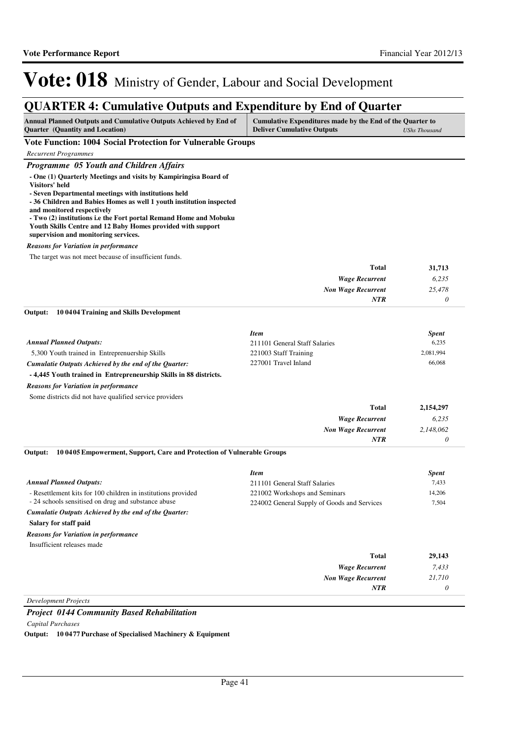# Vote: 018 Ministry of Gender, Labour and Social Development

## QUARTER 4: Cumulative Outputs and Expenditure by End of Quarter

| Annual Planned Outputs and Cumulative Outputs Achieved by End of Quarter (Quantity and Location) | Cumulative Expenditures made by the End of the Quarter to Deliver Cumulative Outputs | *UShs Thousand* |
|---|---|---|

### Vote Function: 1004 Social Protection for Vulnerable Groups

*Recurrent Programmes*

### *Programme 05 Youth and Children Affairs*

**- One (1) Quarterly Meetings and visits by Kampiringisa Board of Visitors' held**
**- Seven Departmental meetings with institutions held**
**- 36 Children and Babies Homes as well 1 youth institution inspected and monitored respectively**
**- Two (2) institutions i.e the Fort portal Remand Home and Mobuku Youth Skills Centre and 12 Baby Homes provided with support supervision and monitoring services.**

***Reasons for Variation in performance***

The target was not meet because of insufficient funds.

| | |
|---|---|
| **Total** | **31,713** |
| *Wage Recurrent* | *6,235* |
| *Non Wage Recurrent* | *25,478* |
| *NTR* | *0* |

**Output: 10 04 04 Training and Skills Development**

***Annual Planned Outputs:***

5,300 Youth trained in Entreprenuership Skills

***Cumulatie Outputs Achieved by the end of the Quarter:***

**- 4,445 Youth trained in Entrepreneurship Skills in 88 districts.**

***Reasons for Variation in performance***

Some districts did not have qualified service providers

| *Item* | *Spent* |
|---|---|
| 211101 General Staff Salaries | 6,235 |
| 221003 Staff Training | 2,081,994 |
| 227001 Travel Inland | 66,068 |

| | |
|---|---|
| **Total** | **2,154,297** |
| *Wage Recurrent* | *6,235* |
| *Non Wage Recurrent* | *2,148,062* |
| *NTR* | *0* |

**Output: 10 04 05 Empowerment, Support, Care and Protection of Vulnerable Groups**

***Annual Planned Outputs:***

- Resettlement kits for 100 children in institutions provided
- 24 schools sensitised on drug and substance abuse

***Cumulatie Outputs Achieved by the end of the Quarter:***

**Salary for staff paid**

***Reasons for Variation in performance***

Insufficient releases made

| *Item* | *Spent* |
|---|---|
| 211101 General Staff Salaries | 7,433 |
| 221002 Workshops and Seminars | 14,206 |
| 224002 General Supply of Goods and Services | 7,504 |

| | |
|---|---|
| **Total** | **29,143** |
| *Wage Recurrent* | *7,433* |
| *Non Wage Recurrent* | *21,710* |
| *NTR* | *0* |

*Development Projects*

### *Project 0144 Community Based Rehabilitation*

*Capital Purchases*

**Output: 10 04 77 Purchase of Specialised Machinery & Equipment**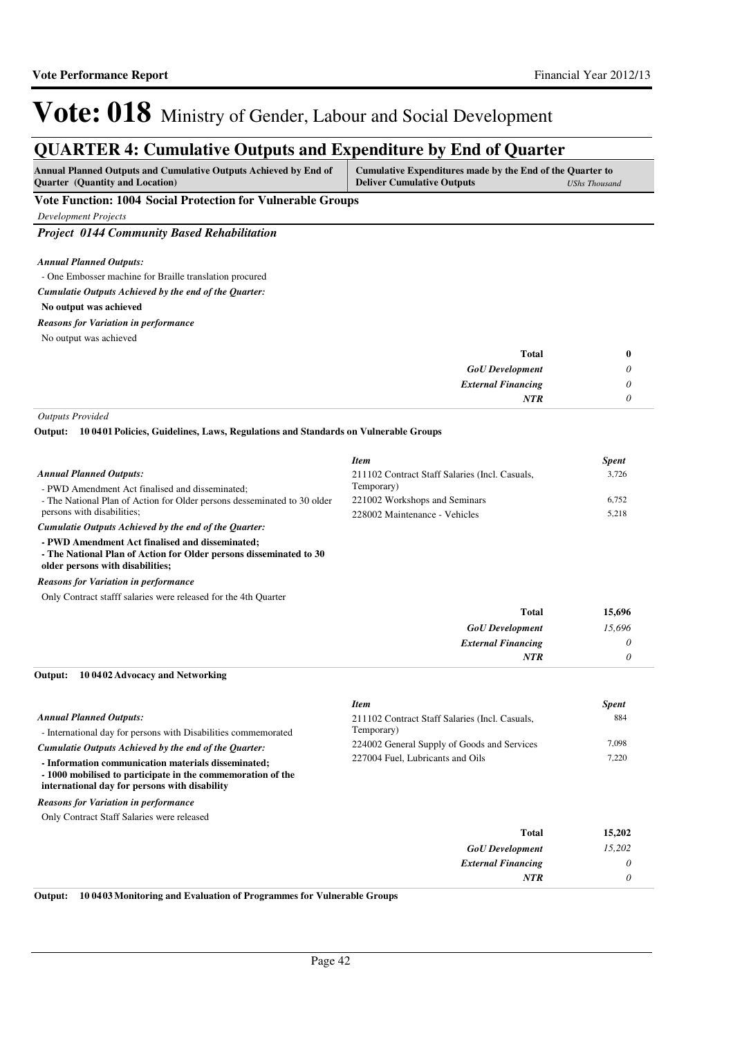# Vote: 018 Ministry of Gender, Labour and Social Development

## QUARTER 4: Cumulative Outputs and Expenditure by End of Quarter

| Annual Planned Outputs and Cumulative Outputs Achieved by End of Quarter (Quantity and Location) | Cumulative Expenditures made by the End of the Quarter to Deliver Cumulative Outputs *UShs Thousand* |
|---|---|

**Vote Function: 1004 Social Protection for Vulnerable Groups**

*Development Projects*

### *Project 0144 Community Based Rehabilitation*

***Annual Planned Outputs:***

- One Embosser machine for Braille translation procured

***Cumulatie Outputs Achieved by the end of the Quarter:***

**No output was achieved**

***Reasons for Variation in performance***

No output was achieved

| | |
|---|---|
| **Total** | **0** |
| ***GoU Development*** | *0* |
| ***External Financing*** | *0* |
| ***NTR*** | *0* |

*Outputs Provided*

**Output: 10 04 01 Policies, Guidelines, Laws, Regulations and Standards on Vulnerable Groups**

***Annual Planned Outputs:***

- PWD Amendment Act finalised and disseminated;
- The National Plan of Action for Older persons dessiminated to 30 older persons with disabilities;

***Cumulatie Outputs Achieved by the end of the Quarter:***

**- PWD Amendment Act finalised and disseminated;**
**- The National Plan of Action for Older persons disseminated to 30 older persons with disabilities;**

***Reasons for Variation in performance***

Only Contract stafff salaries were released for the 4th Quarter

| *Item* | *Spent* |
|---|---|
| 211102 Contract Staff Salaries (Incl. Casuals, Temporary) | 3,726 |
| 221002 Workshops and Seminars | 6,752 |
| 228002 Maintenance - Vehicles | 5,218 |
| **Total** | **15,696** |
| ***GoU Development*** | *15,696* |
| ***External Financing*** | *0* |
| ***NTR*** | *0* |

**Output: 10 04 02 Advocacy and Networking**

***Annual Planned Outputs:***

- International day for persons with Disabilities commemorated

***Cumulatie Outputs Achieved by the end of the Quarter:***

**- Information communication materials disseminated;**
**- 1000 mobilised to participate in the commemoration of the international day for persons with disability**

***Reasons for Variation in performance***

Only Contract Staff Salaries were released

| *Item* | *Spent* |
|---|---|
| 211102 Contract Staff Salaries (Incl. Casuals, Temporary) | 884 |
| 224002 General Supply of Goods and Services | 7,098 |
| 227004 Fuel, Lubricants and Oils | 7,220 |
| **Total** | **15,202** |
| ***GoU Development*** | *15,202* |
| ***External Financing*** | *0* |
| ***NTR*** | *0* |

**Output: 10 04 03 Monitoring and Evaluation of Programmes for Vulnerable Groups**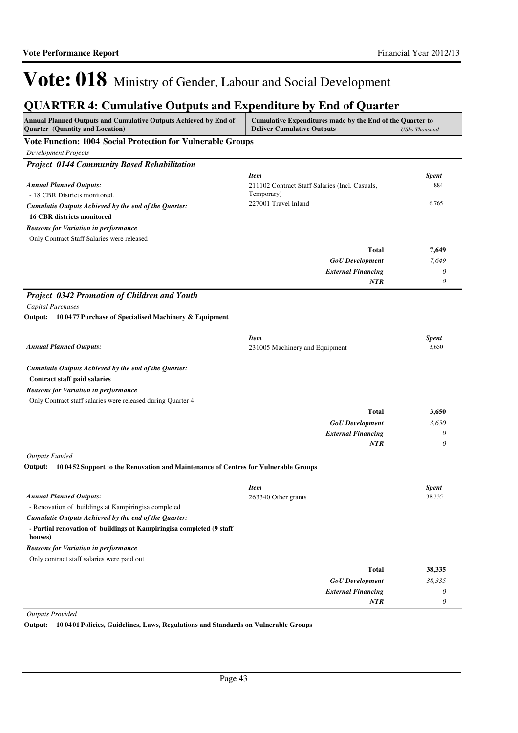# Vote: 018 Ministry of Gender, Labour and Social Development

## QUARTER 4: Cumulative Outputs and Expenditure by End of Quarter

| Annual Planned Outputs and Cumulative Outputs Achieved by End of Quarter (Quantity and Location) | Cumulative Expenditures made by the End of the Quarter to Deliver Cumulative Outputs | *UShs Thousand* |
|---|---|---|

### Vote Function: 1004 Social Protection for Vulnerable Groups

*Development Projects*

### *Project 0144 Community Based Rehabilitation*

*Annual Planned Outputs:*

- 18 CBR Districts monitored.

*Cumulatie Outputs Achieved by the end of the Quarter:*

**16 CBR districts monitored**

*Reasons for Variation in performance*

Only Contract Staff Salaries were released

| *Item* | *Spent* |
|---|---|
| 211102 Contract Staff Salaries (Incl. Casuals, Temporary) | 884 |
| 227001 Travel Inland | 6,765 |
| **Total** | **7,649** |
| ***GoU Development*** | *7,649* |
| ***External Financing*** | *0* |
| ***NTR*** | *0* |

### *Project 0342 Promotion of Children and Youth*

*Capital Purchases*

**Output: 10 0477 Purchase of Specialised Machinery & Equipment**

*Annual Planned Outputs:*

*Cumulatie Outputs Achieved by the end of the Quarter:*

**Contract staff paid salaries**

*Reasons for Variation in performance*

Only Contract staff salaries were released during Quarter 4

| *Item* | *Spent* |
|---|---|
| 231005 Machinery and Equipment | 3,650 |
| **Total** | **3,650** |
| ***GoU Development*** | *3,650* |
| ***External Financing*** | *0* |
| ***NTR*** | *0* |

*Outputs Funded*

**Output: 10 0452 Support to the Renovation and Maintenance of Centres for Vulnerable Groups**

*Annual Planned Outputs:*

- Renovation of buildings at Kampiringisa completed

*Cumulatie Outputs Achieved by the end of the Quarter:*

**- Partial renovation of buildings at Kampiringisa completed (9 staff houses)**

*Reasons for Variation in performance*

Only contract staff salaries were paid out

| *Item* | *Spent* |
|---|---|
| 263340 Other grants | 38,335 |
| **Total** | **38,335** |
| ***GoU Development*** | *38,335* |
| ***External Financing*** | *0* |
| ***NTR*** | *0* |

*Outputs Provided*

**Output: 10 0401 Policies, Guidelines, Laws, Regulations and Standards on Vulnerable Groups**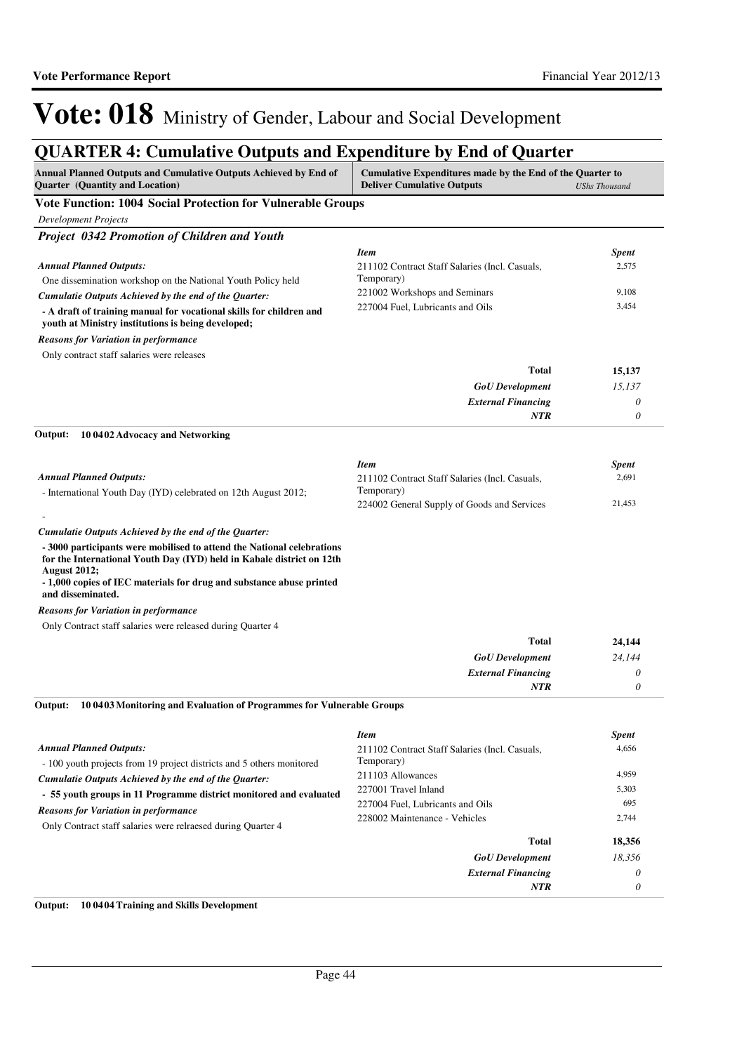# Vote: 018 Ministry of Gender, Labour and Social Development

## QUARTER 4: Cumulative Outputs and Expenditure by End of Quarter

| Annual Planned Outputs and Cumulative Outputs Achieved by End of Quarter (Quantity and Location) | Cumulative Expenditures made by the End of the Quarter to Deliver Cumulative Outputs | *UShs Thousand* |
|---|---|---|

### Vote Function: 1004 Social Protection for Vulnerable Groups

*Development Projects*

#### *Project 0342 Promotion of Children and Youth*

*Annual Planned Outputs:*

One dissemination workshop on the National Youth Policy held

*Cumulatie Outputs Achieved by the end of the Quarter:*

**- A draft of training manual for vocational skills for children and youth at Ministry institutions is being developed;**

*Reasons for Variation in performance*

Only contract staff salaries were releases

| *Item* | *Spent* |
|---|---|
| 211102 Contract Staff Salaries (Incl. Casuals, Temporary) | 2,575 |
| 221002 Workshops and Seminars | 9,108 |
| 227004 Fuel, Lubricants and Oils | 3,454 |
| **Total** | **15,137** |
| *GoU Development* | *15,137* |
| *External Financing* | *0* |
| *NTR* | *0* |

**Output: 10 04 02 Advocacy and Networking**

*Annual Planned Outputs:*

- International Youth Day (IYD) celebrated on 12th August 2012;

-

*Cumulatie Outputs Achieved by the end of the Quarter:*

**- 3000 participants were mobilised to attend the National celebrations for the International Youth Day (IYD) held in Kabale district on 12th August 2012;**
**- 1,000 copies of IEC materials for drug and substance abuse printed and disseminated.**

*Reasons for Variation in performance*

Only Contract staff salaries were released during Quarter 4

| *Item* | *Spent* |
|---|---|
| 211102 Contract Staff Salaries (Incl. Casuals, Temporary) | 2,691 |
| 224002 General Supply of Goods and Services | 21,453 |
| **Total** | **24,144** |
| *GoU Development* | *24,144* |
| *External Financing* | *0* |
| *NTR* | *0* |

**Output: 10 04 03 Monitoring and Evaluation of Programmes for Vulnerable Groups**

*Annual Planned Outputs:*

- 100 youth projects from 19 project districts and 5 others monitored

*Cumulatie Outputs Achieved by the end of the Quarter:*

**- 55 youth groups in 11 Programme district monitored and evaluated**

*Reasons for Variation in performance*

Only Contract staff salaries were relraesed during Quarter 4

| *Item* | *Spent* |
|---|---|
| 211102 Contract Staff Salaries (Incl. Casuals, Temporary) | 4,656 |
| 211103 Allowances | 4,959 |
| 227001 Travel Inland | 5,303 |
| 227004 Fuel, Lubricants and Oils | 695 |
| 228002 Maintenance - Vehicles | 2,744 |
| **Total** | **18,356** |
| *GoU Development* | *18,356* |
| *External Financing* | *0* |
| *NTR* | *0* |

**Output: 10 04 04 Training and Skills Development**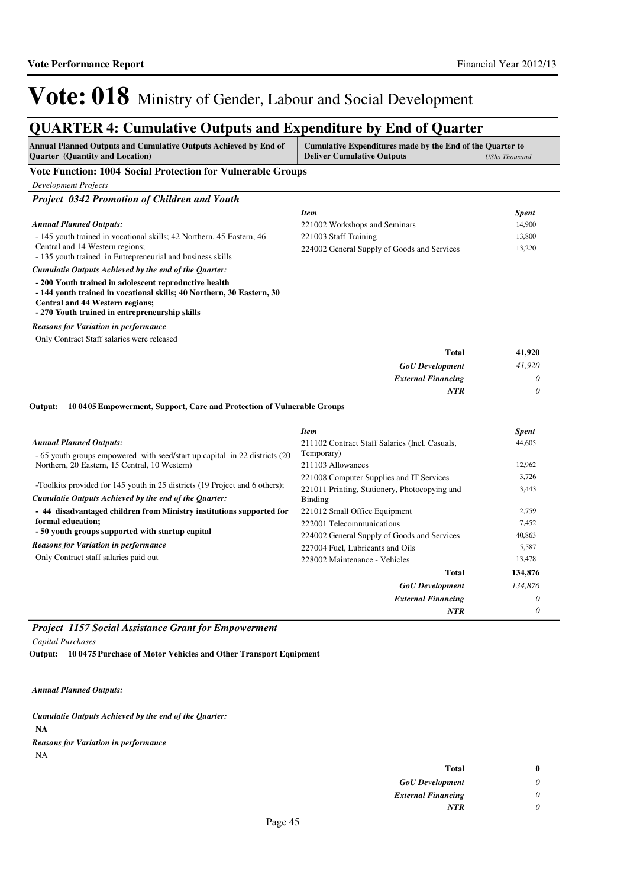# Vote: 018 Ministry of Gender, Labour and Social Development

## QUARTER 4: Cumulative Outputs and Expenditure by End of Quarter

| Annual Planned Outputs and Cumulative Outputs Achieved by End of Quarter (Quantity and Location) | Cumulative Expenditures made by the End of the Quarter to Deliver Cumulative Outputs | *UShs Thousand* |
|---|---|---|

### Vote Function: 1004 Social Protection for Vulnerable Groups

*Development Projects*

#### *Project 0342 Promotion of Children and Youth*

*Annual Planned Outputs:*

- 145 youth trained in vocational skills; 42 Northern, 45 Eastern, 46 Central and 14 Western regions;
- 135 youth trained in Entrepreneurial and business skills

*Cumulatie Outputs Achieved by the end of the Quarter:*

**- 200 Youth trained in adolescent reproductive health**
**- 144 youth trained in vocational skills; 40 Northern, 30 Eastern, 30 Central and 44 Western regions;**
**- 270 Youth trained in entrepreneurship skills**

*Reasons for Variation in performance*

Only Contract Staff salaries were released

| *Item* | *Spent* |
|---|---|
| 221002 Workshops and Seminars | 14,900 |
| 221003 Staff Training | 13,800 |
| 224002 General Supply of Goods and Services | 13,220 |
| **Total** | **41,920** |
| ***GoU Development*** | *41,920* |
| ***External Financing*** | *0* |
| ***NTR*** | *0* |

**Output: 10 0405 Empowerment, Support, Care and Protection of Vulnerable Groups**

*Annual Planned Outputs:*

- 65 youth groups empowered with seed/start up capital in 22 districts (20 Northern, 20 Eastern, 15 Central, 10 Western)

-Toolkits provided for 145 youth in 25 districts (19 Project and 6 others);

*Cumulatie Outputs Achieved by the end of the Quarter:*

**- 44 disadvantaged children from Ministry institutions supported for formal education;**
**- 50 youth groups supported with startup capital**

*Reasons for Variation in performance*

Only Contract staff salaries paid out

| *Item* | *Spent* |
|---|---|
| 211102 Contract Staff Salaries (Incl. Casuals, Temporary) | 44,605 |
| 211103 Allowances | 12,962 |
| 221008 Computer Supplies and IT Services | 3,726 |
| 221011 Printing, Stationery, Photocopying and Binding | 3,443 |
| 221012 Small Office Equipment | 2,759 |
| 222001 Telecommunications | 7,452 |
| 224002 General Supply of Goods and Services | 40,863 |
| 227004 Fuel, Lubricants and Oils | 5,587 |
| 228002 Maintenance - Vehicles | 13,478 |
| **Total** | **134,876** |
| ***GoU Development*** | *134,876* |
| ***External Financing*** | *0* |
| ***NTR*** | *0* |

#### *Project 1157 Social Assistance Grant for Empowerment*

*Capital Purchases*

**Output: 10 0475 Purchase of Motor Vehicles and Other Transport Equipment**

*Annual Planned Outputs:*

*Cumulatie Outputs Achieved by the end of the Quarter:*

**NA**

*Reasons for Variation in performance*

NA

| | |
|---|---|
| **Total** | **0** |
| ***GoU Development*** | *0* |
| ***External Financing*** | *0* |
| ***NTR*** | *0* |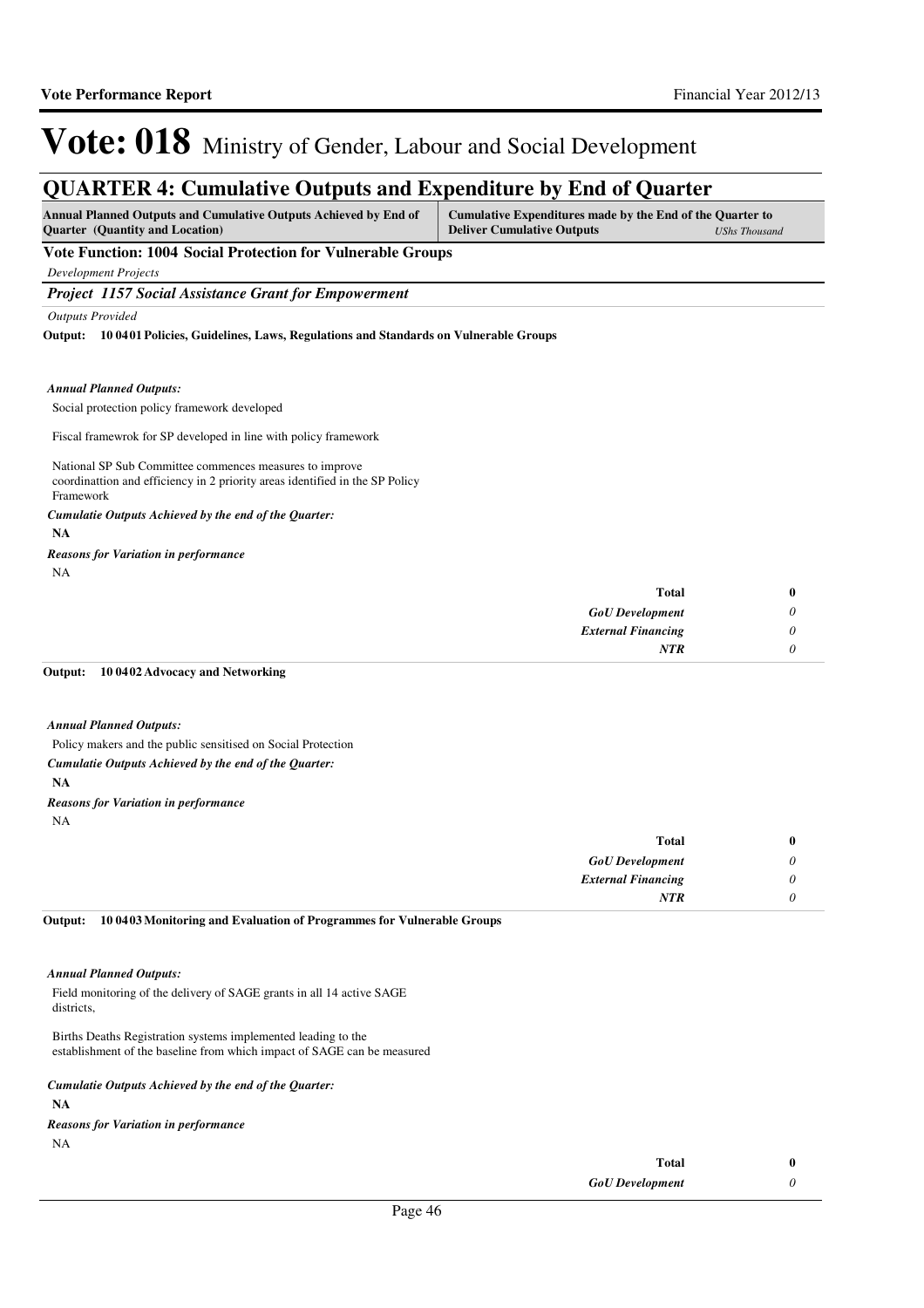# Vote: 018 Ministry of Gender, Labour and Social Development

## QUARTER 4: Cumulative Outputs and Expenditure by End of Quarter

| Annual Planned Outputs and Cumulative Outputs Achieved by End of Quarter (Quantity and Location) | Cumulative Expenditures made by the End of the Quarter to Deliver Cumulative Outputs | *UShs Thousand* |
|---|---|---|

**Vote Function: 1004 Social Protection for Vulnerable Groups**

*Development Projects*

***Project 1157 Social Assistance Grant for Empowerment***

*Outputs Provided*

**Output: 10 04 01 Policies, Guidelines, Laws, Regulations and Standards on Vulnerable Groups**

***Annual Planned Outputs:***

Social protection policy framework developed

Fiscal framewrok for SP developed in line with policy framework

National SP Sub Committee commences measures to improve coordinattion and efficiency in 2 priority areas identified in the SP Policy Framework

***Cumulatie Outputs Achieved by the end of the Quarter:***

**NA**

***Reasons for Variation in performance***

NA

| | |
|---|---|
| **Total** | **0** |
| *GoU Development* | *0* |
| *External Financing* | *0* |
| *NTR* | *0* |

**Output: 10 04 02 Advocacy and Networking**

***Annual Planned Outputs:***

Policy makers and the public sensitised on Social Protection

***Cumulatie Outputs Achieved by the end of the Quarter:***

**NA**

***Reasons for Variation in performance***

NA

| | |
|---|---|
| **Total** | **0** |
| *GoU Development* | *0* |
| *External Financing* | *0* |
| *NTR* | *0* |

**Output: 10 04 03 Monitoring and Evaluation of Programmes for Vulnerable Groups**

***Annual Planned Outputs:***

Field monitoring of the delivery of SAGE grants in all 14 active SAGE districts,

Births Deaths Registration systems implemented leading to the establishment of the baseline from which impact of SAGE can be measured

***Cumulatie Outputs Achieved by the end of the Quarter:***

**NA**

***Reasons for Variation in performance***

NA

| | |
|---|---|
| **Total** | **0** |
| *GoU Development* | *0* |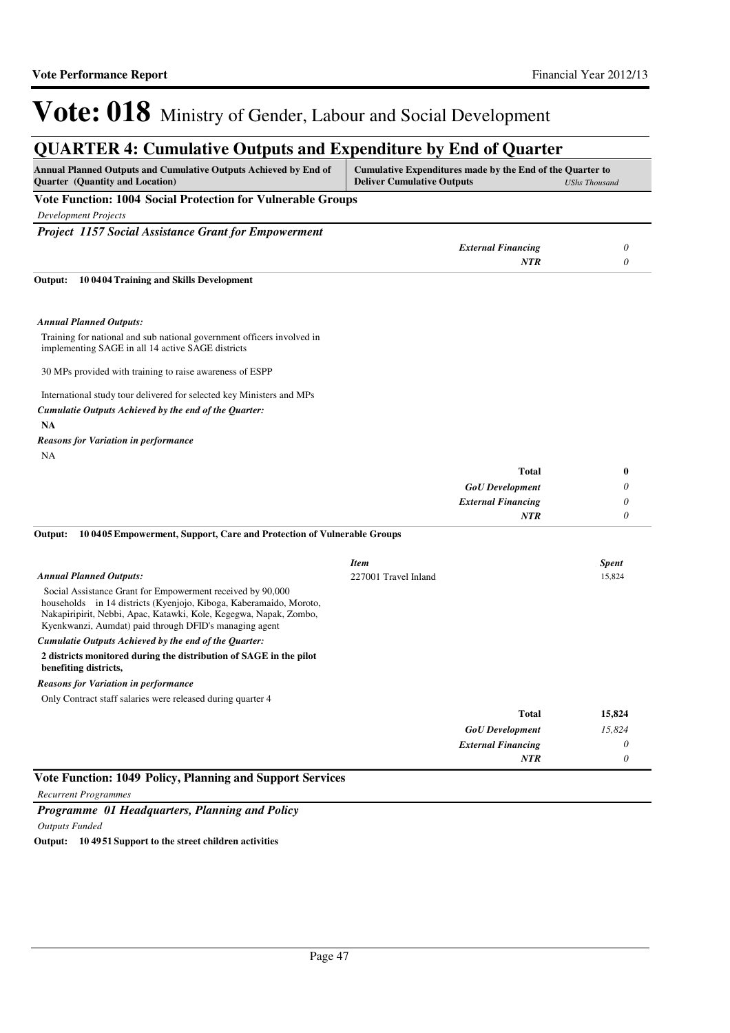# Vote: 018 Ministry of Gender, Labour and Social Development

## QUARTER 4: Cumulative Outputs and Expenditure by End of Quarter

| Annual Planned Outputs and Cumulative Outputs Achieved by End of Quarter (Quantity and Location) | Cumulative Expenditures made by the End of the Quarter to Deliver Cumulative Outputs | *UShs Thousand* |
|---|---|---|

### Vote Function: 1004 Social Protection for Vulnerable Groups

*Development Projects*

#### *Project 1157 Social Assistance Grant for Empowerment*

| | | |
|---|---|---|
| | ***External Financing*** | *0* |
| | ***NTR*** | *0* |

**Output: 10 04 04 Training and Skills Development**

***Annual Planned Outputs:***

Training for national and sub national government officers involved in implementing SAGE in all 14 active SAGE districts

30 MPs provided with training to raise awareness of ESPP

International study tour delivered for selected key Ministers and MPs

***Cumulatie Outputs Achieved by the end of the Quarter:***

**NA**

***Reasons for Variation in performance***

NA

| | | |
|---|---|---|
| | **Total** | **0** |
| | ***GoU Development*** | *0* |
| | ***External Financing*** | *0* |
| | ***NTR*** | *0* |

**Output: 10 04 05 Empowerment, Support, Care and Protection of Vulnerable Groups**

| | *Item* | *Spent* |
|---|---|---|
| ***Annual Planned Outputs:*** | 227001 Travel Inland | 15,824 |

Social Assistance Grant for Empowerment received by 90,000 households in 14 districts (Kyenjojo, Kiboga, Kaberamaido, Moroto, Nakapiripirit, Nebbi, Apac, Katawki, Kole, Kegegwa, Napak, Zombo, Kyenkwanzi, Aumdat) paid through DFID's managing agent

***Cumulatie Outputs Achieved by the end of the Quarter:***

**2 districts monitored during the distribution of SAGE in the pilot benefiting districts,**

***Reasons for Variation in performance***

Only Contract staff salaries were released during quarter 4

| | | |
|---|---|---|
| | **Total** | **15,824** |
| | ***GoU Development*** | *15,824* |
| | ***External Financing*** | *0* |
| | ***NTR*** | *0* |

### Vote Function: 1049 Policy, Planning and Support Services

*Recurrent Programmes*

#### *Programme 01 Headquarters, Planning and Policy*

*Outputs Funded*

**Output: 10 49 51 Support to the street children activities**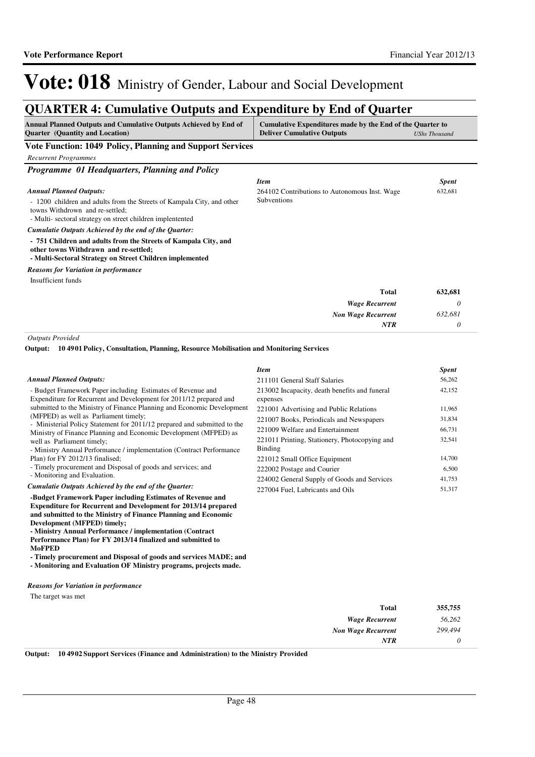# Vote: 018 Ministry of Gender, Labour and Social Development

## QUARTER 4: Cumulative Outputs and Expenditure by End of Quarter

| Annual Planned Outputs and Cumulative Outputs Achieved by End of Quarter (Quantity and Location) | Cumulative Expenditures made by the End of the Quarter to Deliver Cumulative Outputs | *UShs Thousand* |
|---|---|---|

### Vote Function: 1049 Policy, Planning and Support Services

*Recurrent Programmes*

#### *Programme 01 Headquarters, Planning and Policy*

*Annual Planned Outputs:*

- 1200 children and adults from the Streets of Kampala City, and other towns Withdrown and re-settled;
- Multi- sectoral strategy on street children implentented

*Cumulatie Outputs Achieved by the end of the Quarter:*

**- 751 Children and adults from the Streets of Kampala City, and other towns Withdrawn and re-settled;**
**- Multi-Sectoral Strategy on Street Children implemented**

*Reasons for Variation in performance*

Insufficient funds

| *Item* | *Spent* |
|---|---|
| 264102 Contributions to Autonomous Inst. Wage Subventions | 632,681 |
| **Total** | **632,681** |
| *Wage Recurrent* | *0* |
| *Non Wage Recurrent* | *632,681* |
| *NTR* | *0* |

*Outputs Provided*

**Output: 10 49 01 Policy, Consultation, Planning, Resource Mobilisation and Monitoring Services**

*Annual Planned Outputs:*

- Budget Framework Paper including Estimates of Revenue and Expenditure for Recurrent and Development for 2011/12 prepared and submitted to the Ministry of Finance Planning and Economic Development (MFPED) as well as Parliament timely;
- Ministerial Policy Statement for 2011/12 prepared and submitted to the Ministry of Finance Planning and Economic Development (MFPED) as well as Parliament timely;
- Ministry Annual Performance / implementation (Contract Performance Plan) for FY 2012/13 finalised;
- Timely procurement and Disposal of goods and services; and
- Monitoring and Evaluation.

*Cumulatie Outputs Achieved by the end of the Quarter:*

**-Budget Framework Paper including Estimates of Revenue and Expenditure for Recurrent and Development for 2013/14 prepared and submitted to the Ministry of Finance Planning and Economic Development (MFPED) timely;**
**- Ministry Annual Performance / implementation (Contract Performance Plan) for FY 2013/14 finalized and submitted to MoFPED**
**- Timely procurement and Disposal of goods and services MADE; and**
**- Monitoring and Evaluation OF Ministry programs, projects made.**

*Reasons for Variation in performance*

The target was met

| *Item* | *Spent* |
|---|---|
| 211101 General Staff Salaries | 56,262 |
| 213002 Incapacity, death benefits and funeral expenses | 42,152 |
| 221001 Advertising and Public Relations | 11,965 |
| 221007 Books, Periodicals and Newspapers | 31,834 |
| 221009 Welfare and Entertainment | 66,731 |
| 221011 Printing, Stationery, Photocopying and Binding | 32,541 |
| 221012 Small Office Equipment | 14,700 |
| 222002 Postage and Courier | 6,500 |
| 224002 General Supply of Goods and Services | 41,753 |
| 227004 Fuel, Lubricants and Oils | 51,317 |
| **Total** | **355,755** |
| *Wage Recurrent* | *56,262* |
| *Non Wage Recurrent* | *299,494* |
| *NTR* | *0* |

**Output: 10 49 02 Support Services (Finance and Administration) to the Ministry Provided**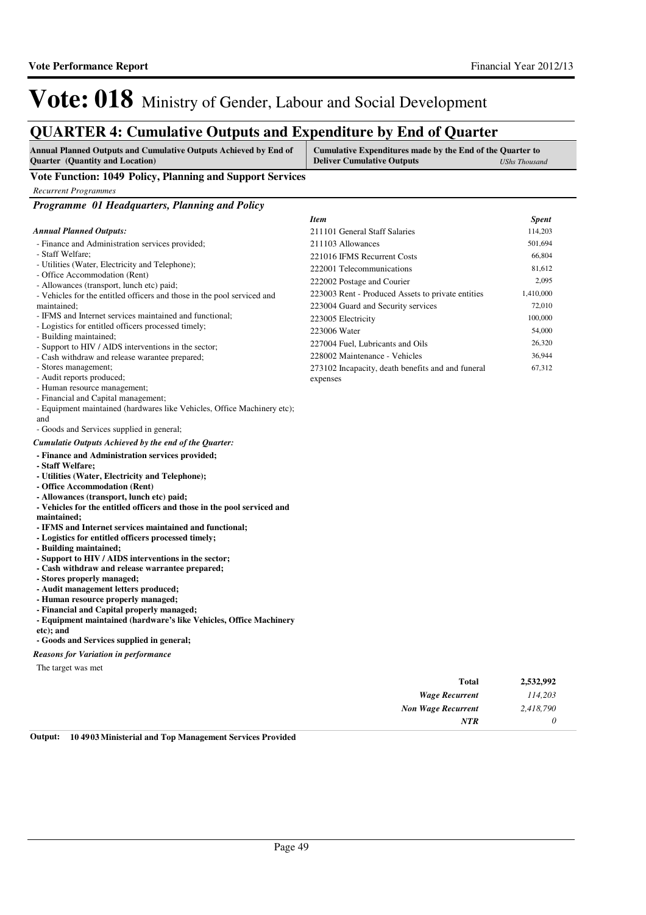# Vote: 018 Ministry of Gender, Labour and Social Development

## QUARTER 4: Cumulative Outputs and Expenditure by End of Quarter

| Annual Planned Outputs and Cumulative Outputs Achieved by End of Quarter (Quantity and Location) | Cumulative Expenditures made by the End of the Quarter to Deliver Cumulative Outputs *UShs Thousand* |
|---|---|

### Vote Function: 1049 Policy, Planning and Support Services

*Recurrent Programmes*

#### *Programme 01 Headquarters, Planning and Policy*

***Annual Planned Outputs:***

- Finance and Administration services provided;
- Staff Welfare;
- Utilities (Water, Electricity and Telephone);
- Office Accommodation (Rent)
- Allowances (transport, lunch etc) paid;
- Vehicles for the entitled officers and those in the pool serviced and maintained;
- IFMS and Internet services maintained and functional;
- Logistics for entitled officers processed timely;
- Building maintained;
- Support to HIV / AIDS interventions in the sector;
- Cash withdraw and release warantee prepared;
- Stores management;
- Audit reports produced;
- Human resource management;
- Financial and Capital management;
- Equipment maintained (hardwares like Vehicles, Office Machinery etc); and
- Goods and Services supplied in general;

***Cumulatie Outputs Achieved by the end of the Quarter:***

**- Finance and Administration services provided;**
**- Staff Welfare;**
**- Utilities (Water, Electricity and Telephone);**
**- Office Accommodation (Rent)**
**- Allowances (transport, lunch etc) paid;**
**- Vehicles for the entitled officers and those in the pool serviced and maintained;**
**- IFMS and Internet services maintained and functional;**
**- Logistics for entitled officers processed timely;**
**- Building maintained;**
**- Support to HIV / AIDS interventions in the sector;**
**- Cash withdraw and release warrantee prepared;**
**- Stores properly managed;**
**- Audit management letters produced;**
**- Human resource properly managed;**
**- Financial and Capital properly managed;**
**- Equipment maintained (hardware's like Vehicles, Office Machinery etc); and**
**- Goods and Services supplied in general;**

***Reasons for Variation in performance***

The target was met

| *Item* | *Spent* |
|---|---|
| 211101 General Staff Salaries | 114,203 |
| 211103 Allowances | 501,694 |
| 221016 IFMS Recurrent Costs | 66,804 |
| 222001 Telecommunications | 81,612 |
| 222002 Postage and Courier | 2,095 |
| 223003 Rent - Produced Assets to private entities | 1,410,000 |
| 223004 Guard and Security services | 72,010 |
| 223005 Electricity | 100,000 |
| 223006 Water | 54,000 |
| 227004 Fuel, Lubricants and Oils | 26,320 |
| 228002 Maintenance - Vehicles | 36,944 |
| 273102 Incapacity, death benefits and funeral expenses | 67,312 |

| | |
|---|---|
| **Total** | **2,532,992** |
| *Wage Recurrent* | *114,203* |
| *Non Wage Recurrent* | *2,418,790* |
| *NTR* | *0* |

**Output: 10 4903 Ministerial and Top Management Services Provided**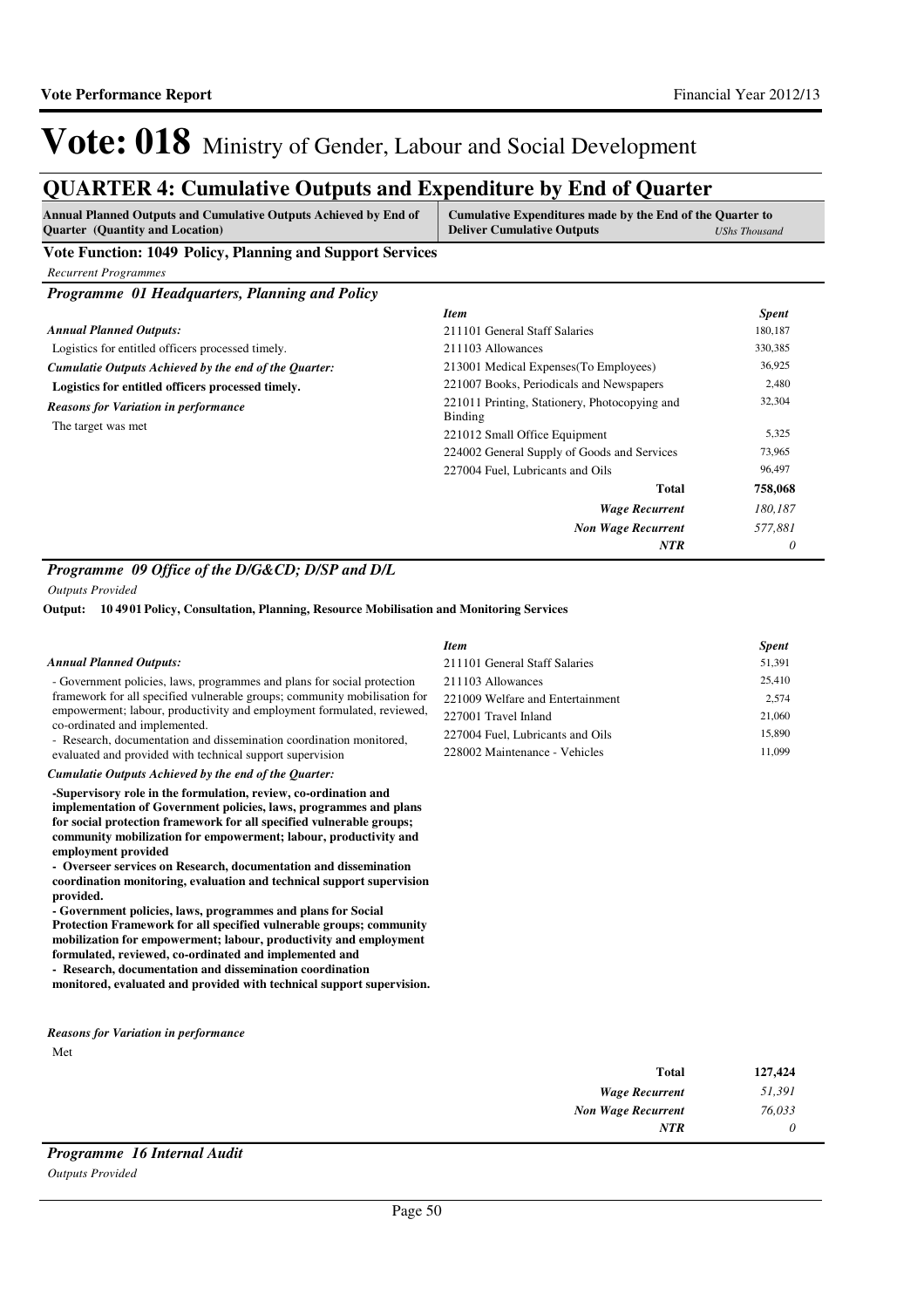# Vote: 018 Ministry of Gender, Labour and Social Development

## QUARTER 4: Cumulative Outputs and Expenditure by End of Quarter

| Annual Planned Outputs and Cumulative Outputs Achieved by End of Quarter (Quantity and Location) | Cumulative Expenditures made by the End of the Quarter to Deliver Cumulative Outputs *UShs Thousand* |
|---|---|

### Vote Function: 1049 Policy, Planning and Support Services

*Recurrent Programmes*

### *Programme 01 Headquarters, Planning and Policy*

***Annual Planned Outputs:***

Logistics for entitled officers processed timely.

***Cumulatie Outputs Achieved by the end of the Quarter:***

**Logistics for entitled officers processed timely.**

***Reasons for Variation in performance***

The target was met

| *Item* | *Spent* |
|---|---|
| 211101 General Staff Salaries | 180,187 |
| 211103 Allowances | 330,385 |
| 213001 Medical Expenses(To Employees) | 36,925 |
| 221007 Books, Periodicals and Newspapers | 2,480 |
| 221011 Printing, Stationery, Photocopying and Binding | 32,304 |
| 221012 Small Office Equipment | 5,325 |
| 224002 General Supply of Goods and Services | 73,965 |
| 227004 Fuel, Lubricants and Oils | 96,497 |
| **Total** | **758,068** |
| ***Wage Recurrent*** | *180,187* |
| ***Non Wage Recurrent*** | *577,881* |
| ***NTR*** | *0* |

### *Programme 09 Office of the D/G&CD; D/SP and D/L*

*Outputs Provided*

**Output: 10 49 01 Policy, Consultation, Planning, Resource Mobilisation and Monitoring Services**

***Annual Planned Outputs:***

- Government policies, laws, programmes and plans for social protection framework for all specified vulnerable groups; community mobilisation for empowerment; labour, productivity and employment formulated, reviewed, co-ordinated and implemented.
- Research, documentation and dissemination coordination monitored, evaluated and provided with technical support supervision

***Cumulatie Outputs Achieved by the end of the Quarter:***

**-Supervisory role in the formulation, review, co-ordination and implementation of Government policies, laws, programmes and plans for social protection framework for all specified vulnerable groups; community mobilization for empowerment; labour, productivity and employment provided**

**- Overseer services on Research, documentation and dissemination coordination monitoring, evaluation and technical support supervision provided.**

**- Government policies, laws, programmes and plans for Social Protection Framework for all specified vulnerable groups; community mobilization for empowerment; labour, productivity and employment formulated, reviewed, co-ordinated and implemented and**

**- Research, documentation and dissemination coordination monitored, evaluated and provided with technical support supervision.**

***Reasons for Variation in performance***

Met

| *Item* | *Spent* |
|---|---|
| 211101 General Staff Salaries | 51,391 |
| 211103 Allowances | 25,410 |
| 221009 Welfare and Entertainment | 2,574 |
| 227001 Travel Inland | 21,060 |
| 227004 Fuel, Lubricants and Oils | 15,890 |
| 228002 Maintenance - Vehicles | 11,099 |
| **Total** | **127,424** |
| ***Wage Recurrent*** | *51,391* |
| ***Non Wage Recurrent*** | *76,033* |
| ***NTR*** | *0* |

### *Programme 16 Internal Audit*

*Outputs Provided*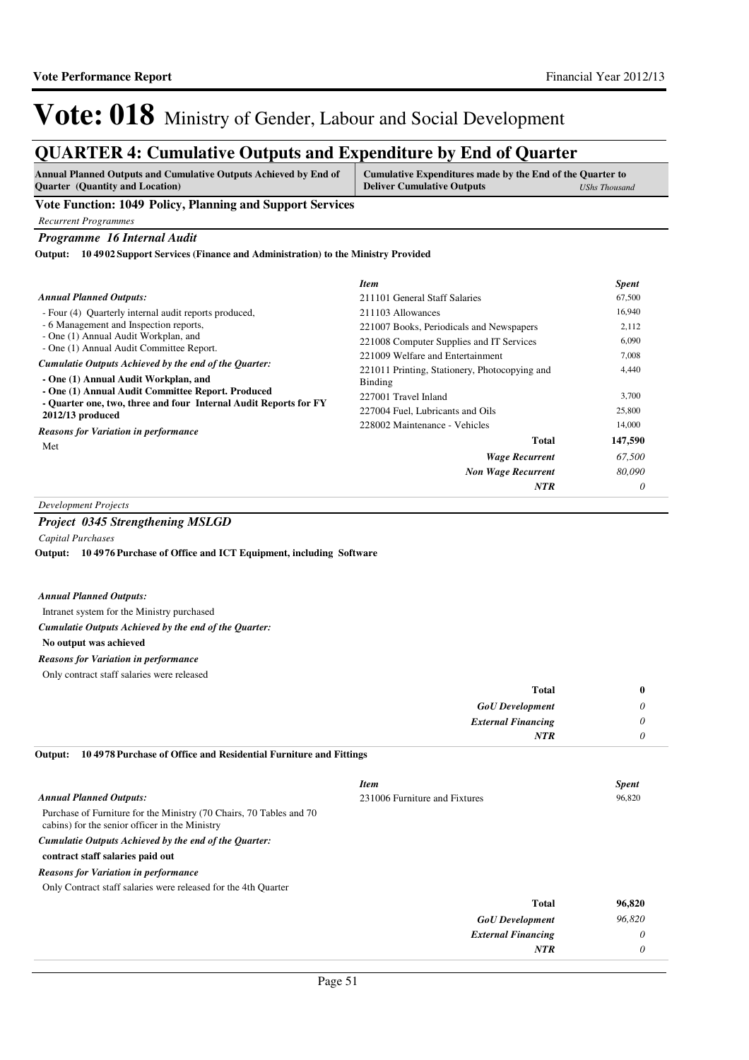# Vote: 018 Ministry of Gender, Labour and Social Development

## QUARTER 4: Cumulative Outputs and Expenditure by End of Quarter

| Annual Planned Outputs and Cumulative Outputs Achieved by End of Quarter (Quantity and Location) | Cumulative Expenditures made by the End of the Quarter to Deliver Cumulative Outputs *UShs Thousand* |
|---|---|

### Vote Function: 1049 Policy, Planning and Support Services

*Recurrent Programmes*

#### *Programme 16 Internal Audit*

**Output: 10 49 02 Support Services (Finance and Administration) to the Ministry Provided**

*Annual Planned Outputs:*

- Four (4) Quarterly internal audit reports produced,
- 6 Management and Inspection reports,
- One (1) Annual Audit Workplan, and
- One (1) Annual Audit Committee Report.

*Cumulatie Outputs Achieved by the end of the Quarter:*

**- One (1) Annual Audit Workplan, and**
**- One (1) Annual Audit Committee Report. Produced**
**- Quarter one, two, three and four Internal Audit Reports for FY 2012/13 produced**

*Reasons for Variation in performance*

Met

| *Item* | *Spent* |
|---|---|
| 211101 General Staff Salaries | 67,500 |
| 211103 Allowances | 16,940 |
| 221007 Books, Periodicals and Newspapers | 2,112 |
| 221008 Computer Supplies and IT Services | 6,090 |
| 221009 Welfare and Entertainment | 7,008 |
| 221011 Printing, Stationery, Photocopying and Binding | 4,440 |
| 227001 Travel Inland | 3,700 |
| 227004 Fuel, Lubricants and Oils | 25,800 |
| 228002 Maintenance - Vehicles | 14,000 |
| **Total** | **147,590** |
| ***Wage Recurrent*** | *67,500* |
| ***Non Wage Recurrent*** | *80,090* |
| ***NTR*** | *0* |

*Development Projects*

#### *Project 0345 Strengthening MSLGD*

*Capital Purchases*

**Output: 10 49 76 Purchase of Office and ICT Equipment, including Software**

*Annual Planned Outputs:*

Intranet system for the Ministry purchased

*Cumulatie Outputs Achieved by the end of the Quarter:*

**No output was achieved**

*Reasons for Variation in performance*

Only contract staff salaries were released

| | |
|---|---|
| **Total** | **0** |
| ***GoU Development*** | *0* |
| ***External Financing*** | *0* |
| ***NTR*** | *0* |

**Output: 10 49 78 Purchase of Office and Residential Furniture and Fittings**

*Annual Planned Outputs:*

Purchase of Furniture for the Ministry (70 Chairs, 70 Tables and 70 cabins) for the senior officer in the Ministry

*Cumulatie Outputs Achieved by the end of the Quarter:*

**contract staff salaries paid out**

*Reasons for Variation in performance*

Only Contract staff salaries were released for the 4th Quarter

| *Item* | *Spent* |
|---|---|
| 231006 Furniture and Fixtures | 96,820 |
| **Total** | **96,820** |
| ***GoU Development*** | *96,820* |
| ***External Financing*** | *0* |
| ***NTR*** | *0* |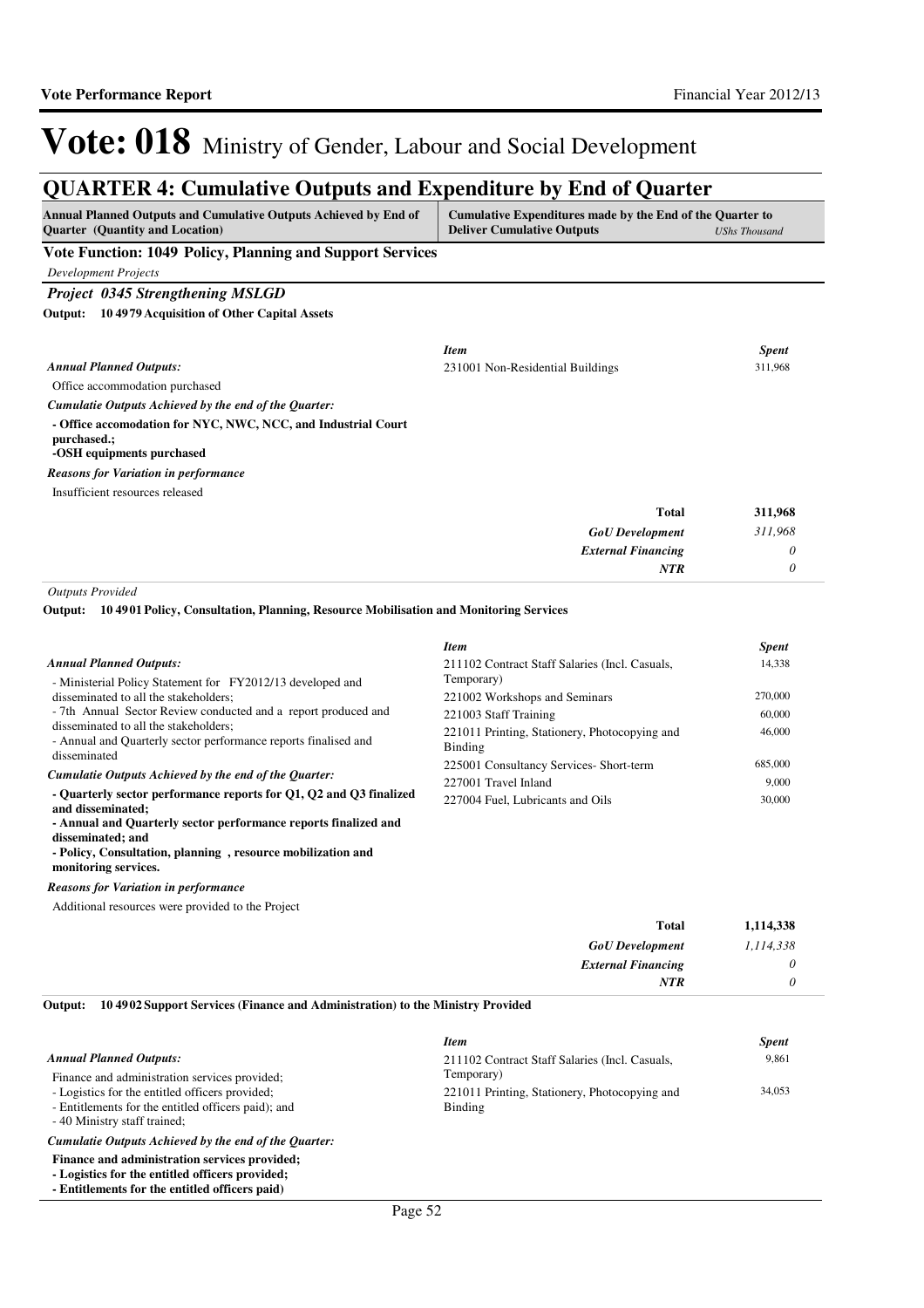# Vote: 018 Ministry of Gender, Labour and Social Development

## QUARTER 4: Cumulative Outputs and Expenditure by End of Quarter

| Annual Planned Outputs and Cumulative Outputs Achieved by End of Quarter (Quantity and Location) | Cumulative Expenditures made by the End of the Quarter to Deliver Cumulative Outputs (UShs Thousand) |
|---|---|

### Vote Function: 1049 Policy, Planning and Support Services

*Development Projects*

#### *Project 0345 Strengthening MSLGD*

**Output: 10 4979 Acquisition of Other Capital Assets**

*Annual Planned Outputs:*

Office accommodation purchased

*Cumulatie Outputs Achieved by the end of the Quarter:*

**- Office accomodation for NYC, NWC, NCC, and Industrial Court purchased.;**
**-OSH equipments purchased**

*Reasons for Variation in performance*

Insufficient resources released

| *Item* | *Spent* |
|---|---|
| 231001 Non-Residential Buildings | 311,968 |
| **Total** | **311,968** |
| ***GoU Development*** | *311,968* |
| ***External Financing*** | *0* |
| ***NTR*** | *0* |

*Outputs Provided*

**Output: 10 4901 Policy, Consultation, Planning, Resource Mobilisation and Monitoring Services**

*Annual Planned Outputs:*

- Ministerial Policy Statement for FY2012/13 developed and disseminated to all the stakeholders;
- 7th Annual Sector Review conducted and a report produced and disseminated to all the stakeholders;
- Annual and Quarterly sector performance reports finalised and disseminated

*Cumulatie Outputs Achieved by the end of the Quarter:*

**- Quarterly sector performance reports for Q1, Q2 and Q3 finalized and disseminated;**
**- Annual and Quarterly sector performance reports finalized and disseminated; and**
**- Policy, Consultation, planning , resource mobilization and monitoring services.**

*Reasons for Variation in performance*

Additional resources were provided to the Project

| *Item* | *Spent* |
|---|---|
| 211102 Contract Staff Salaries (Incl. Casuals, Temporary) | 14,338 |
| 221002 Workshops and Seminars | 270,000 |
| 221003 Staff Training | 60,000 |
| 221011 Printing, Stationery, Photocopying and Binding | 46,000 |
| 225001 Consultancy Services- Short-term | 685,000 |
| 227001 Travel Inland | 9,000 |
| 227004 Fuel, Lubricants and Oils | 30,000 |
| **Total** | **1,114,338** |
| ***GoU Development*** | *1,114,338* |
| ***External Financing*** | *0* |
| ***NTR*** | *0* |

**Output: 10 4902 Support Services (Finance and Administration) to the Ministry Provided**

*Annual Planned Outputs:*

Finance and administration services provided;
- Logistics for the entitled officers provided;
- Entitlements for the entitled officers paid); and
- 40 Ministry staff trained;

*Cumulatie Outputs Achieved by the end of the Quarter:*

**Finance and administration services provided;**
**- Logistics for the entitled officers provided;**
**- Entitlements for the entitled officers paid)**

| *Item* | *Spent* |
|---|---|
| 211102 Contract Staff Salaries (Incl. Casuals, Temporary) | 9,861 |
| 221011 Printing, Stationery, Photocopying and Binding | 34,053 |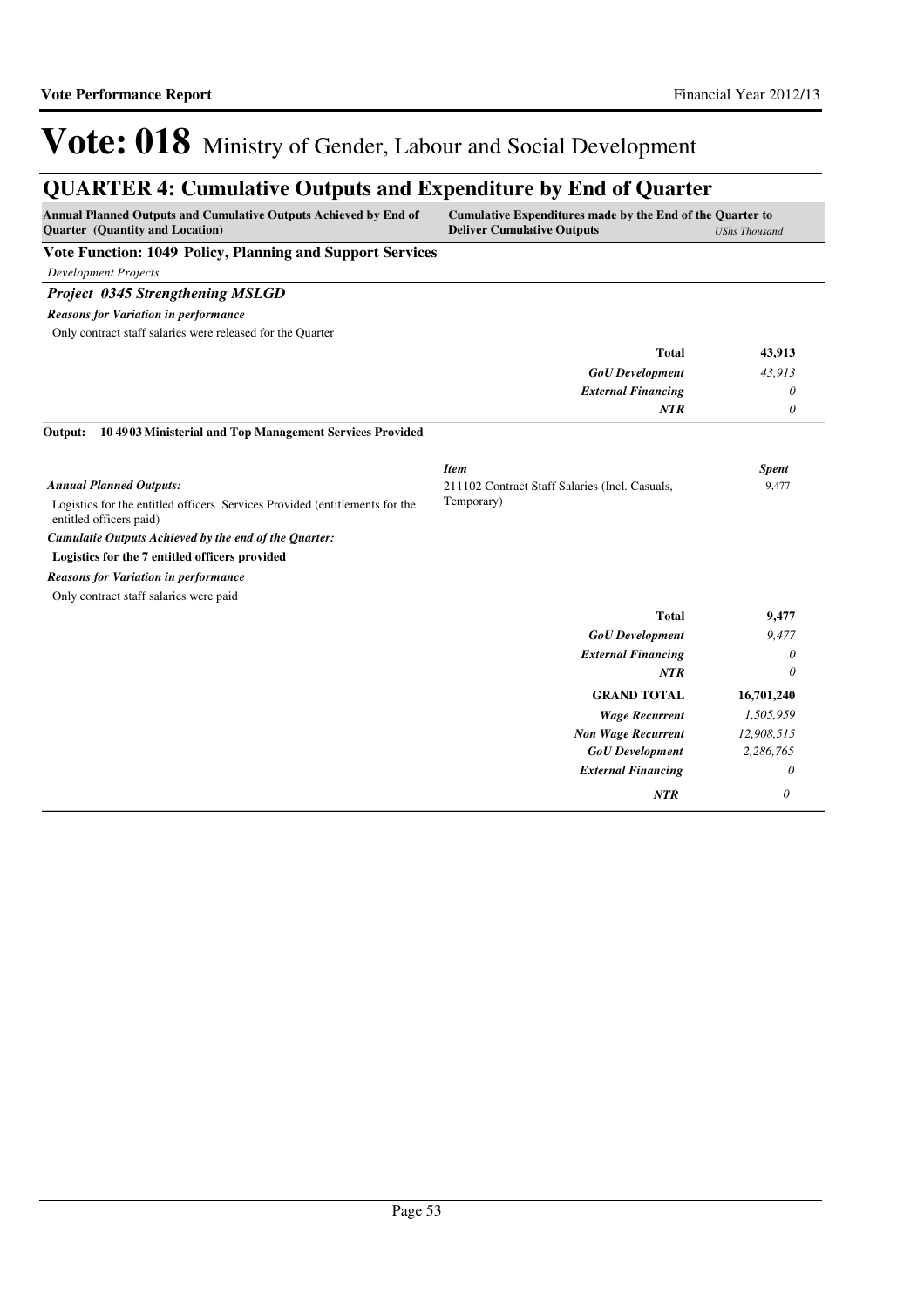# Vote: 018 Ministry of Gender, Labour and Social Development

## QUARTER 4: Cumulative Outputs and Expenditure by End of Quarter

| Annual Planned Outputs and Cumulative Outputs Achieved by End of Quarter (Quantity and Location) | Cumulative Expenditures made by the End of the Quarter to Deliver Cumulative Outputs | *UShs Thousand* |
|---|---|---|

### Vote Function: 1049 Policy, Planning and Support Services

*Development Projects*

### *Project 0345 Strengthening MSLGD*

***Reasons for Variation in performance***

Only contract staff salaries were released for the Quarter

| | | |
|---|---|---|
| | **Total** | **43,913** |
| | ***GoU Development*** | *43,913* |
| | ***External Financing*** | *0* |
| | ***NTR*** | *0* |

**Output: 10 4903 Ministerial and Top Management Services Provided**

| | *Item* | *Spent* |
|---|---|---|
| ***Annual Planned Outputs:*** Logistics for the entitled officers Services Provided (entitlements for the entitled officers paid) | 211102 Contract Staff Salaries (Incl. Casuals, Temporary) | 9,477 |

***Cumulatie Outputs Achieved by the end of the Quarter:***

**Logistics for the 7 entitled officers provided**

***Reasons for Variation in performance***

Only contract staff salaries were paid

| | | |
|---|---|---|
| | **Total** | **9,477** |
| | ***GoU Development*** | *9,477* |
| | ***External Financing*** | *0* |
| | ***NTR*** | *0* |
| | **GRAND TOTAL** | **16,701,240** |
| | ***Wage Recurrent*** | *1,505,959* |
| | ***Non Wage Recurrent*** | *12,908,515* |
| | ***GoU Development*** | *2,286,765* |
| | ***External Financing*** | *0* |
| | ***NTR*** | *0* |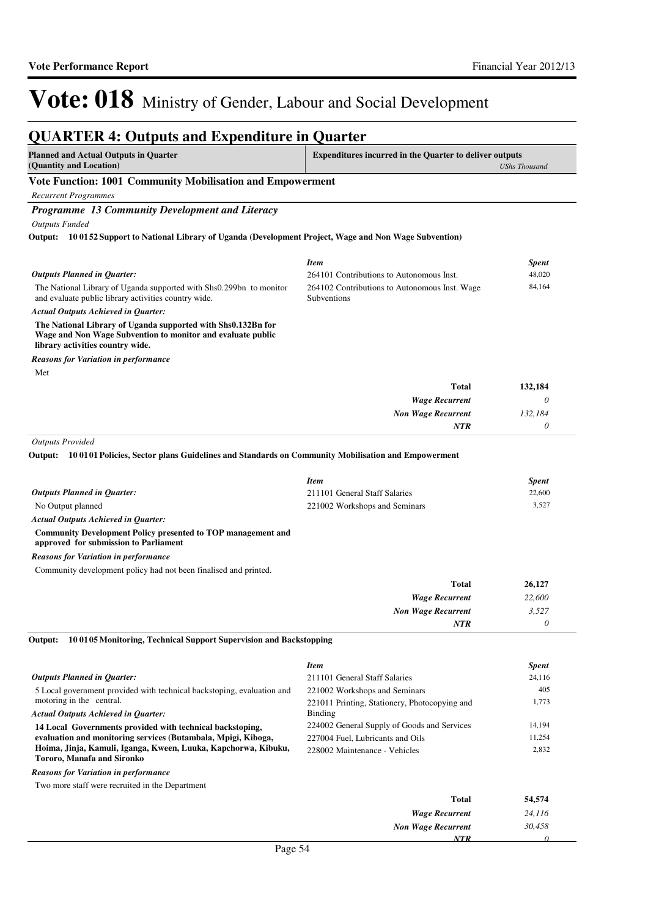# Vote: 018 Ministry of Gender, Labour and Social Development

## QUARTER 4: Outputs and Expenditure in Quarter

| Planned and Actual Outputs in Quarter (Quantity and Location) | Expenditures incurred in the Quarter to deliver outputs *UShs Thousand* |
|---|---|

### Vote Function: 1001 Community Mobilisation and Empowerment

*Recurrent Programmes*

#### *Programme 13 Community Development and Literacy*

*Outputs Funded*

**Output: 10 01 52 Support to National Library of Uganda (Development Project, Wage and Non Wage Subvention)**

***Outputs Planned in Quarter:***

The National Library of Uganda supported with Shs0.299bn to monitor and evaluate public library activities country wide.

***Actual Outputs Achieved in Quarter:***

**The National Library of Uganda supported with Shs0.132Bn for Wage and Non Wage Subvention to monitor and evaluate public library activities country wide.**

***Reasons for Variation in performance***

Met

| *Item* | *Spent* |
|---|---|
| 264101 Contributions to Autonomous Inst. | 48,020 |
| 264102 Contributions to Autonomous Inst. Wage Subventions | 84,164 |
| **Total** | **132,184** |
| ***Wage Recurrent*** | *0* |
| ***Non Wage Recurrent*** | *132,184* |
| ***NTR*** | *0* |

*Outputs Provided*

**Output: 10 01 01 Policies, Sector plans Guidelines and Standards on Community Mobilisation and Empowerment**

***Outputs Planned in Quarter:***

No Output planned

***Actual Outputs Achieved in Quarter:***

**Community Development Policy presented to TOP management and approved for submission to Parliament**

***Reasons for Variation in performance***

Community development policy had not been finalised and printed.

| *Item* | *Spent* |
|---|---|
| 211101 General Staff Salaries | 22,600 |
| 221002 Workshops and Seminars | 3,527 |
| **Total** | **26,127** |
| ***Wage Recurrent*** | *22,600* |
| ***Non Wage Recurrent*** | *3,527* |
| ***NTR*** | *0* |

**Output: 10 01 05 Monitoring, Technical Support Supervision and Backstopping**

***Outputs Planned in Quarter:***

5 Local government provided with technical backstoping, evaluation and motoring in the central.

***Actual Outputs Achieved in Quarter:***

**14 Local Governments provided with technical backstoping, evaluation and monitoring services (Butambala, Mpigi, Kiboga, Hoima, Jinja, Kamuli, Iganga, Kween, Luuka, Kapchorwa, Kibuku, Tororo, Manafa and Sironko**

***Reasons for Variation in performance***

Two more staff were recruited in the Department

| *Item* | *Spent* |
|---|---|
| 211101 General Staff Salaries | 24,116 |
| 221002 Workshops and Seminars | 405 |
| 221011 Printing, Stationery, Photocopying and Binding | 1,773 |
| 224002 General Supply of Goods and Services | 14,194 |
| 227004 Fuel, Lubricants and Oils | 11,254 |
| 228002 Maintenance - Vehicles | 2,832 |
| **Total** | **54,574** |
| ***Wage Recurrent*** | *24,116* |
| ***Non Wage Recurrent*** | *30,458* |
| ***NTR*** | *0* |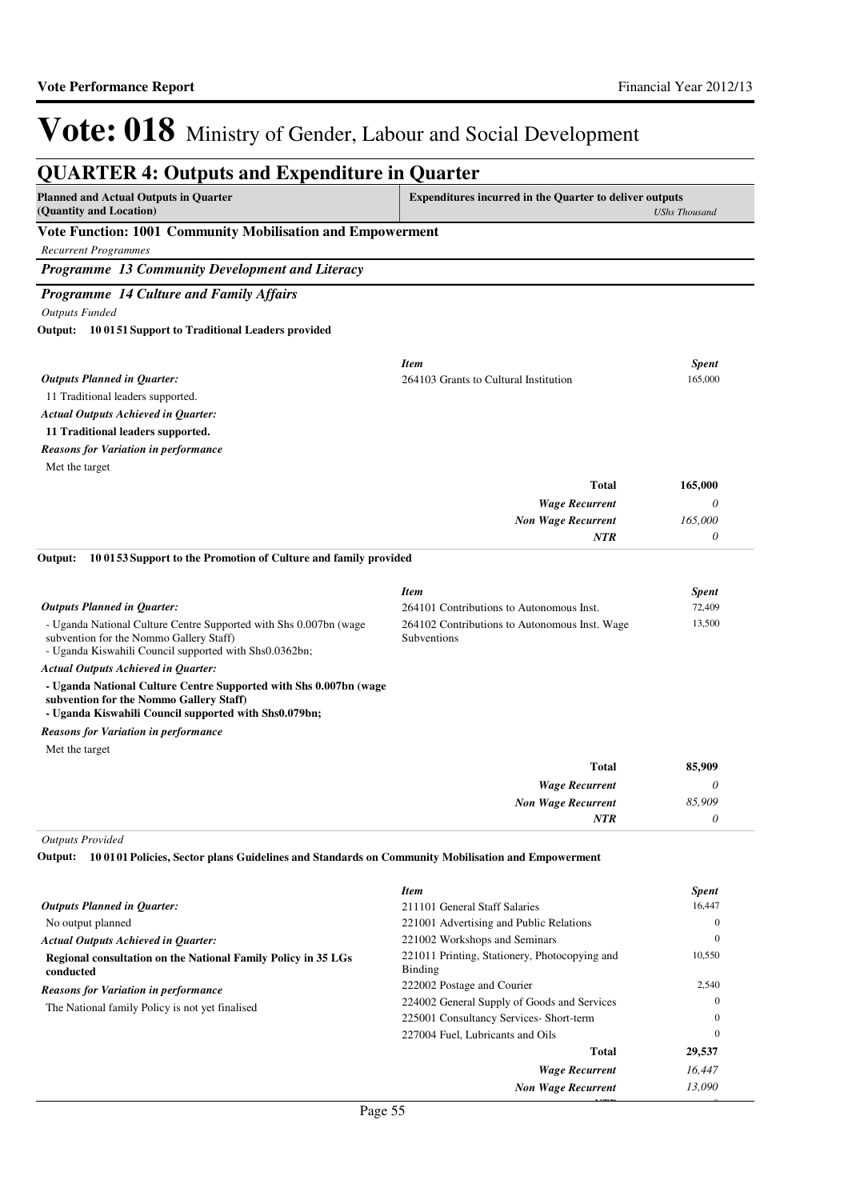# Vote: 018 Ministry of Gender, Labour and Social Development

## QUARTER 4: Outputs and Expenditure in Quarter

| Planned and Actual Outputs in Quarter (Quantity and Location) | Expenditures incurred in the Quarter to deliver outputs *UShs Thousand* |
|---|---|

### Vote Function: 1001 Community Mobilisation and Empowerment

*Recurrent Programmes*

#### *Programme 13 Community Development and Literacy*

#### *Programme 14 Culture and Family Affairs*

*Outputs Funded*

**Output: 10 01 51 Support to Traditional Leaders provided**

*Outputs Planned in Quarter:*

11 Traditional leaders supported.

*Actual Outputs Achieved in Quarter:*

**11 Traditional leaders supported.**

*Reasons for Variation in performance*

Met the target

| *Item* | *Spent* |
|---|---|
| 264103 Grants to Cultural Institution | 165,000 |
| **Total** | **165,000** |
| *Wage Recurrent* | *0* |
| *Non Wage Recurrent* | *165,000* |
| *NTR* | *0* |

**Output: 10 01 53 Support to the Promotion of Culture and family provided**

*Outputs Planned in Quarter:*

- Uganda National Culture Centre Supported with Shs 0.007bn (wage subvention for the Nommo Gallery Staff)
- Uganda Kiswahili Council supported with Shs0.0362bn;

*Actual Outputs Achieved in Quarter:*

**- Uganda National Culture Centre Supported with Shs 0.007bn (wage subvention for the Nommo Gallery Staff)**
**- Uganda Kiswahili Council supported with Shs0.079bn;**

*Reasons for Variation in performance*

Met the target

| *Item* | *Spent* |
|---|---|
| 264101 Contributions to Autonomous Inst. | 72,409 |
| 264102 Contributions to Autonomous Inst. Wage Subventions | 13,500 |
| **Total** | **85,909** |
| *Wage Recurrent* | *0* |
| *Non Wage Recurrent* | *85,909* |
| *NTR* | *0* |

*Outputs Provided*

**Output: 10 01 01 Policies, Sector plans Guidelines and Standards on Community Mobilisation and Empowerment**

*Outputs Planned in Quarter:*

No output planned

*Actual Outputs Achieved in Quarter:*

**Regional consultation on the National Family Policy in 35 LGs conducted**

*Reasons for Variation in performance*

The National family Policy is not yet finalised

| *Item* | *Spent* |
|---|---|
| 211101 General Staff Salaries | 16,447 |
| 221001 Advertising and Public Relations | 0 |
| 221002 Workshops and Seminars | 0 |
| 221011 Printing, Stationery, Photocopying and Binding | 10,550 |
| 222002 Postage and Courier | 2,540 |
| 224002 General Supply of Goods and Services | 0 |
| 225001 Consultancy Services- Short-term | 0 |
| 227004 Fuel, Lubricants and Oils | 0 |
| **Total** | **29,537** |
| *Wage Recurrent* | *16,447* |
| *Non Wage Recurrent* | *13,090* |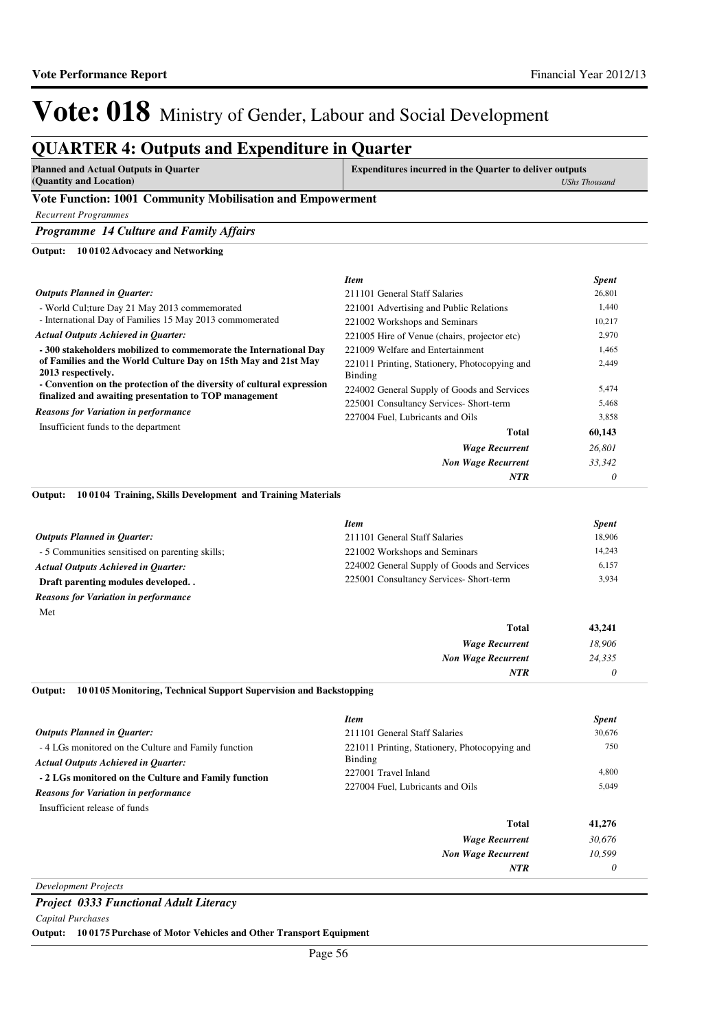# Vote: 018 Ministry of Gender, Labour and Social Development

## QUARTER 4: Outputs and Expenditure in Quarter

| Planned and Actual Outputs in Quarter (Quantity and Location) | Expenditures incurred in the Quarter to deliver outputs *UShs Thousand* |
|---|---|

### Vote Function: 1001 Community Mobilisation and Empowerment

*Recurrent Programmes*

#### *Programme 14 Culture and Family Affairs*

**Output: 10 01 02 Advocacy and Networking**

*Outputs Planned in Quarter:*

- World Cul;ture Day 21 May 2013 commemorated
- International Day of Families 15 May 2013 commomerated

*Actual Outputs Achieved in Quarter:*

**- 300 stakeholders mobilized to commemorate the International Day of Families and the World Culture Day on 15th May and 21st May 2013 respectively.**
**- Convention on the protection of the diversity of cultural expression finalized and awaiting presentation to TOP management**

*Reasons for Variation in performance*

Insufficient funds to the department

| *Item* | *Spent* |
|---|---|
| 211101 General Staff Salaries | 26,801 |
| 221001 Advertising and Public Relations | 1,440 |
| 221002 Workshops and Seminars | 10,217 |
| 221005 Hire of Venue (chairs, projector etc) | 2,970 |
| 221009 Welfare and Entertainment | 1,465 |
| 221011 Printing, Stationery, Photocopying and Binding | 2,449 |
| 224002 General Supply of Goods and Services | 5,474 |
| 225001 Consultancy Services- Short-term | 5,468 |
| 227004 Fuel, Lubricants and Oils | 3,858 |
| **Total** | **60,143** |
| *Wage Recurrent* | *26,801* |
| *Non Wage Recurrent* | *33,342* |
| *NTR* | *0* |

**Output: 10 01 04 Training, Skills Development and Training Materials**

*Outputs Planned in Quarter:*

- 5 Communities sensitised on parenting skills;

*Actual Outputs Achieved in Quarter:*

**Draft parenting modules developed. .**

*Reasons for Variation in performance*

Met

| *Item* | *Spent* |
|---|---|
| 211101 General Staff Salaries | 18,906 |
| 221002 Workshops and Seminars | 14,243 |
| 224002 General Supply of Goods and Services | 6,157 |
| 225001 Consultancy Services- Short-term | 3,934 |
| **Total** | **43,241** |
| *Wage Recurrent* | *18,906* |
| *Non Wage Recurrent* | *24,335* |
| *NTR* | *0* |

**Output: 10 01 05 Monitoring, Technical Support Supervision and Backstopping**

*Outputs Planned in Quarter:*

- 4 LGs monitored on the Culture and Family function

*Actual Outputs Achieved in Quarter:*

**- 2 LGs monitored on the Culture and Family function**

*Reasons for Variation in performance*

Insufficient release of funds

| *Item* | *Spent* |
|---|---|
| 211101 General Staff Salaries | 30,676 |
| 221011 Printing, Stationery, Photocopying and Binding | 750 |
| 227001 Travel Inland | 4,800 |
| 227004 Fuel, Lubricants and Oils | 5,049 |
| **Total** | **41,276** |
| *Wage Recurrent* | *30,676* |
| *Non Wage Recurrent* | *10,599* |
| *NTR* | *0* |

*Development Projects*

#### *Project 0333 Functional Adult Literacy*

*Capital Purchases*

**Output: 10 01 75 Purchase of Motor Vehicles and Other Transport Equipment**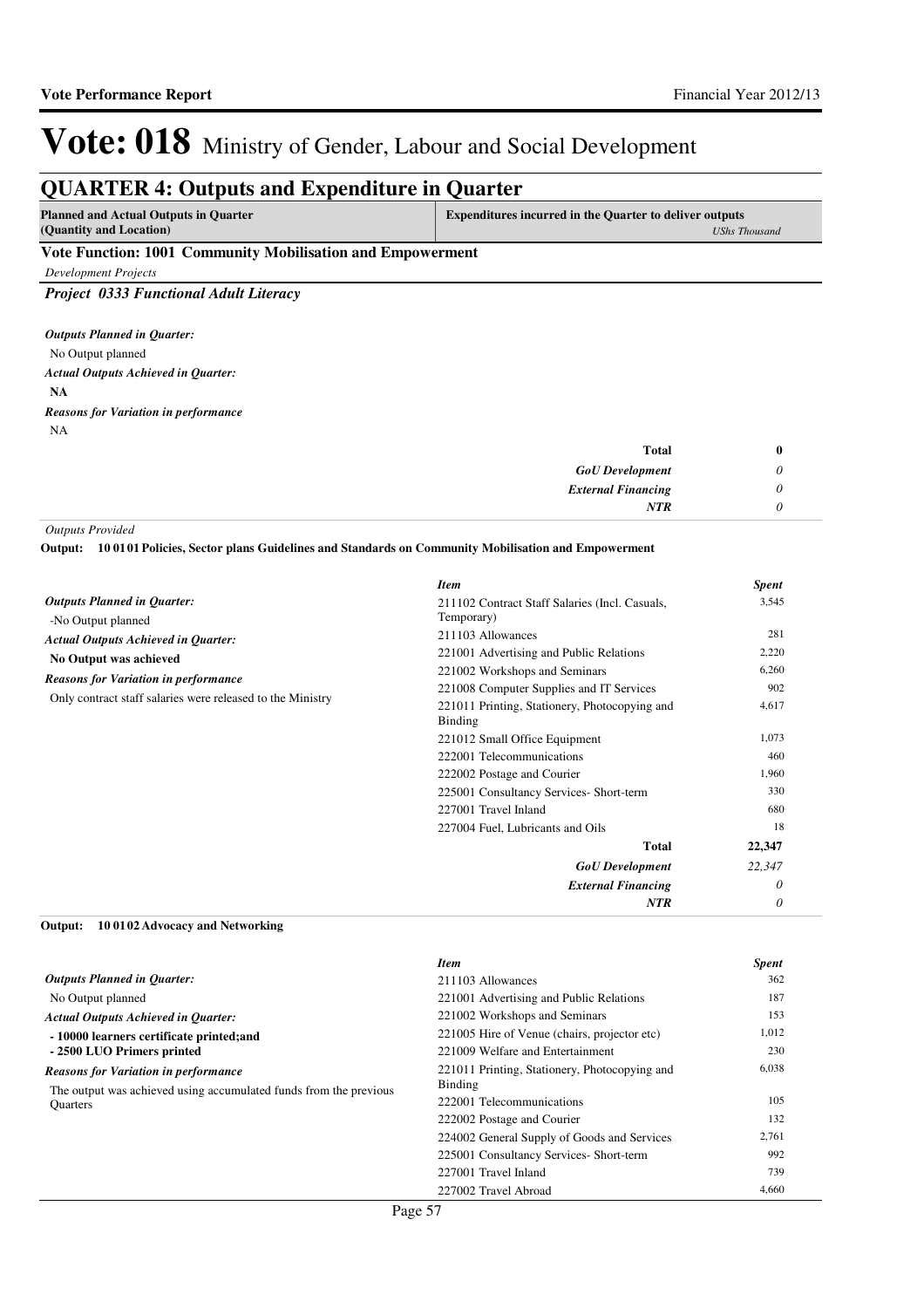# Vote: 018 Ministry of Gender, Labour and Social Development

## QUARTER 4: Outputs and Expenditure in Quarter

| Planned and Actual Outputs in Quarter (Quantity and Location) | Expenditures incurred in the Quarter to deliver outputs *UShs Thousand* |
|---|---|

### Vote Function: 1001 Community Mobilisation and Empowerment

*Development Projects*

#### *Project 0333 Functional Adult Literacy*

***Outputs Planned in Quarter:***

No Output planned

***Actual Outputs Achieved in Quarter:***

**NA**

***Reasons for Variation in performance***

NA

| | |
|---|---|
| **Total** | **0** |
| ***GoU Development*** | *0* |
| ***External Financing*** | *0* |
| ***NTR*** | *0* |

*Outputs Provided*

**Output: 10 01 01 Policies, Sector plans Guidelines and Standards on Community Mobilisation and Empowerment**

***Outputs Planned in Quarter:***

-No Output planned

***Actual Outputs Achieved in Quarter:***

**No Output was achieved**

***Reasons for Variation in performance***

Only contract staff salaries were released to the Ministry

| *Item* | *Spent* |
|---|---|
| 211102 Contract Staff Salaries (Incl. Casuals, Temporary) | 3,545 |
| 211103 Allowances | 281 |
| 221001 Advertising and Public Relations | 2,220 |
| 221002 Workshops and Seminars | 6,260 |
| 221008 Computer Supplies and IT Services | 902 |
| 221011 Printing, Stationery, Photocopying and Binding | 4,617 |
| 221012 Small Office Equipment | 1,073 |
| 222001 Telecommunications | 460 |
| 222002 Postage and Courier | 1,960 |
| 225001 Consultancy Services- Short-term | 330 |
| 227001 Travel Inland | 680 |
| 227004 Fuel, Lubricants and Oils | 18 |
| **Total** | **22,347** |
| ***GoU Development*** | *22,347* |
| ***External Financing*** | *0* |
| ***NTR*** | *0* |

**Output: 10 01 02 Advocacy and Networking**

***Outputs Planned in Quarter:***

No Output planned

***Actual Outputs Achieved in Quarter:***

**- 10000 learners certificate printed;and**
**- 2500 LUO Primers printed**

***Reasons for Variation in performance***

The output was achieved using accumulated funds from the previous Quarters

| *Item* | *Spent* |
|---|---|
| 211103 Allowances | 362 |
| 221001 Advertising and Public Relations | 187 |
| 221002 Workshops and Seminars | 153 |
| 221005 Hire of Venue (chairs, projector etc) | 1,012 |
| 221009 Welfare and Entertainment | 230 |
| 221011 Printing, Stationery, Photocopying and Binding | 6,038 |
| 222001 Telecommunications | 105 |
| 222002 Postage and Courier | 132 |
| 224002 General Supply of Goods and Services | 2,761 |
| 225001 Consultancy Services- Short-term | 992 |
| 227001 Travel Inland | 739 |
| 227002 Travel Abroad | 4,660 |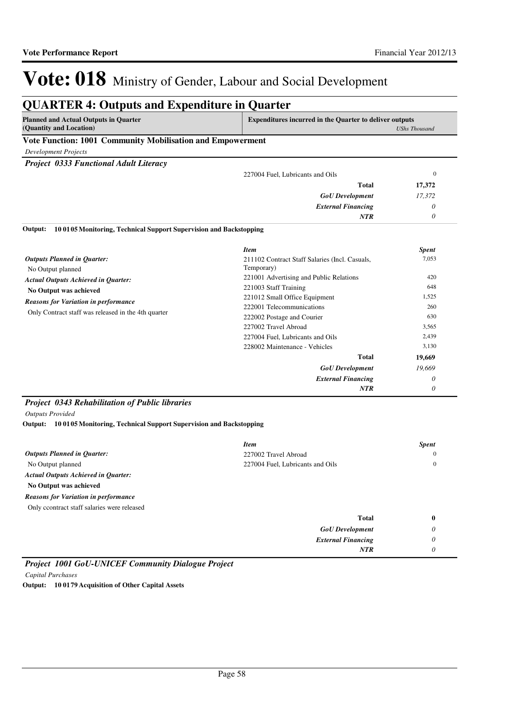# Vote: 018 Ministry of Gender, Labour and Social Development

## QUARTER 4: Outputs and Expenditure in Quarter

| Planned and Actual Outputs in Quarter (Quantity and Location) | Expenditures incurred in the Quarter to deliver outputs | *UShs Thousand* |
|---|---|---|

### Vote Function: 1001 Community Mobilisation and Empowerment

*Development Projects*

#### *Project 0333 Functional Adult Literacy*

| | | |
|---|---|---|
| | 227004 Fuel, Lubricants and Oils | 0 |
| | **Total** | **17,372** |
| | ***GoU Development*** | *17,372* |
| | ***External Financing*** | *0* |
| | ***NTR*** | *0* |

**Output: 10 01 05 Monitoring, Technical Support Supervision and Backstopping**

| | ***Item*** | ***Spent*** |
|---|---|---|
| ***Outputs Planned in Quarter:*** No Output planned | 211102 Contract Staff Salaries (Incl. Casuals, Temporary) | 7,053 |
| ***Actual Outputs Achieved in Quarter:*** **No Output was achieved** | 221001 Advertising and Public Relations | 420 |
| ***Reasons for Variation in performance*** Only Contract staff was released in the 4th quarter | 221003 Staff Training | 648 |
| | 221012 Small Office Equipment | 1,525 |
| | 222001 Telecommunications | 260 |
| | 222002 Postage and Courier | 630 |
| | 227002 Travel Abroad | 3,565 |
| | 227004 Fuel, Lubricants and Oils | 2,439 |
| | 228002 Maintenance - Vehicles | 3,130 |
| | **Total** | **19,669** |
| | ***GoU Development*** | *19,669* |
| | ***External Financing*** | *0* |
| | ***NTR*** | *0* |

#### *Project 0343 Rehabilitation of Public libraries*

*Outputs Provided*

**Output: 10 01 05 Monitoring, Technical Support Supervision and Backstopping**

| | ***Item*** | ***Spent*** |
|---|---|---|
| ***Outputs Planned in Quarter:*** No Output planned | 227002 Travel Abroad | 0 |
| ***Actual Outputs Achieved in Quarter:*** **No Output was achieved** | 227004 Fuel, Lubricants and Oils | 0 |
| ***Reasons for Variation in performance*** Only ccontract staff salaries were released | | |
| | **Total** | **0** |
| | ***GoU Development*** | *0* |
| | ***External Financing*** | *0* |
| | ***NTR*** | *0* |

#### *Project 1001 GoU-UNICEF Community Dialogue Project*

*Capital Purchases*

**Output: 10 01 79 Acquisition of Other Capital Assets**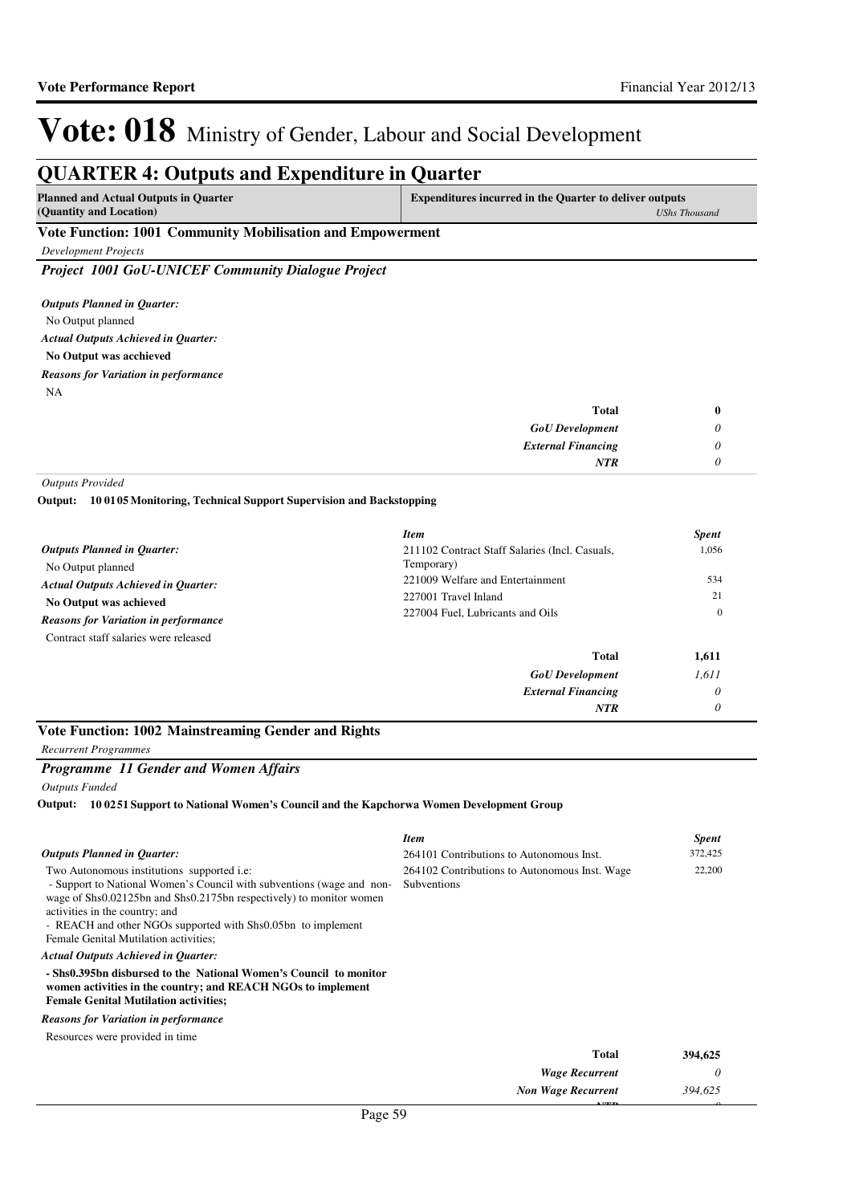# Vote: 018 Ministry of Gender, Labour and Social Development

## QUARTER 4: Outputs and Expenditure in Quarter

| Planned and Actual Outputs in Quarter (Quantity and Location) | Expenditures incurred in the Quarter to deliver outputs *UShs Thousand* |
|---|---|

### Vote Function: 1001 Community Mobilisation and Empowerment

*Development Projects*

#### *Project 1001 GoU-UNICEF Community Dialogue Project*

*Outputs Planned in Quarter:*

No Output planned

*Actual Outputs Achieved in Quarter:*

**No Output was acchieved**

*Reasons for Variation in performance*

NA

| | |
|---|---|
| **Total** | **0** |
| *GoU Development* | *0* |
| *External Financing* | *0* |
| *NTR* | *0* |

*Outputs Provided*

**Output: 10 01 05 Monitoring, Technical Support Supervision and Backstopping**

*Outputs Planned in Quarter:*

No Output planned

*Actual Outputs Achieved in Quarter:*

**No Output was achieved**

*Reasons for Variation in performance*

Contract staff salaries were released

| *Item* | *Spent* |
|---|---|
| 211102 Contract Staff Salaries (Incl. Casuals, Temporary) | 1,056 |
| 221009 Welfare and Entertainment | 534 |
| 227001 Travel Inland | 21 |
| 227004 Fuel, Lubricants and Oils | 0 |
| **Total** | **1,611** |
| *GoU Development* | *1,611* |
| *External Financing* | *0* |
| *NTR* | *0* |

### Vote Function: 1002 Mainstreaming Gender and Rights

*Recurrent Programmes*

#### *Programme 11 Gender and Women Affairs*

*Outputs Funded*

**Output: 10 02 51 Support to National Women's Council and the Kapchorwa Women Development Group**

*Outputs Planned in Quarter:*

Two Autonomous institutions supported i.e:
- Support to National Women's Council with subventions (wage and non-wage of Shs0.02125bn and Shs0.2175bn respectively) to monitor women activities in the country; and
- REACH and other NGOs supported with Shs0.05bn to implement Female Genital Mutilation activities;

*Actual Outputs Achieved in Quarter:*

**- Shs0.395bn disbursed to the National Women's Council to monitor women activities in the country; and REACH NGOs to implement Female Genital Mutilation activities;**

*Reasons for Variation in performance*

Resources were provided in time

| *Item* | *Spent* |
|---|---|
| 264101 Contributions to Autonomous Inst. | 372,425 |
| 264102 Contributions to Autonomous Inst. Wage Subventions | 22,200 |
| **Total** | **394,625** |
| *Wage Recurrent* | *0* |
| *Non Wage Recurrent* | *394,625* |
| *NTR* | *0* |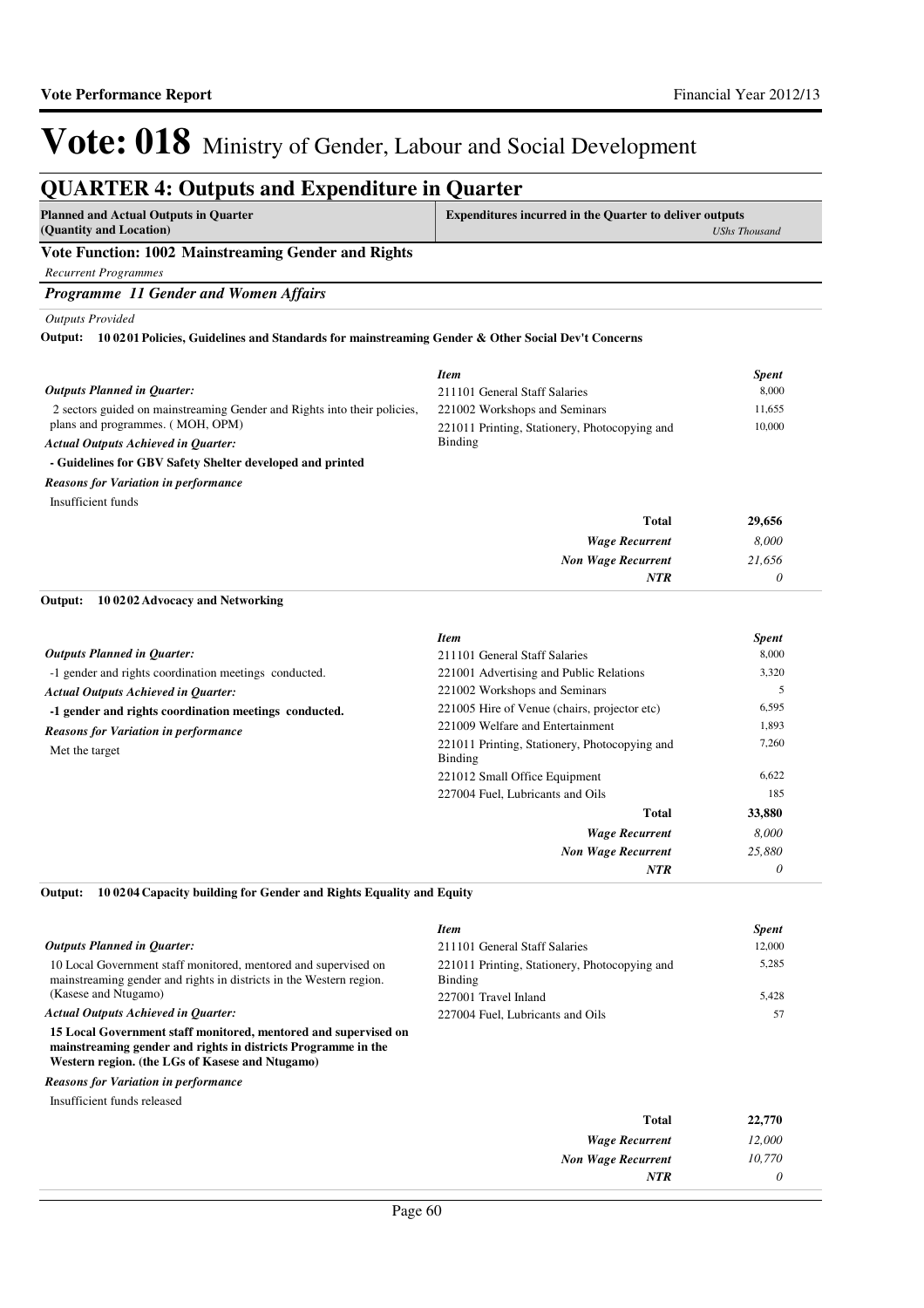# Vote: 018 Ministry of Gender, Labour and Social Development

## QUARTER 4: Outputs and Expenditure in Quarter

| Planned and Actual Outputs in Quarter (Quantity and Location) | Expenditures incurred in the Quarter to deliver outputs *UShs Thousand* |
|---|---|

### Vote Function: 1002 Mainstreaming Gender and Rights

*Recurrent Programmes*

#### *Programme 11 Gender and Women Affairs*

*Outputs Provided*

**Output: 10 02 01 Policies, Guidelines and Standards for mainstreaming Gender & Other Social Dev't Concerns**

***Outputs Planned in Quarter:***

2 sectors guided on mainstreaming Gender and Rights into their policies, plans and programmes. ( MOH, OPM)

***Actual Outputs Achieved in Quarter:***

**- Guidelines for GBV Safety Shelter developed and printed**

***Reasons for Variation in performance***

Insufficient funds

| *Item* | *Spent* |
|---|---|
| 211101 General Staff Salaries | 8,000 |
| 221002 Workshops and Seminars | 11,655 |
| 221011 Printing, Stationery, Photocopying and Binding | 10,000 |
| **Total** | **29,656** |
| ***Wage Recurrent*** | *8,000* |
| ***Non Wage Recurrent*** | *21,656* |
| ***NTR*** | *0* |

**Output: 10 02 02 Advocacy and Networking**

***Outputs Planned in Quarter:***

-1 gender and rights coordination meetings conducted.

***Actual Outputs Achieved in Quarter:***

**-1 gender and rights coordination meetings conducted.**

***Reasons for Variation in performance***

Met the target

| *Item* | *Spent* |
|---|---|
| 211101 General Staff Salaries | 8,000 |
| 221001 Advertising and Public Relations | 3,320 |
| 221002 Workshops and Seminars | 5 |
| 221005 Hire of Venue (chairs, projector etc) | 6,595 |
| 221009 Welfare and Entertainment | 1,893 |
| 221011 Printing, Stationery, Photocopying and Binding | 7,260 |
| 221012 Small Office Equipment | 6,622 |
| 227004 Fuel, Lubricants and Oils | 185 |
| **Total** | **33,880** |
| ***Wage Recurrent*** | *8,000* |
| ***Non Wage Recurrent*** | *25,880* |
| ***NTR*** | *0* |

**Output: 10 02 04 Capacity building for Gender and Rights Equality and Equity**

***Outputs Planned in Quarter:***

10 Local Government staff monitored, mentored and supervised on mainstreaming gender and rights in districts in the Western region. (Kasese and Ntugamo)

***Actual Outputs Achieved in Quarter:***

**15 Local Government staff monitored, mentored and supervised on mainstreaming gender and rights in districts Programme in the Western region. (the LGs of Kasese and Ntugamo)**

***Reasons for Variation in performance***

Insufficient funds released

| *Item* | *Spent* |
|---|---|
| 211101 General Staff Salaries | 12,000 |
| 221011 Printing, Stationery, Photocopying and Binding | 5,285 |
| 227001 Travel Inland | 5,428 |
| 227004 Fuel, Lubricants and Oils | 57 |
| **Total** | **22,770** |
| ***Wage Recurrent*** | *12,000* |
| ***Non Wage Recurrent*** | *10,770* |
| ***NTR*** | *0* |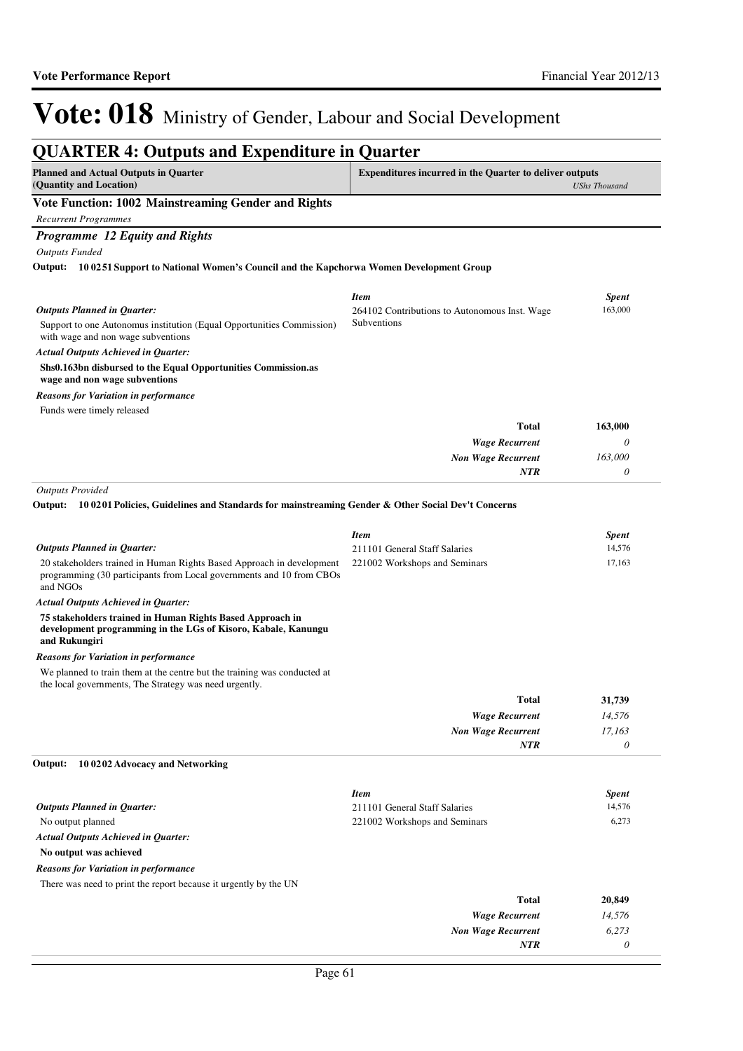# Vote: 018 Ministry of Gender, Labour and Social Development

## QUARTER 4: Outputs and Expenditure in Quarter

| Planned and Actual Outputs in Quarter (Quantity and Location) | Expenditures incurred in the Quarter to deliver outputs | *UShs Thousand* |
|---|---|---|

### Vote Function: 1002 Mainstreaming Gender and Rights

*Recurrent Programmes*

### *Programme 12 Equity and Rights*

*Outputs Funded*

**Output: 10 0251 Support to National Women's Council and the Kapchorwa Women Development Group**

| | *Item* | *Spent* |
|---|---|---|
| ***Outputs Planned in Quarter:*** Support to one Autonomus institution (Equal Opportunities Commission) with wage and non wage subventions | 264102 Contributions to Autonomous Inst. Wage Subventions | 163,000 |
| ***Actual Outputs Achieved in Quarter:*** **Shs0.163bn disbursed to the Equal Opportunities Commission.as wage and non wage subventions** | | |
| ***Reasons for Variation in performance*** Funds were timely released | | |
| | **Total** | **163,000** |
| | ***Wage Recurrent*** | *0* |
| | ***Non Wage Recurrent*** | *163,000* |
| | ***NTR*** | *0* |

*Outputs Provided*

**Output: 10 0201 Policies, Guidelines and Standards for mainstreaming Gender & Other Social Dev't Concerns**

| | *Item* | *Spent* |
|---|---|---|
| ***Outputs Planned in Quarter:*** 20 stakeholders trained in Human Rights Based Approach in development programming (30 participants from Local governments and 10 from CBOs and NGOs | 211101 General Staff Salaries | 14,576 |
| | 221002 Workshops and Seminars | 17,163 |
| ***Actual Outputs Achieved in Quarter:*** **75 stakeholders trained in Human Rights Based Approach in development programming in the LGs of Kisoro, Kabale, Kanungu and Rukungiri** | | |
| ***Reasons for Variation in performance*** We planned to train them at the centre but the training was conducted at the local governments, The Strategy was need urgently. | | |
| | **Total** | **31,739** |
| | ***Wage Recurrent*** | *14,576* |
| | ***Non Wage Recurrent*** | *17,163* |
| | ***NTR*** | *0* |

**Output: 10 0202 Advocacy and Networking**

| | *Item* | *Spent* |
|---|---|---|
| ***Outputs Planned in Quarter:*** No output planned | 211101 General Staff Salaries | 14,576 |
| | 221002 Workshops and Seminars | 6,273 |
| ***Actual Outputs Achieved in Quarter:*** **No output was achieved** | | |
| ***Reasons for Variation in performance*** There was need to print the report because it urgently by the UN | | |
| | **Total** | **20,849** |
| | ***Wage Recurrent*** | *14,576* |
| | ***Non Wage Recurrent*** | *6,273* |
| | ***NTR*** | *0* |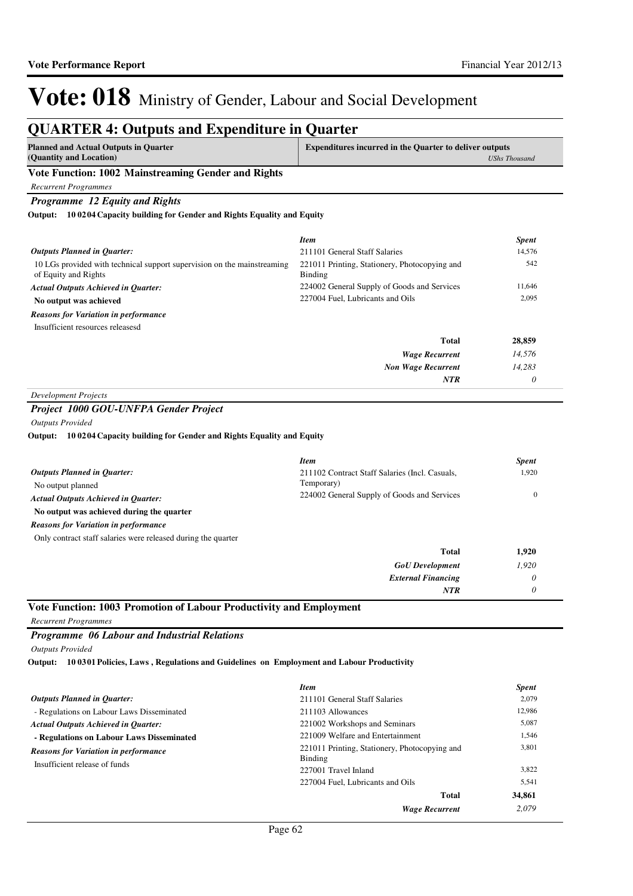# Vote: 018 Ministry of Gender, Labour and Social Development

## QUARTER 4: Outputs and Expenditure in Quarter

| Planned and Actual Outputs in Quarter (Quantity and Location) | Expenditures incurred in the Quarter to deliver outputs *UShs Thousand* |
|---|---|

### Vote Function: 1002 Mainstreaming Gender and Rights

*Recurrent Programmes*

#### *Programme 12 Equity and Rights*

**Output: 10 02 04 Capacity building for Gender and Rights Equality and Equity**

| | *Item* | *Spent* |
|---|---|---|
| ***Outputs Planned in Quarter:*** | 211101 General Staff Salaries | 14,576 |
| 10 LGs provided with technical support supervision on the mainstreaming of Equity and Rights | 221011 Printing, Stationery, Photocopying and Binding | 542 |
| ***Actual Outputs Achieved in Quarter:*** | 224002 General Supply of Goods and Services | 11,646 |
| **No output was achieved** | 227004 Fuel, Lubricants and Oils | 2,095 |
| ***Reasons for Variation in performance*** | | |
| Insufficient resources releasesd | | |
| | **Total** | **28,859** |
| | ***Wage Recurrent*** | *14,576* |
| | ***Non Wage Recurrent*** | *14,283* |
| | ***NTR*** | *0* |

*Development Projects*

#### *Project 1000 GOU-UNFPA Gender Project*

*Outputs Provided*

**Output: 10 02 04 Capacity building for Gender and Rights Equality and Equity**

| | *Item* | *Spent* |
|---|---|---|
| ***Outputs Planned in Quarter:*** | 211102 Contract Staff Salaries (Incl. Casuals, Temporary) | 1,920 |
| No output planned | 224002 General Supply of Goods and Services | 0 |
| ***Actual Outputs Achieved in Quarter:*** | | |
| **No output was achieved during the quarter** | | |
| ***Reasons for Variation in performance*** | | |
| Only contract staff salaries were released during the quarter | | |
| | **Total** | **1,920** |
| | ***GoU Development*** | *1,920* |
| | ***External Financing*** | *0* |
| | ***NTR*** | *0* |

### Vote Function: 1003 Promotion of Labour Productivity and Employment

*Recurrent Programmes*

#### *Programme 06 Labour and Industrial Relations*

*Outputs Provided*

**Output: 10 03 01 Policies, Laws , Regulations and Guidelines on Employment and Labour Productivity**

| | *Item* | *Spent* |
|---|---|---|
| ***Outputs Planned in Quarter:*** | 211101 General Staff Salaries | 2,079 |
| - Regulations on Labour Laws Disseminated | 211103 Allowances | 12,986 |
| ***Actual Outputs Achieved in Quarter:*** | 221002 Workshops and Seminars | 5,087 |
| **- Regulations on Labour Laws Disseminated** | 221009 Welfare and Entertainment | 1,546 |
| ***Reasons for Variation in performance*** | 221011 Printing, Stationery, Photocopying and Binding | 3,801 |
| Insufficient release of funds | 227001 Travel Inland | 3,822 |
| | 227004 Fuel, Lubricants and Oils | 5,541 |
| | **Total** | **34,861** |
| | ***Wage Recurrent*** | *2,079* |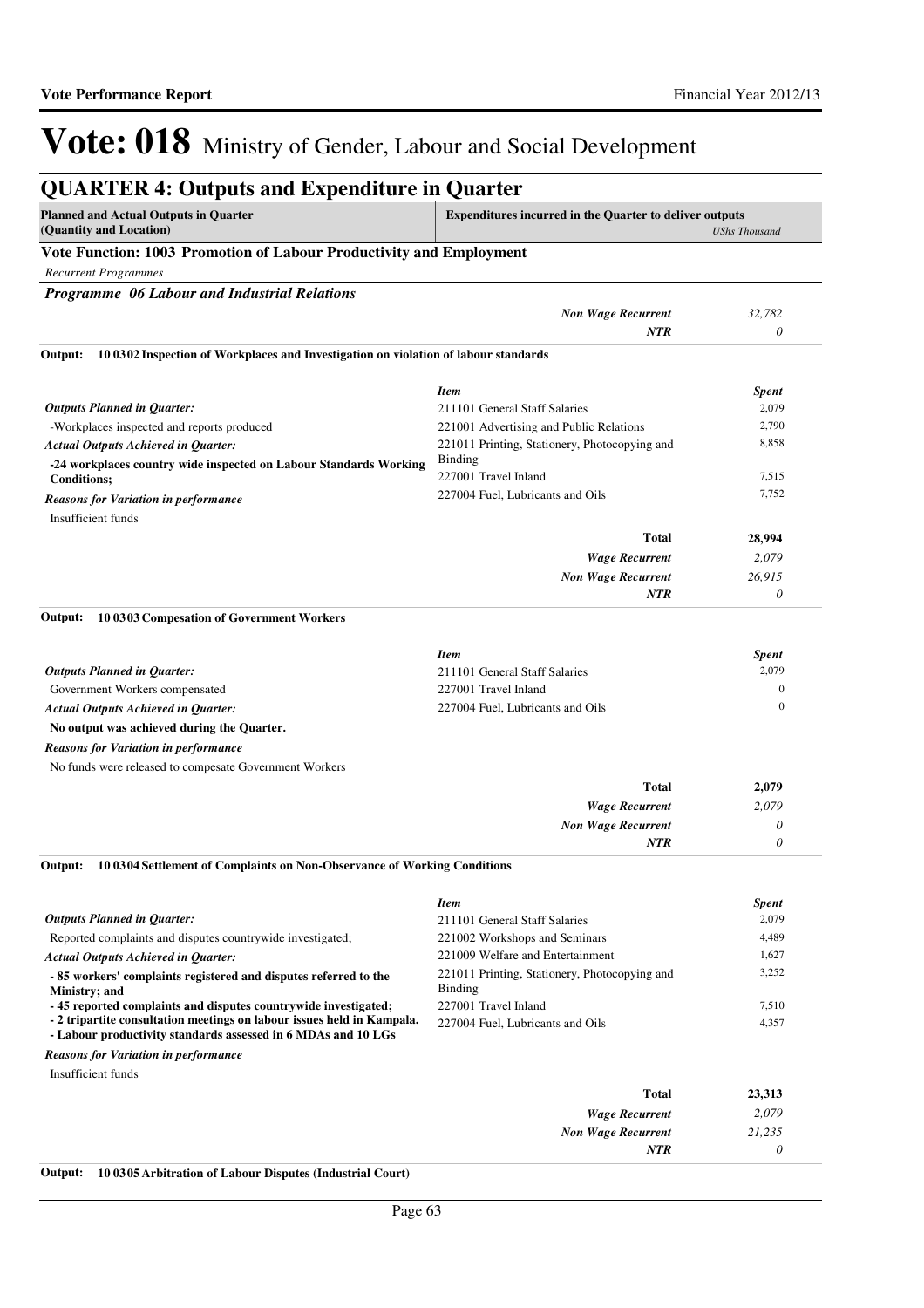# Vote: 018 Ministry of Gender, Labour and Social Development

## QUARTER 4: Outputs and Expenditure in Quarter

| Planned and Actual Outputs in Quarter (Quantity and Location) | Expenditures incurred in the Quarter to deliver outputs | *UShs Thousand* |
|---|---|---|

### Vote Function: 1003 Promotion of Labour Productivity and Employment

*Recurrent Programmes*

***Programme 06 Labour and Industrial Relations***

| | |
|---|---|
| ***Non Wage Recurrent*** | *32,782* |
| ***NTR*** | *0* |

**Output: 10 0302 Inspection of Workplaces and Investigation on violation of labour standards**

***Outputs Planned in Quarter:***

-Workplaces inspected and reports produced

***Actual Outputs Achieved in Quarter:***

**-24 workplaces country wide inspected on Labour Standards Working Conditions;**

***Reasons for Variation in performance***

Insufficient funds

| *Item* | *Spent* |
|---|---|
| 211101 General Staff Salaries | 2,079 |
| 221001 Advertising and Public Relations | 2,790 |
| 221011 Printing, Stationery, Photocopying and Binding | 8,858 |
| 227001 Travel Inland | 7,515 |
| 227004 Fuel, Lubricants and Oils | 7,752 |
| **Total** | **28,994** |
| ***Wage Recurrent*** | *2,079* |
| ***Non Wage Recurrent*** | *26,915* |
| ***NTR*** | *0* |

**Output: 10 0303 Compesation of Government Workers**

***Outputs Planned in Quarter:***

Government Workers compensated

***Actual Outputs Achieved in Quarter:***

**No output was achieved during the Quarter.**

***Reasons for Variation in performance***

No funds were released to compesate Government Workers

| *Item* | *Spent* |
|---|---|
| 211101 General Staff Salaries | 2,079 |
| 227001 Travel Inland | 0 |
| 227004 Fuel, Lubricants and Oils | 0 |
| **Total** | **2,079** |
| ***Wage Recurrent*** | *2,079* |
| ***Non Wage Recurrent*** | *0* |
| ***NTR*** | *0* |

**Output: 10 0304 Settlement of Complaints on Non-Observance of Working Conditions**

***Outputs Planned in Quarter:***

Reported complaints and disputes countrywide investigated;

***Actual Outputs Achieved in Quarter:***

**- 85 workers' complaints registered and disputes referred to the Ministry; and**
**- 45 reported complaints and disputes countrywide investigated;**
**- 2 tripartite consultation meetings on labour issues held in Kampala.**
**- Labour productivity standards assessed in 6 MDAs and 10 LGs**

***Reasons for Variation in performance***

Insufficient funds

| *Item* | *Spent* |
|---|---|
| 211101 General Staff Salaries | 2,079 |
| 221002 Workshops and Seminars | 4,489 |
| 221009 Welfare and Entertainment | 1,627 |
| 221011 Printing, Stationery, Photocopying and Binding | 3,252 |
| 227001 Travel Inland | 7,510 |
| 227004 Fuel, Lubricants and Oils | 4,357 |
| **Total** | **23,313** |
| ***Wage Recurrent*** | *2,079* |
| ***Non Wage Recurrent*** | *21,235* |
| ***NTR*** | *0* |

**Output: 10 0305 Arbitration of Labour Disputes (Industrial Court)**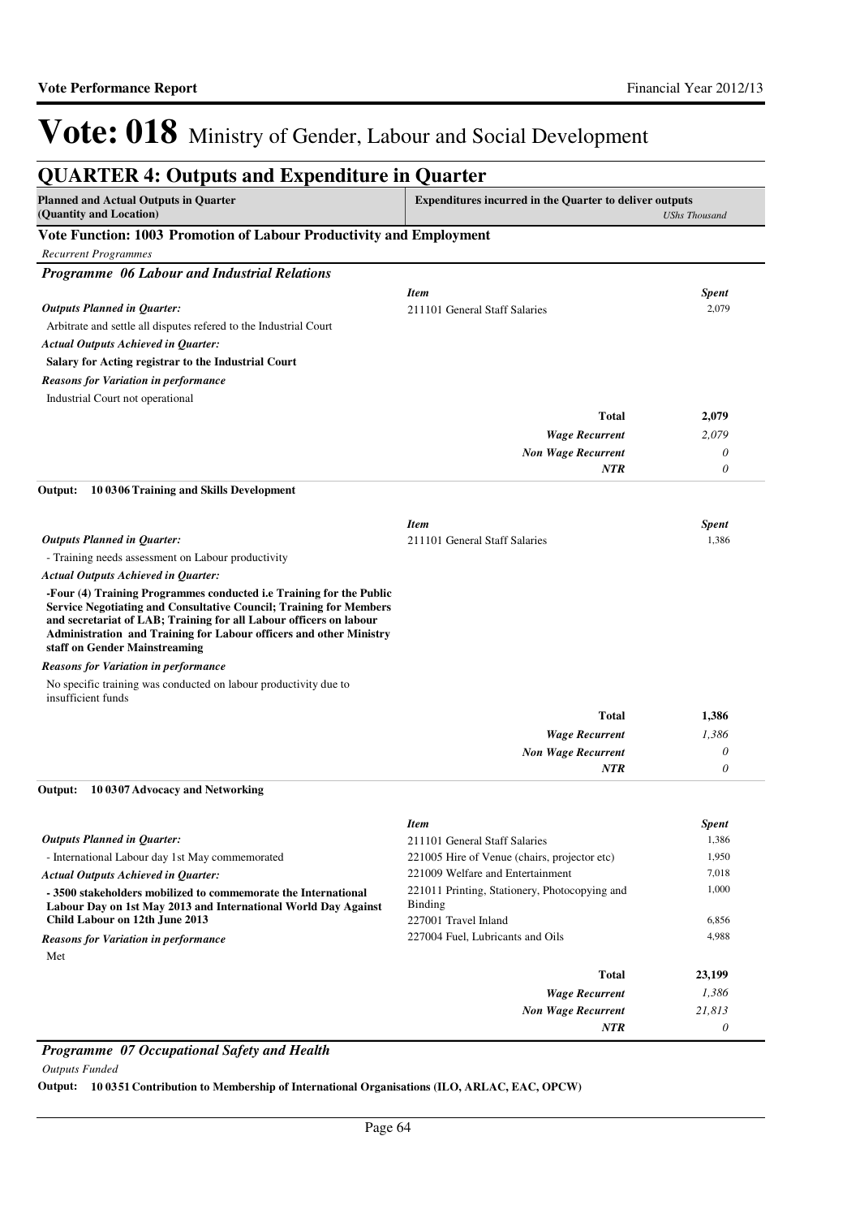# Vote: 018 Ministry of Gender, Labour and Social Development

## QUARTER 4: Outputs and Expenditure in Quarter

| Planned and Actual Outputs in Quarter (Quantity and Location) | Expenditures incurred in the Quarter to deliver outputs | *UShs Thousand* |
|---|---|---|

### Vote Function: 1003 Promotion of Labour Productivity and Employment

*Recurrent Programmes*

#### *Programme 06 Labour and Industrial Relations*

| | *Item* | *Spent* |
|---|---|---|
| ***Outputs Planned in Quarter:*** Arbitrate and settle all disputes refered to the Industrial Court | 211101 General Staff Salaries | 2,079 |
| ***Actual Outputs Achieved in Quarter:*** **Salary for Acting registrar to the Industrial Court** | | |
| ***Reasons for Variation in performance*** Industrial Court not operational | | |
| | **Total** | **2,079** |
| | ***Wage Recurrent*** | *2,079* |
| | ***Non Wage Recurrent*** | *0* |
| | ***NTR*** | *0* |

**Output: 10 0306 Training and Skills Development**

| | *Item* | *Spent* |
|---|---|---|
| ***Outputs Planned in Quarter:*** - Training needs assessment on Labour productivity | 211101 General Staff Salaries | 1,386 |
| ***Actual Outputs Achieved in Quarter:*** **-Four (4) Training Programmes conducted i.e Training for the Public Service Negotiating and Consultative Council; Training for Members and secretariat of LAB; Training for all Labour officers on labour Administration and Training for Labour officers and other Ministry staff on Gender Mainstreaming** | | |
| ***Reasons for Variation in performance*** No specific training was conducted on labour productivity due to insufficient funds | | |
| | **Total** | **1,386** |
| | ***Wage Recurrent*** | *1,386* |
| | ***Non Wage Recurrent*** | *0* |
| | ***NTR*** | *0* |

**Output: 10 0307 Advocacy and Networking**

| | *Item* | *Spent* |
|---|---|---|
| ***Outputs Planned in Quarter:*** - International Labour day 1st May commemorated | 211101 General Staff Salaries | 1,386 |
| | 221005 Hire of Venue (chairs, projector etc) | 1,950 |
| ***Actual Outputs Achieved in Quarter:*** **- 3500 stakeholders mobilized to commemorate the International Labour Day on 1st May 2013 and International World Day Against Child Labour on 12th June 2013** | 221009 Welfare and Entertainment | 7,018 |
| | 221011 Printing, Stationery, Photocopying and Binding | 1,000 |
| | 227001 Travel Inland | 6,856 |
| ***Reasons for Variation in performance*** Met | 227004 Fuel, Lubricants and Oils | 4,988 |
| | **Total** | **23,199** |
| | ***Wage Recurrent*** | *1,386* |
| | ***Non Wage Recurrent*** | *21,813* |
| | ***NTR*** | *0* |

#### *Programme 07 Occupational Safety and Health*

*Outputs Funded*

**Output: 10 0351 Contribution to Membership of International Organisations (ILO, ARLAC, EAC, OPCW)**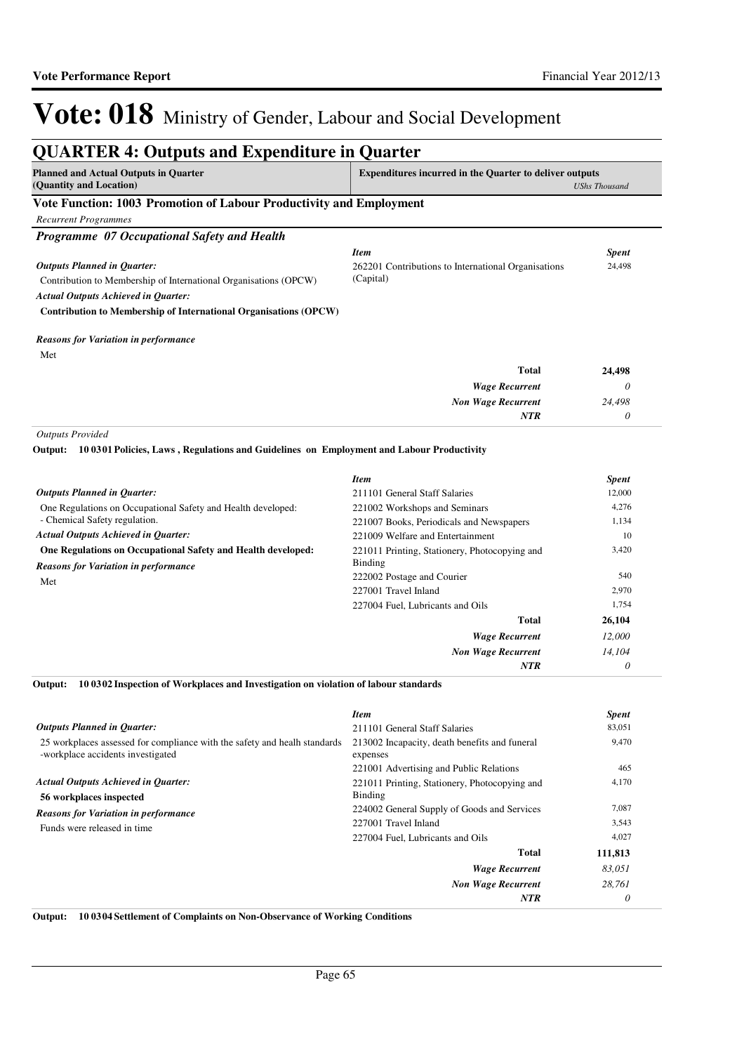# Vote: 018 Ministry of Gender, Labour and Social Development

## QUARTER 4: Outputs and Expenditure in Quarter

| Planned and Actual Outputs in Quarter (Quantity and Location) | Expenditures incurred in the Quarter to deliver outputs | *UShs Thousand* |
|---|---|---|

### Vote Function: 1003 Promotion of Labour Productivity and Employment

*Recurrent Programmes*

#### *Programme 07 Occupational Safety and Health*

| | *Item* | *Spent* |
|---|---|---|
| ***Outputs Planned in Quarter:*** Contribution to Membership of International Organisations (OPCW) | 262201 Contributions to International Organisations (Capital) | 24,498 |
| ***Actual Outputs Achieved in Quarter:*** **Contribution to Membership of International Organisations (OPCW)** | | |
| ***Reasons for Variation in performance*** Met | | |
| | **Total** | **24,498** |
| | ***Wage Recurrent*** | *0* |
| | ***Non Wage Recurrent*** | *24,498* |
| | ***NTR*** | *0* |

*Outputs Provided*

**Output: 10 03 01 Policies, Laws , Regulations and Guidelines on Employment and Labour Productivity**

| | *Item* | *Spent* |
|---|---|---|
| ***Outputs Planned in Quarter:*** | 211101 General Staff Salaries | 12,000 |
| One Regulations on Occupational Safety and Health developed: - Chemical Safety regulation. | 221002 Workshops and Seminars | 4,276 |
| | 221007 Books, Periodicals and Newspapers | 1,134 |
| ***Actual Outputs Achieved in Quarter:*** | 221009 Welfare and Entertainment | 10 |
| **One Regulations on Occupational Safety and Health developed:** | 221011 Printing, Stationery, Photocopying and Binding | 3,420 |
| ***Reasons for Variation in performance*** | 222002 Postage and Courier | 540 |
| Met | 227001 Travel Inland | 2,970 |
| | 227004 Fuel, Lubricants and Oils | 1,754 |
| | **Total** | **26,104** |
| | ***Wage Recurrent*** | *12,000* |
| | ***Non Wage Recurrent*** | *14,104* |
| | ***NTR*** | *0* |

**Output: 10 03 02 Inspection of Workplaces and Investigation on violation of labour standards**

| | *Item* | *Spent* |
|---|---|---|
| ***Outputs Planned in Quarter:*** | 211101 General Staff Salaries | 83,051 |
| 25 workplaces assessed for compliance with the safety and health standards -workplace accidents investigated | 213002 Incapacity, death benefits and funeral expenses | 9,470 |
| | 221001 Advertising and Public Relations | 465 |
| ***Actual Outputs Achieved in Quarter:*** **56 workplaces inspected** | 221011 Printing, Stationery, Photocopying and Binding | 4,170 |
| ***Reasons for Variation in performance*** | 224002 General Supply of Goods and Services | 7,087 |
| Funds were released in time | 227001 Travel Inland | 3,543 |
| | 227004 Fuel, Lubricants and Oils | 4,027 |
| | **Total** | **111,813** |
| | ***Wage Recurrent*** | *83,051* |
| | ***Non Wage Recurrent*** | *28,761* |
| | ***NTR*** | *0* |

**Output: 10 03 04 Settlement of Complaints on Non-Observance of Working Conditions**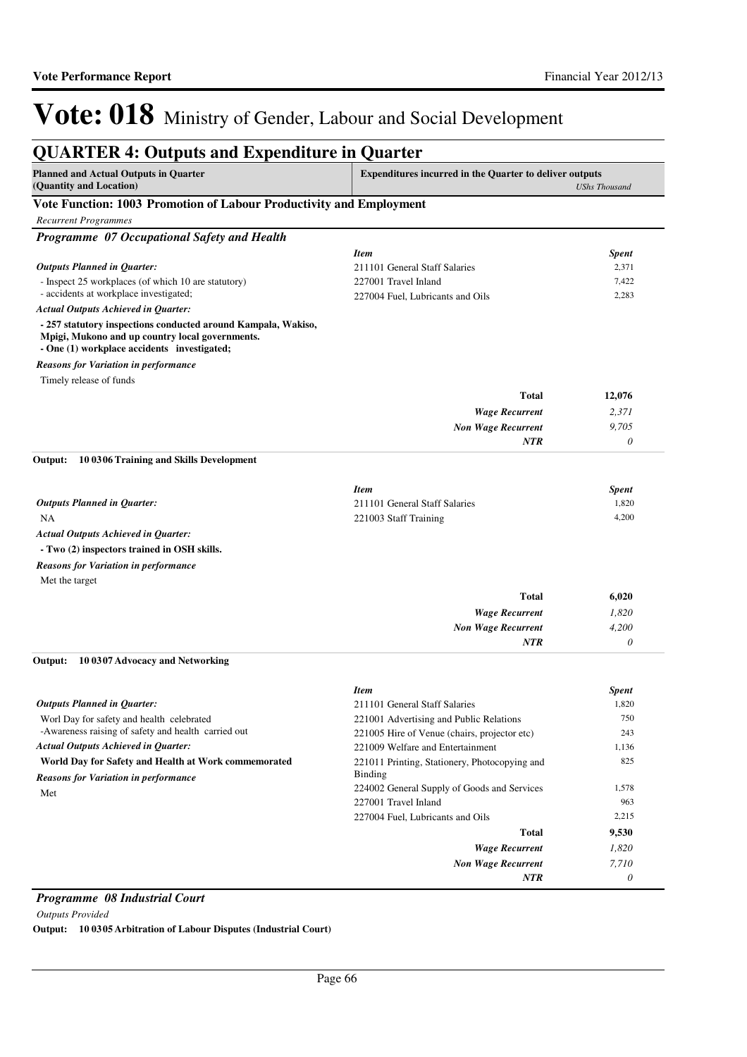# Vote: 018 Ministry of Gender, Labour and Social Development

## QUARTER 4: Outputs and Expenditure in Quarter

| Planned and Actual Outputs in Quarter (Quantity and Location) | Expenditures incurred in the Quarter to deliver outputs | *UShs Thousand* |
|---|---|---|

### Vote Function: 1003 Promotion of Labour Productivity and Employment

*Recurrent Programmes*

### *Programme 07 Occupational Safety and Health*

***Outputs Planned in Quarter:***

- Inspect 25 workplaces (of which 10 are statutory)
- accidents at workplace investigated;

***Actual Outputs Achieved in Quarter:***

**- 257 statutory inspections conducted around Kampala, Wakiso, Mpigi, Mukono and up country local governments.**
**- One (1) workplace accidents investigated;**

***Reasons for Variation in performance***

Timely release of funds

| *Item* | *Spent* |
|---|---|
| 211101 General Staff Salaries | 2,371 |
| 227001 Travel Inland | 7,422 |
| 227004 Fuel, Lubricants and Oils | 2,283 |
| **Total** | **12,076** |
| ***Wage Recurrent*** | *2,371* |
| ***Non Wage Recurrent*** | *9,705* |
| ***NTR*** | *0* |

**Output: 10 0306 Training and Skills Development**

***Outputs Planned in Quarter:***

NA

***Actual Outputs Achieved in Quarter:***

**- Two (2) inspectors trained in OSH skills.**

***Reasons for Variation in performance***

Met the target

| *Item* | *Spent* |
|---|---|
| 211101 General Staff Salaries | 1,820 |
| 221003 Staff Training | 4,200 |
| **Total** | **6,020** |
| ***Wage Recurrent*** | *1,820* |
| ***Non Wage Recurrent*** | *4,200* |
| ***NTR*** | *0* |

**Output: 10 0307 Advocacy and Networking**

***Outputs Planned in Quarter:***

Worl Day for safety and health celebrated
-Awareness raising of safety and health carried out

***Actual Outputs Achieved in Quarter:***

**World Day for Safety and Health at Work commemorated**

***Reasons for Variation in performance***

Met

| *Item* | *Spent* |
|---|---|
| 211101 General Staff Salaries | 1,820 |
| 221001 Advertising and Public Relations | 750 |
| 221005 Hire of Venue (chairs, projector etc) | 243 |
| 221009 Welfare and Entertainment | 1,136 |
| 221011 Printing, Stationery, Photocopying and Binding | 825 |
| 224002 General Supply of Goods and Services | 1,578 |
| 227001 Travel Inland | 963 |
| 227004 Fuel, Lubricants and Oils | 2,215 |
| **Total** | **9,530** |
| ***Wage Recurrent*** | *1,820* |
| ***Non Wage Recurrent*** | *7,710* |
| ***NTR*** | *0* |

### *Programme 08 Industrial Court*

*Outputs Provided*

**Output: 10 0305 Arbitration of Labour Disputes (Industrial Court)**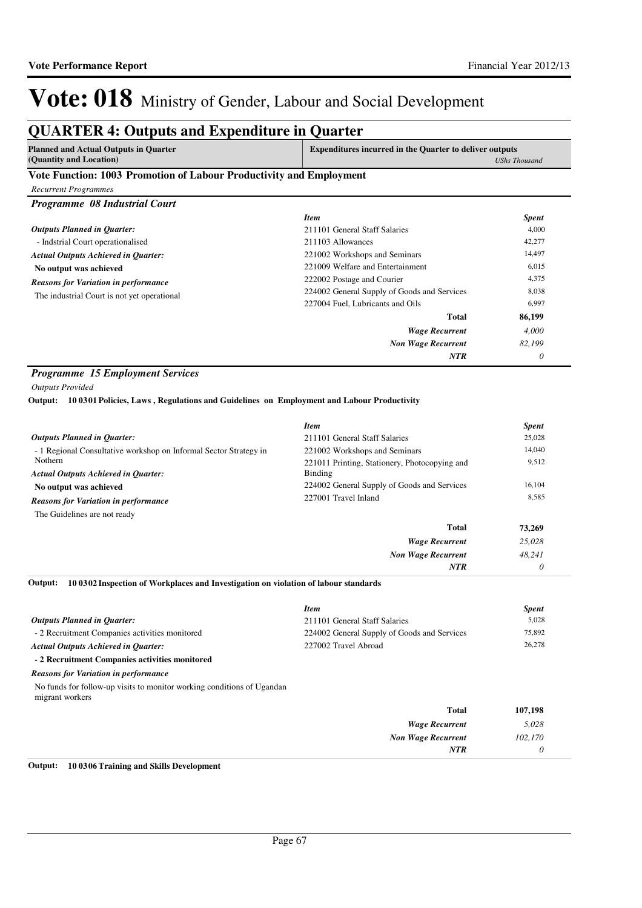# Vote: 018 Ministry of Gender, Labour and Social Development

## QUARTER 4: Outputs and Expenditure in Quarter

| Planned and Actual Outputs in Quarter (Quantity and Location) | Expenditures incurred in the Quarter to deliver outputs *UShs Thousand* |
|---|---|

### Vote Function: 1003 Promotion of Labour Productivity and Employment

*Recurrent Programmes*

### *Programme 08 Industrial Court*

***Outputs Planned in Quarter:***

- Indstrial Court operationalised

***Actual Outputs Achieved in Quarter:***

**No output was achieved**

***Reasons for Variation in performance***

The industrial Court is not yet operational

| *Item* | *Spent* |
|---|---|
| 211101 General Staff Salaries | 4,000 |
| 211103 Allowances | 42,277 |
| 221002 Workshops and Seminars | 14,497 |
| 221009 Welfare and Entertainment | 6,015 |
| 222002 Postage and Courier | 4,375 |
| 224002 General Supply of Goods and Services | 8,038 |
| 227004 Fuel, Lubricants and Oils | 6,997 |
| **Total** | **86,199** |
| ***Wage Recurrent*** | *4,000* |
| ***Non Wage Recurrent*** | *82,199* |
| ***NTR*** | *0* |

### *Programme 15 Employment Services*

*Outputs Provided*

**Output: 10 0301 Policies, Laws , Regulations and Guidelines on Employment and Labour Productivity**

***Outputs Planned in Quarter:***

- 1 Regional Consultative workshop on Informal Sector Strategy in Nothern

***Actual Outputs Achieved in Quarter:***

**No output was achieved**

***Reasons for Variation in performance***

The Guidelines are not ready

| *Item* | *Spent* |
|---|---|
| 211101 General Staff Salaries | 25,028 |
| 221002 Workshops and Seminars | 14,040 |
| 221011 Printing, Stationery, Photocopying and Binding | 9,512 |
| 224002 General Supply of Goods and Services | 16,104 |
| 227001 Travel Inland | 8,585 |
| **Total** | **73,269** |
| ***Wage Recurrent*** | *25,028* |
| ***Non Wage Recurrent*** | *48,241* |
| ***NTR*** | *0* |

**Output: 10 0302 Inspection of Workplaces and Investigation on violation of labour standards**

***Outputs Planned in Quarter:***

- 2 Recruitment Companies activities monitored

***Actual Outputs Achieved in Quarter:***

**- 2 Recruitment Companies activities monitored**

***Reasons for Variation in performance***

No funds for follow-up visits to monitor working conditions of Ugandan migrant workers

| *Item* | *Spent* |
|---|---|
| 211101 General Staff Salaries | 5,028 |
| 224002 General Supply of Goods and Services | 75,892 |
| 227002 Travel Abroad | 26,278 |
| **Total** | **107,198** |
| ***Wage Recurrent*** | *5,028* |
| ***Non Wage Recurrent*** | *102,170* |
| ***NTR*** | *0* |

**Output: 10 0306 Training and Skills Development**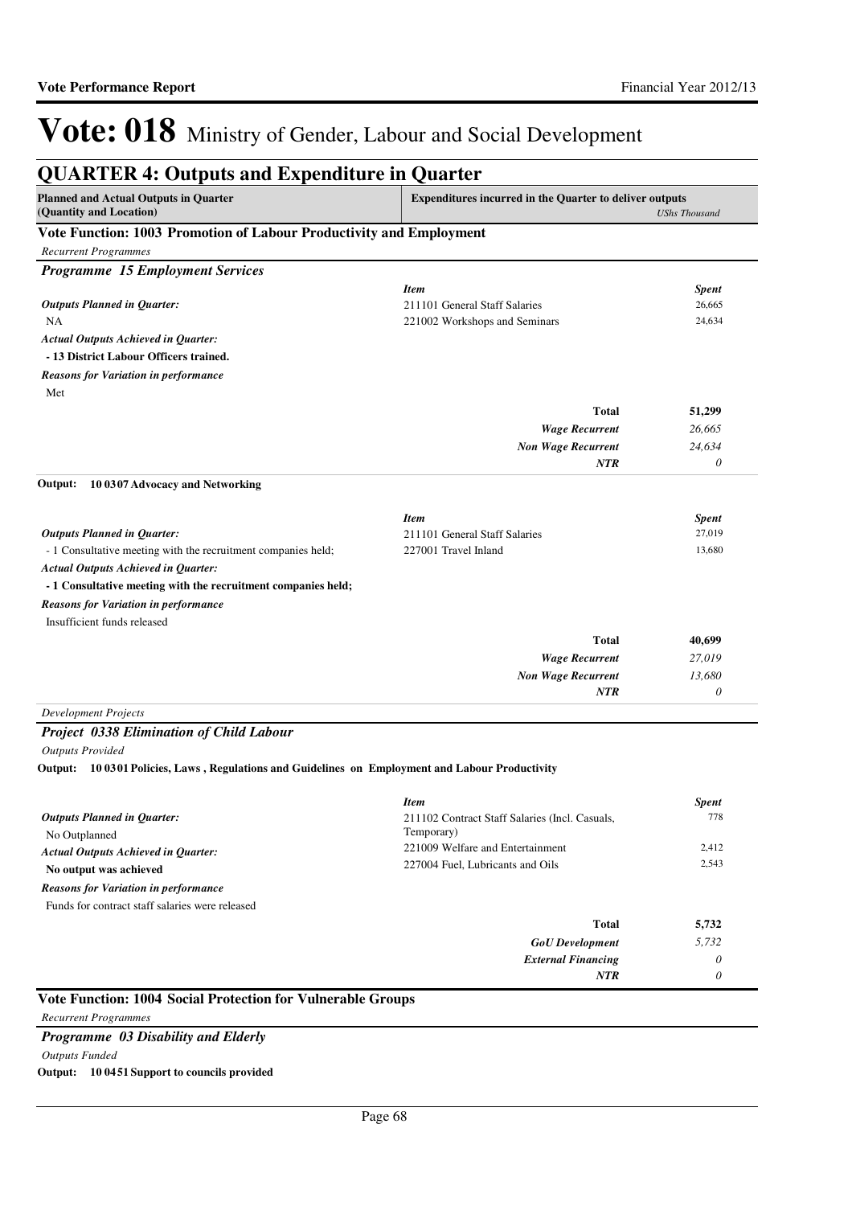# Vote: 018 Ministry of Gender, Labour and Social Development

## QUARTER 4: Outputs and Expenditure in Quarter

| Planned and Actual Outputs in Quarter (Quantity and Location) | Expenditures incurred in the Quarter to deliver outputs | *UShs Thousand* |
|---|---|---|

### Vote Function: 1003 Promotion of Labour Productivity and Employment

*Recurrent Programmes*

#### *Programme 15 Employment Services*

| | *Item* | *Spent* |
|---|---|---|
| ***Outputs Planned in Quarter:*** | 211101 General Staff Salaries | 26,665 |
| NA | 221002 Workshops and Seminars | 24,634 |
| ***Actual Outputs Achieved in Quarter:*** | | |
| **- 13 District Labour Officers trained.** | | |
| ***Reasons for Variation in performance*** | | |
| Met | | |
| | **Total** | **51,299** |
| | ***Wage Recurrent*** | *26,665* |
| | ***Non Wage Recurrent*** | *24,634* |
| | ***NTR*** | *0* |

**Output: 10 0307 Advocacy and Networking**

| | *Item* | *Spent* |
|---|---|---|
| ***Outputs Planned in Quarter:*** | 211101 General Staff Salaries | 27,019 |
| - 1 Consultative meeting with the recruitment companies held; | 227001 Travel Inland | 13,680 |
| ***Actual Outputs Achieved in Quarter:*** | | |
| **- 1 Consultative meeting with the recruitment companies held;** | | |
| ***Reasons for Variation in performance*** | | |
| Insufficient funds released | | |
| | **Total** | **40,699** |
| | ***Wage Recurrent*** | *27,019* |
| | ***Non Wage Recurrent*** | *13,680* |
| | ***NTR*** | *0* |

*Development Projects*

#### *Project 0338 Elimination of Child Labour*

*Outputs Provided*

**Output: 10 0301 Policies, Laws , Regulations and Guidelines on Employment and Labour Productivity**

| | *Item* | *Spent* |
|---|---|---|
| ***Outputs Planned in Quarter:*** | 211102 Contract Staff Salaries (Incl. Casuals, Temporary) | 778 |
| No Outplanned | | |
| ***Actual Outputs Achieved in Quarter:*** | 221009 Welfare and Entertainment | 2,412 |
| **No output was achieved** | 227004 Fuel, Lubricants and Oils | 2,543 |
| ***Reasons for Variation in performance*** | | |
| Funds for contract staff salaries were released | | |
| | **Total** | **5,732** |
| | ***GoU Development*** | *5,732* |
| | ***External Financing*** | *0* |
| | ***NTR*** | *0* |

### Vote Function: 1004 Social Protection for Vulnerable Groups

*Recurrent Programmes*

#### *Programme 03 Disability and Elderly*

*Outputs Funded*

**Output: 10 0451 Support to councils provided**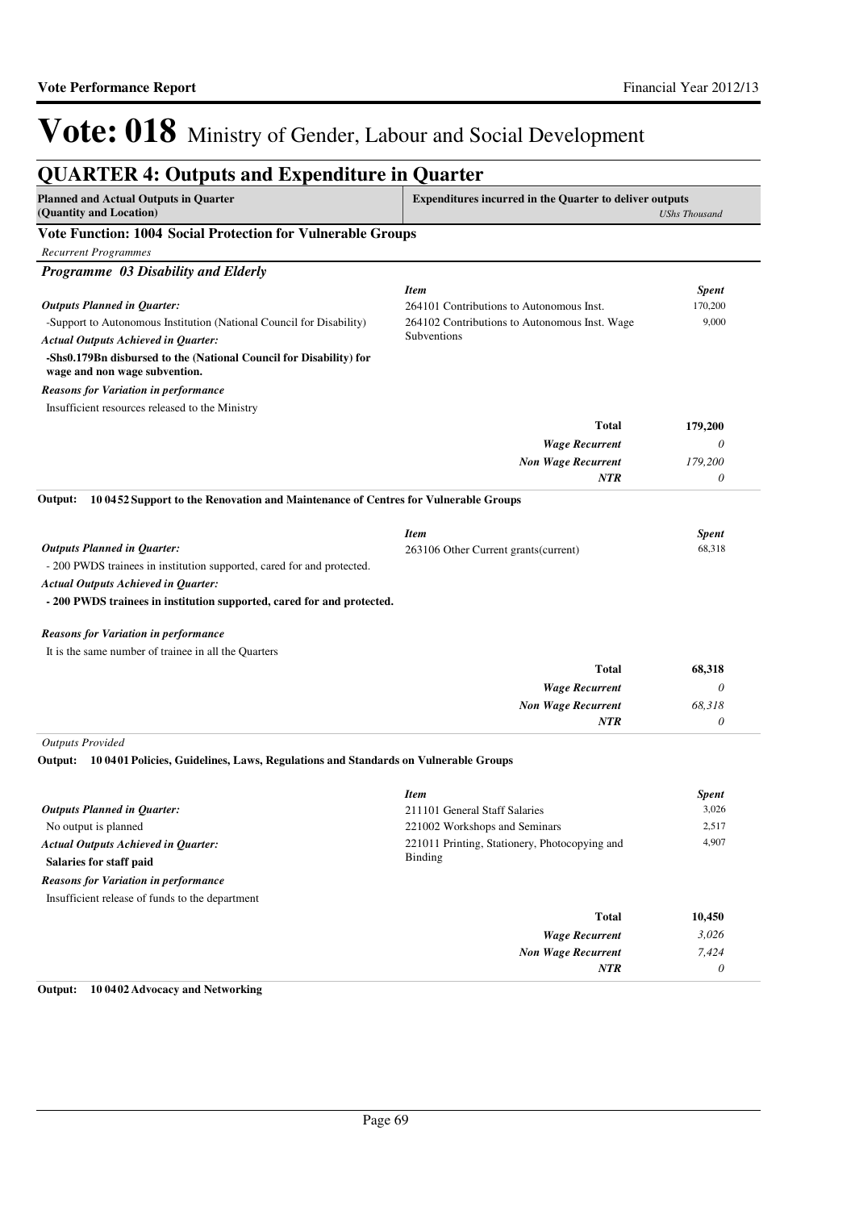# Vote: 018 Ministry of Gender, Labour and Social Development

## QUARTER 4: Outputs and Expenditure in Quarter

| Planned and Actual Outputs in Quarter (Quantity and Location) | Expenditures incurred in the Quarter to deliver outputs | *UShs Thousand* |
|---|---|---|

### Vote Function: 1004 Social Protection for Vulnerable Groups

*Recurrent Programmes*

#### *Programme 03 Disability and Elderly*

| | *Item* | *Spent* |
|---|---|---|
| ***Outputs Planned in Quarter:*** | 264101 Contributions to Autonomous Inst. | 170,200 |
| -Support to Autonomous Institution (National Council for Disability) | 264102 Contributions to Autonomous Inst. Wage Subventions | 9,000 |
| ***Actual Outputs Achieved in Quarter:*** | | |
| **-Shs0.179Bn disbursed to the (National Council for Disability) for wage and non wage subvention.** | | |
| ***Reasons for Variation in performance*** | | |
| Insufficient resources released to the Ministry | | |
| | **Total** | **179,200** |
| | ***Wage Recurrent*** | *0* |
| | ***Non Wage Recurrent*** | *179,200* |
| | ***NTR*** | *0* |

**Output: 10 04 52 Support to the Renovation and Maintenance of Centres for Vulnerable Groups**

| | *Item* | *Spent* |
|---|---|---|
| ***Outputs Planned in Quarter:*** | 263106 Other Current grants(current) | 68,318 |
| - 200 PWDS trainees in institution supported, cared for and protected. | | |
| ***Actual Outputs Achieved in Quarter:*** | | |
| **- 200 PWDS trainees in institution supported, cared for and protected.** | | |
| ***Reasons for Variation in performance*** | | |
| It is the same number of trainee in all the Quarters | | |
| | **Total** | **68,318** |
| | ***Wage Recurrent*** | *0* |
| | ***Non Wage Recurrent*** | *68,318* |
| | ***NTR*** | *0* |

*Outputs Provided*

**Output: 10 04 01 Policies, Guidelines, Laws, Regulations and Standards on Vulnerable Groups**

| | *Item* | *Spent* |
|---|---|---|
| ***Outputs Planned in Quarter:*** | 211101 General Staff Salaries | 3,026 |
| No output is planned | 221002 Workshops and Seminars | 2,517 |
| ***Actual Outputs Achieved in Quarter:*** | 221011 Printing, Stationery, Photocopying and Binding | 4,907 |
| **Salaries for staff paid** | | |
| ***Reasons for Variation in performance*** | | |
| Insufficient release of funds to the department | | |
| | **Total** | **10,450** |
| | ***Wage Recurrent*** | *3,026* |
| | ***Non Wage Recurrent*** | *7,424* |
| | ***NTR*** | *0* |

**Output: 10 04 02 Advocacy and Networking**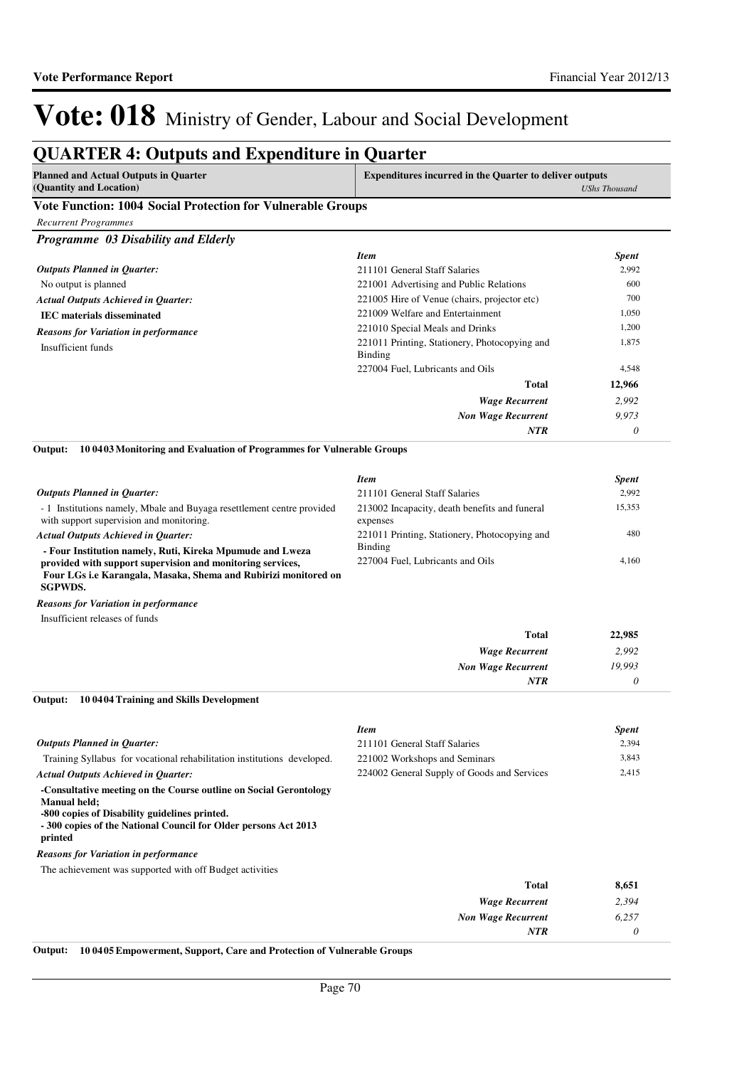# Vote: 018 Ministry of Gender, Labour and Social Development

## QUARTER 4: Outputs and Expenditure in Quarter

| Planned and Actual Outputs in Quarter (Quantity and Location) | Expenditures incurred in the Quarter to deliver outputs *UShs Thousand* |
|---|---|

### Vote Function: 1004 Social Protection for Vulnerable Groups

*Recurrent Programmes*

#### *Programme 03 Disability and Elderly*

*Outputs Planned in Quarter:*

No output is planned

*Actual Outputs Achieved in Quarter:*

**IEC materials disseminated**

*Reasons for Variation in performance*

Insufficient funds

| *Item* | *Spent* |
|---|---|
| 211101 General Staff Salaries | 2,992 |
| 221001 Advertising and Public Relations | 600 |
| 221005 Hire of Venue (chairs, projector etc) | 700 |
| 221009 Welfare and Entertainment | 1,050 |
| 221010 Special Meals and Drinks | 1,200 |
| 221011 Printing, Stationery, Photocopying and Binding | 1,875 |
| 227004 Fuel, Lubricants and Oils | 4,548 |
| **Total** | **12,966** |
| ***Wage Recurrent*** | *2,992* |
| ***Non Wage Recurrent*** | *9,973* |
| ***NTR*** | *0* |

**Output: 10 0403 Monitoring and Evaluation of Programmes for Vulnerable Groups**

*Outputs Planned in Quarter:*

- 1 Institutions namely, Mbale and Buyaga resettlement centre provided with support supervision and monitoring.

*Actual Outputs Achieved in Quarter:*

**- Four Institution namely, Ruti, Kireka Mpumude and Lweza provided with support supervision and monitoring services,**
**Four LGs i.e Karangala, Masaka, Shema and Rubirizi monitored on SGPWDS.**

*Reasons for Variation in performance*

Insufficient releases of funds

| *Item* | *Spent* |
|---|---|
| 211101 General Staff Salaries | 2,992 |
| 213002 Incapacity, death benefits and funeral expenses | 15,353 |
| 221011 Printing, Stationery, Photocopying and Binding | 480 |
| 227004 Fuel, Lubricants and Oils | 4,160 |
| **Total** | **22,985** |
| ***Wage Recurrent*** | *2,992* |
| ***Non Wage Recurrent*** | *19,993* |
| ***NTR*** | *0* |

**Output: 10 0404 Training and Skills Development**

*Outputs Planned in Quarter:*

Training Syllabus for vocational rehabilitation institutions developed.

*Actual Outputs Achieved in Quarter:*

**-Consultative meeting on the Course outline on Social Gerontology Manual held;**
**-800 copies of Disability guidelines printed.**
**- 300 copies of the National Council for Older persons Act 2013 printed**

*Reasons for Variation in performance*

The achievement was supported with off Budget activities

| *Item* | *Spent* |
|---|---|
| 211101 General Staff Salaries | 2,394 |
| 221002 Workshops and Seminars | 3,843 |
| 224002 General Supply of Goods and Services | 2,415 |
| **Total** | **8,651** |
| ***Wage Recurrent*** | *2,394* |
| ***Non Wage Recurrent*** | *6,257* |
| ***NTR*** | *0* |

**Output: 10 0405 Empowerment, Support, Care and Protection of Vulnerable Groups**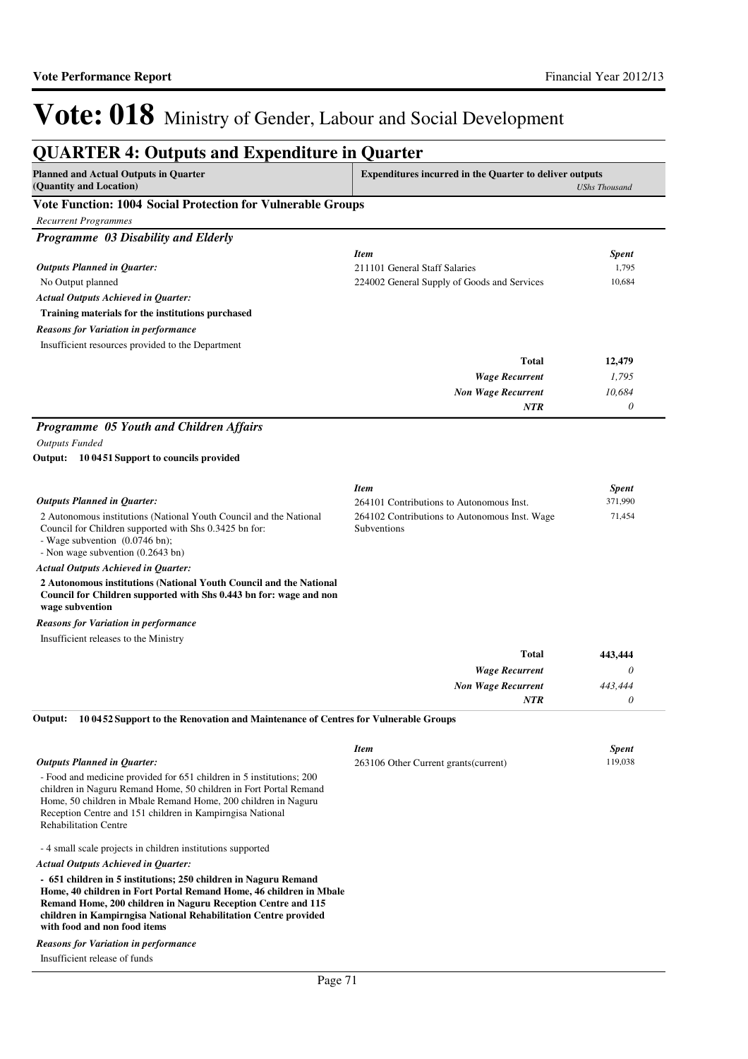# Vote: 018 Ministry of Gender, Labour and Social Development

## QUARTER 4: Outputs and Expenditure in Quarter

| Planned and Actual Outputs in Quarter (Quantity and Location) | Expenditures incurred in the Quarter to deliver outputs | *UShs Thousand* |
|---|---|---|

### Vote Function: 1004 Social Protection for Vulnerable Groups

*Recurrent Programmes*

#### *Programme 03 Disability and Elderly*

*Outputs Planned in Quarter:*

No Output planned

*Actual Outputs Achieved in Quarter:*

**Training materials for the institutions purchased**

*Reasons for Variation in performance*

Insufficient resources provided to the Department

| *Item* | *Spent* |
|---|---|
| 211101 General Staff Salaries | 1,795 |
| 224002 General Supply of Goods and Services | 10,684 |
| **Total** | **12,479** |
| *Wage Recurrent* | *1,795* |
| *Non Wage Recurrent* | *10,684* |
| *NTR* | *0* |

#### *Programme 05 Youth and Children Affairs*

*Outputs Funded*

**Output: 10 0451 Support to councils provided**

*Outputs Planned in Quarter:*

2 Autonomous institutions (National Youth Council and the National Council for Children supported with Shs 0.3425 bn for:
- Wage subvention (0.0746 bn);
- Non wage subvention (0.2643 bn)

*Actual Outputs Achieved in Quarter:*

**2 Autonomous institutions (National Youth Council and the National Council for Children supported with Shs 0.443 bn for: wage and non wage subvention**

*Reasons for Variation in performance*

Insufficient releases to the Ministry

| *Item* | *Spent* |
|---|---|
| 264101 Contributions to Autonomous Inst. | 371,990 |
| 264102 Contributions to Autonomous Inst. Wage Subventions | 71,454 |
| **Total** | **443,444** |
| *Wage Recurrent* | *0* |
| *Non Wage Recurrent* | *443,444* |
| *NTR* | *0* |

**Output: 10 0452 Support to the Renovation and Maintenance of Centres for Vulnerable Groups**

*Outputs Planned in Quarter:*

- Food and medicine provided for 651 children in 5 institutions; 200 children in Naguru Remand Home, 50 children in Fort Portal Remand Home, 50 children in Mbale Remand Home, 200 children in Naguru Reception Centre and 151 children in Kampirngisa National Rehabilitation Centre

- 4 small scale projects in children institutions supported

*Actual Outputs Achieved in Quarter:*

**- 651 children in 5 institutions; 250 children in Naguru Remand Home, 40 children in Fort Portal Remand Home, 46 children in Mbale Remand Home, 200 children in Naguru Reception Centre and 115 children in Kampirngisa National Rehabilitation Centre provided with food and non food items**

*Reasons for Variation in performance*

Insufficient release of funds

| *Item* | *Spent* |
|---|---|
| 263106 Other Current grants(current) | 119,038 |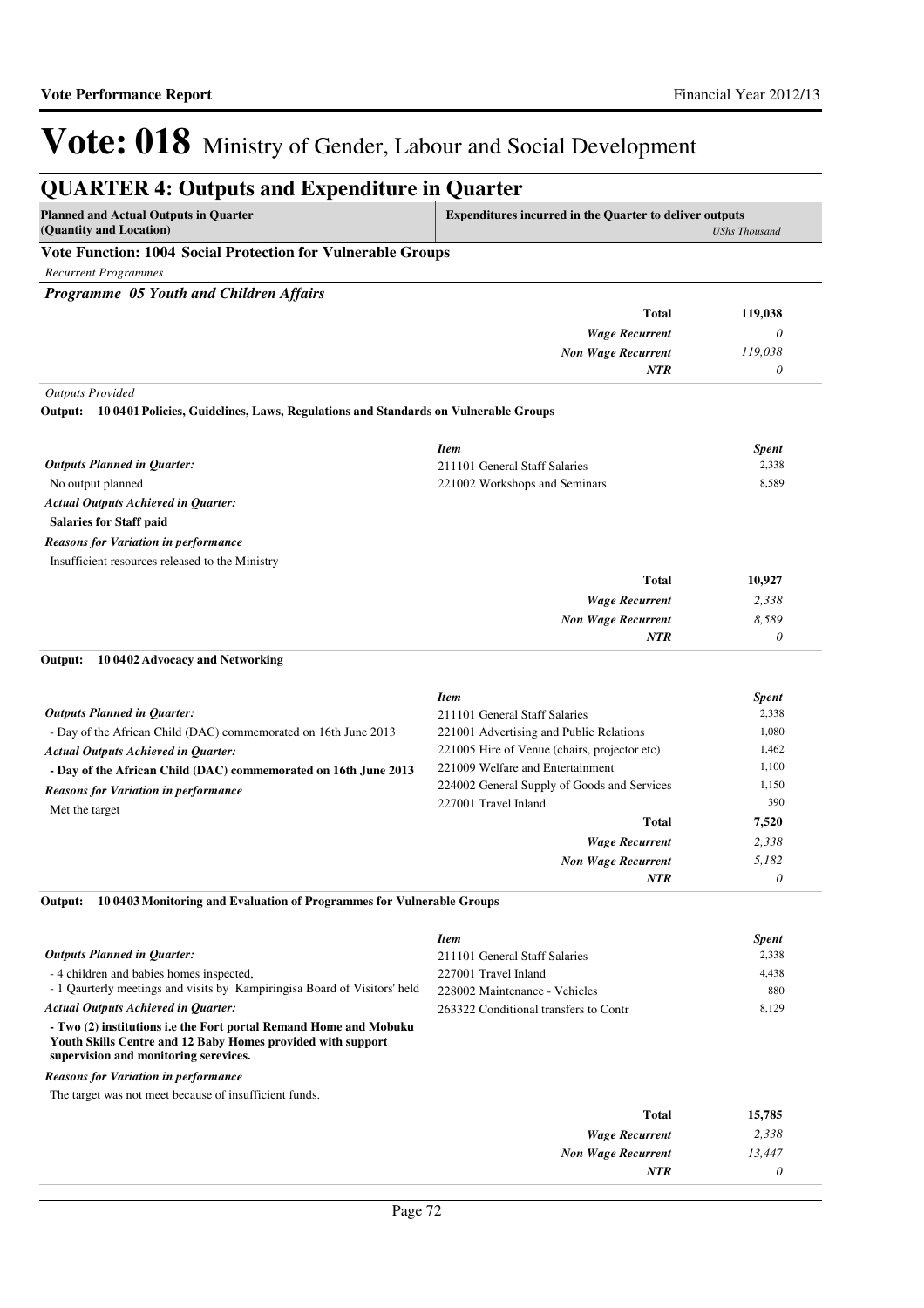# Vote: 018 Ministry of Gender, Labour and Social Development

## QUARTER 4: Outputs and Expenditure in Quarter

| Planned and Actual Outputs in Quarter (Quantity and Location) | Expenditures incurred in the Quarter to deliver outputs | *UShs Thousand* |
|---|---|---|

**Vote Function: 1004 Social Protection for Vulnerable Groups**

*Recurrent Programmes*

***Programme 05 Youth and Children Affairs***

| | | |
|---|---|---|
| | **Total** | **119,038** |
| | ***Wage Recurrent*** | *0* |
| | ***Non Wage Recurrent*** | *119,038* |
| | ***NTR*** | *0* |

*Outputs Provided*

**Output: 10 04 01 Policies, Guidelines, Laws, Regulations and Standards on Vulnerable Groups**

| | *Item* | *Spent* |
|---|---|---|
| ***Outputs Planned in Quarter:*** | 211101 General Staff Salaries | 2,338 |
| No output planned | 221002 Workshops and Seminars | 8,589 |
| ***Actual Outputs Achieved in Quarter:*** | | |
| **Salaries for Staff paid** | | |
| ***Reasons for Variation in performance*** | | |
| Insufficient resources released to the Ministry | | |
| | **Total** | **10,927** |
| | ***Wage Recurrent*** | *2,338* |
| | ***Non Wage Recurrent*** | *8,589* |
| | ***NTR*** | *0* |

**Output: 10 04 02 Advocacy and Networking**

| | *Item* | *Spent* |
|---|---|---|
| ***Outputs Planned in Quarter:*** | 211101 General Staff Salaries | 2,338 |
| - Day of the African Child (DAC) commemorated on 16th June 2013 | 221001 Advertising and Public Relations | 1,080 |
| ***Actual Outputs Achieved in Quarter:*** | 221005 Hire of Venue (chairs, projector etc) | 1,462 |
| **- Day of the African Child (DAC) commemorated on 16th June 2013** | 221009 Welfare and Entertainment | 1,100 |
| ***Reasons for Variation in performance*** | 224002 General Supply of Goods and Services | 1,150 |
| Met the target | 227001 Travel Inland | 390 |
| | **Total** | **7,520** |
| | ***Wage Recurrent*** | *2,338* |
| | ***Non Wage Recurrent*** | *5,182* |
| | ***NTR*** | *0* |

**Output: 10 04 03 Monitoring and Evaluation of Programmes for Vulnerable Groups**

| | *Item* | *Spent* |
|---|---|---|
| ***Outputs Planned in Quarter:*** | 211101 General Staff Salaries | 2,338 |
| - 4 children and babies homes inspected, | 227001 Travel Inland | 4,438 |
| - 1 Qaurterly meetings and visits by Kampiringisa Board of Visitors' held | 228002 Maintenance - Vehicles | 880 |
| ***Actual Outputs Achieved in Quarter:*** | 263322 Conditional transfers to Contr | 8,129 |
| **- Two (2) institutions i.e the Fort portal Remand Home and Mobuku Youth Skills Centre and 12 Baby Homes provided with support supervision and monitoring serevices.** | | |
| ***Reasons for Variation in performance*** | | |
| The target was not meet because of insufficient funds. | | |
| | **Total** | **15,785** |
| | ***Wage Recurrent*** | *2,338* |
| | ***Non Wage Recurrent*** | *13,447* |
| | ***NTR*** | *0* |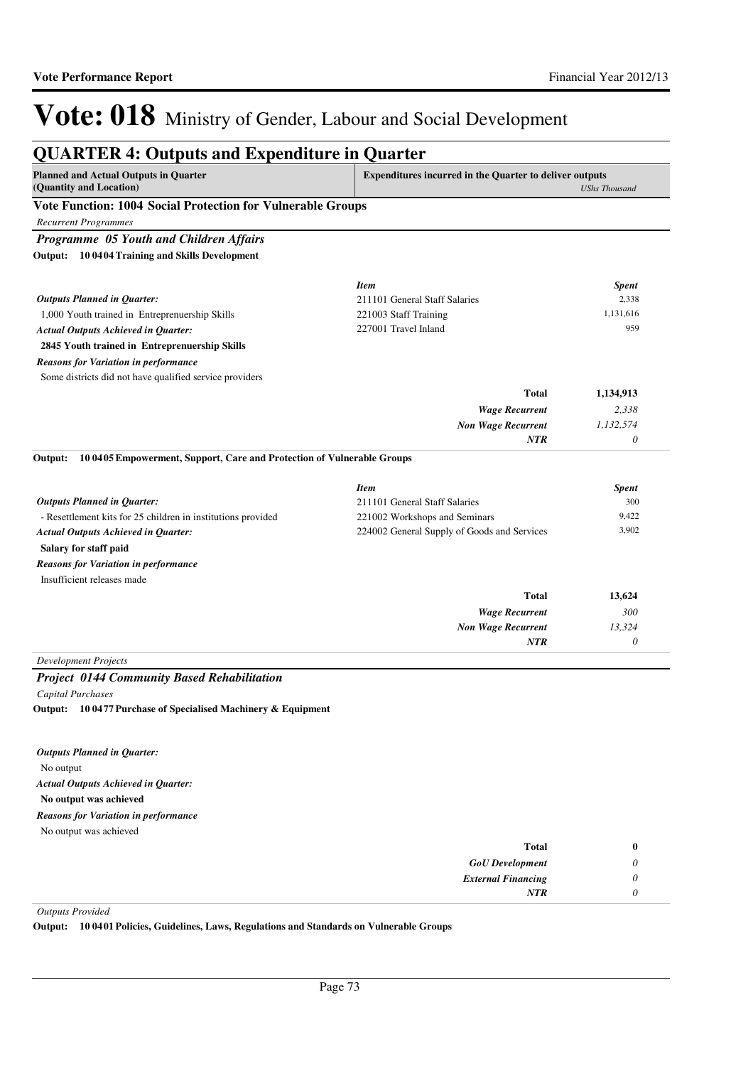# Vote: 018 Ministry of Gender, Labour and Social Development

## QUARTER 4: Outputs and Expenditure in Quarter

| Planned and Actual Outputs in Quarter (Quantity and Location) | Expenditures incurred in the Quarter to deliver outputs | *UShs Thousand* |
|---|---|---|

### Vote Function: 1004 Social Protection for Vulnerable Groups

*Recurrent Programmes*

### *Programme 05 Youth and Children Affairs*

**Output: 10 0404 Training and Skills Development**

*Outputs Planned in Quarter:*

1,000 Youth trained in Entreprenuership Skills

*Actual Outputs Achieved in Quarter:*

**2845 Youth trained in Entreprenuership Skills**

*Reasons for Variation in performance*

Some districts did not have qualified service providers

| *Item* | *Spent* |
|---|---|
| 211101 General Staff Salaries | 2,338 |
| 221003 Staff Training | 1,131,616 |
| 227001 Travel Inland | 959 |
| **Total** | **1,134,913** |
| *Wage Recurrent* | *2,338* |
| *Non Wage Recurrent* | *1,132,574* |
| *NTR* | *0* |

**Output: 10 0405 Empowerment, Support, Care and Protection of Vulnerable Groups**

*Outputs Planned in Quarter:*

- Resettlement kits for 25 children in institutions provided

*Actual Outputs Achieved in Quarter:*

**Salary for staff paid**

*Reasons for Variation in performance*

Insufficient releases made

| *Item* | *Spent* |
|---|---|
| 211101 General Staff Salaries | 300 |
| 221002 Workshops and Seminars | 9,422 |
| 224002 General Supply of Goods and Services | 3,902 |
| **Total** | **13,624** |
| *Wage Recurrent* | *300* |
| *Non Wage Recurrent* | *13,324* |
| *NTR* | *0* |

*Development Projects*

### *Project 0144 Community Based Rehabilitation*

*Capital Purchases*

**Output: 10 0477 Purchase of Specialised Machinery & Equipment**

*Outputs Planned in Quarter:*

No output

*Actual Outputs Achieved in Quarter:*

**No output was achieved**

*Reasons for Variation in performance*

No output was achieved

| | |
|---|---|
| **Total** | **0** |
| *GoU Development* | *0* |
| *External Financing* | *0* |
| *NTR* | *0* |

*Outputs Provided*

**Output: 10 0401 Policies, Guidelines, Laws, Regulations and Standards on Vulnerable Groups**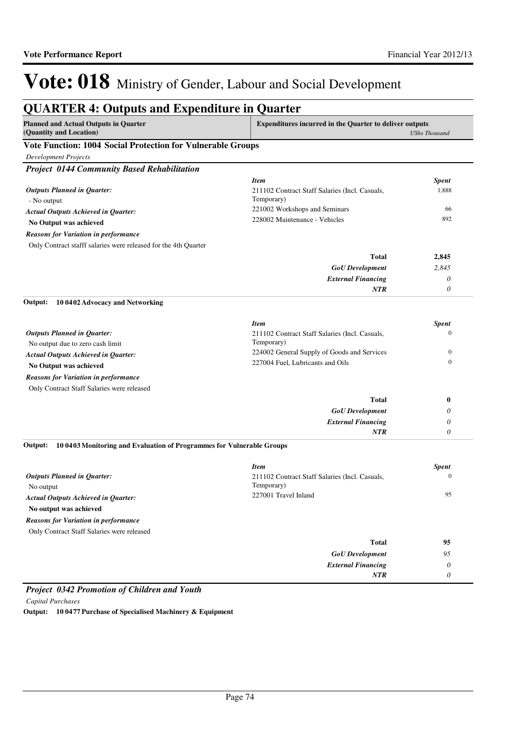# Vote: 018 Ministry of Gender, Labour and Social Development

## QUARTER 4: Outputs and Expenditure in Quarter

| Planned and Actual Outputs in Quarter (Quantity and Location) | Expenditures incurred in the Quarter to deliver outputs | USHs Thousand |
|---|---|---|

### Vote Function: 1004 Social Protection for Vulnerable Groups

*Development Projects*

#### *Project 0144 Community Based Rehabilitation*

***Outputs Planned in Quarter:***
- No output

***Actual Outputs Achieved in Quarter:***
**No Output was achieved**

***Reasons for Variation in performance***
Only Contract stafff salaries were released for the 4th Quarter

| *Item* | *Spent* |
|---|---|
| 211102 Contract Staff Salaries (Incl. Casuals, Temporary) | 1,888 |
| 221002 Workshops and Seminars | 66 |
| 228002 Maintenance - Vehicles | 892 |
| **Total** | **2,845** |
| ***GoU Development*** | *2,845* |
| ***External Financing*** | *0* |
| ***NTR*** | *0* |

**Output: 10 0402 Advocacy and Networking**

***Outputs Planned in Quarter:***
No output due to zero cash limit

***Actual Outputs Achieved in Quarter:***
**No Output was achieved**

***Reasons for Variation in performance***
Only Contract Staff Salaries were released

| *Item* | *Spent* |
|---|---|
| 211102 Contract Staff Salaries (Incl. Casuals, Temporary) | 0 |
| 224002 General Supply of Goods and Services | 0 |
| 227004 Fuel, Lubricants and Oils | 0 |
| **Total** | **0** |
| ***GoU Development*** | *0* |
| ***External Financing*** | *0* |
| ***NTR*** | *0* |

**Output: 10 0403 Monitoring and Evaluation of Programmes for Vulnerable Groups**

***Outputs Planned in Quarter:***
No output

***Actual Outputs Achieved in Quarter:***
**No output was achieved**

***Reasons for Variation in performance***
Only Contract Staff Salaries were released

| *Item* | *Spent* |
|---|---|
| 211102 Contract Staff Salaries (Incl. Casuals, Temporary) | 0 |
| 227001 Travel Inland | 95 |
| **Total** | **95** |
| ***GoU Development*** | *95* |
| ***External Financing*** | *0* |
| ***NTR*** | *0* |

#### *Project 0342 Promotion of Children and Youth*

*Capital Purchases*

**Output: 10 0477 Purchase of Specialised Machinery & Equipment**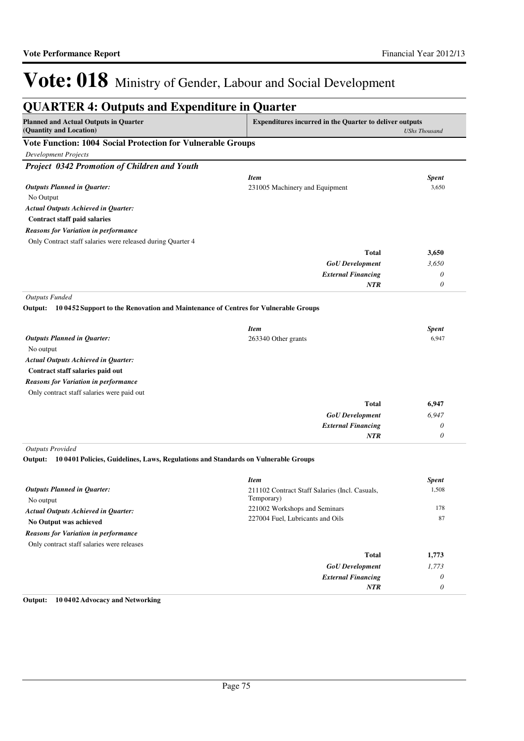# Vote: 018 Ministry of Gender, Labour and Social Development

## QUARTER 4: Outputs and Expenditure in Quarter

| Planned and Actual Outputs in Quarter (Quantity and Location) | Expenditures incurred in the Quarter to deliver outputs | *UShs Thousand* |
|---|---|---|

### Vote Function: 1004 Social Protection for Vulnerable Groups

*Development Projects*

#### *Project 0342 Promotion of Children and Youth*

| | *Item* | *Spent* |
|---|---|---|
| ***Outputs Planned in Quarter:*** | 231005 Machinery and Equipment | 3,650 |
| No Output | | |
| ***Actual Outputs Achieved in Quarter:*** | | |
| **Contract staff paid salaries** | | |
| ***Reasons for Variation in performance*** | | |
| Only Contract staff salaries were released during Quarter 4 | | |
| | **Total** | **3,650** |
| | ***GoU Development*** | *3,650* |
| | ***External Financing*** | *0* |
| | ***NTR*** | *0* |

*Outputs Funded*

**Output: 10 0452 Support to the Renovation and Maintenance of Centres for Vulnerable Groups**

| | *Item* | *Spent* |
|---|---|---|
| ***Outputs Planned in Quarter:*** | 263340 Other grants | 6,947 |
| No output | | |
| ***Actual Outputs Achieved in Quarter:*** | | |
| **Contract staff salaries paid out** | | |
| ***Reasons for Variation in performance*** | | |
| Only contract staff salaries were paid out | | |
| | **Total** | **6,947** |
| | ***GoU Development*** | *6,947* |
| | ***External Financing*** | *0* |
| | ***NTR*** | *0* |

*Outputs Provided*

**Output: 10 0401 Policies, Guidelines, Laws, Regulations and Standards on Vulnerable Groups**

| | *Item* | *Spent* |
|---|---|---|
| ***Outputs Planned in Quarter:*** | 211102 Contract Staff Salaries (Incl. Casuals, Temporary) | 1,508 |
| No output | | |
| ***Actual Outputs Achieved in Quarter:*** | 221002 Workshops and Seminars | 178 |
| **No Output was achieved** | 227004 Fuel, Lubricants and Oils | 87 |
| ***Reasons for Variation in performance*** | | |
| Only contract staff salaries were releases | | |
| | **Total** | **1,773** |
| | ***GoU Development*** | *1,773* |
| | ***External Financing*** | *0* |
| | ***NTR*** | *0* |

**Output: 10 0402 Advocacy and Networking**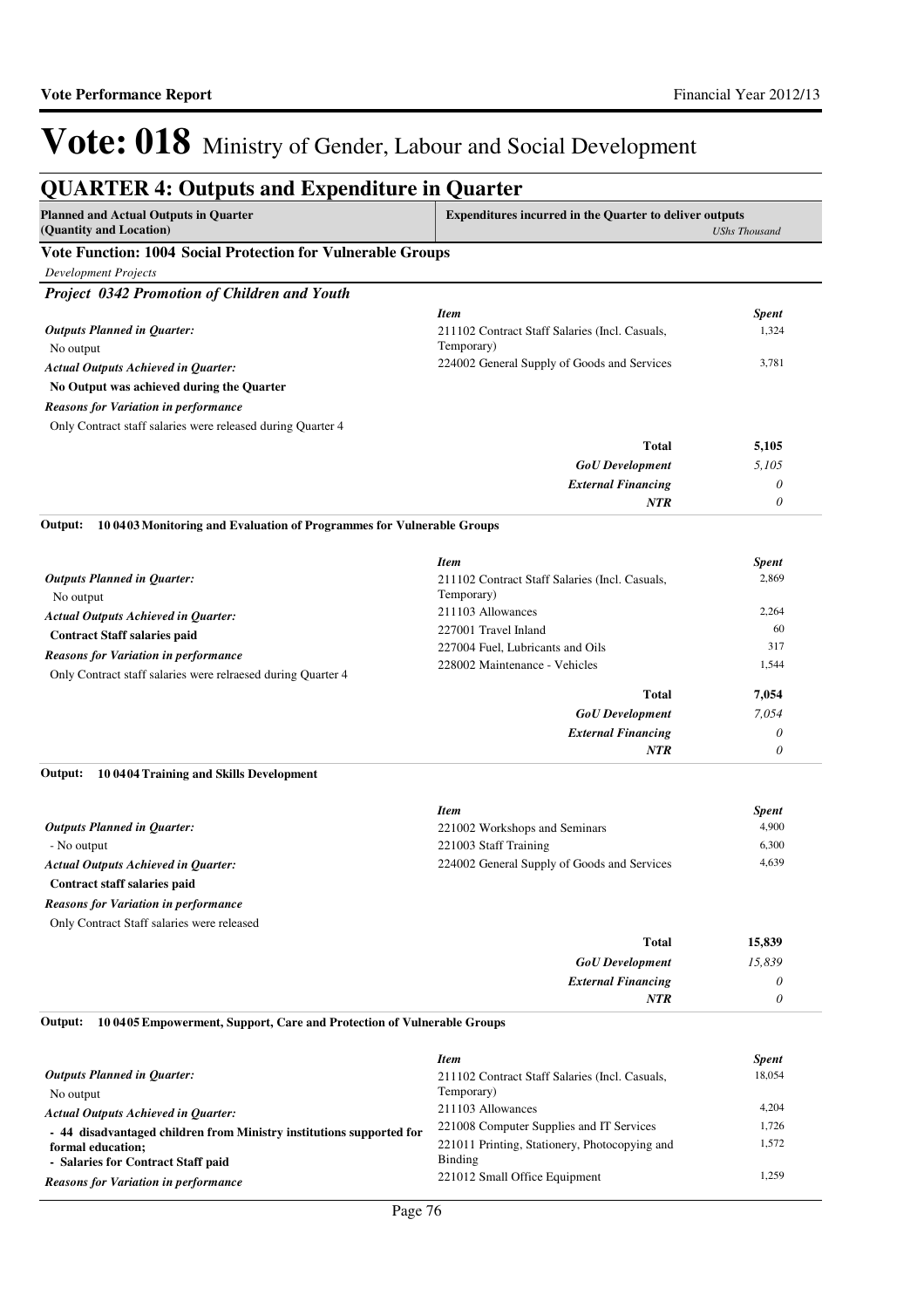# Vote: 018 Ministry of Gender, Labour and Social Development

## QUARTER 4: Outputs and Expenditure in Quarter

| Planned and Actual Outputs in Quarter (Quantity and Location) | Expenditures incurred in the Quarter to deliver outputs | *UShs Thousand* |
|---|---|---|

### Vote Function: 1004 Social Protection for Vulnerable Groups

*Development Projects*

#### *Project 0342 Promotion of Children and Youth*

| | *Item* | *Spent* |
|---|---|---|
| ***Outputs Planned in Quarter:*** No output | 211102 Contract Staff Salaries (Incl. Casuals, Temporary) | 1,324 |
| ***Actual Outputs Achieved in Quarter:*** **No Output was achieved during the Quarter** | 224002 General Supply of Goods and Services | 3,781 |
| ***Reasons for Variation in performance*** Only Contract staff salaries were released during Quarter 4 | | |
| | **Total** | **5,105** |
| | ***GoU Development*** | *5,105* |
| | ***External Financing*** | *0* |
| | ***NTR*** | *0* |

**Output: 10 0403 Monitoring and Evaluation of Programmes for Vulnerable Groups**

| | *Item* | *Spent* |
|---|---|---|
| ***Outputs Planned in Quarter:*** No output | 211102 Contract Staff Salaries (Incl. Casuals, Temporary) | 2,869 |
| ***Actual Outputs Achieved in Quarter:*** **Contract Staff salaries paid** | 211103 Allowances | 2,264 |
| ***Reasons for Variation in performance*** Only Contract staff salaries were relraesed during Quarter 4 | 227001 Travel Inland | 60 |
| | 227004 Fuel, Lubricants and Oils | 317 |
| | 228002 Maintenance - Vehicles | 1,544 |
| | **Total** | **7,054** |
| | ***GoU Development*** | *7,054* |
| | ***External Financing*** | *0* |
| | ***NTR*** | *0* |

**Output: 10 0404 Training and Skills Development**

| | *Item* | *Spent* |
|---|---|---|
| ***Outputs Planned in Quarter:*** - No output | 221002 Workshops and Seminars | 4,900 |
| ***Actual Outputs Achieved in Quarter:*** **Contract staff salaries paid** | 221003 Staff Training | 6,300 |
| ***Reasons for Variation in performance*** Only Contract Staff salaries were released | 224002 General Supply of Goods and Services | 4,639 |
| | **Total** | **15,839** |
| | ***GoU Development*** | *15,839* |
| | ***External Financing*** | *0* |
| | ***NTR*** | *0* |

**Output: 10 0405 Empowerment, Support, Care and Protection of Vulnerable Groups**

| | *Item* | *Spent* |
|---|---|---|
| ***Outputs Planned in Quarter:*** No output | 211102 Contract Staff Salaries (Incl. Casuals, Temporary) | 18,054 |
| ***Actual Outputs Achieved in Quarter:*** **- 44 disadvantaged children from Ministry institutions supported for formal education; - Salaries for Contract Staff paid** | 211103 Allowances | 4,204 |
| | 221008 Computer Supplies and IT Services | 1,726 |
| | 221011 Printing, Stationery, Photocopying and Binding | 1,572 |
| ***Reasons for Variation in performance*** | 221012 Small Office Equipment | 1,259 |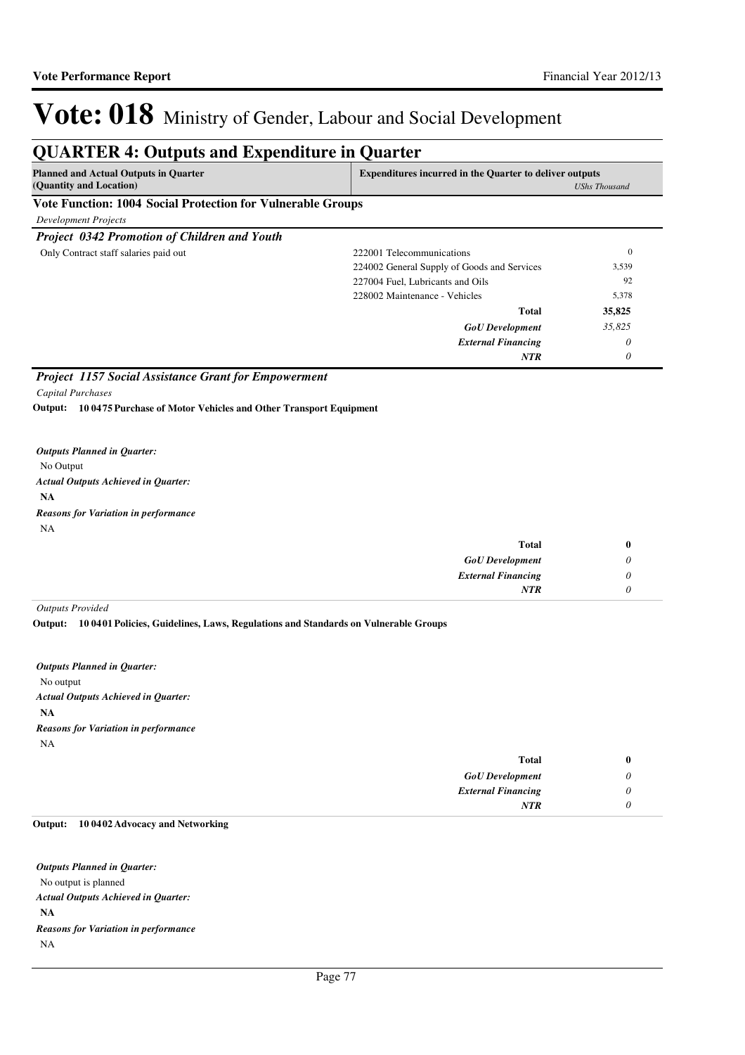# Vote: 018 Ministry of Gender, Labour and Social Development

## QUARTER 4: Outputs and Expenditure in Quarter

| Planned and Actual Outputs in Quarter (Quantity and Location) | Expenditures incurred in the Quarter to deliver outputs | *UShs Thousand* |
|---|---|---|

**Vote Function: 1004 Social Protection for Vulnerable Groups**

*Development Projects*

### *Project 0342 Promotion of Children and Youth*

| | | |
|---|---|---|
| Only Contract staff salaries paid out | 222001 Telecommunications | 0 |
| | 224002 General Supply of Goods and Services | 3,539 |
| | 227004 Fuel, Lubricants and Oils | 92 |
| | 228002 Maintenance - Vehicles | 5,378 |
| | **Total** | **35,825** |
| | ***GoU Development*** | *35,825* |
| | ***External Financing*** | *0* |
| | ***NTR*** | *0* |

### *Project 1157 Social Assistance Grant for Empowerment*

*Capital Purchases*

**Output: 10 0475 Purchase of Motor Vehicles and Other Transport Equipment**

***Outputs Planned in Quarter:***
No Output

***Actual Outputs Achieved in Quarter:***
**NA**

***Reasons for Variation in performance***
NA

| | |
|---|---|
| **Total** | **0** |
| ***GoU Development*** | *0* |
| ***External Financing*** | *0* |
| ***NTR*** | *0* |

*Outputs Provided*

**Output: 10 0401 Policies, Guidelines, Laws, Regulations and Standards on Vulnerable Groups**

***Outputs Planned in Quarter:***
No output

***Actual Outputs Achieved in Quarter:***
**NA**

***Reasons for Variation in performance***
NA

| | |
|---|---|
| **Total** | **0** |
| ***GoU Development*** | *0* |
| ***External Financing*** | *0* |
| ***NTR*** | *0* |

**Output: 10 0402 Advocacy and Networking**

***Outputs Planned in Quarter:***
No output is planned

***Actual Outputs Achieved in Quarter:***
**NA**

***Reasons for Variation in performance***
NA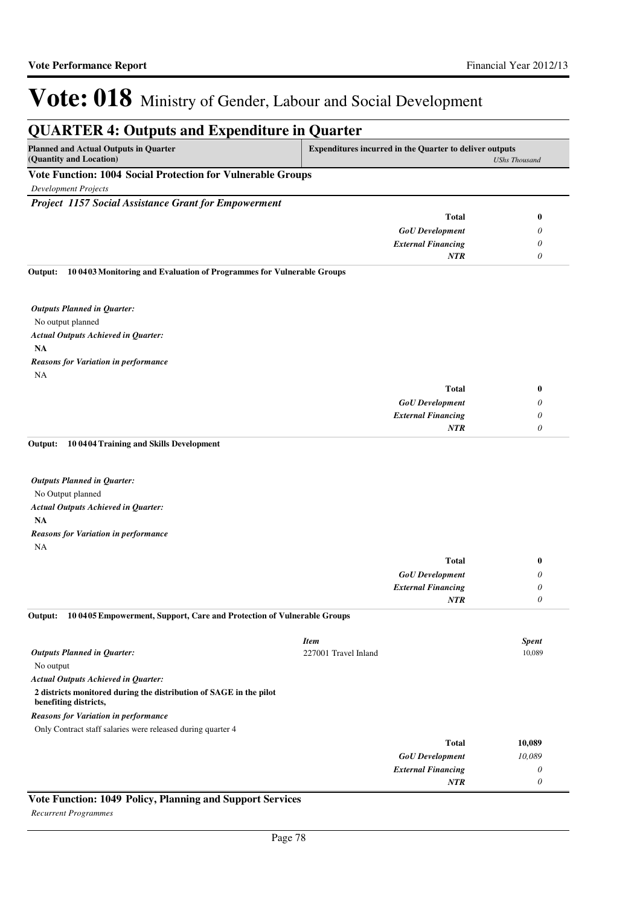# Vote: 018 Ministry of Gender, Labour and Social Development

## QUARTER 4: Outputs and Expenditure in Quarter

| Planned and Actual Outputs in Quarter (Quantity and Location) | Expenditures incurred in the Quarter to deliver outputs | *UShs Thousand* |
|---|---|---|

### Vote Function: 1004 Social Protection for Vulnerable Groups

*Development Projects*

#### *Project 1157 Social Assistance Grant for Empowerment*

| | | |
|---|---|---|
| | **Total** | **0** |
| | ***GoU Development*** | *0* |
| | ***External Financing*** | *0* |
| | ***NTR*** | *0* |

**Output: 10 0403 Monitoring and Evaluation of Programmes for Vulnerable Groups**

***Outputs Planned in Quarter:***

No output planned

***Actual Outputs Achieved in Quarter:***

**NA**

***Reasons for Variation in performance***

NA

| | | |
|---|---|---|
| | **Total** | **0** |
| | ***GoU Development*** | *0* |
| | ***External Financing*** | *0* |
| | ***NTR*** | *0* |

**Output: 10 0404 Training and Skills Development**

***Outputs Planned in Quarter:***

No Output planned

***Actual Outputs Achieved in Quarter:***

**NA**

***Reasons for Variation in performance***

NA

| | | |
|---|---|---|
| | **Total** | **0** |
| | ***GoU Development*** | *0* |
| | ***External Financing*** | *0* |
| | ***NTR*** | *0* |

**Output: 10 0405 Empowerment, Support, Care and Protection of Vulnerable Groups**

***Outputs Planned in Quarter:***

No output

***Actual Outputs Achieved in Quarter:***

**2 districts monitored during the distribution of SAGE in the pilot benefiting districts,**

***Reasons for Variation in performance***

Only Contract staff salaries were released during quarter 4

| *Item* | *Spent* |
|---|---|
| 227001 Travel Inland | 10,089 |

| | | |
|---|---|---|
| | **Total** | **10,089** |
| | ***GoU Development*** | *10,089* |
| | ***External Financing*** | *0* |
| | ***NTR*** | *0* |

### Vote Function: 1049 Policy, Planning and Support Services

*Recurrent Programmes*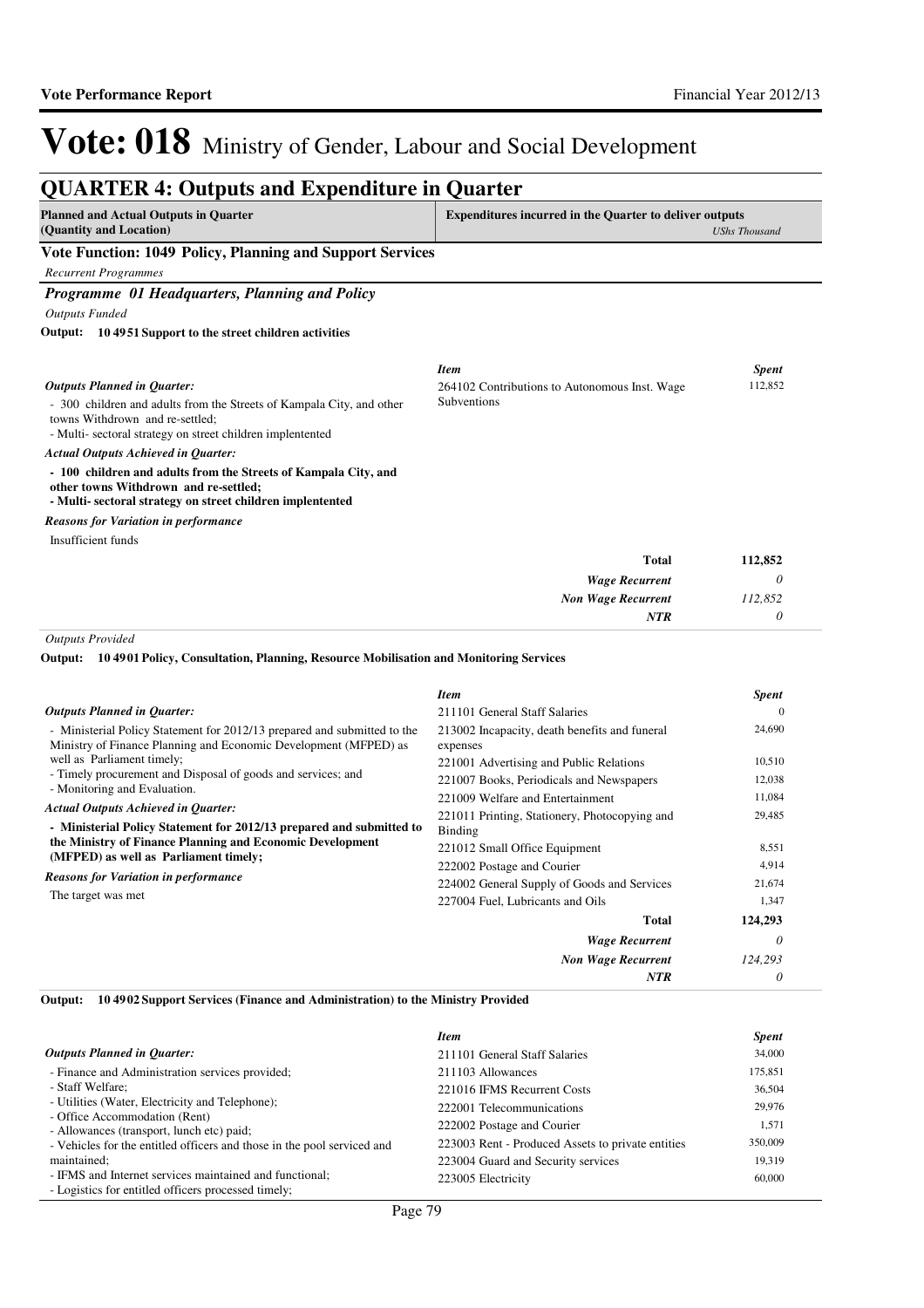# Vote: 018 Ministry of Gender, Labour and Social Development

## QUARTER 4: Outputs and Expenditure in Quarter

| Planned and Actual Outputs in Quarter (Quantity and Location) | Expenditures incurred in the Quarter to deliver outputs *UShs Thousand* |
|---|---|

### Vote Function: 1049 Policy, Planning and Support Services

*Recurrent Programmes*

#### *Programme 01 Headquarters, Planning and Policy*

*Outputs Funded*

**Output: 10 49 51 Support to the street children activities**

*Outputs Planned in Quarter:*

- 300 children and adults from the Streets of Kampala City, and other towns Withdrown and re-settled;
- Multi- sectoral strategy on street children implentented

*Actual Outputs Achieved in Quarter:*

**- 100 children and adults from the Streets of Kampala City, and other towns Withdrown and re-settled;**
**- Multi- sectoral strategy on street children implentented**

*Reasons for Variation in performance*

Insufficient funds

| *Item* | *Spent* |
|---|---|
| 264102 Contributions to Autonomous Inst. Wage Subventions | 112,852 |
| **Total** | **112,852** |
| ***Wage Recurrent*** | *0* |
| ***Non Wage Recurrent*** | *112,852* |
| ***NTR*** | *0* |

*Outputs Provided*

**Output: 10 49 01 Policy, Consultation, Planning, Resource Mobilisation and Monitoring Services**

*Outputs Planned in Quarter:*

- Ministerial Policy Statement for 2012/13 prepared and submitted to the Ministry of Finance Planning and Economic Development (MFPED) as well as Parliament timely;
- Timely procurement and Disposal of goods and services; and
- Monitoring and Evaluation.

*Actual Outputs Achieved in Quarter:*

**- Ministerial Policy Statement for 2012/13 prepared and submitted to the Ministry of Finance Planning and Economic Development (MFPED) as well as Parliament timely;**

*Reasons for Variation in performance*

The target was met

| *Item* | *Spent* |
|---|---|
| 211101 General Staff Salaries | 0 |
| 213002 Incapacity, death benefits and funeral expenses | 24,690 |
| 221001 Advertising and Public Relations | 10,510 |
| 221007 Books, Periodicals and Newspapers | 12,038 |
| 221009 Welfare and Entertainment | 11,084 |
| 221011 Printing, Stationery, Photocopying and Binding | 29,485 |
| 221012 Small Office Equipment | 8,551 |
| 222002 Postage and Courier | 4,914 |
| 224002 General Supply of Goods and Services | 21,674 |
| 227004 Fuel, Lubricants and Oils | 1,347 |
| **Total** | **124,293** |
| ***Wage Recurrent*** | *0* |
| ***Non Wage Recurrent*** | *124,293* |
| ***NTR*** | *0* |

**Output: 10 49 02 Support Services (Finance and Administration) to the Ministry Provided**

*Outputs Planned in Quarter:*

- Finance and Administration services provided;
- Staff Welfare;
- Utilities (Water, Electricity and Telephone);
- Office Accommodation (Rent)
- Allowances (transport, lunch etc) paid;
- Vehicles for the entitled officers and those in the pool serviced and maintained;
- IFMS and Internet services maintained and functional;
- Logistics for entitled officers processed timely;

| *Item* | *Spent* |
|---|---|
| 211101 General Staff Salaries | 34,000 |
| 211103 Allowances | 175,851 |
| 221016 IFMS Recurrent Costs | 36,504 |
| 222001 Telecommunications | 29,976 |
| 222002 Postage and Courier | 1,571 |
| 223003 Rent - Produced Assets to private entities | 350,009 |
| 223004 Guard and Security services | 19,319 |
| 223005 Electricity | 60,000 |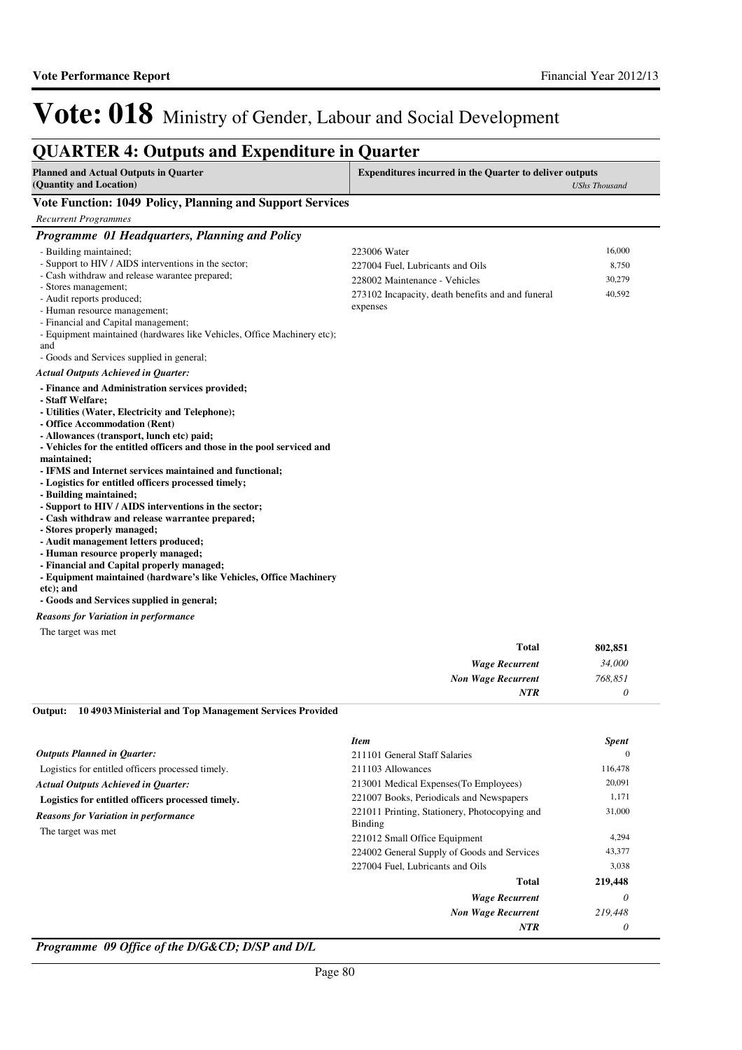# Vote: 018 Ministry of Gender, Labour and Social Development

## QUARTER 4: Outputs and Expenditure in Quarter

| Planned and Actual Outputs in Quarter (Quantity and Location) | Expenditures incurred in the Quarter to deliver outputs | *UShs Thousand* |
|---|---|---|

### Vote Function: 1049 Policy, Planning and Support Services

*Recurrent Programmes*

#### *Programme 01 Headquarters, Planning and Policy*

- Building maintained;
- Support to HIV / AIDS interventions in the sector;
- Cash withdraw and release warantee prepared;
- Stores management;
- Audit reports produced;
- Human resource management;
- Financial and Capital management;
- Equipment maintained (hardwares like Vehicles, Office Machinery etc); and
- Goods and Services supplied in general;

| Item | Spent |
|---|---|
| 223006 Water | 16,000 |
| 227004 Fuel, Lubricants and Oils | 8,750 |
| 228002 Maintenance - Vehicles | 30,279 |
| 273102 Incapacity, death benefits and and funeral expenses | 40,592 |

*Actual Outputs Achieved in Quarter:*

**- Finance and Administration services provided;**
**- Staff Welfare;**
**- Utilities (Water, Electricity and Telephone);**
**- Office Accommodation (Rent)**
**- Allowances (transport, lunch etc) paid;**
**- Vehicles for the entitled officers and those in the pool serviced and maintained;**
**- IFMS and Internet services maintained and functional;**
**- Logistics for entitled officers processed timely;**
**- Building maintained;**
**- Support to HIV / AIDS interventions in the sector;**
**- Cash withdraw and release warrantee prepared;**
**- Stores properly managed;**
**- Audit management letters produced;**
**- Human resource properly managed;**
**- Financial and Capital properly managed;**
**- Equipment maintained (hardware's like Vehicles, Office Machinery etc); and**
**- Goods and Services supplied in general;**

*Reasons for Variation in performance*

The target was met

| | |
|---|---|
| **Total** | **802,851** |
| ***Wage Recurrent*** | *34,000* |
| ***Non Wage Recurrent*** | *768,851* |
| ***NTR*** | *0* |

**Output: 10 4903 Ministerial and Top Management Services Provided**

*Outputs Planned in Quarter:*

Logistics for entitled officers processed timely.

*Actual Outputs Achieved in Quarter:*

**Logistics for entitled officers processed timely.**

*Reasons for Variation in performance*

The target was met

| *Item* | *Spent* |
|---|---|
| 211101 General Staff Salaries | 0 |
| 211103 Allowances | 116,478 |
| 213001 Medical Expenses(To Employees) | 20,091 |
| 221007 Books, Periodicals and Newspapers | 1,171 |
| 221011 Printing, Stationery, Photocopying and Binding | 31,000 |
| 221012 Small Office Equipment | 4,294 |
| 224002 General Supply of Goods and Services | 43,377 |
| 227004 Fuel, Lubricants and Oils | 3,038 |
| **Total** | **219,448** |
| ***Wage Recurrent*** | *0* |
| ***Non Wage Recurrent*** | *219,448* |
| ***NTR*** | *0* |

#### *Programme 09 Office of the D/G&CD; D/SP and D/L*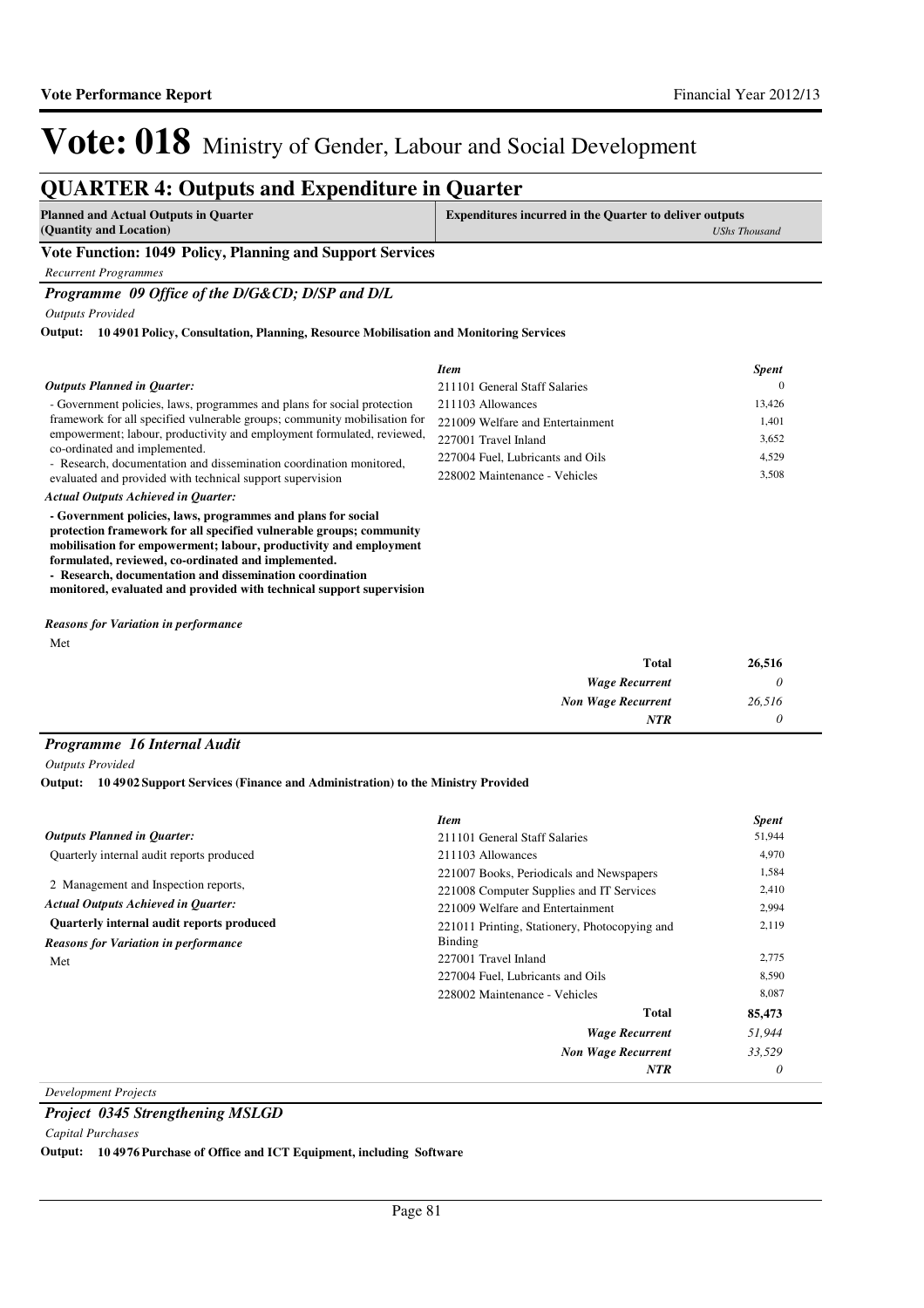# Vote: 018 Ministry of Gender, Labour and Social Development

## QUARTER 4: Outputs and Expenditure in Quarter

| Planned and Actual Outputs in Quarter (Quantity and Location) | Expenditures incurred in the Quarter to deliver outputs *UShs Thousand* |
|---|---|

### Vote Function: 1049 Policy, Planning and Support Services

*Recurrent Programmes*

### *Programme 09 Office of the D/G&CD; D/SP and D/L*

*Outputs Provided*

**Output: 10 4901 Policy, Consultation, Planning, Resource Mobilisation and Monitoring Services**

***Outputs Planned in Quarter:***

- Government policies, laws, programmes and plans for social protection framework for all specified vulnerable groups; community mobilisation for empowerment; labour, productivity and employment formulated, reviewed, co-ordinated and implemented.
- Research, documentation and dissemination coordination monitored, evaluated and provided with technical support supervision

***Actual Outputs Achieved in Quarter:***

**- Government policies, laws, programmes and plans for social protection framework for all specified vulnerable groups; community mobilisation for empowerment; labour, productivity and employment formulated, reviewed, co-ordinated and implemented.**
**- Research, documentation and dissemination coordination monitored, evaluated and provided with technical support supervision**

***Reasons for Variation in performance***

Met

| *Item* | *Spent* |
|---|---|
| 211101 General Staff Salaries | 0 |
| 211103 Allowances | 13,426 |
| 221009 Welfare and Entertainment | 1,401 |
| 227001 Travel Inland | 3,652 |
| 227004 Fuel, Lubricants and Oils | 4,529 |
| 228002 Maintenance - Vehicles | 3,508 |
| **Total** | **26,516** |
| ***Wage Recurrent*** | *0* |
| ***Non Wage Recurrent*** | *26,516* |
| ***NTR*** | *0* |

### *Programme 16 Internal Audit*

*Outputs Provided*

**Output: 10 4902 Support Services (Finance and Administration) to the Ministry Provided**

***Outputs Planned in Quarter:***

Quarterly internal audit reports produced

2 Management and Inspection reports,

***Actual Outputs Achieved in Quarter:***

**Quarterly internal audit reports produced**

***Reasons for Variation in performance***

Met

| *Item* | *Spent* |
|---|---|
| 211101 General Staff Salaries | 51,944 |
| 211103 Allowances | 4,970 |
| 221007 Books, Periodicals and Newspapers | 1,584 |
| 221008 Computer Supplies and IT Services | 2,410 |
| 221009 Welfare and Entertainment | 2,994 |
| 221011 Printing, Stationery, Photocopying and Binding | 2,119 |
| 227001 Travel Inland | 2,775 |
| 227004 Fuel, Lubricants and Oils | 8,590 |
| 228002 Maintenance - Vehicles | 8,087 |
| **Total** | **85,473** |
| ***Wage Recurrent*** | *51,944* |
| ***Non Wage Recurrent*** | *33,529* |
| ***NTR*** | *0* |

*Development Projects*

### *Project 0345 Strengthening MSLGD*

*Capital Purchases*

**Output: 10 4976 Purchase of Office and ICT Equipment, including Software**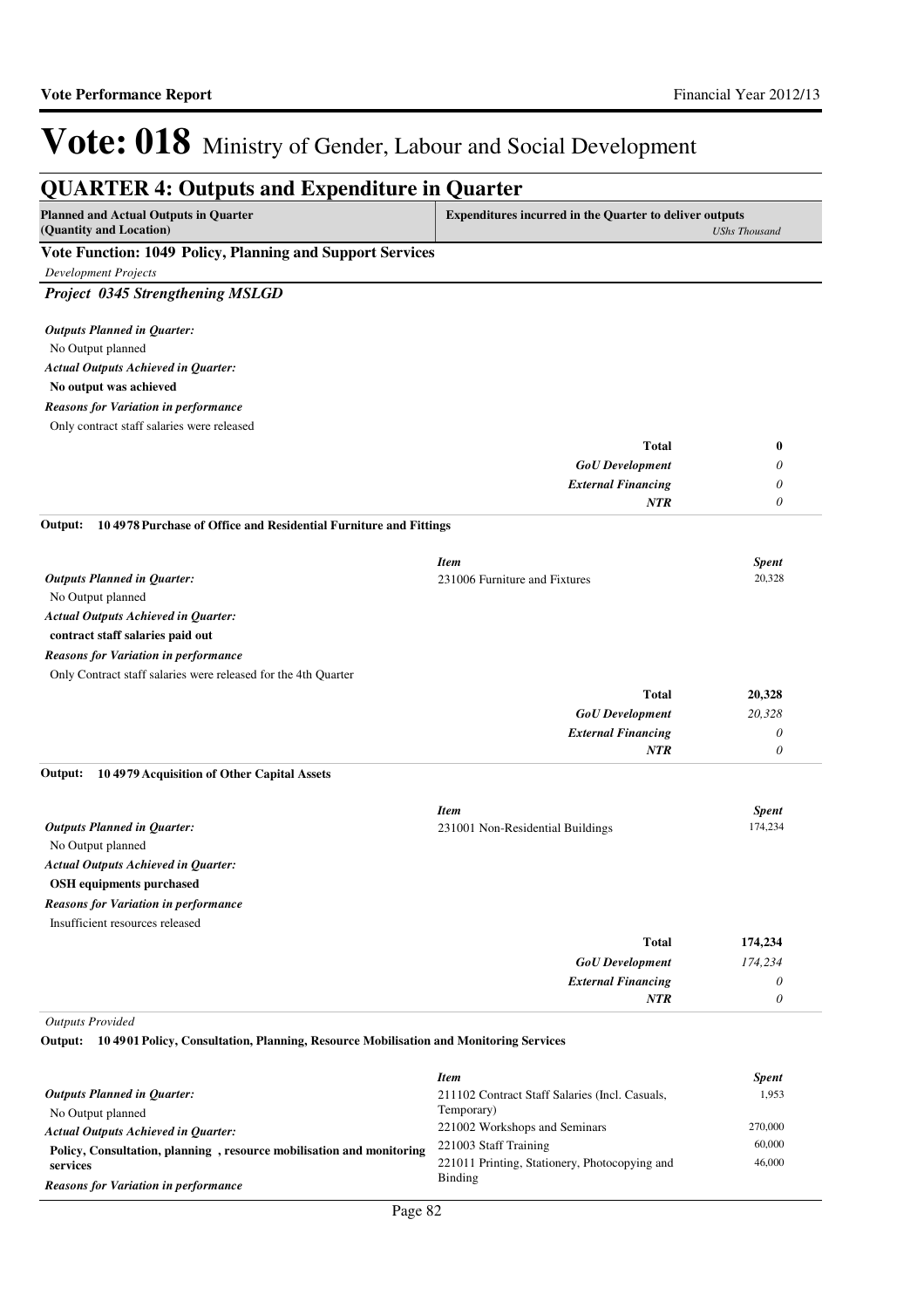# Vote: 018 Ministry of Gender, Labour and Social Development

## QUARTER 4: Outputs and Expenditure in Quarter

| Planned and Actual Outputs in Quarter (Quantity and Location) | Expenditures incurred in the Quarter to deliver outputs | *UShs Thousand* |
|---|---|---|

### Vote Function: 1049 Policy, Planning and Support Services

*Development Projects*

#### *Project 0345 Strengthening MSLGD*

***Outputs Planned in Quarter:***
No Output planned

***Actual Outputs Achieved in Quarter:***
**No output was achieved**

***Reasons for Variation in performance***
Only contract staff salaries were released

| | |
|---|---|
| **Total** | **0** |
| ***GoU Development*** | *0* |
| ***External Financing*** | *0* |
| ***NTR*** | *0* |

**Output: 10 4978 Purchase of Office and Residential Furniture and Fittings**

***Outputs Planned in Quarter:***
No Output planned

***Actual Outputs Achieved in Quarter:***
**contract staff salaries paid out**

***Reasons for Variation in performance***
Only Contract staff salaries were released for the 4th Quarter

| *Item* | *Spent* |
|---|---|
| 231006 Furniture and Fixtures | 20,328 |
| **Total** | **20,328** |
| ***GoU Development*** | *20,328* |
| ***External Financing*** | *0* |
| ***NTR*** | *0* |

**Output: 10 4979 Acquisition of Other Capital Assets**

***Outputs Planned in Quarter:***
No Output planned

***Actual Outputs Achieved in Quarter:***
**OSH equipments purchased**

***Reasons for Variation in performance***
Insufficient resources released

| *Item* | *Spent* |
|---|---|
| 231001 Non-Residential Buildings | 174,234 |
| **Total** | **174,234** |
| ***GoU Development*** | *174,234* |
| ***External Financing*** | *0* |
| ***NTR*** | *0* |

*Outputs Provided*

**Output: 10 4901 Policy, Consultation, Planning, Resource Mobilisation and Monitoring Services**

***Outputs Planned in Quarter:***
No Output planned

***Actual Outputs Achieved in Quarter:***
**Policy, Consultation, planning , resource mobilisation and monitoring services**

***Reasons for Variation in performance***

| *Item* | *Spent* |
|---|---|
| 211102 Contract Staff Salaries (Incl. Casuals, Temporary) | 1,953 |
| 221002 Workshops and Seminars | 270,000 |
| 221003 Staff Training | 60,000 |
| 221011 Printing, Stationery, Photocopying and Binding | 46,000 |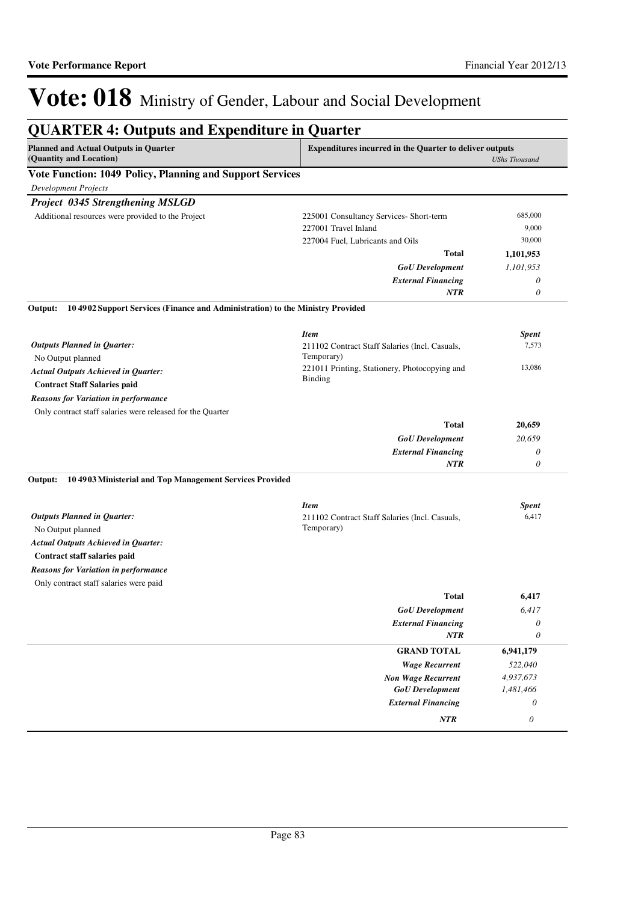# Vote: 018 Ministry of Gender, Labour and Social Development

## QUARTER 4: Outputs and Expenditure in Quarter

| Planned and Actual Outputs in Quarter (Quantity and Location) | Expenditures incurred in the Quarter to deliver outputs | *UShs Thousand* |
|---|---|---|

### Vote Function: 1049 Policy, Planning and Support Services

*Development Projects*

***Project 0345 Strengthening MSLGD***

| | | |
|---|---|---|
| Additional resources were provided to the Project | 225001 Consultancy Services- Short-term | 685,000 |
| | 227001 Travel Inland | 9,000 |
| | 227004 Fuel, Lubricants and Oils | 30,000 |
| | **Total** | **1,101,953** |
| | ***GoU Development*** | *1,101,953* |
| | ***External Financing*** | *0* |
| | ***NTR*** | *0* |

**Output: 10 4902 Support Services (Finance and Administration) to the Ministry Provided**

| | ***Item*** | ***Spent*** |
|---|---|---|
| ***Outputs Planned in Quarter:*** No Output planned | 211102 Contract Staff Salaries (Incl. Casuals, Temporary) | 7,573 |
| ***Actual Outputs Achieved in Quarter:*** **Contract Staff Salaries paid** | 221011 Printing, Stationery, Photocopying and Binding | 13,086 |
| ***Reasons for Variation in performance*** Only contract staff salaries were released for the Quarter | | |
| | **Total** | **20,659** |
| | ***GoU Development*** | *20,659* |
| | ***External Financing*** | *0* |
| | ***NTR*** | *0* |

**Output: 10 4903 Ministerial and Top Management Services Provided**

| | ***Item*** | ***Spent*** |
|---|---|---|
| ***Outputs Planned in Quarter:*** No Output planned | 211102 Contract Staff Salaries (Incl. Casuals, Temporary) | 6,417 |
| ***Actual Outputs Achieved in Quarter:*** **Contract staff salaries paid** | | |
| ***Reasons for Variation in performance*** Only contract staff salaries were paid | | |
| | **Total** | **6,417** |
| | ***GoU Development*** | *6,417* |
| | ***External Financing*** | *0* |
| | ***NTR*** | *0* |

| | | |
|---|---|---|
| | **GRAND TOTAL** | **6,941,179** |
| | ***Wage Recurrent*** | *522,040* |
| | ***Non Wage Recurrent*** | *4,937,673* |
| | ***GoU Development*** | *1,481,466* |
| | ***External Financing*** | *0* |
| | ***NTR*** | *0* |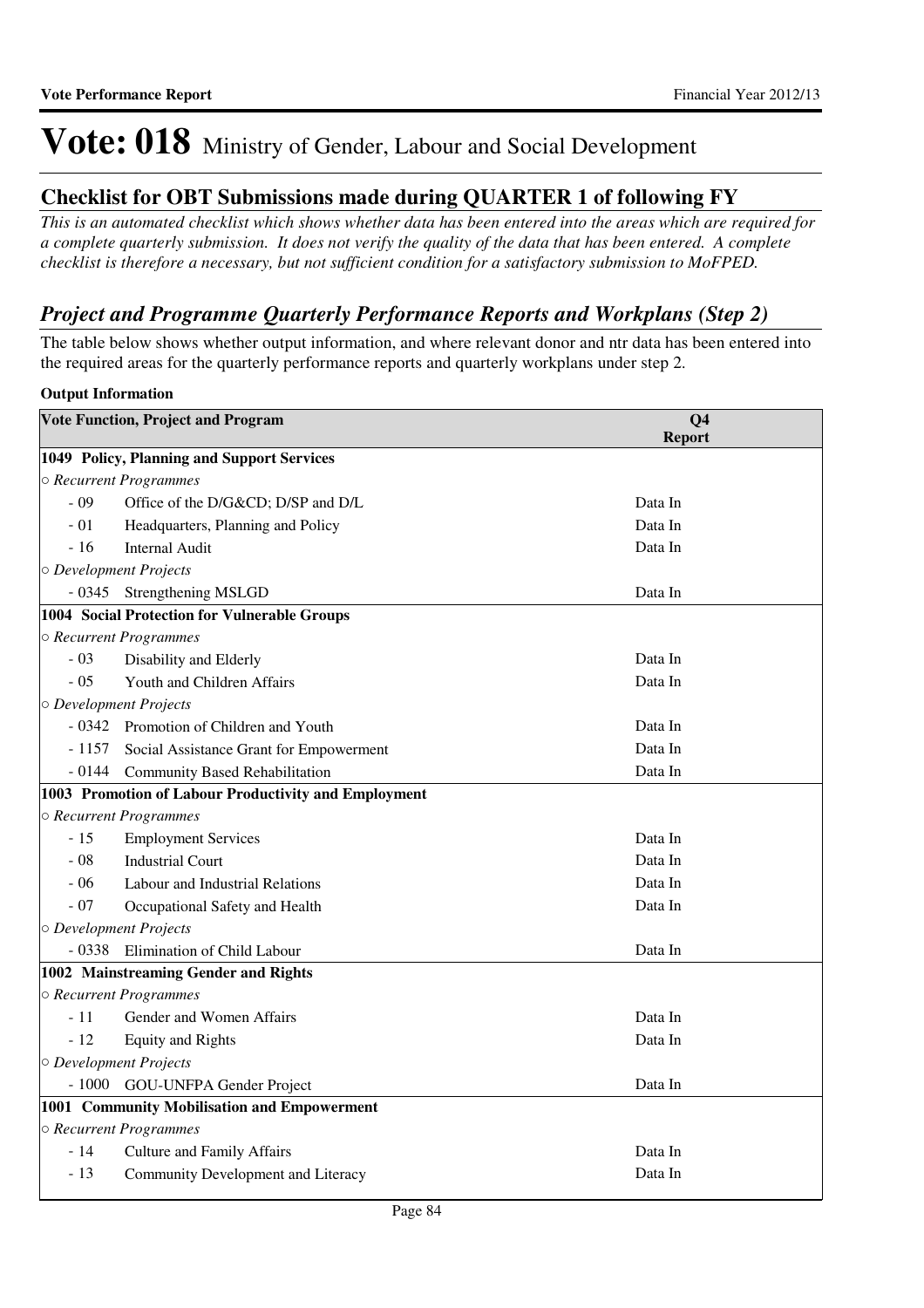# Vote: 018 Ministry of Gender, Labour and Social Development

## Checklist for OBT Submissions made during QUARTER 1 of following FY

*This is an automated checklist which shows whether data has been entered into the areas which are required for a complete quarterly submission. It does not verify the quality of the data that has been entered. A complete checklist is therefore a necessary, but not sufficient condition for a satisfactory submission to MoFPED.*

## *Project and Programme Quarterly Performance Reports and Workplans (Step 2)*

The table below shows whether output information, and where relevant donor and ntr data has been entered into the required areas for the quarterly performance reports and quarterly workplans under step 2.

**Output Information**

| Vote Function, Project and Program | | Q4 Report |
|---|---|---|
| **1049 Policy, Planning and Support Services** | | |
| ○ *Recurrent Programmes* | | |
| - 09 | Office of the D/G&CD; D/SP and D/L | Data In |
| - 01 | Headquarters, Planning and Policy | Data In |
| - 16 | Internal Audit | Data In |
| ○ *Development Projects* | | |
| - 0345 | Strengthening MSLGD | Data In |
| **1004 Social Protection for Vulnerable Groups** | | |
| ○ *Recurrent Programmes* | | |
| - 03 | Disability and Elderly | Data In |
| - 05 | Youth and Children Affairs | Data In |
| ○ *Development Projects* | | |
| - 0342 | Promotion of Children and Youth | Data In |
| - 1157 | Social Assistance Grant for Empowerment | Data In |
| - 0144 | Community Based Rehabilitation | Data In |
| **1003 Promotion of Labour Productivity and Employment** | | |
| ○ *Recurrent Programmes* | | |
| - 15 | Employment Services | Data In |
| - 08 | Industrial Court | Data In |
| - 06 | Labour and Industrial Relations | Data In |
| - 07 | Occupational Safety and Health | Data In |
| ○ *Development Projects* | | |
| - 0338 | Elimination of Child Labour | Data In |
| **1002 Mainstreaming Gender and Rights** | | |
| ○ *Recurrent Programmes* | | |
| - 11 | Gender and Women Affairs | Data In |
| - 12 | Equity and Rights | Data In |
| ○ *Development Projects* | | |
| - 1000 | GOU-UNFPA Gender Project | Data In |
| **1001 Community Mobilisation and Empowerment** | | |
| ○ *Recurrent Programmes* | | |
| - 14 | Culture and Family Affairs | Data In |
| - 13 | Community Development and Literacy | Data In |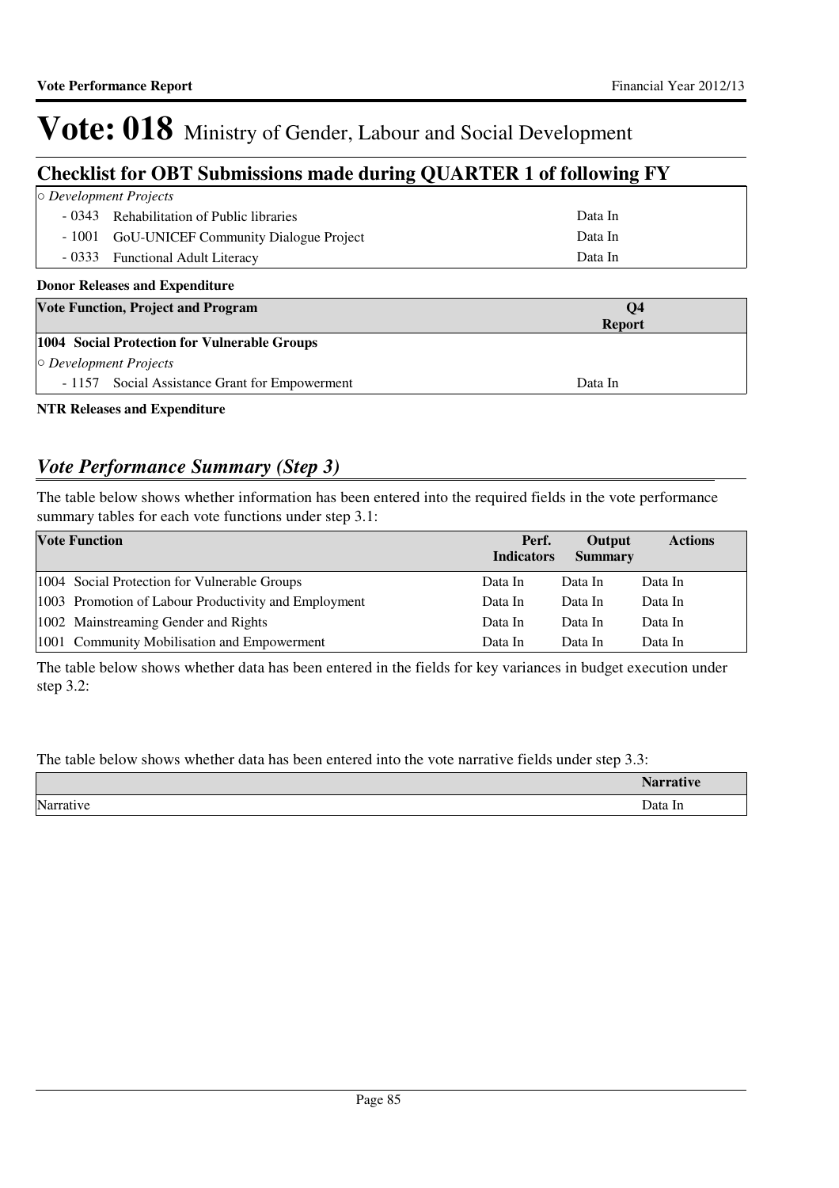# Vote: 018 Ministry of Gender, Labour and Social Development

## Checklist for OBT Submissions made during QUARTER 1 of following FY

| | |
|---|---|
| ○ *Development Projects* | |
| - 0343 Rehabilitation of Public libraries | Data In |
| - 1001 GoU-UNICEF Community Dialogue Project | Data In |
| - 0333 Functional Adult Literacy | Data In |

**Donor Releases and Expenditure**

| Vote Function, Project and Program | Q4 Report |
|---|---|
| **1004 Social Protection for Vulnerable Groups** | |
| ○ *Development Projects* | |
| - 1157 Social Assistance Grant for Empowerment | Data In |

**NTR Releases and Expenditure**

## *Vote Performance Summary (Step 3)*

The table below shows whether information has been entered into the required fields in the vote performance summary tables for each vote functions under step 3.1:

| Vote Function | Perf. Indicators | Output Summary | Actions |
|---|---|---|---|
| 1004 Social Protection for Vulnerable Groups | Data In | Data In | Data In |
| 1003 Promotion of Labour Productivity and Employment | Data In | Data In | Data In |
| 1002 Mainstreaming Gender and Rights | Data In | Data In | Data In |
| 1001 Community Mobilisation and Empowerment | Data In | Data In | Data In |

The table below shows whether data has been entered in the fields for key variances in budget execution under step 3.2:

The table below shows whether data has been entered into the vote narrative fields under step 3.3:

| | Narrative |
|---|---|
| Narrative | Data In |